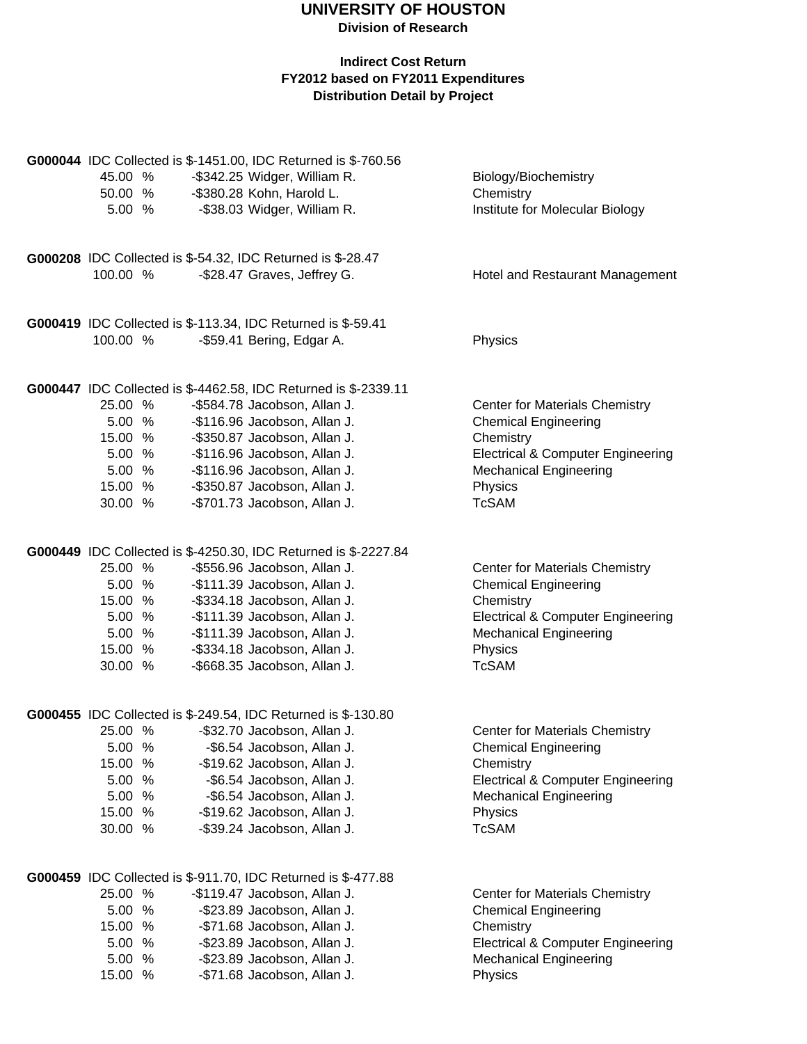# UNIVERSITY OF HOUSTON

**Division of Research**

**Indirect Cost Return**
**FY2012 based on FY2011 Expenditures**
**Distribution Detail by Project**

**G000044** IDC Collected is $-1451.00, IDC Returned is $-760.56

| % | Amount | Name | Department |
|---|---|---|---|
| 45.00 % | -$342.25 | Widger, William R. | Biology/Biochemistry |
| 50.00 % | -$380.28 | Kohn, Harold L. | Chemistry |
| 5.00 % | -$38.03 | Widger, William R. | Institute for Molecular Biology |

**G000208** IDC Collected is $-54.32, IDC Returned is $-28.47

| % | Amount | Name | Department |
|---|---|---|---|
| 100.00 % | -$28.47 | Graves, Jeffrey G. | Hotel and Restaurant Management |

**G000419** IDC Collected is $-113.34, IDC Returned is $-59.41

| % | Amount | Name | Department |
|---|---|---|---|
| 100.00 % | -$59.41 | Bering, Edgar A. | Physics |

**G000447** IDC Collected is $-4462.58, IDC Returned is $-2339.11

| % | Amount | Name | Department |
|---|---|---|---|
| 25.00 % | -$584.78 | Jacobson, Allan J. | Center for Materials Chemistry |
| 5.00 % | -$116.96 | Jacobson, Allan J. | Chemical Engineering |
| 15.00 % | -$350.87 | Jacobson, Allan J. | Chemistry |
| 5.00 % | -$116.96 | Jacobson, Allan J. | Electrical & Computer Engineering |
| 5.00 % | -$116.96 | Jacobson, Allan J. | Mechanical Engineering |
| 15.00 % | -$350.87 | Jacobson, Allan J. | Physics |
| 30.00 % | -$701.73 | Jacobson, Allan J. | TcSAM |

**G000449** IDC Collected is $-4250.30, IDC Returned is $-2227.84

| % | Amount | Name | Department |
|---|---|---|---|
| 25.00 % | -$556.96 | Jacobson, Allan J. | Center for Materials Chemistry |
| 5.00 % | -$111.39 | Jacobson, Allan J. | Chemical Engineering |
| 15.00 % | -$334.18 | Jacobson, Allan J. | Chemistry |
| 5.00 % | -$111.39 | Jacobson, Allan J. | Electrical & Computer Engineering |
| 5.00 % | -$111.39 | Jacobson, Allan J. | Mechanical Engineering |
| 15.00 % | -$334.18 | Jacobson, Allan J. | Physics |
| 30.00 % | -$668.35 | Jacobson, Allan J. | TcSAM |

**G000455** IDC Collected is $-249.54, IDC Returned is $-130.80

| % | Amount | Name | Department |
|---|---|---|---|
| 25.00 % | -$32.70 | Jacobson, Allan J. | Center for Materials Chemistry |
| 5.00 % | -$6.54 | Jacobson, Allan J. | Chemical Engineering |
| 15.00 % | -$19.62 | Jacobson, Allan J. | Chemistry |
| 5.00 % | -$6.54 | Jacobson, Allan J. | Electrical & Computer Engineering |
| 5.00 % | -$6.54 | Jacobson, Allan J. | Mechanical Engineering |
| 15.00 % | -$19.62 | Jacobson, Allan J. | Physics |
| 30.00 % | -$39.24 | Jacobson, Allan J. | TcSAM |

**G000459** IDC Collected is $-911.70, IDC Returned is $-477.88

| % | Amount | Name | Department |
|---|---|---|---|
| 25.00 % | -$119.47 | Jacobson, Allan J. | Center for Materials Chemistry |
| 5.00 % | -$23.89 | Jacobson, Allan J. | Chemical Engineering |
| 15.00 % | -$71.68 | Jacobson, Allan J. | Chemistry |
| 5.00 % | -$23.89 | Jacobson, Allan J. | Electrical & Computer Engineering |
| 5.00 % | -$23.89 | Jacobson, Allan J. | Mechanical Engineering |
| 15.00 % | -$71.68 | Jacobson, Allan J. | Physics |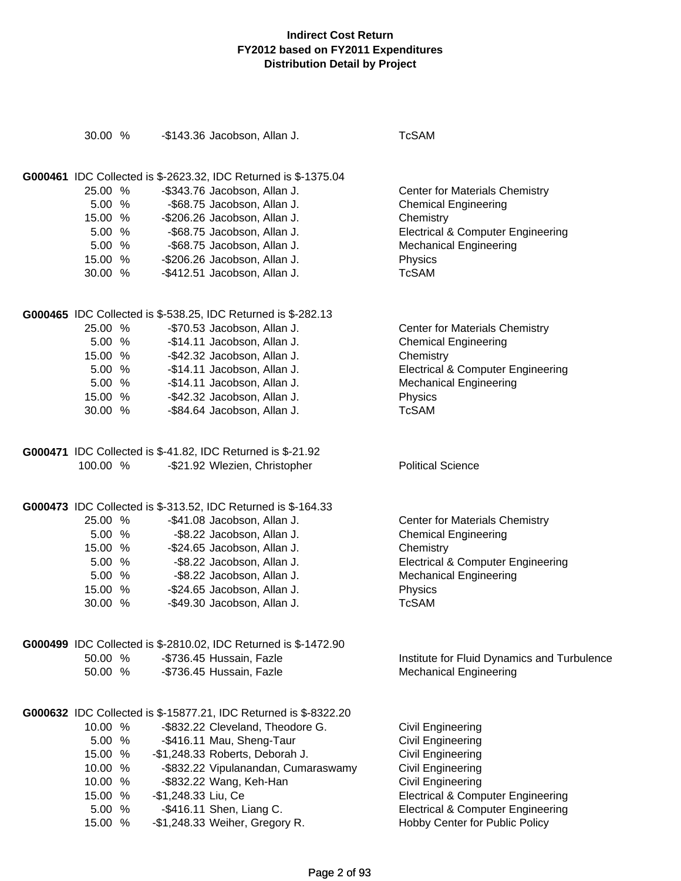**Indirect Cost Return**
**FY2012 based on FY2011 Expenditures**
**Distribution Detail by Project**

| Percent | Amount | Name | Department |
|---|---|---|---|
| 30.00 % | -$143.36 | Jacobson, Allan J. | TcSAM |

**G000461** IDC Collected is $-2623.32, IDC Returned is $-1375.04

| Percent | Amount | Name | Department |
|---|---|---|---|
| 25.00 % | -$343.76 | Jacobson, Allan J. | Center for Materials Chemistry |
| 5.00 % | -$68.75 | Jacobson, Allan J. | Chemical Engineering |
| 15.00 % | -$206.26 | Jacobson, Allan J. | Chemistry |
| 5.00 % | -$68.75 | Jacobson, Allan J. | Electrical & Computer Engineering |
| 5.00 % | -$68.75 | Jacobson, Allan J. | Mechanical Engineering |
| 15.00 % | -$206.26 | Jacobson, Allan J. | Physics |
| 30.00 % | -$412.51 | Jacobson, Allan J. | TcSAM |

**G000465** IDC Collected is $-538.25, IDC Returned is $-282.13

| Percent | Amount | Name | Department |
|---|---|---|---|
| 25.00 % | -$70.53 | Jacobson, Allan J. | Center for Materials Chemistry |
| 5.00 % | -$14.11 | Jacobson, Allan J. | Chemical Engineering |
| 15.00 % | -$42.32 | Jacobson, Allan J. | Chemistry |
| 5.00 % | -$14.11 | Jacobson, Allan J. | Electrical & Computer Engineering |
| 5.00 % | -$14.11 | Jacobson, Allan J. | Mechanical Engineering |
| 15.00 % | -$42.32 | Jacobson, Allan J. | Physics |
| 30.00 % | -$84.64 | Jacobson, Allan J. | TcSAM |

**G000471** IDC Collected is $-41.82, IDC Returned is $-21.92

| Percent | Amount | Name | Department |
|---|---|---|---|
| 100.00 % | -$21.92 | Wlezien, Christopher | Political Science |

**G000473** IDC Collected is $-313.52, IDC Returned is $-164.33

| Percent | Amount | Name | Department |
|---|---|---|---|
| 25.00 % | -$41.08 | Jacobson, Allan J. | Center for Materials Chemistry |
| 5.00 % | -$8.22 | Jacobson, Allan J. | Chemical Engineering |
| 15.00 % | -$24.65 | Jacobson, Allan J. | Chemistry |
| 5.00 % | -$8.22 | Jacobson, Allan J. | Electrical & Computer Engineering |
| 5.00 % | -$8.22 | Jacobson, Allan J. | Mechanical Engineering |
| 15.00 % | -$24.65 | Jacobson, Allan J. | Physics |
| 30.00 % | -$49.30 | Jacobson, Allan J. | TcSAM |

**G000499** IDC Collected is $-2810.02, IDC Returned is $-1472.90

| Percent | Amount | Name | Department |
|---|---|---|---|
| 50.00 % | -$736.45 | Hussain, Fazle | Institute for Fluid Dynamics and Turbulence |
| 50.00 % | -$736.45 | Hussain, Fazle | Mechanical Engineering |

**G000632** IDC Collected is $-15877.21, IDC Returned is $-8322.20

| Percent | Amount | Name | Department |
|---|---|---|---|
| 10.00 % | -$832.22 | Cleveland, Theodore G. | Civil Engineering |
| 5.00 % | -$416.11 | Mau, Sheng-Taur | Civil Engineering |
| 15.00 % | -$1,248.33 | Roberts, Deborah J. | Civil Engineering |
| 10.00 % | -$832.22 | Vipulanandan, Cumaraswamy | Civil Engineering |
| 10.00 % | -$832.22 | Wang, Keh-Han | Civil Engineering |
| 15.00 % | -$1,248.33 | Liu, Ce | Electrical & Computer Engineering |
| 5.00 % | -$416.11 | Shen, Liang C. | Electrical & Computer Engineering |
| 15.00 % | -$1,248.33 | Weiher, Gregory R. | Hobby Center for Public Policy |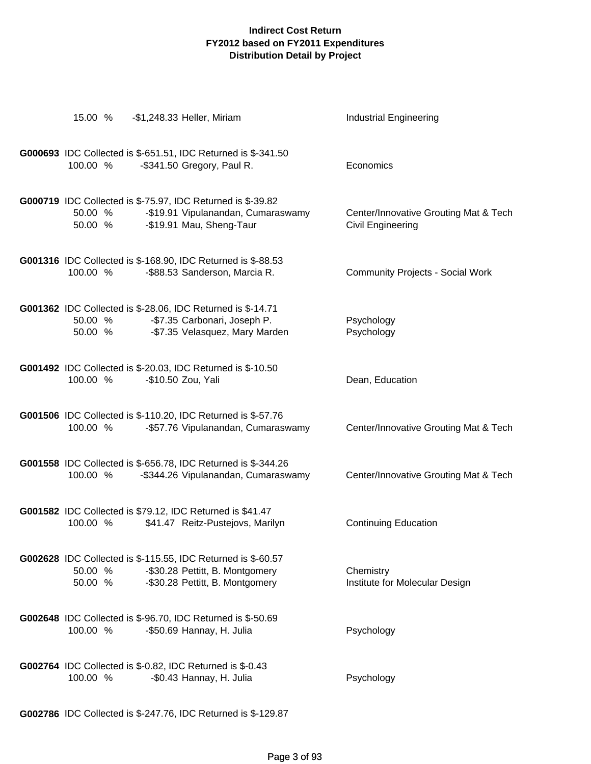# Indirect Cost Return
## FY2012 based on FY2011 Expenditures
## Distribution Detail by Project

15.00 % -$1,248.33 Heller, Miriam — Industrial Engineering

**G000693** IDC Collected is $-651.51, IDC Returned is $-341.50

100.00 % -$341.50 Gregory, Paul R. — Economics

**G000719** IDC Collected is $-75.97, IDC Returned is $-39.82

50.00 % -$19.91 Vipulanandan, Cumaraswamy — Center/Innovative Grouting Mat & Tech

50.00 % -$19.91 Mau, Sheng-Taur — Civil Engineering

**G001316** IDC Collected is $-168.90, IDC Returned is $-88.53

100.00 % -$88.53 Sanderson, Marcia R. — Community Projects - Social Work

**G001362** IDC Collected is $-28.06, IDC Returned is $-14.71

50.00 % -$7.35 Carbonari, Joseph P. — Psychology

50.00 % -$7.35 Velasquez, Mary Marden — Psychology

**G001492** IDC Collected is $-20.03, IDC Returned is $-10.50

100.00 % -$10.50 Zou, Yali — Dean, Education

**G001506** IDC Collected is $-110.20, IDC Returned is $-57.76

100.00 % -$57.76 Vipulanandan, Cumaraswamy — Center/Innovative Grouting Mat & Tech

**G001558** IDC Collected is $-656.78, IDC Returned is $-344.26

100.00 % -$344.26 Vipulanandan, Cumaraswamy — Center/Innovative Grouting Mat & Tech

**G001582** IDC Collected is $79.12, IDC Returned is $41.47

100.00 % $41.47 Reitz-Pustejovs, Marilyn — Continuing Education

**G002628** IDC Collected is $-115.55, IDC Returned is $-60.57

50.00 % -$30.28 Pettitt, B. Montgomery — Chemistry

50.00 % -$30.28 Pettitt, B. Montgomery — Institute for Molecular Design

**G002648** IDC Collected is $-96.70, IDC Returned is $-50.69

100.00 % -$50.69 Hannay, H. Julia — Psychology

**G002764** IDC Collected is $-0.82, IDC Returned is $-0.43

100.00 % -$0.43 Hannay, H. Julia — Psychology

**G002786** IDC Collected is $-247.76, IDC Returned is $-129.87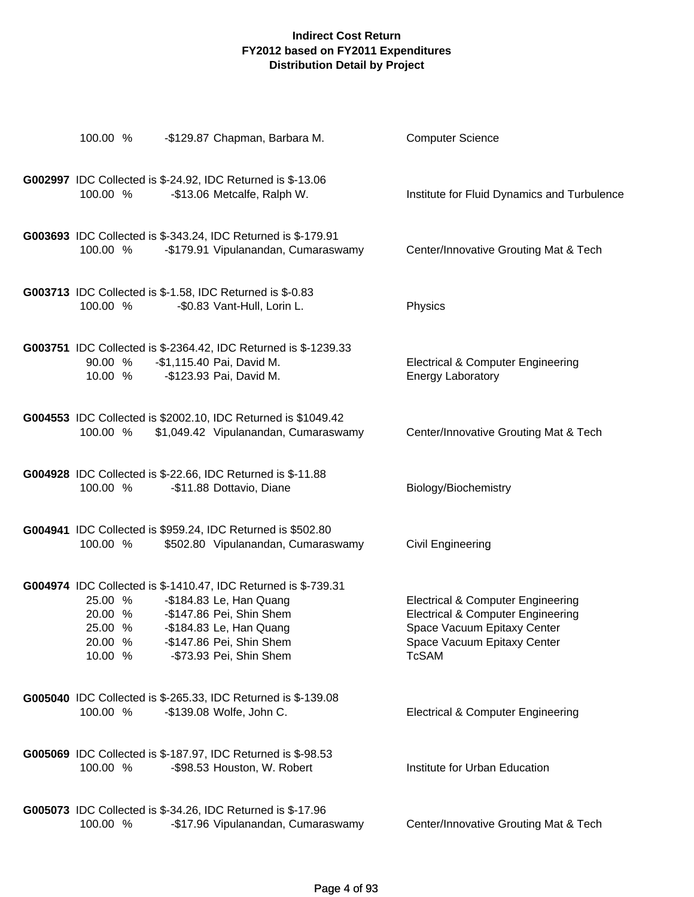## Indirect Cost Return
## FY2012 based on FY2011 Expenditures
## Distribution Detail by Project

| | | | | |
|---|---|---|---|---|
| | 100.00 % | -$129.87 | Chapman, Barbara M. | Computer Science |
| **G002997** | IDC Collected is $-24.92, IDC Returned is $-13.06 | | | |
| | 100.00 % | -$13.06 | Metcalfe, Ralph W. | Institute for Fluid Dynamics and Turbulence |
| **G003693** | IDC Collected is $-343.24, IDC Returned is $-179.91 | | | |
| | 100.00 % | -$179.91 | Vipulanandan, Cumaraswamy | Center/Innovative Grouting Mat & Tech |
| **G003713** | IDC Collected is $-1.58, IDC Returned is $-0.83 | | | |
| | 100.00 % | -$0.83 | Vant-Hull, Lorin L. | Physics |
| **G003751** | IDC Collected is $-2364.42, IDC Returned is $-1239.33 | | | |
| | 90.00 % | -$1,115.40 | Pai, David M. | Electrical & Computer Engineering |
| | 10.00 % | -$123.93 | Pai, David M. | Energy Laboratory |
| **G004553** | IDC Collected is $2002.10, IDC Returned is $1049.42 | | | |
| | 100.00 % | $1,049.42 | Vipulanandan, Cumaraswamy | Center/Innovative Grouting Mat & Tech |
| **G004928** | IDC Collected is $-22.66, IDC Returned is $-11.88 | | | |
| | 100.00 % | -$11.88 | Dottavio, Diane | Biology/Biochemistry |
| **G004941** | IDC Collected is $959.24, IDC Returned is $502.80 | | | |
| | 100.00 % | $502.80 | Vipulanandan, Cumaraswamy | Civil Engineering |
| **G004974** | IDC Collected is $-1410.47, IDC Returned is $-739.31 | | | |
| | 25.00 % | -$184.83 | Le, Han Quang | Electrical & Computer Engineering |
| | 20.00 % | -$147.86 | Pei, Shin Shem | Electrical & Computer Engineering |
| | 25.00 % | -$184.83 | Le, Han Quang | Space Vacuum Epitaxy Center |
| | 20.00 % | -$147.86 | Pei, Shin Shem | Space Vacuum Epitaxy Center |
| | 10.00 % | -$73.93 | Pei, Shin Shem | TcSAM |
| **G005040** | IDC Collected is $-265.33, IDC Returned is $-139.08 | | | |
| | 100.00 % | -$139.08 | Wolfe, John C. | Electrical & Computer Engineering |
| **G005069** | IDC Collected is $-187.97, IDC Returned is $-98.53 | | | |
| | 100.00 % | -$98.53 | Houston, W. Robert | Institute for Urban Education |
| **G005073** | IDC Collected is $-34.26, IDC Returned is $-17.96 | | | |
| | 100.00 % | -$17.96 | Vipulanandan, Cumaraswamy | Center/Innovative Grouting Mat & Tech |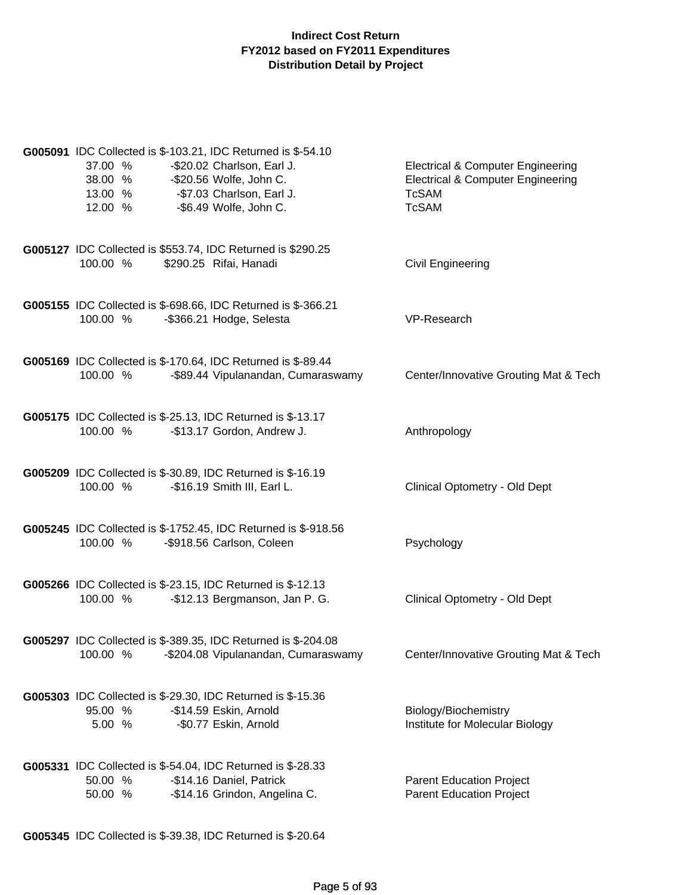**Indirect Cost Return**
**FY2012 based on FY2011 Expenditures**
**Distribution Detail by Project**

**G005091** IDC Collected is $-103.21, IDC Returned is $-54.10

| Percent | Amount | Name | Department |
|---|---|---|---|
| 37.00 % | -$20.02 | Charlson, Earl J. | Electrical & Computer Engineering |
| 38.00 % | -$20.56 | Wolfe, John C. | Electrical & Computer Engineering |
| 13.00 % | -$7.03 | Charlson, Earl J. | TcSAM |
| 12.00 % | -$6.49 | Wolfe, John C. | TcSAM |

**G005127** IDC Collected is $553.74, IDC Returned is $290.25

| Percent | Amount | Name | Department |
|---|---|---|---|
| 100.00 % | $290.25 | Rifai, Hanadi | Civil Engineering |

**G005155** IDC Collected is $-698.66, IDC Returned is $-366.21

| Percent | Amount | Name | Department |
|---|---|---|---|
| 100.00 % | -$366.21 | Hodge, Selesta | VP-Research |

**G005169** IDC Collected is $-170.64, IDC Returned is $-89.44

| Percent | Amount | Name | Department |
|---|---|---|---|
| 100.00 % | -$89.44 | Vipulanandan, Cumaraswamy | Center/Innovative Grouting Mat & Tech |

**G005175** IDC Collected is $-25.13, IDC Returned is $-13.17

| Percent | Amount | Name | Department |
|---|---|---|---|
| 100.00 % | -$13.17 | Gordon, Andrew J. | Anthropology |

**G005209** IDC Collected is $-30.89, IDC Returned is $-16.19

| Percent | Amount | Name | Department |
|---|---|---|---|
| 100.00 % | -$16.19 | Smith III, Earl L. | Clinical Optometry - Old Dept |

**G005245** IDC Collected is $-1752.45, IDC Returned is $-918.56

| Percent | Amount | Name | Department |
|---|---|---|---|
| 100.00 % | -$918.56 | Carlson, Coleen | Psychology |

**G005266** IDC Collected is $-23.15, IDC Returned is $-12.13

| Percent | Amount | Name | Department |
|---|---|---|---|
| 100.00 % | -$12.13 | Bergmanson, Jan P. G. | Clinical Optometry - Old Dept |

**G005297** IDC Collected is $-389.35, IDC Returned is $-204.08

| Percent | Amount | Name | Department |
|---|---|---|---|
| 100.00 % | -$204.08 | Vipulanandan, Cumaraswamy | Center/Innovative Grouting Mat & Tech |

**G005303** IDC Collected is $-29.30, IDC Returned is $-15.36

| Percent | Amount | Name | Department |
|---|---|---|---|
| 95.00 % | -$14.59 | Eskin, Arnold | Biology/Biochemistry |
| 5.00 % | -$0.77 | Eskin, Arnold | Institute for Molecular Biology |

**G005331** IDC Collected is $-54.04, IDC Returned is $-28.33

| Percent | Amount | Name | Department |
|---|---|---|---|
| 50.00 % | -$14.16 | Daniel, Patrick | Parent Education Project |
| 50.00 % | -$14.16 | Grindon, Angelina C. | Parent Education Project |

**G005345** IDC Collected is $-39.38, IDC Returned is $-20.64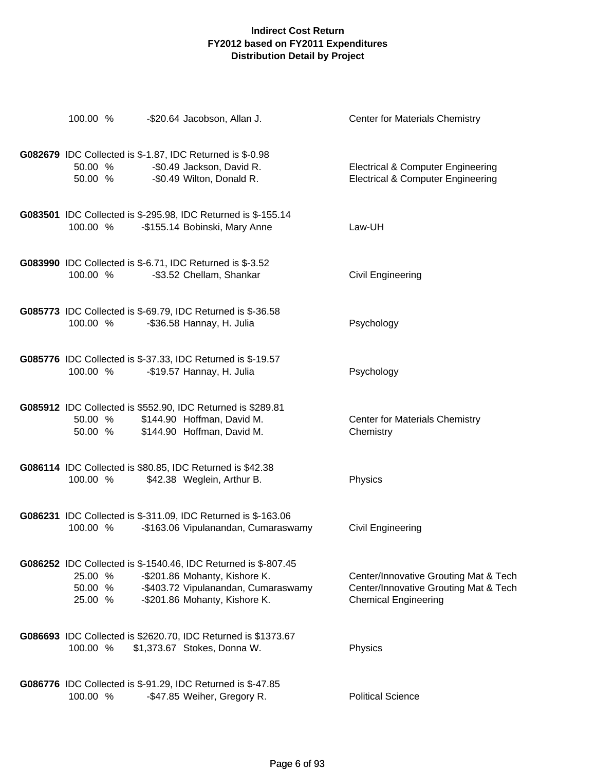**Indirect Cost Return**
**FY2012 based on FY2011 Expenditures**
**Distribution Detail by Project**

100.00 % -$20.64 Jacobson, Allan J. Center for Materials Chemistry

**G082679** IDC Collected is $-1.87, IDC Returned is $-0.98

| % | Amount | Name | Department |
|---|---|---|---|
| 50.00 % | -$0.49 | Jackson, David R. | Electrical & Computer Engineering |
| 50.00 % | -$0.49 | Wilton, Donald R. | Electrical & Computer Engineering |

**G083501** IDC Collected is $-295.98, IDC Returned is $-155.14

| % | Amount | Name | Department |
|---|---|---|---|
| 100.00 % | -$155.14 | Bobinski, Mary Anne | Law-UH |

**G083990** IDC Collected is $-6.71, IDC Returned is $-3.52

| % | Amount | Name | Department |
|---|---|---|---|
| 100.00 % | -$3.52 | Chellam, Shankar | Civil Engineering |

**G085773** IDC Collected is $-69.79, IDC Returned is $-36.58

| % | Amount | Name | Department |
|---|---|---|---|
| 100.00 % | -$36.58 | Hannay, H. Julia | Psychology |

**G085776** IDC Collected is $-37.33, IDC Returned is $-19.57

| % | Amount | Name | Department |
|---|---|---|---|
| 100.00 % | -$19.57 | Hannay, H. Julia | Psychology |

**G085912** IDC Collected is $552.90, IDC Returned is $289.81

| % | Amount | Name | Department |
|---|---|---|---|
| 50.00 % | $144.90 | Hoffman, David M. | Center for Materials Chemistry |
| 50.00 % | $144.90 | Hoffman, David M. | Chemistry |

**G086114** IDC Collected is $80.85, IDC Returned is $42.38

| % | Amount | Name | Department |
|---|---|---|---|
| 100.00 % | $42.38 | Weglein, Arthur B. | Physics |

**G086231** IDC Collected is $-311.09, IDC Returned is $-163.06

| % | Amount | Name | Department |
|---|---|---|---|
| 100.00 % | -$163.06 | Vipulanandan, Cumaraswamy | Civil Engineering |

**G086252** IDC Collected is $-1540.46, IDC Returned is $-807.45

| % | Amount | Name | Department |
|---|---|---|---|
| 25.00 % | -$201.86 | Mohanty, Kishore K. | Center/Innovative Grouting Mat & Tech |
| 50.00 % | -$403.72 | Vipulanandan, Cumaraswamy | Center/Innovative Grouting Mat & Tech |
| 25.00 % | -$201.86 | Mohanty, Kishore K. | Chemical Engineering |

**G086693** IDC Collected is $2620.70, IDC Returned is $1373.67

| % | Amount | Name | Department |
|---|---|---|---|
| 100.00 % | $1,373.67 | Stokes, Donna W. | Physics |

**G086776** IDC Collected is $-91.29, IDC Returned is $-47.85

| % | Amount | Name | Department |
|---|---|---|---|
| 100.00 % | -$47.85 | Weiher, Gregory R. | Political Science |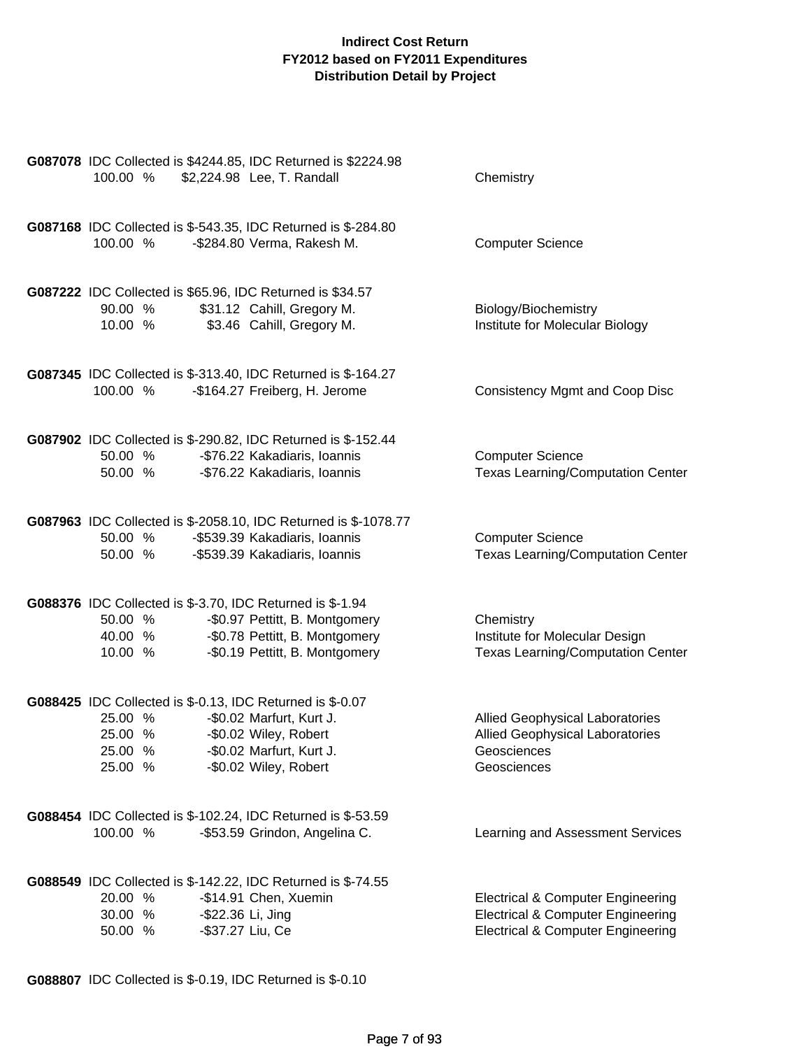**Indirect Cost Return**
**FY2012 based on FY2011 Expenditures**
**Distribution Detail by Project**

**G087078** IDC Collected is $4244.85, IDC Returned is $2224.98

| % | Amount | Name | Department |
|---|---|---|---|
| 100.00 % | $2,224.98 | Lee, T. Randall | Chemistry |

**G087168** IDC Collected is $-543.35, IDC Returned is $-284.80

| % | Amount | Name | Department |
|---|---|---|---|
| 100.00 % | -$284.80 | Verma, Rakesh M. | Computer Science |

**G087222** IDC Collected is $65.96, IDC Returned is $34.57

| % | Amount | Name | Department |
|---|---|---|---|
| 90.00 % | $31.12 | Cahill, Gregory M. | Biology/Biochemistry |
| 10.00 % | $3.46 | Cahill, Gregory M. | Institute for Molecular Biology |

**G087345** IDC Collected is $-313.40, IDC Returned is $-164.27

| % | Amount | Name | Department |
|---|---|---|---|
| 100.00 % | -$164.27 | Freiberg, H. Jerome | Consistency Mgmt and Coop Disc |

**G087902** IDC Collected is $-290.82, IDC Returned is $-152.44

| % | Amount | Name | Department |
|---|---|---|---|
| 50.00 % | -$76.22 | Kakadiaris, Ioannis | Computer Science |
| 50.00 % | -$76.22 | Kakadiaris, Ioannis | Texas Learning/Computation Center |

**G087963** IDC Collected is $-2058.10, IDC Returned is $-1078.77

| % | Amount | Name | Department |
|---|---|---|---|
| 50.00 % | -$539.39 | Kakadiaris, Ioannis | Computer Science |
| 50.00 % | -$539.39 | Kakadiaris, Ioannis | Texas Learning/Computation Center |

**G088376** IDC Collected is $-3.70, IDC Returned is $-1.94

| % | Amount | Name | Department |
|---|---|---|---|
| 50.00 % | -$0.97 | Pettitt, B. Montgomery | Chemistry |
| 40.00 % | -$0.78 | Pettitt, B. Montgomery | Institute for Molecular Design |
| 10.00 % | -$0.19 | Pettitt, B. Montgomery | Texas Learning/Computation Center |

**G088425** IDC Collected is $-0.13, IDC Returned is $-0.07

| % | Amount | Name | Department |
|---|---|---|---|
| 25.00 % | -$0.02 | Marfurt, Kurt J. | Allied Geophysical Laboratories |
| 25.00 % | -$0.02 | Wiley, Robert | Allied Geophysical Laboratories |
| 25.00 % | -$0.02 | Marfurt, Kurt J. | Geosciences |
| 25.00 % | -$0.02 | Wiley, Robert | Geosciences |

**G088454** IDC Collected is $-102.24, IDC Returned is $-53.59

| % | Amount | Name | Department |
|---|---|---|---|
| 100.00 % | -$53.59 | Grindon, Angelina C. | Learning and Assessment Services |

**G088549** IDC Collected is $-142.22, IDC Returned is $-74.55

| % | Amount | Name | Department |
|---|---|---|---|
| 20.00 % | -$14.91 | Chen, Xuemin | Electrical & Computer Engineering |
| 30.00 % | -$22.36 | Li, Jing | Electrical & Computer Engineering |
| 50.00 % | -$37.27 | Liu, Ce | Electrical & Computer Engineering |

**G088807** IDC Collected is $-0.19, IDC Returned is $-0.10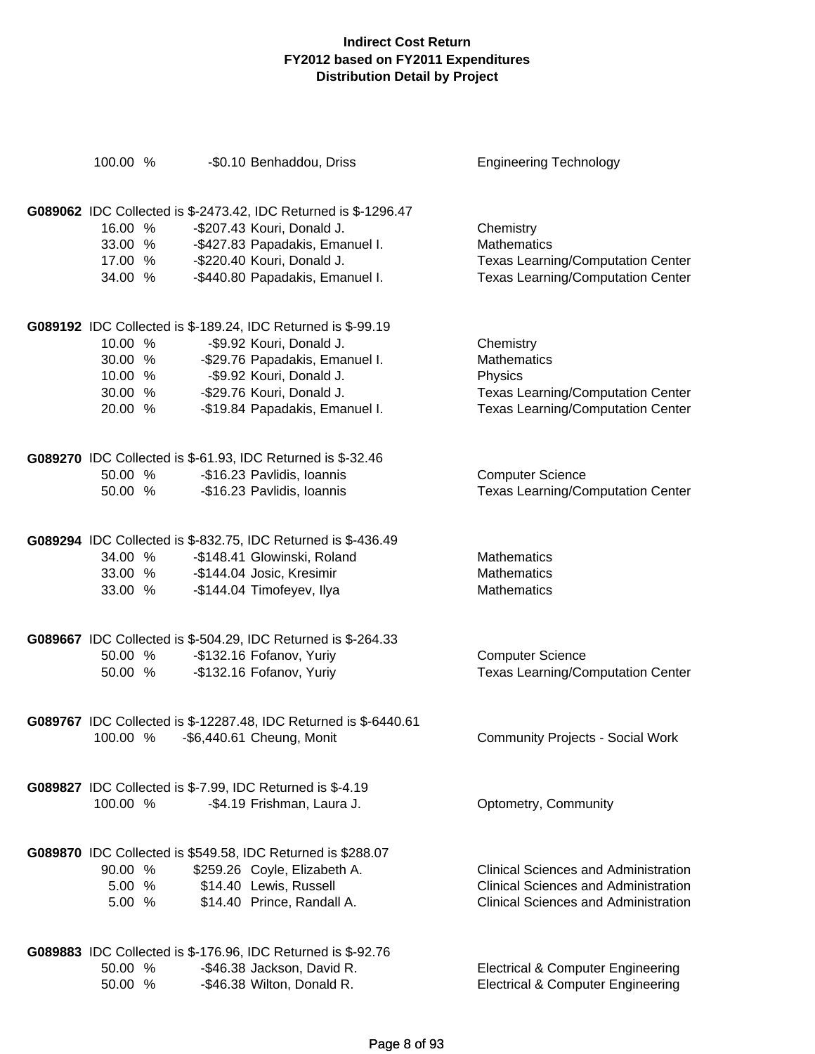# Indirect Cost Return
## FY2012 based on FY2011 Expenditures
## Distribution Detail by Project

| | | | |
|---|---|---|---|
| 100.00 % | -$0.10 | Benhaddou, Driss | Engineering Technology |

**G089062** IDC Collected is $-2473.42, IDC Returned is $-1296.47

| | | | |
|---|---|---|---|
| 16.00 % | -$207.43 | Kouri, Donald J. | Chemistry |
| 33.00 % | -$427.83 | Papadakis, Emanuel I. | Mathematics |
| 17.00 % | -$220.40 | Kouri, Donald J. | Texas Learning/Computation Center |
| 34.00 % | -$440.80 | Papadakis, Emanuel I. | Texas Learning/Computation Center |

**G089192** IDC Collected is $-189.24, IDC Returned is $-99.19

| | | | |
|---|---|---|---|
| 10.00 % | -$9.92 | Kouri, Donald J. | Chemistry |
| 30.00 % | -$29.76 | Papadakis, Emanuel I. | Mathematics |
| 10.00 % | -$9.92 | Kouri, Donald J. | Physics |
| 30.00 % | -$29.76 | Kouri, Donald J. | Texas Learning/Computation Center |
| 20.00 % | -$19.84 | Papadakis, Emanuel I. | Texas Learning/Computation Center |

**G089270** IDC Collected is $-61.93, IDC Returned is $-32.46

| | | | |
|---|---|---|---|
| 50.00 % | -$16.23 | Pavlidis, Ioannis | Computer Science |
| 50.00 % | -$16.23 | Pavlidis, Ioannis | Texas Learning/Computation Center |

**G089294** IDC Collected is $-832.75, IDC Returned is $-436.49

| | | | |
|---|---|---|---|
| 34.00 % | -$148.41 | Glowinski, Roland | Mathematics |
| 33.00 % | -$144.04 | Josic, Kresimir | Mathematics |
| 33.00 % | -$144.04 | Timofeyev, Ilya | Mathematics |

**G089667** IDC Collected is $-504.29, IDC Returned is $-264.33

| | | | |
|---|---|---|---|
| 50.00 % | -$132.16 | Fofanov, Yuriy | Computer Science |
| 50.00 % | -$132.16 | Fofanov, Yuriy | Texas Learning/Computation Center |

**G089767** IDC Collected is $-12287.48, IDC Returned is $-6440.61

| | | | |
|---|---|---|---|
| 100.00 % | -$6,440.61 | Cheung, Monit | Community Projects - Social Work |

**G089827** IDC Collected is $-7.99, IDC Returned is $-4.19

| | | | |
|---|---|---|---|
| 100.00 % | -$4.19 | Frishman, Laura J. | Optometry, Community |

**G089870** IDC Collected is $549.58, IDC Returned is $288.07

| | | | |
|---|---|---|---|
| 90.00 % | $259.26 | Coyle, Elizabeth A. | Clinical Sciences and Administration |
| 5.00 % | $14.40 | Lewis, Russell | Clinical Sciences and Administration |
| 5.00 % | $14.40 | Prince, Randall A. | Clinical Sciences and Administration |

**G089883** IDC Collected is $-176.96, IDC Returned is $-92.76

| | | | |
|---|---|---|---|
| 50.00 % | -$46.38 | Jackson, David R. | Electrical & Computer Engineering |
| 50.00 % | -$46.38 | Wilton, Donald R. | Electrical & Computer Engineering |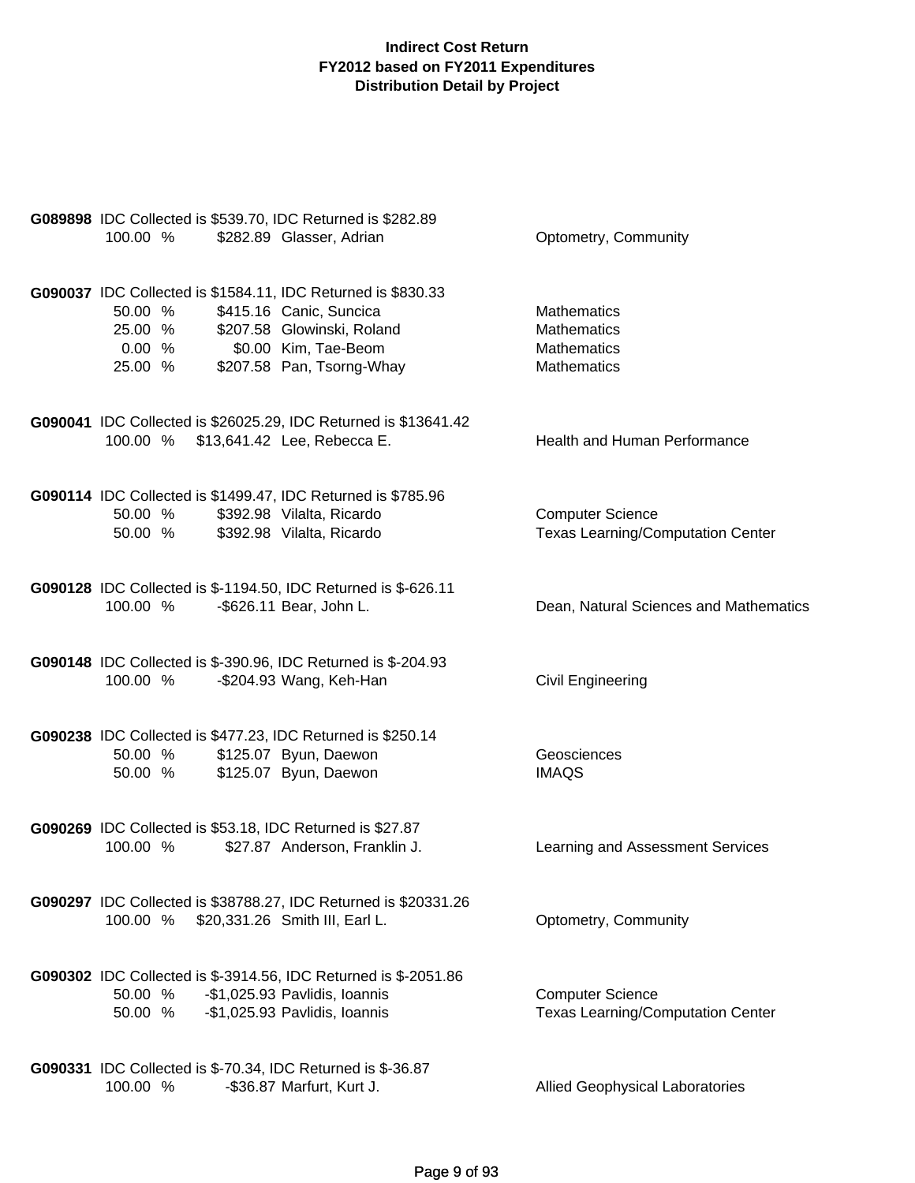**Indirect Cost Return**
**FY2012 based on FY2011 Expenditures**
**Distribution Detail by Project**

**G089898** IDC Collected is $539.70, IDC Returned is $282.89

| % | Amount | Name | Department |
|---|---|---|---|
| 100.00 % | $282.89 | Glasser, Adrian | Optometry, Community |

**G090037** IDC Collected is $1584.11, IDC Returned is $830.33

| % | Amount | Name | Department |
|---|---|---|---|
| 50.00 % | $415.16 | Canic, Suncica | Mathematics |
| 25.00 % | $207.58 | Glowinski, Roland | Mathematics |
| 0.00 % | $0.00 | Kim, Tae-Beom | Mathematics |
| 25.00 % | $207.58 | Pan, Tsorng-Whay | Mathematics |

**G090041** IDC Collected is $26025.29, IDC Returned is $13641.42

| % | Amount | Name | Department |
|---|---|---|---|
| 100.00 % | $13,641.42 | Lee, Rebecca E. | Health and Human Performance |

**G090114** IDC Collected is $1499.47, IDC Returned is $785.96

| % | Amount | Name | Department |
|---|---|---|---|
| 50.00 % | $392.98 | Vilalta, Ricardo | Computer Science |
| 50.00 % | $392.98 | Vilalta, Ricardo | Texas Learning/Computation Center |

**G090128** IDC Collected is $-1194.50, IDC Returned is $-626.11

| % | Amount | Name | Department |
|---|---|---|---|
| 100.00 % | -$626.11 | Bear, John L. | Dean, Natural Sciences and Mathematics |

**G090148** IDC Collected is $-390.96, IDC Returned is $-204.93

| % | Amount | Name | Department |
|---|---|---|---|
| 100.00 % | -$204.93 | Wang, Keh-Han | Civil Engineering |

**G090238** IDC Collected is $477.23, IDC Returned is $250.14

| % | Amount | Name | Department |
|---|---|---|---|
| 50.00 % | $125.07 | Byun, Daewon | Geosciences |
| 50.00 % | $125.07 | Byun, Daewon | IMAQS |

**G090269** IDC Collected is $53.18, IDC Returned is $27.87

| % | Amount | Name | Department |
|---|---|---|---|
| 100.00 % | $27.87 | Anderson, Franklin J. | Learning and Assessment Services |

**G090297** IDC Collected is $38788.27, IDC Returned is $20331.26

| % | Amount | Name | Department |
|---|---|---|---|
| 100.00 % | $20,331.26 | Smith III, Earl L. | Optometry, Community |

**G090302** IDC Collected is $-3914.56, IDC Returned is $-2051.86

| % | Amount | Name | Department |
|---|---|---|---|
| 50.00 % | -$1,025.93 | Pavlidis, Ioannis | Computer Science |
| 50.00 % | -$1,025.93 | Pavlidis, Ioannis | Texas Learning/Computation Center |

**G090331** IDC Collected is $-70.34, IDC Returned is $-36.87

| % | Amount | Name | Department |
|---|---|---|---|
| 100.00 % | -$36.87 | Marfurt, Kurt J. | Allied Geophysical Laboratories |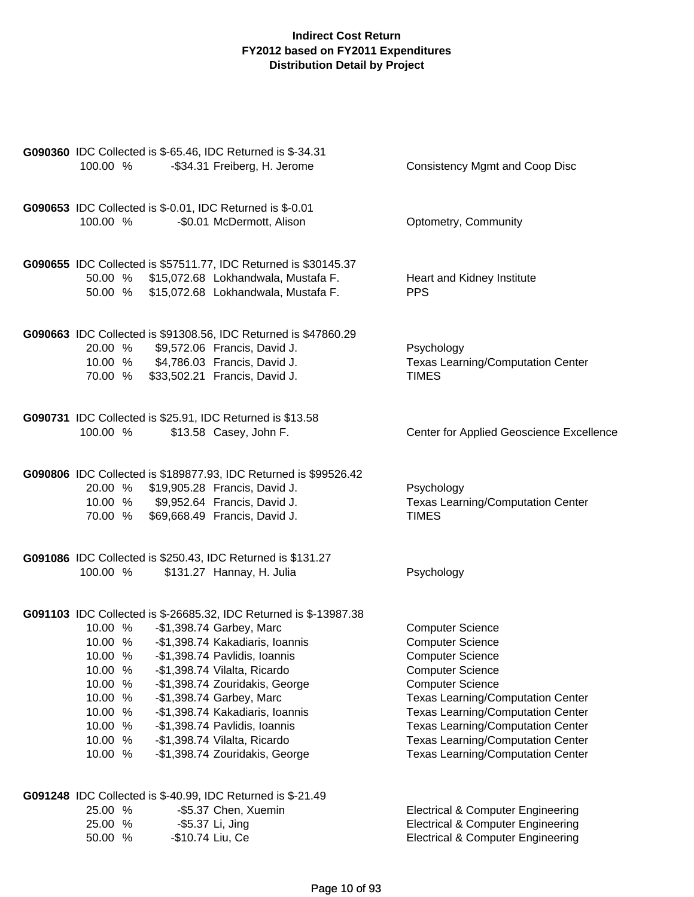**Indirect Cost Return**
**FY2012 based on FY2011 Expenditures**
**Distribution Detail by Project**

**G090360** IDC Collected is $-65.46, IDC Returned is $-34.31

| | | | |
|---|---|---|---|
| 100.00 % | -$34.31 | Freiberg, H. Jerome | Consistency Mgmt and Coop Disc |

**G090653** IDC Collected is $-0.01, IDC Returned is $-0.01

| | | | |
|---|---|---|---|
| 100.00 % | -$0.01 | McDermott, Alison | Optometry, Community |

**G090655** IDC Collected is $57511.77, IDC Returned is $30145.37

| | | | |
|---|---|---|---|
| 50.00 % | $15,072.68 | Lokhandwala, Mustafa F. | Heart and Kidney Institute |
| 50.00 % | $15,072.68 | Lokhandwala, Mustafa F. | PPS |

**G090663** IDC Collected is $91308.56, IDC Returned is $47860.29

| | | | |
|---|---|---|---|
| 20.00 % | $9,572.06 | Francis, David J. | Psychology |
| 10.00 % | $4,786.03 | Francis, David J. | Texas Learning/Computation Center |
| 70.00 % | $33,502.21 | Francis, David J. | TIMES |

**G090731** IDC Collected is $25.91, IDC Returned is $13.58

| | | | |
|---|---|---|---|
| 100.00 % | $13.58 | Casey, John F. | Center for Applied Geoscience Excellence |

**G090806** IDC Collected is $189877.93, IDC Returned is $99526.42

| | | | |
|---|---|---|---|
| 20.00 % | $19,905.28 | Francis, David J. | Psychology |
| 10.00 % | $9,952.64 | Francis, David J. | Texas Learning/Computation Center |
| 70.00 % | $69,668.49 | Francis, David J. | TIMES |

**G091086** IDC Collected is $250.43, IDC Returned is $131.27

| | | | |
|---|---|---|---|
| 100.00 % | $131.27 | Hannay, H. Julia | Psychology |

**G091103** IDC Collected is $-26685.32, IDC Returned is $-13987.38

| | | | |
|---|---|---|---|
| 10.00 % | -$1,398.74 | Garbey, Marc | Computer Science |
| 10.00 % | -$1,398.74 | Kakadiaris, Ioannis | Computer Science |
| 10.00 % | -$1,398.74 | Pavlidis, Ioannis | Computer Science |
| 10.00 % | -$1,398.74 | Vilalta, Ricardo | Computer Science |
| 10.00 % | -$1,398.74 | Zouridakis, George | Computer Science |
| 10.00 % | -$1,398.74 | Garbey, Marc | Texas Learning/Computation Center |
| 10.00 % | -$1,398.74 | Kakadiaris, Ioannis | Texas Learning/Computation Center |
| 10.00 % | -$1,398.74 | Pavlidis, Ioannis | Texas Learning/Computation Center |
| 10.00 % | -$1,398.74 | Vilalta, Ricardo | Texas Learning/Computation Center |
| 10.00 % | -$1,398.74 | Zouridakis, George | Texas Learning/Computation Center |

**G091248** IDC Collected is $-40.99, IDC Returned is $-21.49

| | | | |
|---|---|---|---|
| 25.00 % | -$5.37 | Chen, Xuemin | Electrical & Computer Engineering |
| 25.00 % | -$5.37 | Li, Jing | Electrical & Computer Engineering |
| 50.00 % | -$10.74 | Liu, Ce | Electrical & Computer Engineering |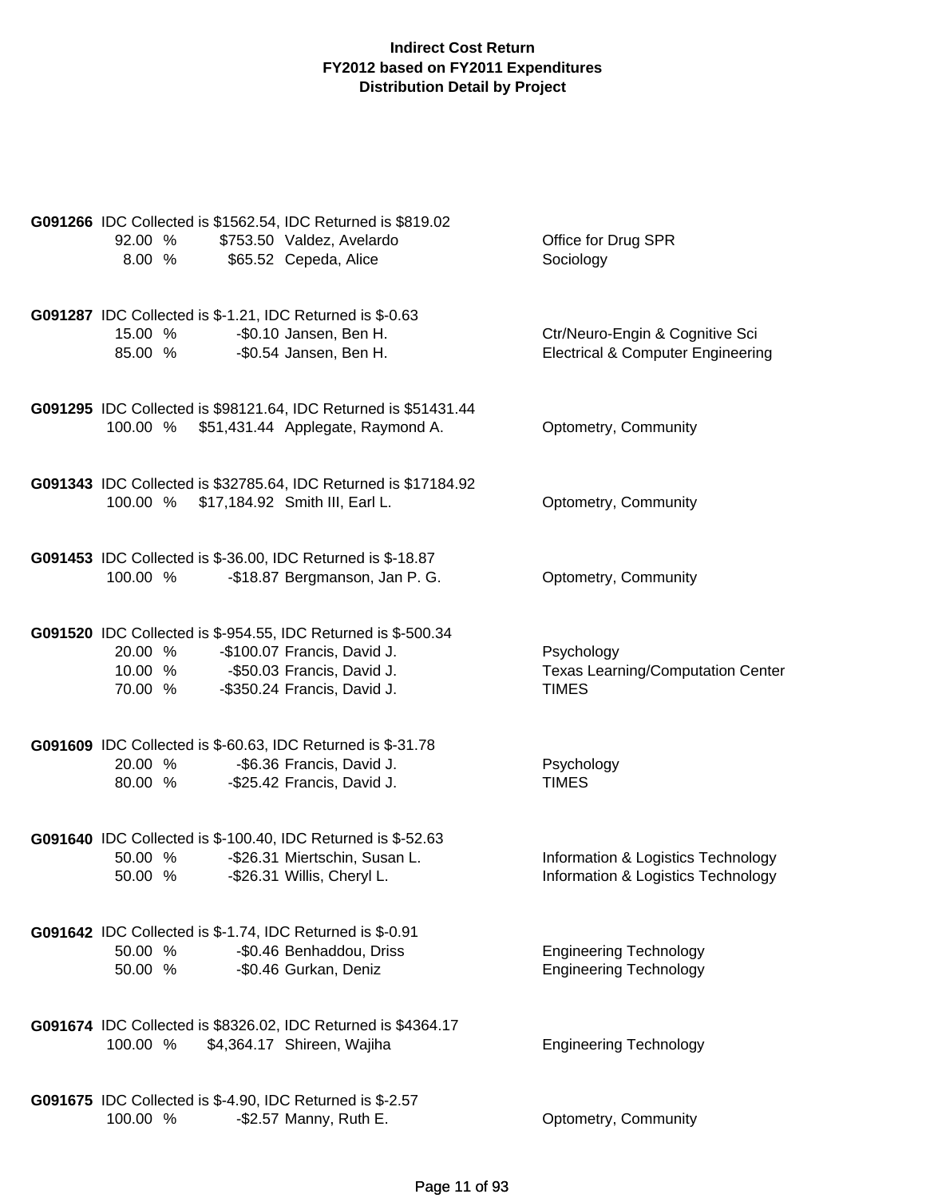**Indirect Cost Return**
**FY2012 based on FY2011 Expenditures**
**Distribution Detail by Project**

**G091266** IDC Collected is $1562.54, IDC Returned is $819.02

| % | Amount | Name | Department |
|---|---|---|---|
| 92.00 % | $753.50 | Valdez, Avelardo | Office for Drug SPR |
| 8.00 % | $65.52 | Cepeda, Alice | Sociology |

**G091287** IDC Collected is $-1.21, IDC Returned is $-0.63

| % | Amount | Name | Department |
|---|---|---|---|
| 15.00 % | -$0.10 | Jansen, Ben H. | Ctr/Neuro-Engin & Cognitive Sci |
| 85.00 % | -$0.54 | Jansen, Ben H. | Electrical & Computer Engineering |

**G091295** IDC Collected is $98121.64, IDC Returned is $51431.44

| % | Amount | Name | Department |
|---|---|---|---|
| 100.00 % | $51,431.44 | Applegate, Raymond A. | Optometry, Community |

**G091343** IDC Collected is $32785.64, IDC Returned is $17184.92

| % | Amount | Name | Department |
|---|---|---|---|
| 100.00 % | $17,184.92 | Smith III, Earl L. | Optometry, Community |

**G091453** IDC Collected is $-36.00, IDC Returned is $-18.87

| % | Amount | Name | Department |
|---|---|---|---|
| 100.00 % | -$18.87 | Bergmanson, Jan P. G. | Optometry, Community |

**G091520** IDC Collected is $-954.55, IDC Returned is $-500.34

| % | Amount | Name | Department |
|---|---|---|---|
| 20.00 % | -$100.07 | Francis, David J. | Psychology |
| 10.00 % | -$50.03 | Francis, David J. | Texas Learning/Computation Center |
| 70.00 % | -$350.24 | Francis, David J. | TIMES |

**G091609** IDC Collected is $-60.63, IDC Returned is $-31.78

| % | Amount | Name | Department |
|---|---|---|---|
| 20.00 % | -$6.36 | Francis, David J. | Psychology |
| 80.00 % | -$25.42 | Francis, David J. | TIMES |

**G091640** IDC Collected is $-100.40, IDC Returned is $-52.63

| % | Amount | Name | Department |
|---|---|---|---|
| 50.00 % | -$26.31 | Miertschin, Susan L. | Information & Logistics Technology |
| 50.00 % | -$26.31 | Willis, Cheryl L. | Information & Logistics Technology |

**G091642** IDC Collected is $-1.74, IDC Returned is $-0.91

| % | Amount | Name | Department |
|---|---|---|---|
| 50.00 % | -$0.46 | Benhaddou, Driss | Engineering Technology |
| 50.00 % | -$0.46 | Gurkan, Deniz | Engineering Technology |

**G091674** IDC Collected is $8326.02, IDC Returned is $4364.17

| % | Amount | Name | Department |
|---|---|---|---|
| 100.00 % | $4,364.17 | Shireen, Wajiha | Engineering Technology |

**G091675** IDC Collected is $-4.90, IDC Returned is $-2.57

| % | Amount | Name | Department |
|---|---|---|---|
| 100.00 % | -$2.57 | Manny, Ruth E. | Optometry, Community |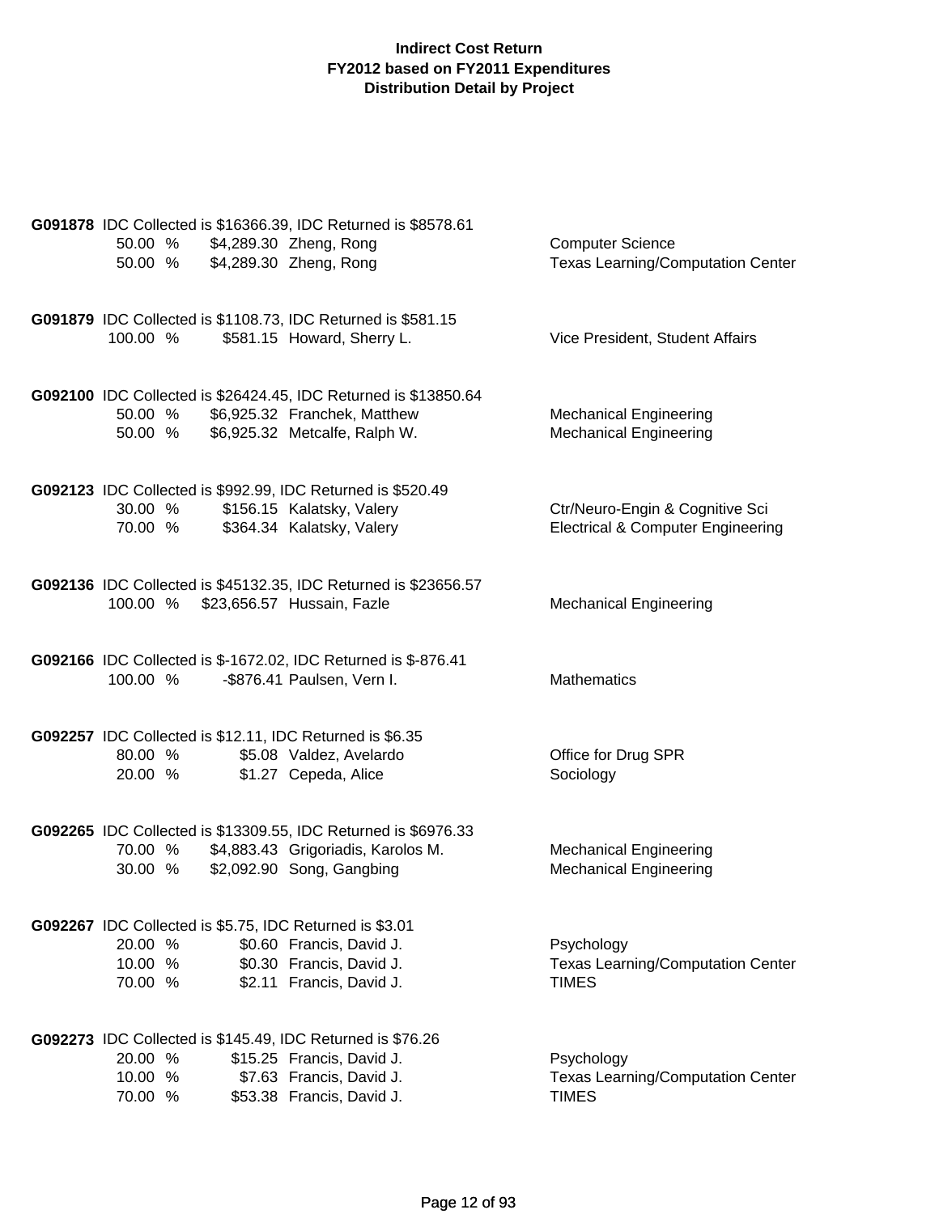**Indirect Cost Return**
**FY2012 based on FY2011 Expenditures**
**Distribution Detail by Project**

**G091878** IDC Collected is $16366.39, IDC Returned is $8578.61

| | | | |
|---|---|---|---|
| 50.00 % | $4,289.30 | Zheng, Rong | Computer Science |
| 50.00 % | $4,289.30 | Zheng, Rong | Texas Learning/Computation Center |

**G091879** IDC Collected is $1108.73, IDC Returned is $581.15

| | | | |
|---|---|---|---|
| 100.00 % | $581.15 | Howard, Sherry L. | Vice President, Student Affairs |

**G092100** IDC Collected is $26424.45, IDC Returned is $13850.64

| | | | |
|---|---|---|---|
| 50.00 % | $6,925.32 | Franchek, Matthew | Mechanical Engineering |
| 50.00 % | $6,925.32 | Metcalfe, Ralph W. | Mechanical Engineering |

**G092123** IDC Collected is $992.99, IDC Returned is $520.49

| | | | |
|---|---|---|---|
| 30.00 % | $156.15 | Kalatsky, Valery | Ctr/Neuro-Engin & Cognitive Sci |
| 70.00 % | $364.34 | Kalatsky, Valery | Electrical & Computer Engineering |

**G092136** IDC Collected is $45132.35, IDC Returned is $23656.57

| | | | |
|---|---|---|---|
| 100.00 % | $23,656.57 | Hussain, Fazle | Mechanical Engineering |

**G092166** IDC Collected is $-1672.02, IDC Returned is $-876.41

| | | | |
|---|---|---|---|
| 100.00 % | -$876.41 | Paulsen, Vern I. | Mathematics |

**G092257** IDC Collected is $12.11, IDC Returned is $6.35

| | | | |
|---|---|---|---|
| 80.00 % | $5.08 | Valdez, Avelardo | Office for Drug SPR |
| 20.00 % | $1.27 | Cepeda, Alice | Sociology |

**G092265** IDC Collected is $13309.55, IDC Returned is $6976.33

| | | | |
|---|---|---|---|
| 70.00 % | $4,883.43 | Grigoriadis, Karolos M. | Mechanical Engineering |
| 30.00 % | $2,092.90 | Song, Gangbing | Mechanical Engineering |

**G092267** IDC Collected is $5.75, IDC Returned is $3.01

| | | | |
|---|---|---|---|
| 20.00 % | $0.60 | Francis, David J. | Psychology |
| 10.00 % | $0.30 | Francis, David J. | Texas Learning/Computation Center |
| 70.00 % | $2.11 | Francis, David J. | TIMES |

**G092273** IDC Collected is $145.49, IDC Returned is $76.26

| | | | |
|---|---|---|---|
| 20.00 % | $15.25 | Francis, David J. | Psychology |
| 10.00 % | $7.63 | Francis, David J. | Texas Learning/Computation Center |
| 70.00 % | $53.38 | Francis, David J. | TIMES |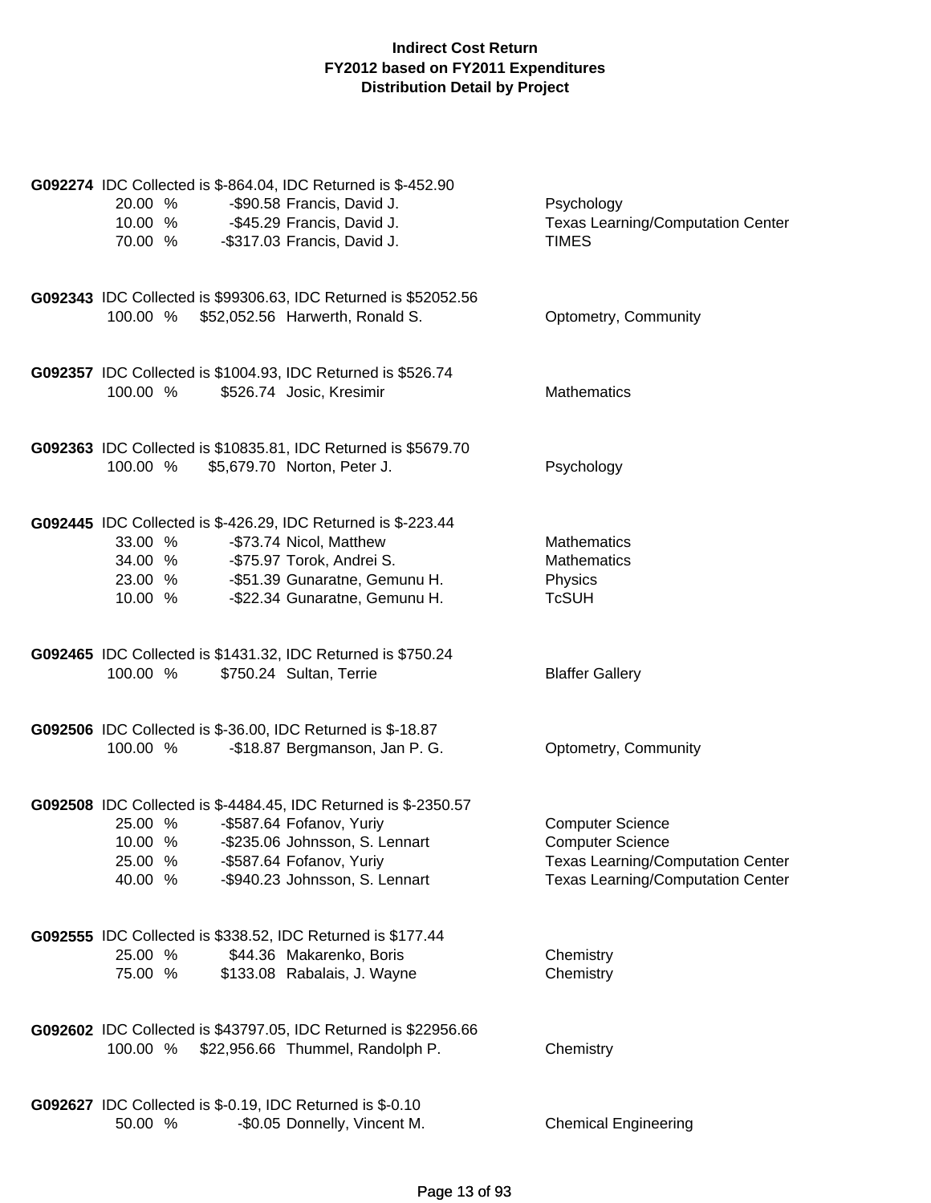**Indirect Cost Return**
**FY2012 based on FY2011 Expenditures**
**Distribution Detail by Project**

**G092274** IDC Collected is $-864.04, IDC Returned is $-452.90

| % | Amount | Name | Department |
|---|---|---|---|
| 20.00 % | -$90.58 | Francis, David J. | Psychology |
| 10.00 % | -$45.29 | Francis, David J. | Texas Learning/Computation Center |
| 70.00 % | -$317.03 | Francis, David J. | TIMES |

**G092343** IDC Collected is $99306.63, IDC Returned is $52052.56

| % | Amount | Name | Department |
|---|---|---|---|
| 100.00 % | $52,052.56 | Harwerth, Ronald S. | Optometry, Community |

**G092357** IDC Collected is $1004.93, IDC Returned is $526.74

| % | Amount | Name | Department |
|---|---|---|---|
| 100.00 % | $526.74 | Josic, Kresimir | Mathematics |

**G092363** IDC Collected is $10835.81, IDC Returned is $5679.70

| % | Amount | Name | Department |
|---|---|---|---|
| 100.00 % | $5,679.70 | Norton, Peter J. | Psychology |

**G092445** IDC Collected is $-426.29, IDC Returned is $-223.44

| % | Amount | Name | Department |
|---|---|---|---|
| 33.00 % | -$73.74 | Nicol, Matthew | Mathematics |
| 34.00 % | -$75.97 | Torok, Andrei S. | Mathematics |
| 23.00 % | -$51.39 | Gunaratne, Gemunu H. | Physics |
| 10.00 % | -$22.34 | Gunaratne, Gemunu H. | TcSUH |

**G092465** IDC Collected is $1431.32, IDC Returned is $750.24

| % | Amount | Name | Department |
|---|---|---|---|
| 100.00 % | $750.24 | Sultan, Terrie | Blaffer Gallery |

**G092506** IDC Collected is $-36.00, IDC Returned is $-18.87

| % | Amount | Name | Department |
|---|---|---|---|
| 100.00 % | -$18.87 | Bergmanson, Jan P. G. | Optometry, Community |

**G092508** IDC Collected is $-4484.45, IDC Returned is $-2350.57

| % | Amount | Name | Department |
|---|---|---|---|
| 25.00 % | -$587.64 | Fofanov, Yuriy | Computer Science |
| 10.00 % | -$235.06 | Johnsson, S. Lennart | Computer Science |
| 25.00 % | -$587.64 | Fofanov, Yuriy | Texas Learning/Computation Center |
| 40.00 % | -$940.23 | Johnsson, S. Lennart | Texas Learning/Computation Center |

**G092555** IDC Collected is $338.52, IDC Returned is $177.44

| % | Amount | Name | Department |
|---|---|---|---|
| 25.00 % | $44.36 | Makarenko, Boris | Chemistry |
| 75.00 % | $133.08 | Rabalais, J. Wayne | Chemistry |

**G092602** IDC Collected is $43797.05, IDC Returned is $22956.66

| % | Amount | Name | Department |
|---|---|---|---|
| 100.00 % | $22,956.66 | Thummel, Randolph P. | Chemistry |

**G092627** IDC Collected is $-0.19, IDC Returned is $-0.10

| % | Amount | Name | Department |
|---|---|---|---|
| 50.00 % | -$0.05 | Donnelly, Vincent M. | Chemical Engineering |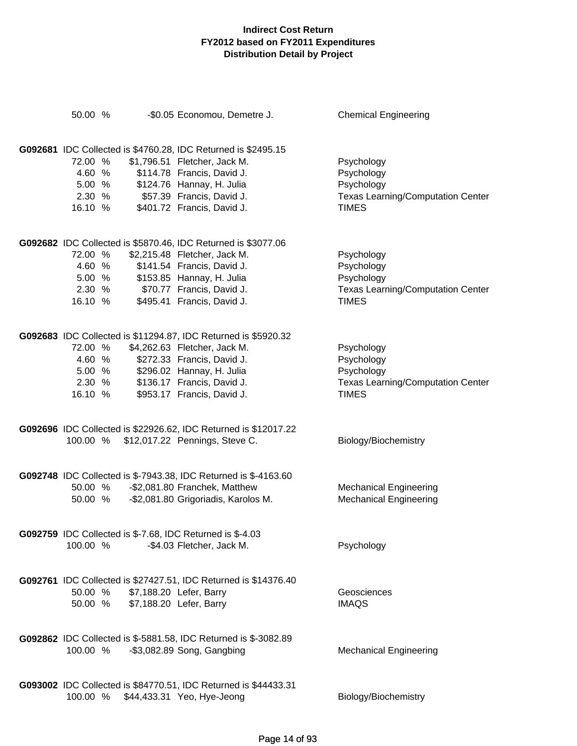# Indirect Cost Return
# FY2012 based on FY2011 Expenditures
# Distribution Detail by Project

| | | | |
|---|---|---|---|
| 50.00 % | -$0.05 | Economou, Demetre J. | Chemical Engineering |

**G092681** IDC Collected is $4760.28, IDC Returned is $2495.15

| | | | |
|---|---|---|---|
| 72.00 % | $1,796.51 | Fletcher, Jack M. | Psychology |
| 4.60 % | $114.78 | Francis, David J. | Psychology |
| 5.00 % | $124.76 | Hannay, H. Julia | Psychology |
| 2.30 % | $57.39 | Francis, David J. | Texas Learning/Computation Center |
| 16.10 % | $401.72 | Francis, David J. | TIMES |

**G092682** IDC Collected is $5870.46, IDC Returned is $3077.06

| | | | |
|---|---|---|---|
| 72.00 % | $2,215.48 | Fletcher, Jack M. | Psychology |
| 4.60 % | $141.54 | Francis, David J. | Psychology |
| 5.00 % | $153.85 | Hannay, H. Julia | Psychology |
| 2.30 % | $70.77 | Francis, David J. | Texas Learning/Computation Center |
| 16.10 % | $495.41 | Francis, David J. | TIMES |

**G092683** IDC Collected is $11294.87, IDC Returned is $5920.32

| | | | |
|---|---|---|---|
| 72.00 % | $4,262.63 | Fletcher, Jack M. | Psychology |
| 4.60 % | $272.33 | Francis, David J. | Psychology |
| 5.00 % | $296.02 | Hannay, H. Julia | Psychology |
| 2.30 % | $136.17 | Francis, David J. | Texas Learning/Computation Center |
| 16.10 % | $953.17 | Francis, David J. | TIMES |

**G092696** IDC Collected is $22926.62, IDC Returned is $12017.22

| | | | |
|---|---|---|---|
| 100.00 % | $12,017.22 | Pennings, Steve C. | Biology/Biochemistry |

**G092748** IDC Collected is $-7943.38, IDC Returned is $-4163.60

| | | | |
|---|---|---|---|
| 50.00 % | -$2,081.80 | Franchek, Matthew | Mechanical Engineering |
| 50.00 % | -$2,081.80 | Grigoriadis, Karolos M. | Mechanical Engineering |

**G092759** IDC Collected is $-7.68, IDC Returned is $-4.03

| | | | |
|---|---|---|---|
| 100.00 % | -$4.03 | Fletcher, Jack M. | Psychology |

**G092761** IDC Collected is $27427.51, IDC Returned is $14376.40

| | | | |
|---|---|---|---|
| 50.00 % | $7,188.20 | Lefer, Barry | Geosciences |
| 50.00 % | $7,188.20 | Lefer, Barry | IMAQS |

**G092862** IDC Collected is $-5881.58, IDC Returned is $-3082.89

| | | | |
|---|---|---|---|
| 100.00 % | -$3,082.89 | Song, Gangbing | Mechanical Engineering |

**G093002** IDC Collected is $84770.51, IDC Returned is $44433.31

| | | | |
|---|---|---|---|
| 100.00 % | $44,433.31 | Yeo, Hye-Jeong | Biology/Biochemistry |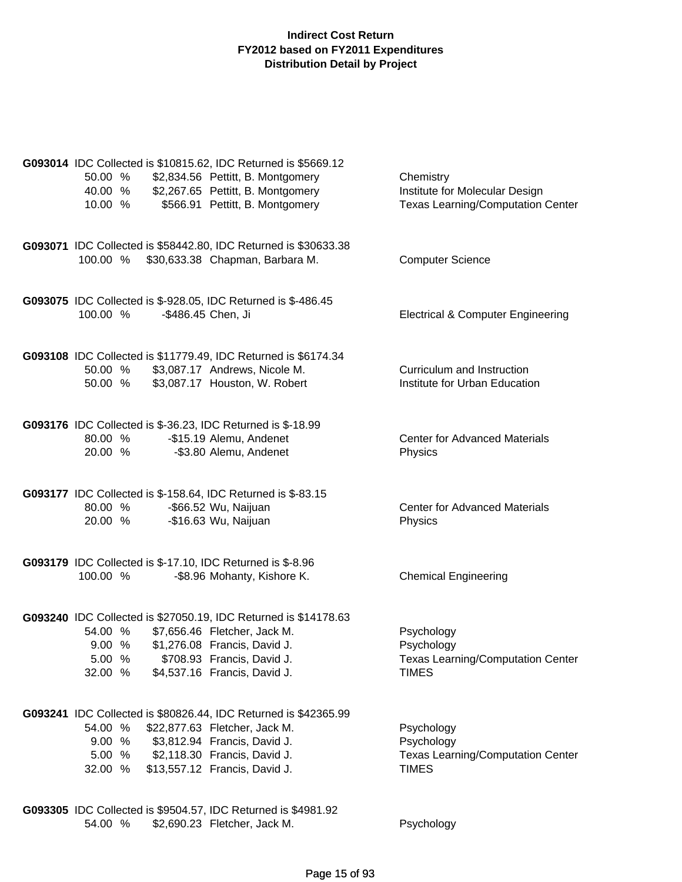# Indirect Cost Return
## FY2012 based on FY2011 Expenditures
## Distribution Detail by Project

**G093014** IDC Collected is $10815.62, IDC Returned is $5669.12

| Percent | Amount | Name | Department |
|---|---|---|---|
| 50.00 % | $2,834.56 | Pettitt, B. Montgomery | Chemistry |
| 40.00 % | $2,267.65 | Pettitt, B. Montgomery | Institute for Molecular Design |
| 10.00 % | $566.91 | Pettitt, B. Montgomery | Texas Learning/Computation Center |

**G093071** IDC Collected is $58442.80, IDC Returned is $30633.38

| Percent | Amount | Name | Department |
|---|---|---|---|
| 100.00 % | $30,633.38 | Chapman, Barbara M. | Computer Science |

**G093075** IDC Collected is $-928.05, IDC Returned is $-486.45

| Percent | Amount | Name | Department |
|---|---|---|---|
| 100.00 % | -$486.45 | Chen, Ji | Electrical & Computer Engineering |

**G093108** IDC Collected is $11779.49, IDC Returned is $6174.34

| Percent | Amount | Name | Department |
|---|---|---|---|
| 50.00 % | $3,087.17 | Andrews, Nicole M. | Curriculum and Instruction |
| 50.00 % | $3,087.17 | Houston, W. Robert | Institute for Urban Education |

**G093176** IDC Collected is $-36.23, IDC Returned is $-18.99

| Percent | Amount | Name | Department |
|---|---|---|---|
| 80.00 % | -$15.19 | Alemu, Andenet | Center for Advanced Materials |
| 20.00 % | -$3.80 | Alemu, Andenet | Physics |

**G093177** IDC Collected is $-158.64, IDC Returned is $-83.15

| Percent | Amount | Name | Department |
|---|---|---|---|
| 80.00 % | -$66.52 | Wu, Naijuan | Center for Advanced Materials |
| 20.00 % | -$16.63 | Wu, Naijuan | Physics |

**G093179** IDC Collected is $-17.10, IDC Returned is $-8.96

| Percent | Amount | Name | Department |
|---|---|---|---|
| 100.00 % | -$8.96 | Mohanty, Kishore K. | Chemical Engineering |

**G093240** IDC Collected is $27050.19, IDC Returned is $14178.63

| Percent | Amount | Name | Department |
|---|---|---|---|
| 54.00 % | $7,656.46 | Fletcher, Jack M. | Psychology |
| 9.00 % | $1,276.08 | Francis, David J. | Psychology |
| 5.00 % | $708.93 | Francis, David J. | Texas Learning/Computation Center |
| 32.00 % | $4,537.16 | Francis, David J. | TIMES |

**G093241** IDC Collected is $80826.44, IDC Returned is $42365.99

| Percent | Amount | Name | Department |
|---|---|---|---|
| 54.00 % | $22,877.63 | Fletcher, Jack M. | Psychology |
| 9.00 % | $3,812.94 | Francis, David J. | Psychology |
| 5.00 % | $2,118.30 | Francis, David J. | Texas Learning/Computation Center |
| 32.00 % | $13,557.12 | Francis, David J. | TIMES |

**G093305** IDC Collected is $9504.57, IDC Returned is $4981.92

| Percent | Amount | Name | Department |
|---|---|---|---|
| 54.00 % | $2,690.23 | Fletcher, Jack M. | Psychology |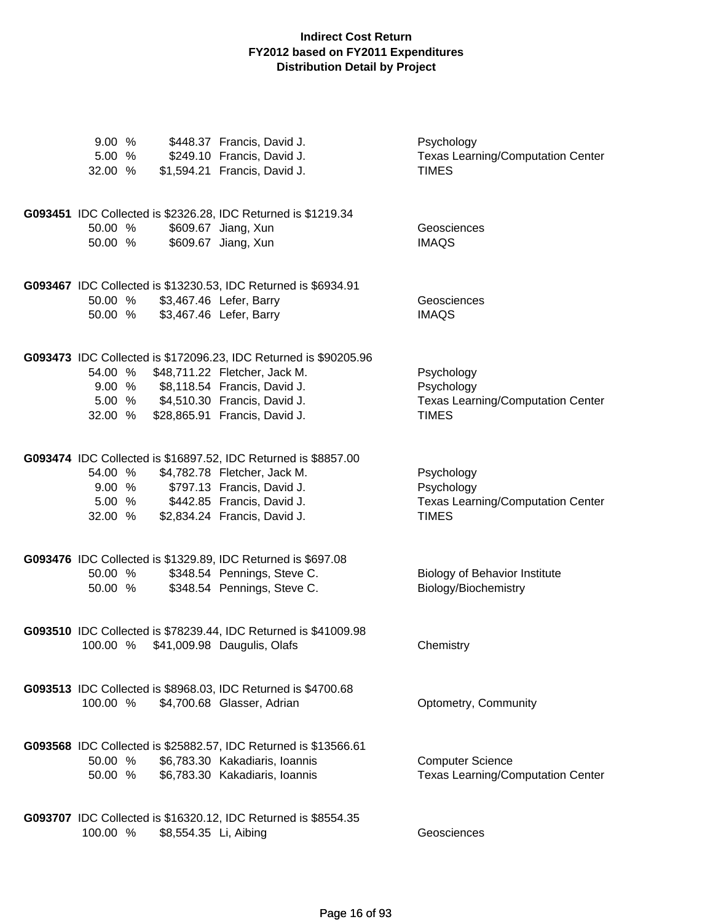# Indirect Cost Return
## FY2012 based on FY2011 Expenditures
## Distribution Detail by Project

| | | | |
|---|---|---|---|
| 9.00 % | $448.37 | Francis, David J. | Psychology |
| 5.00 % | $249.10 | Francis, David J. | Texas Learning/Computation Center |
| 32.00 % | $1,594.21 | Francis, David J. | TIMES |

**G093451** IDC Collected is $2326.28, IDC Returned is $1219.34

| | | | |
|---|---|---|---|
| 50.00 % | $609.67 | Jiang, Xun | Geosciences |
| 50.00 % | $609.67 | Jiang, Xun | IMAQS |

**G093467** IDC Collected is $13230.53, IDC Returned is $6934.91

| | | | |
|---|---|---|---|
| 50.00 % | $3,467.46 | Lefer, Barry | Geosciences |
| 50.00 % | $3,467.46 | Lefer, Barry | IMAQS |

**G093473** IDC Collected is $172096.23, IDC Returned is $90205.96

| | | | |
|---|---|---|---|
| 54.00 % | $48,711.22 | Fletcher, Jack M. | Psychology |
| 9.00 % | $8,118.54 | Francis, David J. | Psychology |
| 5.00 % | $4,510.30 | Francis, David J. | Texas Learning/Computation Center |
| 32.00 % | $28,865.91 | Francis, David J. | TIMES |

**G093474** IDC Collected is $16897.52, IDC Returned is $8857.00

| | | | |
|---|---|---|---|
| 54.00 % | $4,782.78 | Fletcher, Jack M. | Psychology |
| 9.00 % | $797.13 | Francis, David J. | Psychology |
| 5.00 % | $442.85 | Francis, David J. | Texas Learning/Computation Center |
| 32.00 % | $2,834.24 | Francis, David J. | TIMES |

**G093476** IDC Collected is $1329.89, IDC Returned is $697.08

| | | | |
|---|---|---|---|
| 50.00 % | $348.54 | Pennings, Steve C. | Biology of Behavior Institute |
| 50.00 % | $348.54 | Pennings, Steve C. | Biology/Biochemistry |

**G093510** IDC Collected is $78239.44, IDC Returned is $41009.98

| | | | |
|---|---|---|---|
| 100.00 % | $41,009.98 | Daugulis, Olafs | Chemistry |

**G093513** IDC Collected is $8968.03, IDC Returned is $4700.68

| | | | |
|---|---|---|---|
| 100.00 % | $4,700.68 | Glasser, Adrian | Optometry, Community |

**G093568** IDC Collected is $25882.57, IDC Returned is $13566.61

| | | | |
|---|---|---|---|
| 50.00 % | $6,783.30 | Kakadiaris, Ioannis | Computer Science |
| 50.00 % | $6,783.30 | Kakadiaris, Ioannis | Texas Learning/Computation Center |

**G093707** IDC Collected is $16320.12, IDC Returned is $8554.35

| | | | |
|---|---|---|---|
| 100.00 % | $8,554.35 | Li, Aibing | Geosciences |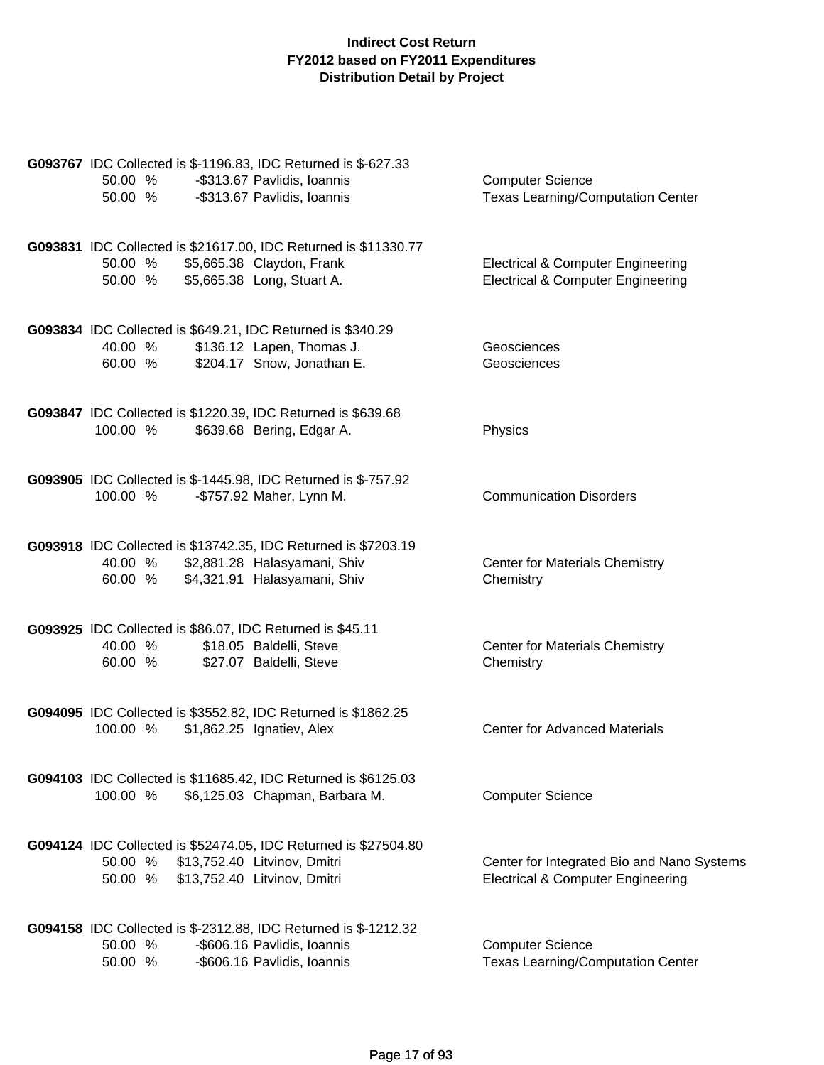**Indirect Cost Return**
**FY2012 based on FY2011 Expenditures**
**Distribution Detail by Project**

**G093767** IDC Collected is $-1196.83, IDC Returned is $-627.33

| | | | |
|---|---|---|---|
| 50.00 % | -$313.67 | Pavlidis, Ioannis | Computer Science |
| 50.00 % | -$313.67 | Pavlidis, Ioannis | Texas Learning/Computation Center |

**G093831** IDC Collected is $21617.00, IDC Returned is $11330.77

| | | | |
|---|---|---|---|
| 50.00 % | $5,665.38 | Claydon, Frank | Electrical & Computer Engineering |
| 50.00 % | $5,665.38 | Long, Stuart A. | Electrical & Computer Engineering |

**G093834** IDC Collected is $649.21, IDC Returned is $340.29

| | | | |
|---|---|---|---|
| 40.00 % | $136.12 | Lapen, Thomas J. | Geosciences |
| 60.00 % | $204.17 | Snow, Jonathan E. | Geosciences |

**G093847** IDC Collected is $1220.39, IDC Returned is $639.68

| | | | |
|---|---|---|---|
| 100.00 % | $639.68 | Bering, Edgar A. | Physics |

**G093905** IDC Collected is $-1445.98, IDC Returned is $-757.92

| | | | |
|---|---|---|---|
| 100.00 % | -$757.92 | Maher, Lynn M. | Communication Disorders |

**G093918** IDC Collected is $13742.35, IDC Returned is $7203.19

| | | | |
|---|---|---|---|
| 40.00 % | $2,881.28 | Halasyamani, Shiv | Center for Materials Chemistry |
| 60.00 % | $4,321.91 | Halasyamani, Shiv | Chemistry |

**G093925** IDC Collected is $86.07, IDC Returned is $45.11

| | | | |
|---|---|---|---|
| 40.00 % | $18.05 | Baldelli, Steve | Center for Materials Chemistry |
| 60.00 % | $27.07 | Baldelli, Steve | Chemistry |

**G094095** IDC Collected is $3552.82, IDC Returned is $1862.25

| | | | |
|---|---|---|---|
| 100.00 % | $1,862.25 | Ignatiev, Alex | Center for Advanced Materials |

**G094103** IDC Collected is $11685.42, IDC Returned is $6125.03

| | | | |
|---|---|---|---|
| 100.00 % | $6,125.03 | Chapman, Barbara M. | Computer Science |

**G094124** IDC Collected is $52474.05, IDC Returned is $27504.80

| | | | |
|---|---|---|---|
| 50.00 % | $13,752.40 | Litvinov, Dmitri | Center for Integrated Bio and Nano Systems |
| 50.00 % | $13,752.40 | Litvinov, Dmitri | Electrical & Computer Engineering |

**G094158** IDC Collected is $-2312.88, IDC Returned is $-1212.32

| | | | |
|---|---|---|---|
| 50.00 % | -$606.16 | Pavlidis, Ioannis | Computer Science |
| 50.00 % | -$606.16 | Pavlidis, Ioannis | Texas Learning/Computation Center |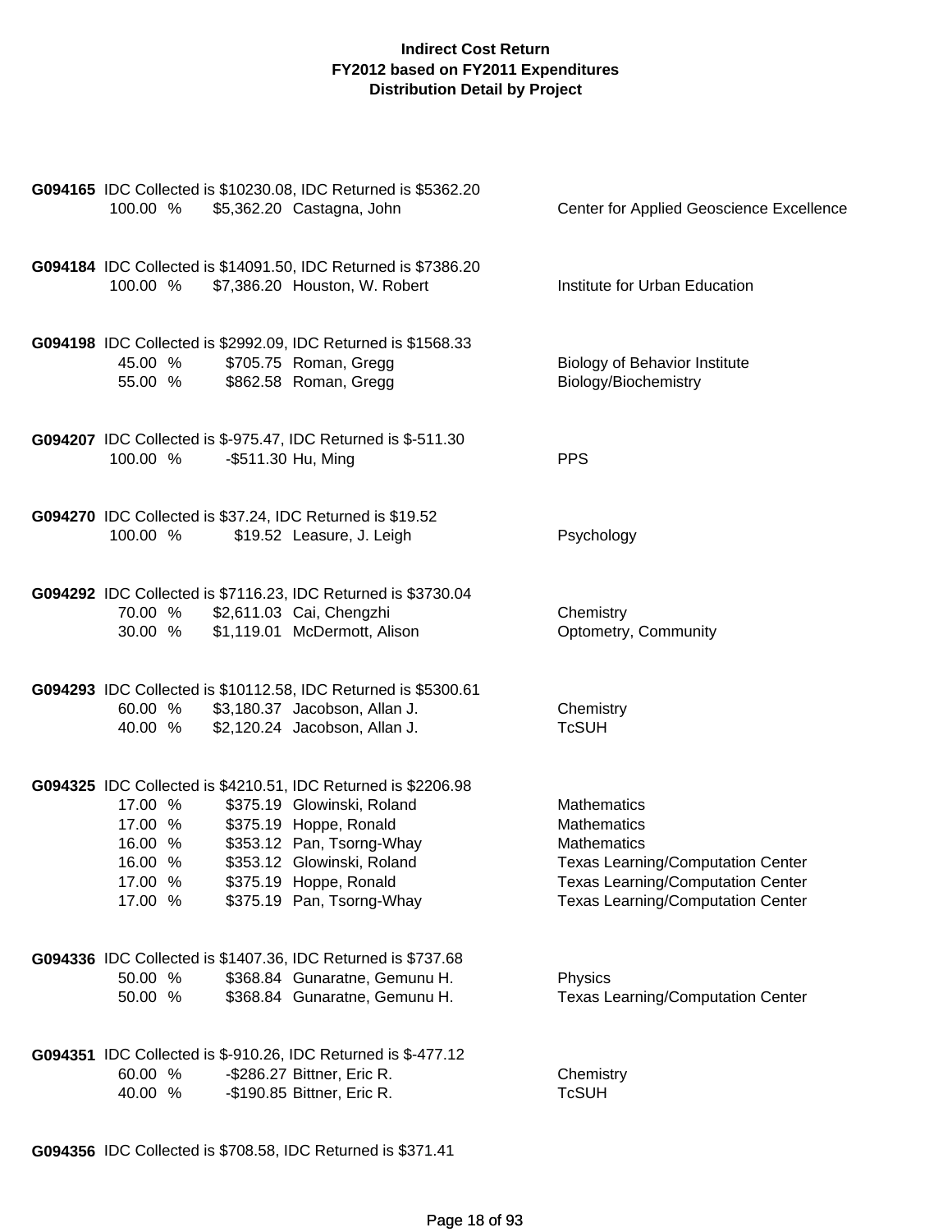# Indirect Cost Return
## FY2012 based on FY2011 Expenditures
## Distribution Detail by Project

**G094165** IDC Collected is $10230.08, IDC Returned is $5362.20

| Percent | Amount | Name | Department |
|---|---|---|---|
| 100.00 % | $5,362.20 | Castagna, John | Center for Applied Geoscience Excellence |

**G094184** IDC Collected is $14091.50, IDC Returned is $7386.20

| Percent | Amount | Name | Department |
|---|---|---|---|
| 100.00 % | $7,386.20 | Houston, W. Robert | Institute for Urban Education |

**G094198** IDC Collected is $2992.09, IDC Returned is $1568.33

| Percent | Amount | Name | Department |
|---|---|---|---|
| 45.00 % | $705.75 | Roman, Gregg | Biology of Behavior Institute |
| 55.00 % | $862.58 | Roman, Gregg | Biology/Biochemistry |

**G094207** IDC Collected is $-975.47, IDC Returned is $-511.30

| Percent | Amount | Name | Department |
|---|---|---|---|
| 100.00 % | -$511.30 | Hu, Ming | PPS |

**G094270** IDC Collected is $37.24, IDC Returned is $19.52

| Percent | Amount | Name | Department |
|---|---|---|---|
| 100.00 % | $19.52 | Leasure, J. Leigh | Psychology |

**G094292** IDC Collected is $7116.23, IDC Returned is $3730.04

| Percent | Amount | Name | Department |
|---|---|---|---|
| 70.00 % | $2,611.03 | Cai, Chengzhi | Chemistry |
| 30.00 % | $1,119.01 | McDermott, Alison | Optometry, Community |

**G094293** IDC Collected is $10112.58, IDC Returned is $5300.61

| Percent | Amount | Name | Department |
|---|---|---|---|
| 60.00 % | $3,180.37 | Jacobson, Allan J. | Chemistry |
| 40.00 % | $2,120.24 | Jacobson, Allan J. | TcSUH |

**G094325** IDC Collected is $4210.51, IDC Returned is $2206.98

| Percent | Amount | Name | Department |
|---|---|---|---|
| 17.00 % | $375.19 | Glowinski, Roland | Mathematics |
| 17.00 % | $375.19 | Hoppe, Ronald | Mathematics |
| 16.00 % | $353.12 | Pan, Tsorng-Whay | Mathematics |
| 16.00 % | $353.12 | Glowinski, Roland | Texas Learning/Computation Center |
| 17.00 % | $375.19 | Hoppe, Ronald | Texas Learning/Computation Center |
| 17.00 % | $375.19 | Pan, Tsorng-Whay | Texas Learning/Computation Center |

**G094336** IDC Collected is $1407.36, IDC Returned is $737.68

| Percent | Amount | Name | Department |
|---|---|---|---|
| 50.00 % | $368.84 | Gunaratne, Gemunu H. | Physics |
| 50.00 % | $368.84 | Gunaratne, Gemunu H. | Texas Learning/Computation Center |

**G094351** IDC Collected is $-910.26, IDC Returned is $-477.12

| Percent | Amount | Name | Department |
|---|---|---|---|
| 60.00 % | -$286.27 | Bittner, Eric R. | Chemistry |
| 40.00 % | -$190.85 | Bittner, Eric R. | TcSUH |

**G094356** IDC Collected is $708.58, IDC Returned is $371.41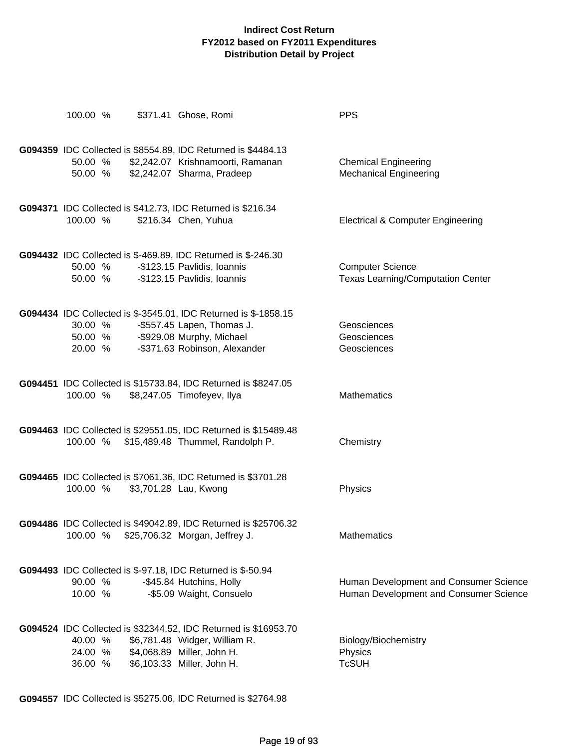**Indirect Cost Return**
**FY2012 based on FY2011 Expenditures**
**Distribution Detail by Project**

| | | | |
|---|---|---|---|
| 100.00 % | $371.41 | Ghose, Romi | PPS |

**G094359** IDC Collected is $8554.89, IDC Returned is $4484.13

| | | | |
|---|---|---|---|
| 50.00 % | $2,242.07 | Krishnamoorti, Ramanan | Chemical Engineering |
| 50.00 % | $2,242.07 | Sharma, Pradeep | Mechanical Engineering |

**G094371** IDC Collected is $412.73, IDC Returned is $216.34

| | | | |
|---|---|---|---|
| 100.00 % | $216.34 | Chen, Yuhua | Electrical & Computer Engineering |

**G094432** IDC Collected is $-469.89, IDC Returned is $-246.30

| | | | |
|---|---|---|---|
| 50.00 % | -$123.15 | Pavlidis, Ioannis | Computer Science |
| 50.00 % | -$123.15 | Pavlidis, Ioannis | Texas Learning/Computation Center |

**G094434** IDC Collected is $-3545.01, IDC Returned is $-1858.15

| | | | |
|---|---|---|---|
| 30.00 % | -$557.45 | Lapen, Thomas J. | Geosciences |
| 50.00 % | -$929.08 | Murphy, Michael | Geosciences |
| 20.00 % | -$371.63 | Robinson, Alexander | Geosciences |

**G094451** IDC Collected is $15733.84, IDC Returned is $8247.05

| | | | |
|---|---|---|---|
| 100.00 % | $8,247.05 | Timofeyev, Ilya | Mathematics |

**G094463** IDC Collected is $29551.05, IDC Returned is $15489.48

| | | | |
|---|---|---|---|
| 100.00 % | $15,489.48 | Thummel, Randolph P. | Chemistry |

**G094465** IDC Collected is $7061.36, IDC Returned is $3701.28

| | | | |
|---|---|---|---|
| 100.00 % | $3,701.28 | Lau, Kwong | Physics |

**G094486** IDC Collected is $49042.89, IDC Returned is $25706.32

| | | | |
|---|---|---|---|
| 100.00 % | $25,706.32 | Morgan, Jeffrey J. | Mathematics |

**G094493** IDC Collected is $-97.18, IDC Returned is $-50.94

| | | | |
|---|---|---|---|
| 90.00 % | -$45.84 | Hutchins, Holly | Human Development and Consumer Science |
| 10.00 % | -$5.09 | Waight, Consuelo | Human Development and Consumer Science |

**G094524** IDC Collected is $32344.52, IDC Returned is $16953.70

| | | | |
|---|---|---|---|
| 40.00 % | $6,781.48 | Widger, William R. | Biology/Biochemistry |
| 24.00 % | $4,068.89 | Miller, John H. | Physics |
| 36.00 % | $6,103.33 | Miller, John H. | TcSUH |

**G094557** IDC Collected is $5275.06, IDC Returned is $2764.98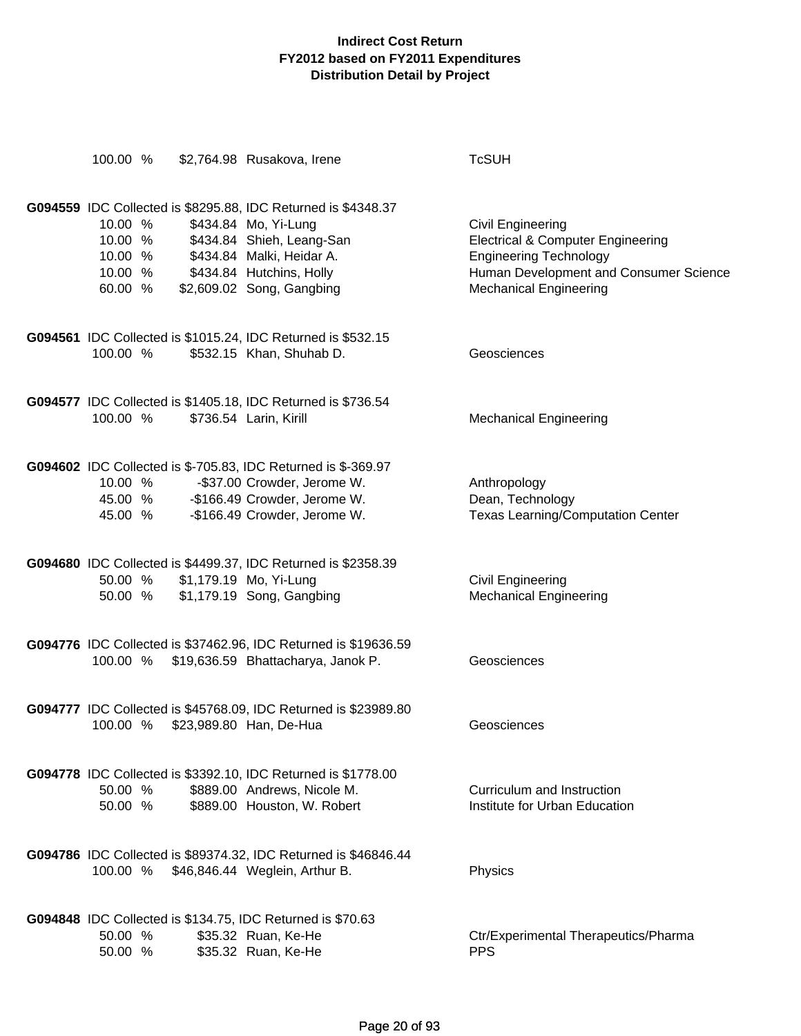# Indirect Cost Return
## FY2012 based on FY2011 Expenditures
## Distribution Detail by Project

| | | | | |
|---|---|---|---|---|
| | 100.00 % | $2,764.98 | Rusakova, Irene | TcSUH |

**G094559** IDC Collected is $8295.88, IDC Returned is $4348.37

| | | | |
|---|---|---|---|
| 10.00 % | $434.84 | Mo, Yi-Lung | Civil Engineering |
| 10.00 % | $434.84 | Shieh, Leang-San | Electrical & Computer Engineering |
| 10.00 % | $434.84 | Malki, Heidar A. | Engineering Technology |
| 10.00 % | $434.84 | Hutchins, Holly | Human Development and Consumer Science |
| 60.00 % | $2,609.02 | Song, Gangbing | Mechanical Engineering |

**G094561** IDC Collected is $1015.24, IDC Returned is $532.15

| | | | |
|---|---|---|---|
| 100.00 % | $532.15 | Khan, Shuhab D. | Geosciences |

**G094577** IDC Collected is $1405.18, IDC Returned is $736.54

| | | | |
|---|---|---|---|
| 100.00 % | $736.54 | Larin, Kirill | Mechanical Engineering |

**G094602** IDC Collected is $-705.83, IDC Returned is $-369.97

| | | | |
|---|---|---|---|
| 10.00 % | -$37.00 | Crowder, Jerome W. | Anthropology |
| 45.00 % | -$166.49 | Crowder, Jerome W. | Dean, Technology |
| 45.00 % | -$166.49 | Crowder, Jerome W. | Texas Learning/Computation Center |

**G094680** IDC Collected is $4499.37, IDC Returned is $2358.39

| | | | |
|---|---|---|---|
| 50.00 % | $1,179.19 | Mo, Yi-Lung | Civil Engineering |
| 50.00 % | $1,179.19 | Song, Gangbing | Mechanical Engineering |

**G094776** IDC Collected is $37462.96, IDC Returned is $19636.59

| | | | |
|---|---|---|---|
| 100.00 % | $19,636.59 | Bhattacharya, Janok P. | Geosciences |

**G094777** IDC Collected is $45768.09, IDC Returned is $23989.80

| | | | |
|---|---|---|---|
| 100.00 % | $23,989.80 | Han, De-Hua | Geosciences |

**G094778** IDC Collected is $3392.10, IDC Returned is $1778.00

| | | | |
|---|---|---|---|
| 50.00 % | $889.00 | Andrews, Nicole M. | Curriculum and Instruction |
| 50.00 % | $889.00 | Houston, W. Robert | Institute for Urban Education |

**G094786** IDC Collected is $89374.32, IDC Returned is $46846.44

| | | | |
|---|---|---|---|
| 100.00 % | $46,846.44 | Weglein, Arthur B. | Physics |

**G094848** IDC Collected is $134.75, IDC Returned is $70.63

| | | | |
|---|---|---|---|
| 50.00 % | $35.32 | Ruan, Ke-He | Ctr/Experimental Therapeutics/Pharma |
| 50.00 % | $35.32 | Ruan, Ke-He | PPS |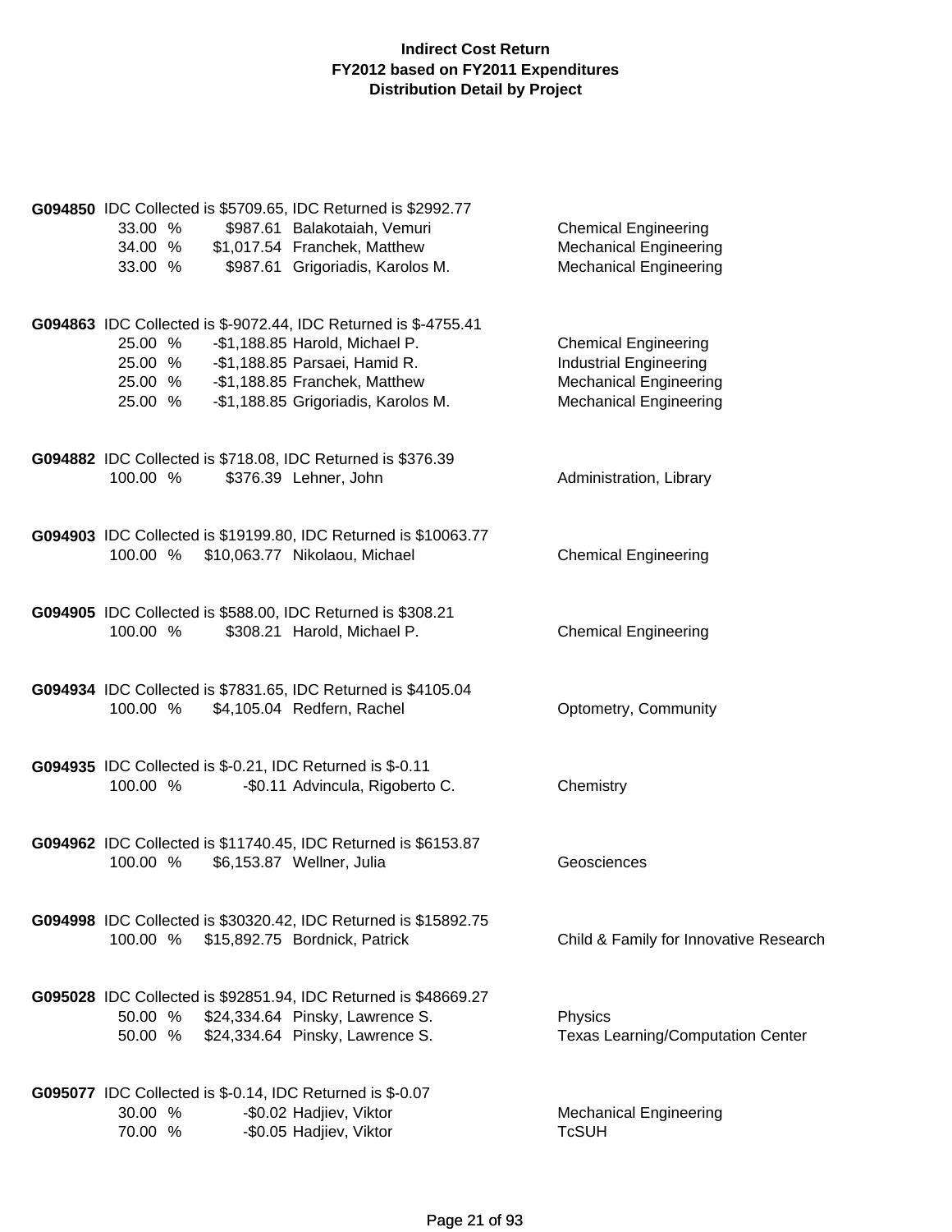**G094850** IDC Collected is $5709.65, IDC Returned is $2992.77

| % | Amount | Name | Department |
|---|---|---|---|
| 33.00 % | $987.61 | Balakotaiah, Vemuri | Chemical Engineering |
| 34.00 % | $1,017.54 | Franchek, Matthew | Mechanical Engineering |
| 33.00 % | $987.61 | Grigoriadis, Karolos M. | Mechanical Engineering |

**G094863** IDC Collected is $-9072.44, IDC Returned is $-4755.41

| % | Amount | Name | Department |
|---|---|---|---|
| 25.00 % | -$1,188.85 | Harold, Michael P. | Chemical Engineering |
| 25.00 % | -$1,188.85 | Parsaei, Hamid R. | Industrial Engineering |
| 25.00 % | -$1,188.85 | Franchek, Matthew | Mechanical Engineering |
| 25.00 % | -$1,188.85 | Grigoriadis, Karolos M. | Mechanical Engineering |

**G094882** IDC Collected is $718.08, IDC Returned is $376.39

| % | Amount | Name | Department |
|---|---|---|---|
| 100.00 % | $376.39 | Lehner, John | Administration, Library |

**G094903** IDC Collected is $19199.80, IDC Returned is $10063.77

| % | Amount | Name | Department |
|---|---|---|---|
| 100.00 % | $10,063.77 | Nikolaou, Michael | Chemical Engineering |

**G094905** IDC Collected is $588.00, IDC Returned is $308.21

| % | Amount | Name | Department |
|---|---|---|---|
| 100.00 % | $308.21 | Harold, Michael P. | Chemical Engineering |

**G094934** IDC Collected is $7831.65, IDC Returned is $4105.04

| % | Amount | Name | Department |
|---|---|---|---|
| 100.00 % | $4,105.04 | Redfern, Rachel | Optometry, Community |

**G094935** IDC Collected is $-0.21, IDC Returned is $-0.11

| % | Amount | Name | Department |
|---|---|---|---|
| 100.00 % | -$0.11 | Advincula, Rigoberto C. | Chemistry |

**G094962** IDC Collected is $11740.45, IDC Returned is $6153.87

| % | Amount | Name | Department |
|---|---|---|---|
| 100.00 % | $6,153.87 | Wellner, Julia | Geosciences |

**G094998** IDC Collected is $30320.42, IDC Returned is $15892.75

| % | Amount | Name | Department |
|---|---|---|---|
| 100.00 % | $15,892.75 | Bordnick, Patrick | Child & Family for Innovative Research |

**G095028** IDC Collected is $92851.94, IDC Returned is $48669.27

| % | Amount | Name | Department |
|---|---|---|---|
| 50.00 % | $24,334.64 | Pinsky, Lawrence S. | Physics |
| 50.00 % | $24,334.64 | Pinsky, Lawrence S. | Texas Learning/Computation Center |

**G095077** IDC Collected is $-0.14, IDC Returned is $-0.07

| % | Amount | Name | Department |
|---|---|---|---|
| 30.00 % | -$0.02 | Hadjiev, Viktor | Mechanical Engineering |
| 70.00 % | -$0.05 | Hadjiev, Viktor | TcSUH |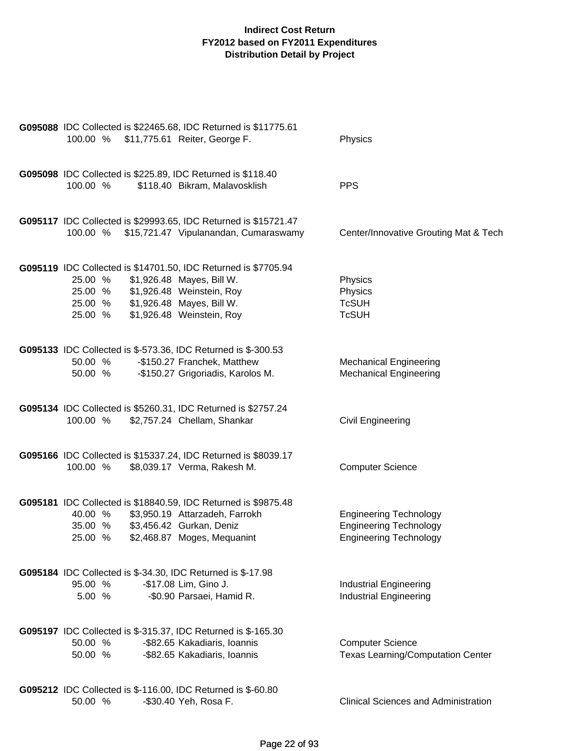**Indirect Cost Return**
**FY2012 based on FY2011 Expenditures**
**Distribution Detail by Project**

**G095088** IDC Collected is $22465.68, IDC Returned is $11775.61

| % | Amount | Name | Department |
|---|---|---|---|
| 100.00 % | $11,775.61 | Reiter, George F. | Physics |

**G095098** IDC Collected is $225.89, IDC Returned is $118.40

| % | Amount | Name | Department |
|---|---|---|---|
| 100.00 % | $118.40 | Bikram, Malavosklish | PPS |

**G095117** IDC Collected is $29993.65, IDC Returned is $15721.47

| % | Amount | Name | Department |
|---|---|---|---|
| 100.00 % | $15,721.47 | Vipulanandan, Cumaraswamy | Center/Innovative Grouting Mat & Tech |

**G095119** IDC Collected is $14701.50, IDC Returned is $7705.94

| % | Amount | Name | Department |
|---|---|---|---|
| 25.00 % | $1,926.48 | Mayes, Bill W. | Physics |
| 25.00 % | $1,926.48 | Weinstein, Roy | Physics |
| 25.00 % | $1,926.48 | Mayes, Bill W. | TcSUH |
| 25.00 % | $1,926.48 | Weinstein, Roy | TcSUH |

**G095133** IDC Collected is $-573.36, IDC Returned is $-300.53

| % | Amount | Name | Department |
|---|---|---|---|
| 50.00 % | -$150.27 | Franchek, Matthew | Mechanical Engineering |
| 50.00 % | -$150.27 | Grigoriadis, Karolos M. | Mechanical Engineering |

**G095134** IDC Collected is $5260.31, IDC Returned is $2757.24

| % | Amount | Name | Department |
|---|---|---|---|
| 100.00 % | $2,757.24 | Chellam, Shankar | Civil Engineering |

**G095166** IDC Collected is $15337.24, IDC Returned is $8039.17

| % | Amount | Name | Department |
|---|---|---|---|
| 100.00 % | $8,039.17 | Verma, Rakesh M. | Computer Science |

**G095181** IDC Collected is $18840.59, IDC Returned is $9875.48

| % | Amount | Name | Department |
|---|---|---|---|
| 40.00 % | $3,950.19 | Attarzadeh, Farrokh | Engineering Technology |
| 35.00 % | $3,456.42 | Gurkan, Deniz | Engineering Technology |
| 25.00 % | $2,468.87 | Moges, Mequanint | Engineering Technology |

**G095184** IDC Collected is $-34.30, IDC Returned is $-17.98

| % | Amount | Name | Department |
|---|---|---|---|
| 95.00 % | -$17.08 | Lim, Gino J. | Industrial Engineering |
| 5.00 % | -$0.90 | Parsaei, Hamid R. | Industrial Engineering |

**G095197** IDC Collected is $-315.37, IDC Returned is $-165.30

| % | Amount | Name | Department |
|---|---|---|---|
| 50.00 % | -$82.65 | Kakadiaris, Ioannis | Computer Science |
| 50.00 % | -$82.65 | Kakadiaris, Ioannis | Texas Learning/Computation Center |

**G095212** IDC Collected is $-116.00, IDC Returned is $-60.80

| % | Amount | Name | Department |
|---|---|---|---|
| 50.00 % | -$30.40 | Yeh, Rosa F. | Clinical Sciences and Administration |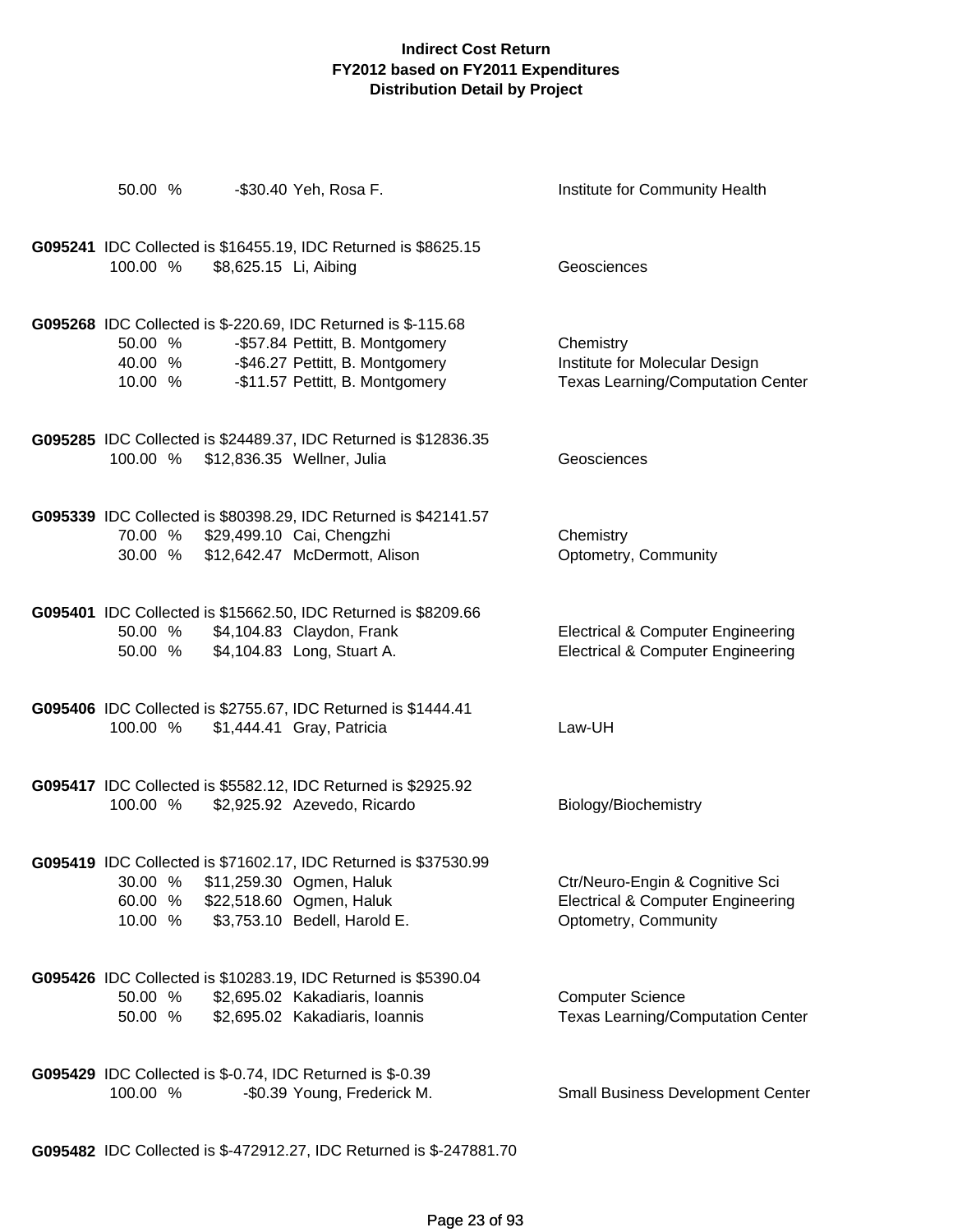| | | | |
|---|---|---|---|
| 50.00 % | -$30.40 | Yeh, Rosa F. | Institute for Community Health |

**G095241** IDC Collected is $16455.19, IDC Returned is $8625.15

| | | | |
|---|---|---|---|
| 100.00 % | $8,625.15 | Li, Aibing | Geosciences |

**G095268** IDC Collected is $-220.69, IDC Returned is $-115.68

| | | | |
|---|---|---|---|
| 50.00 % | -$57.84 | Pettitt, B. Montgomery | Chemistry |
| 40.00 % | -$46.27 | Pettitt, B. Montgomery | Institute for Molecular Design |
| 10.00 % | -$11.57 | Pettitt, B. Montgomery | Texas Learning/Computation Center |

**G095285** IDC Collected is $24489.37, IDC Returned is $12836.35

| | | | |
|---|---|---|---|
| 100.00 % | $12,836.35 | Wellner, Julia | Geosciences |

**G095339** IDC Collected is $80398.29, IDC Returned is $42141.57

| | | | |
|---|---|---|---|
| 70.00 % | $29,499.10 | Cai, Chengzhi | Chemistry |
| 30.00 % | $12,642.47 | McDermott, Alison | Optometry, Community |

**G095401** IDC Collected is $15662.50, IDC Returned is $8209.66

| | | | |
|---|---|---|---|
| 50.00 % | $4,104.83 | Claydon, Frank | Electrical & Computer Engineering |
| 50.00 % | $4,104.83 | Long, Stuart A. | Electrical & Computer Engineering |

**G095406** IDC Collected is $2755.67, IDC Returned is $1444.41

| | | | |
|---|---|---|---|
| 100.00 % | $1,444.41 | Gray, Patricia | Law-UH |

**G095417** IDC Collected is $5582.12, IDC Returned is $2925.92

| | | | |
|---|---|---|---|
| 100.00 % | $2,925.92 | Azevedo, Ricardo | Biology/Biochemistry |

**G095419** IDC Collected is $71602.17, IDC Returned is $37530.99

| | | | |
|---|---|---|---|
| 30.00 % | $11,259.30 | Ogmen, Haluk | Ctr/Neuro-Engin & Cognitive Sci |
| 60.00 % | $22,518.60 | Ogmen, Haluk | Electrical & Computer Engineering |
| 10.00 % | $3,753.10 | Bedell, Harold E. | Optometry, Community |

**G095426** IDC Collected is $10283.19, IDC Returned is $5390.04

| | | | |
|---|---|---|---|
| 50.00 % | $2,695.02 | Kakadiaris, Ioannis | Computer Science |
| 50.00 % | $2,695.02 | Kakadiaris, Ioannis | Texas Learning/Computation Center |

**G095429** IDC Collected is $-0.74, IDC Returned is $-0.39

| | | | |
|---|---|---|---|
| 100.00 % | -$0.39 | Young, Frederick M. | Small Business Development Center |

**G095482** IDC Collected is $-472912.27, IDC Returned is $-247881.70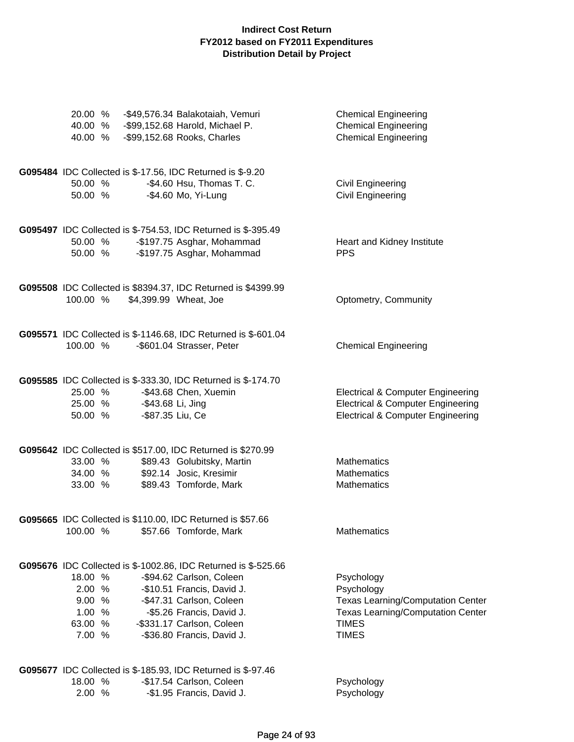**Indirect Cost Return**
**FY2012 based on FY2011 Expenditures**
**Distribution Detail by Project**

| | | |
|---|---|---|
| 20.00 % | -$49,576.34 Balakotaiah, Vemuri | Chemical Engineering |
| 40.00 % | -$99,152.68 Harold, Michael P. | Chemical Engineering |
| 40.00 % | -$99,152.68 Rooks, Charles | Chemical Engineering |

**G095484** IDC Collected is $-17.56, IDC Returned is $-9.20

| | | |
|---|---|---|
| 50.00 % | -$4.60 Hsu, Thomas T. C. | Civil Engineering |
| 50.00 % | -$4.60 Mo, Yi-Lung | Civil Engineering |

**G095497** IDC Collected is $-754.53, IDC Returned is $-395.49

| | | |
|---|---|---|
| 50.00 % | -$197.75 Asghar, Mohammad | Heart and Kidney Institute |
| 50.00 % | -$197.75 Asghar, Mohammad | PPS |

**G095508** IDC Collected is $8394.37, IDC Returned is $4399.99

| | | |
|---|---|---|
| 100.00 % | $4,399.99 Wheat, Joe | Optometry, Community |

**G095571** IDC Collected is $-1146.68, IDC Returned is $-601.04

| | | |
|---|---|---|
| 100.00 % | -$601.04 Strasser, Peter | Chemical Engineering |

**G095585** IDC Collected is $-333.30, IDC Returned is $-174.70

| | | |
|---|---|---|
| 25.00 % | -$43.68 Chen, Xuemin | Electrical & Computer Engineering |
| 25.00 % | -$43.68 Li, Jing | Electrical & Computer Engineering |
| 50.00 % | -$87.35 Liu, Ce | Electrical & Computer Engineering |

**G095642** IDC Collected is $517.00, IDC Returned is $270.99

| | | |
|---|---|---|
| 33.00 % | $89.43 Golubitsky, Martin | Mathematics |
| 34.00 % | $92.14 Josic, Kresimir | Mathematics |
| 33.00 % | $89.43 Tomforde, Mark | Mathematics |

**G095665** IDC Collected is $110.00, IDC Returned is $57.66

| | | |
|---|---|---|
| 100.00 % | $57.66 Tomforde, Mark | Mathematics |

**G095676** IDC Collected is $-1002.86, IDC Returned is $-525.66

| | | |
|---|---|---|
| 18.00 % | -$94.62 Carlson, Coleen | Psychology |
| 2.00 % | -$10.51 Francis, David J. | Psychology |
| 9.00 % | -$47.31 Carlson, Coleen | Texas Learning/Computation Center |
| 1.00 % | -$5.26 Francis, David J. | Texas Learning/Computation Center |
| 63.00 % | -$331.17 Carlson, Coleen | TIMES |
| 7.00 % | -$36.80 Francis, David J. | TIMES |

**G095677** IDC Collected is $-185.93, IDC Returned is $-97.46

| | | |
|---|---|---|
| 18.00 % | -$17.54 Carlson, Coleen | Psychology |
| 2.00 % | -$1.95 Francis, David J. | Psychology |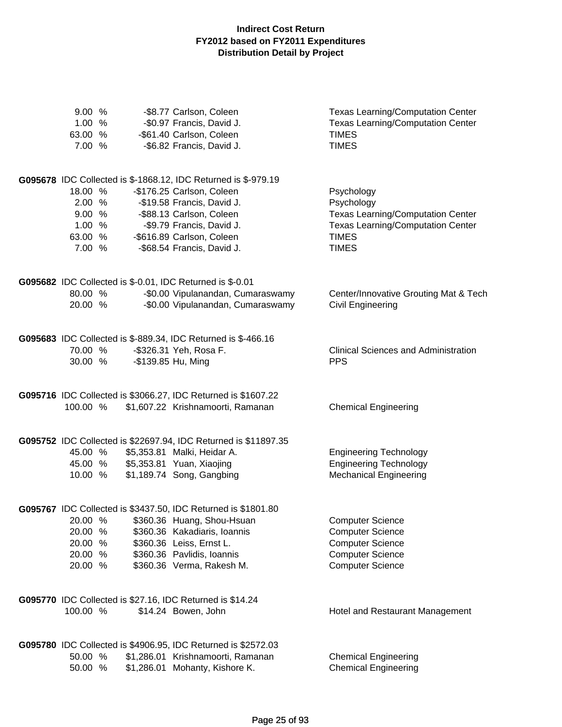**Indirect Cost Return**
**FY2012 based on FY2011 Expenditures**
**Distribution Detail by Project**

| | | |
|---|---|---|
| 9.00 % | -$8.77 Carlson, Coleen | Texas Learning/Computation Center |
| 1.00 % | -$0.97 Francis, David J. | Texas Learning/Computation Center |
| 63.00 % | -$61.40 Carlson, Coleen | TIMES |
| 7.00 % | -$6.82 Francis, David J. | TIMES |

**G095678** IDC Collected is $-1868.12, IDC Returned is $-979.19

| | | |
|---|---|---|
| 18.00 % | -$176.25 Carlson, Coleen | Psychology |
| 2.00 % | -$19.58 Francis, David J. | Psychology |
| 9.00 % | -$88.13 Carlson, Coleen | Texas Learning/Computation Center |
| 1.00 % | -$9.79 Francis, David J. | Texas Learning/Computation Center |
| 63.00 % | -$616.89 Carlson, Coleen | TIMES |
| 7.00 % | -$68.54 Francis, David J. | TIMES |

**G095682** IDC Collected is $-0.01, IDC Returned is $-0.01

| | | |
|---|---|---|
| 80.00 % | -$0.00 Vipulanandan, Cumaraswamy | Center/Innovative Grouting Mat & Tech |
| 20.00 % | -$0.00 Vipulanandan, Cumaraswamy | Civil Engineering |

**G095683** IDC Collected is $-889.34, IDC Returned is $-466.16

| | | |
|---|---|---|
| 70.00 % | -$326.31 Yeh, Rosa F. | Clinical Sciences and Administration |
| 30.00 % | -$139.85 Hu, Ming | PPS |

**G095716** IDC Collected is $3066.27, IDC Returned is $1607.22

| | | |
|---|---|---|
| 100.00 % | $1,607.22 Krishnamoorti, Ramanan | Chemical Engineering |

**G095752** IDC Collected is $22697.94, IDC Returned is $11897.35

| | | |
|---|---|---|
| 45.00 % | $5,353.81 Malki, Heidar A. | Engineering Technology |
| 45.00 % | $5,353.81 Yuan, Xiaojing | Engineering Technology |
| 10.00 % | $1,189.74 Song, Gangbing | Mechanical Engineering |

**G095767** IDC Collected is $3437.50, IDC Returned is $1801.80

| | | |
|---|---|---|
| 20.00 % | $360.36 Huang, Shou-Hsuan | Computer Science |
| 20.00 % | $360.36 Kakadiaris, Ioannis | Computer Science |
| 20.00 % | $360.36 Leiss, Ernst L. | Computer Science |
| 20.00 % | $360.36 Pavlidis, Ioannis | Computer Science |
| 20.00 % | $360.36 Verma, Rakesh M. | Computer Science |

**G095770** IDC Collected is $27.16, IDC Returned is $14.24

| | | |
|---|---|---|
| 100.00 % | $14.24 Bowen, John | Hotel and Restaurant Management |

**G095780** IDC Collected is $4906.95, IDC Returned is $2572.03

| | | |
|---|---|---|
| 50.00 % | $1,286.01 Krishnamoorti, Ramanan | Chemical Engineering |
| 50.00 % | $1,286.01 Mohanty, Kishore K. | Chemical Engineering |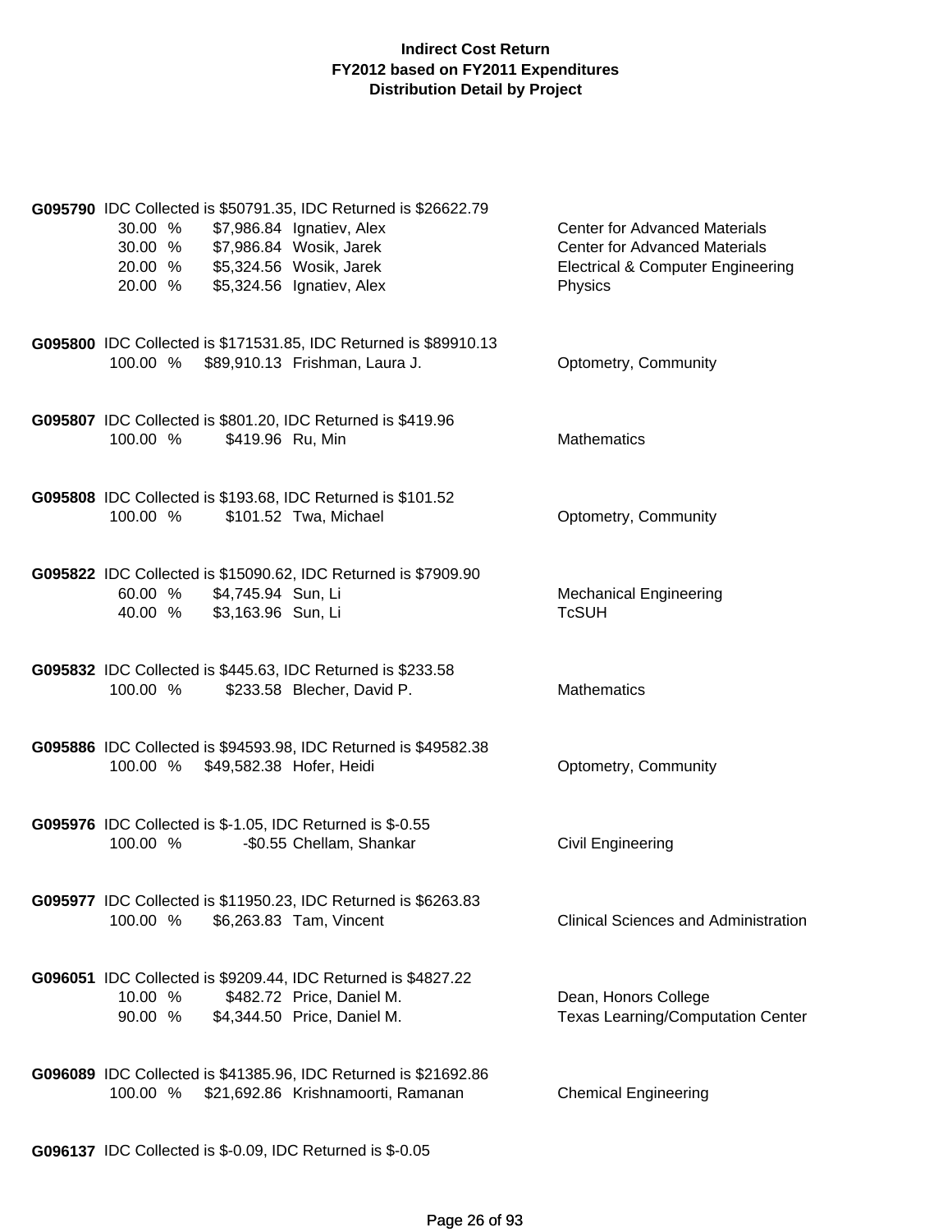**Indirect Cost Return**
**FY2012 based on FY2011 Expenditures**
**Distribution Detail by Project**

**G095790** IDC Collected is $50791.35, IDC Returned is $26622.79

| | | | |
|---|---|---|---|
| 30.00 % | $7,986.84 | Ignatiev, Alex | Center for Advanced Materials |
| 30.00 % | $7,986.84 | Wosik, Jarek | Center for Advanced Materials |
| 20.00 % | $5,324.56 | Wosik, Jarek | Electrical & Computer Engineering |
| 20.00 % | $5,324.56 | Ignatiev, Alex | Physics |

**G095800** IDC Collected is $171531.85, IDC Returned is $89910.13

| | | | |
|---|---|---|---|
| 100.00 % | $89,910.13 | Frishman, Laura J. | Optometry, Community |

**G095807** IDC Collected is $801.20, IDC Returned is $419.96

| | | | |
|---|---|---|---|
| 100.00 % | $419.96 | Ru, Min | Mathematics |

**G095808** IDC Collected is $193.68, IDC Returned is $101.52

| | | | |
|---|---|---|---|
| 100.00 % | $101.52 | Twa, Michael | Optometry, Community |

**G095822** IDC Collected is $15090.62, IDC Returned is $7909.90

| | | | |
|---|---|---|---|
| 60.00 % | $4,745.94 | Sun, Li | Mechanical Engineering |
| 40.00 % | $3,163.96 | Sun, Li | TcSUH |

**G095832** IDC Collected is $445.63, IDC Returned is $233.58

| | | | |
|---|---|---|---|
| 100.00 % | $233.58 | Blecher, David P. | Mathematics |

**G095886** IDC Collected is $94593.98, IDC Returned is $49582.38

| | | | |
|---|---|---|---|
| 100.00 % | $49,582.38 | Hofer, Heidi | Optometry, Community |

**G095976** IDC Collected is $-1.05, IDC Returned is $-0.55

| | | | |
|---|---|---|---|
| 100.00 % | -$0.55 | Chellam, Shankar | Civil Engineering |

**G095977** IDC Collected is $11950.23, IDC Returned is $6263.83

| | | | |
|---|---|---|---|
| 100.00 % | $6,263.83 | Tam, Vincent | Clinical Sciences and Administration |

**G096051** IDC Collected is $9209.44, IDC Returned is $4827.22

| | | | |
|---|---|---|---|
| 10.00 % | $482.72 | Price, Daniel M. | Dean, Honors College |
| 90.00 % | $4,344.50 | Price, Daniel M. | Texas Learning/Computation Center |

**G096089** IDC Collected is $41385.96, IDC Returned is $21692.86

| | | | |
|---|---|---|---|
| 100.00 % | $21,692.86 | Krishnamoorti, Ramanan | Chemical Engineering |

**G096137** IDC Collected is $-0.09, IDC Returned is $-0.05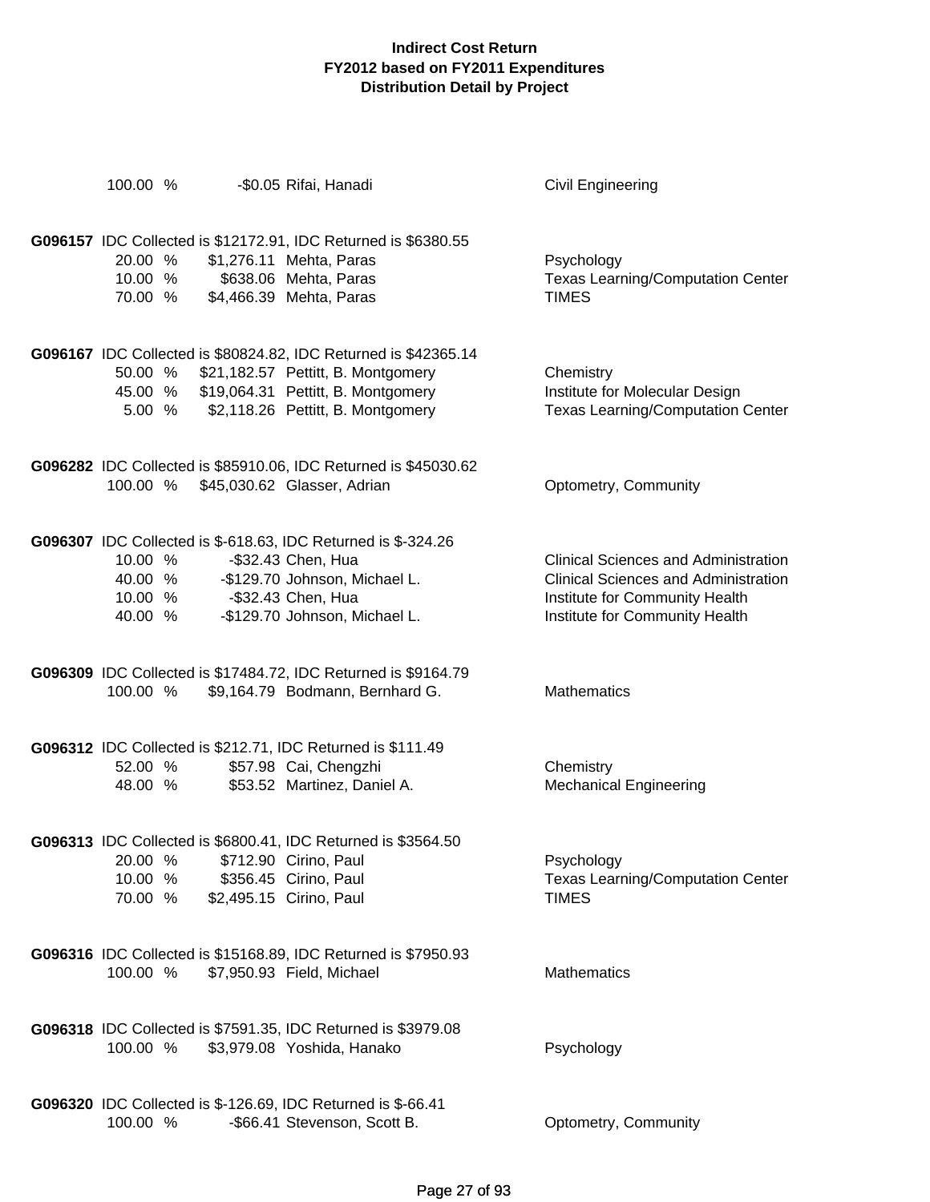# Indirect Cost Return
## FY2012 based on FY2011 Expenditures
## Distribution Detail by Project

| | | | |
|---|---|---|---|
| 100.00 % | -$0.05 | Rifai, Hanadi | Civil Engineering |

**G096157** IDC Collected is $12172.91, IDC Returned is $6380.55

| | | | |
|---|---|---|---|
| 20.00 % | $1,276.11 | Mehta, Paras | Psychology |
| 10.00 % | $638.06 | Mehta, Paras | Texas Learning/Computation Center |
| 70.00 % | $4,466.39 | Mehta, Paras | TIMES |

**G096167** IDC Collected is $80824.82, IDC Returned is $42365.14

| | | | |
|---|---|---|---|
| 50.00 % | $21,182.57 | Pettitt, B. Montgomery | Chemistry |
| 45.00 % | $19,064.31 | Pettitt, B. Montgomery | Institute for Molecular Design |
| 5.00 % | $2,118.26 | Pettitt, B. Montgomery | Texas Learning/Computation Center |

**G096282** IDC Collected is $85910.06, IDC Returned is $45030.62

| | | | |
|---|---|---|---|
| 100.00 % | $45,030.62 | Glasser, Adrian | Optometry, Community |

**G096307** IDC Collected is $-618.63, IDC Returned is $-324.26

| | | | |
|---|---|---|---|
| 10.00 % | -$32.43 | Chen, Hua | Clinical Sciences and Administration |
| 40.00 % | -$129.70 | Johnson, Michael L. | Clinical Sciences and Administration |
| 10.00 % | -$32.43 | Chen, Hua | Institute for Community Health |
| 40.00 % | -$129.70 | Johnson, Michael L. | Institute for Community Health |

**G096309** IDC Collected is $17484.72, IDC Returned is $9164.79

| | | | |
|---|---|---|---|
| 100.00 % | $9,164.79 | Bodmann, Bernhard G. | Mathematics |

**G096312** IDC Collected is $212.71, IDC Returned is $111.49

| | | | |
|---|---|---|---|
| 52.00 % | $57.98 | Cai, Chengzhi | Chemistry |
| 48.00 % | $53.52 | Martinez, Daniel A. | Mechanical Engineering |

**G096313** IDC Collected is $6800.41, IDC Returned is $3564.50

| | | | |
|---|---|---|---|
| 20.00 % | $712.90 | Cirino, Paul | Psychology |
| 10.00 % | $356.45 | Cirino, Paul | Texas Learning/Computation Center |
| 70.00 % | $2,495.15 | Cirino, Paul | TIMES |

**G096316** IDC Collected is $15168.89, IDC Returned is $7950.93

| | | | |
|---|---|---|---|
| 100.00 % | $7,950.93 | Field, Michael | Mathematics |

**G096318** IDC Collected is $7591.35, IDC Returned is $3979.08

| | | | |
|---|---|---|---|
| 100.00 % | $3,979.08 | Yoshida, Hanako | Psychology |

**G096320** IDC Collected is $-126.69, IDC Returned is $-66.41

| | | | |
|---|---|---|---|
| 100.00 % | -$66.41 | Stevenson, Scott B. | Optometry, Community |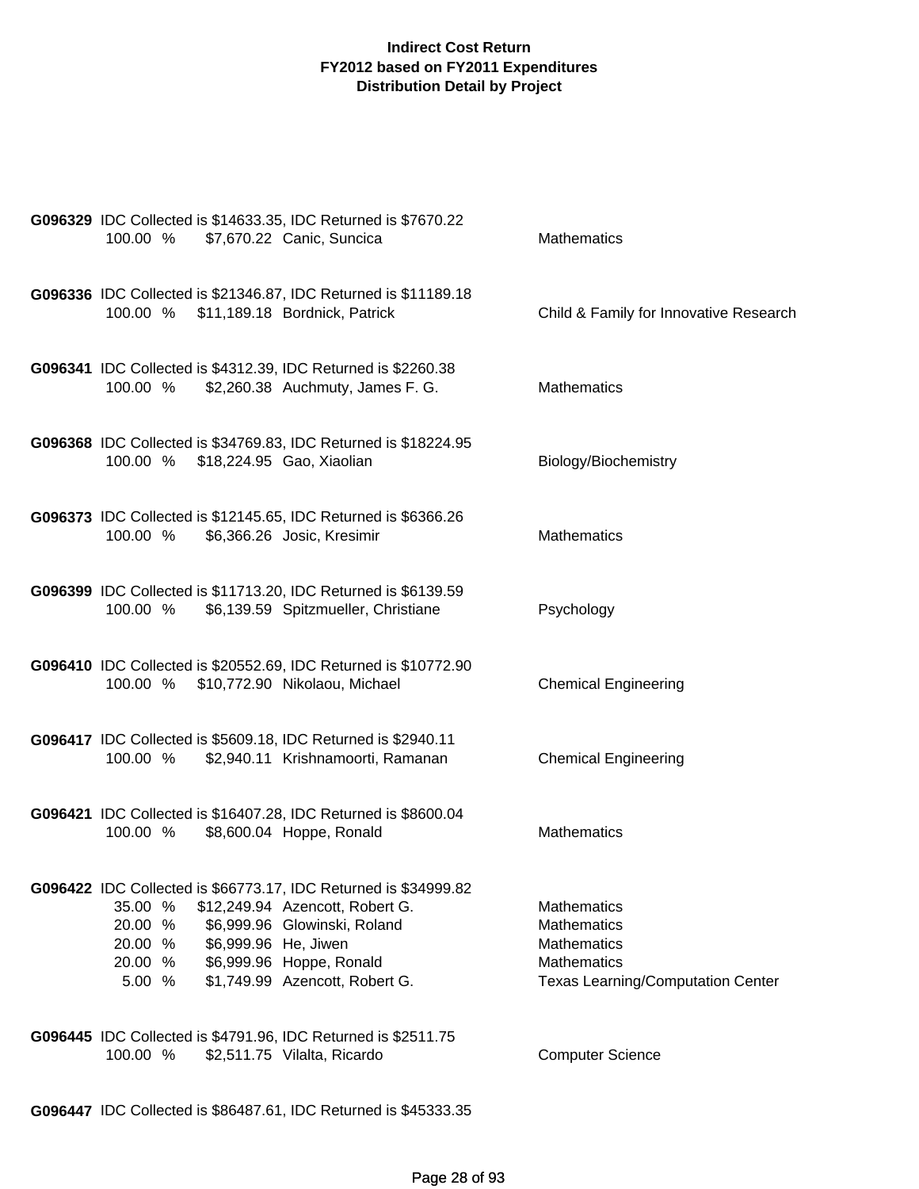**G096329** IDC Collected is $14633.35, IDC Returned is $7670.22

| | | | |
|---|---|---|---|
| 100.00 % | $7,670.22 | Canic, Suncica | Mathematics |

**G096336** IDC Collected is $21346.87, IDC Returned is $11189.18

| | | | |
|---|---|---|---|
| 100.00 % | $11,189.18 | Bordnick, Patrick | Child & Family for Innovative Research |

**G096341** IDC Collected is $4312.39, IDC Returned is $2260.38

| | | | |
|---|---|---|---|
| 100.00 % | $2,260.38 | Auchmuty, James F. G. | Mathematics |

**G096368** IDC Collected is $34769.83, IDC Returned is $18224.95

| | | | |
|---|---|---|---|
| 100.00 % | $18,224.95 | Gao, Xiaolian | Biology/Biochemistry |

**G096373** IDC Collected is $12145.65, IDC Returned is $6366.26

| | | | |
|---|---|---|---|
| 100.00 % | $6,366.26 | Josic, Kresimir | Mathematics |

**G096399** IDC Collected is $11713.20, IDC Returned is $6139.59

| | | | |
|---|---|---|---|
| 100.00 % | $6,139.59 | Spitzmueller, Christiane | Psychology |

**G096410** IDC Collected is $20552.69, IDC Returned is $10772.90

| | | | |
|---|---|---|---|
| 100.00 % | $10,772.90 | Nikolaou, Michael | Chemical Engineering |

**G096417** IDC Collected is $5609.18, IDC Returned is $2940.11

| | | | |
|---|---|---|---|
| 100.00 % | $2,940.11 | Krishnamoorti, Ramanan | Chemical Engineering |

**G096421** IDC Collected is $16407.28, IDC Returned is $8600.04

| | | | |
|---|---|---|---|
| 100.00 % | $8,600.04 | Hoppe, Ronald | Mathematics |

**G096422** IDC Collected is $66773.17, IDC Returned is $34999.82

| | | | |
|---|---|---|---|
| 35.00 % | $12,249.94 | Azencott, Robert G. | Mathematics |
| 20.00 % | $6,999.96 | Glowinski, Roland | Mathematics |
| 20.00 % | $6,999.96 | He, Jiwen | Mathematics |
| 20.00 % | $6,999.96 | Hoppe, Ronald | Mathematics |
| 5.00 % | $1,749.99 | Azencott, Robert G. | Texas Learning/Computation Center |

**G096445** IDC Collected is $4791.96, IDC Returned is $2511.75

| | | | |
|---|---|---|---|
| 100.00 % | $2,511.75 | Vilalta, Ricardo | Computer Science |

**G096447** IDC Collected is $86487.61, IDC Returned is $45333.35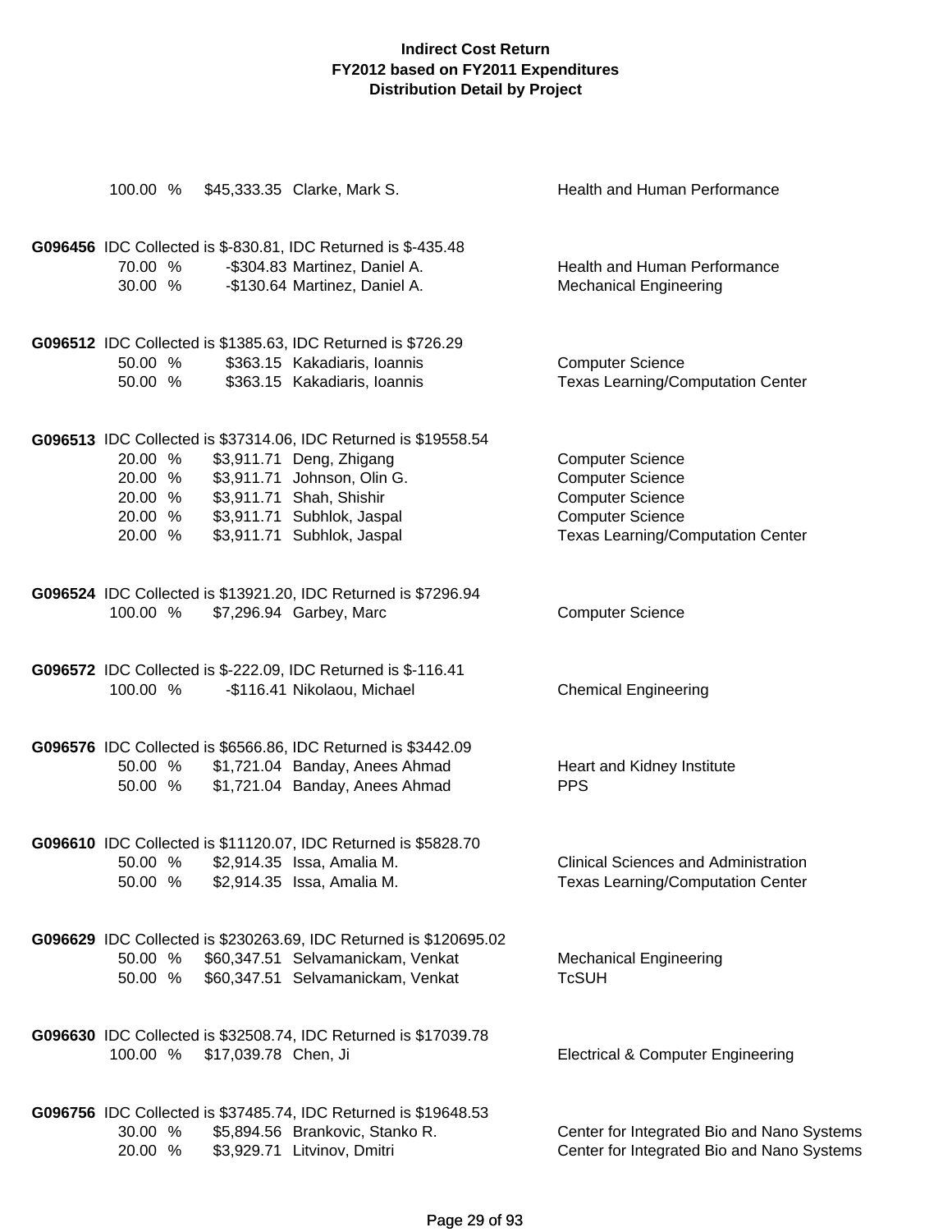| | | | |
|---|---|---|---|
| 100.00 % | $45,333.35 | Clarke, Mark S. | Health and Human Performance |

**G096456** IDC Collected is $-830.81, IDC Returned is $-435.48

| | | | |
|---|---|---|---|
| 70.00 % | -$304.83 | Martinez, Daniel A. | Health and Human Performance |
| 30.00 % | -$130.64 | Martinez, Daniel A. | Mechanical Engineering |

**G096512** IDC Collected is $1385.63, IDC Returned is $726.29

| | | | |
|---|---|---|---|
| 50.00 % | $363.15 | Kakadiaris, Ioannis | Computer Science |
| 50.00 % | $363.15 | Kakadiaris, Ioannis | Texas Learning/Computation Center |

**G096513** IDC Collected is $37314.06, IDC Returned is $19558.54

| | | | |
|---|---|---|---|
| 20.00 % | $3,911.71 | Deng, Zhigang | Computer Science |
| 20.00 % | $3,911.71 | Johnson, Olin G. | Computer Science |
| 20.00 % | $3,911.71 | Shah, Shishir | Computer Science |
| 20.00 % | $3,911.71 | Subhlok, Jaspal | Computer Science |
| 20.00 % | $3,911.71 | Subhlok, Jaspal | Texas Learning/Computation Center |

**G096524** IDC Collected is $13921.20, IDC Returned is $7296.94

| | | | |
|---|---|---|---|
| 100.00 % | $7,296.94 | Garbey, Marc | Computer Science |

**G096572** IDC Collected is $-222.09, IDC Returned is $-116.41

| | | | |
|---|---|---|---|
| 100.00 % | -$116.41 | Nikolaou, Michael | Chemical Engineering |

**G096576** IDC Collected is $6566.86, IDC Returned is $3442.09

| | | | |
|---|---|---|---|
| 50.00 % | $1,721.04 | Banday, Anees Ahmad | Heart and Kidney Institute |
| 50.00 % | $1,721.04 | Banday, Anees Ahmad | PPS |

**G096610** IDC Collected is $11120.07, IDC Returned is $5828.70

| | | | |
|---|---|---|---|
| 50.00 % | $2,914.35 | Issa, Amalia M. | Clinical Sciences and Administration |
| 50.00 % | $2,914.35 | Issa, Amalia M. | Texas Learning/Computation Center |

**G096629** IDC Collected is $230263.69, IDC Returned is $120695.02

| | | | |
|---|---|---|---|
| 50.00 % | $60,347.51 | Selvamanickam, Venkat | Mechanical Engineering |
| 50.00 % | $60,347.51 | Selvamanickam, Venkat | TcSUH |

**G096630** IDC Collected is $32508.74, IDC Returned is $17039.78

| | | | |
|---|---|---|---|
| 100.00 % | $17,039.78 | Chen, Ji | Electrical & Computer Engineering |

**G096756** IDC Collected is $37485.74, IDC Returned is $19648.53

| | | | |
|---|---|---|---|
| 30.00 % | $5,894.56 | Brankovic, Stanko R. | Center for Integrated Bio and Nano Systems |
| 20.00 % | $3,929.71 | Litvinov, Dmitri | Center for Integrated Bio and Nano Systems |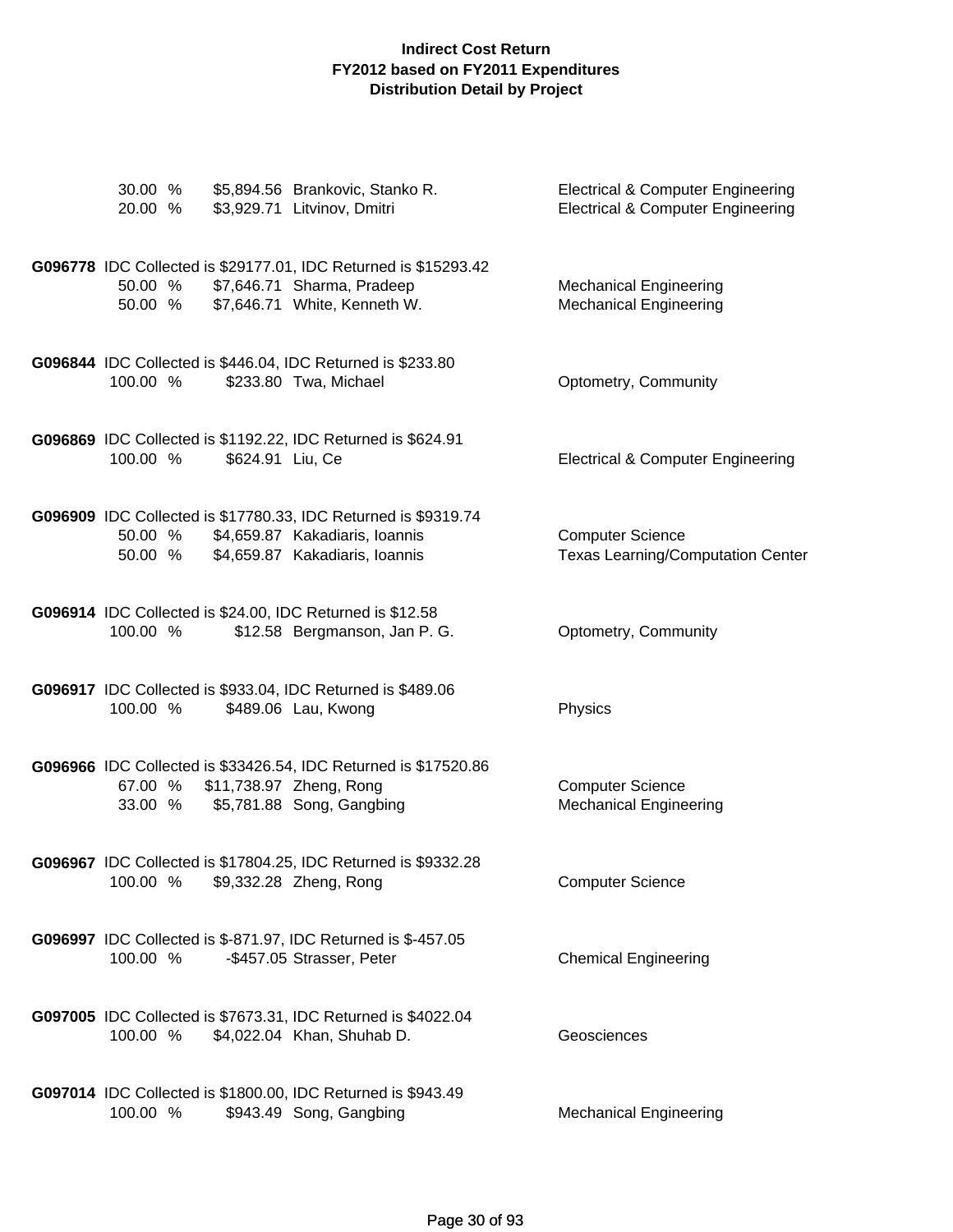**Indirect Cost Return**
**FY2012 based on FY2011 Expenditures**
**Distribution Detail by Project**

30.00 % $5,894.56 Brankovic, Stanko R. — Electrical & Computer Engineering
20.00 % $3,929.71 Litvinov, Dmitri — Electrical & Computer Engineering

**G096778** IDC Collected is $29177.01, IDC Returned is $15293.42

50.00 % $7,646.71 Sharma, Pradeep — Mechanical Engineering
50.00 % $7,646.71 White, Kenneth W. — Mechanical Engineering

**G096844** IDC Collected is $446.04, IDC Returned is $233.80

100.00 % $233.80 Twa, Michael — Optometry, Community

**G096869** IDC Collected is $1192.22, IDC Returned is $624.91

100.00 % $624.91 Liu, Ce — Electrical & Computer Engineering

**G096909** IDC Collected is $17780.33, IDC Returned is $9319.74

50.00 % $4,659.87 Kakadiaris, Ioannis — Computer Science
50.00 % $4,659.87 Kakadiaris, Ioannis — Texas Learning/Computation Center

**G096914** IDC Collected is $24.00, IDC Returned is $12.58

100.00 % $12.58 Bergmanson, Jan P. G. — Optometry, Community

**G096917** IDC Collected is $933.04, IDC Returned is $489.06

100.00 % $489.06 Lau, Kwong — Physics

**G096966** IDC Collected is $33426.54, IDC Returned is $17520.86

67.00 % $11,738.97 Zheng, Rong — Computer Science
33.00 % $5,781.88 Song, Gangbing — Mechanical Engineering

**G096967** IDC Collected is $17804.25, IDC Returned is $9332.28

100.00 % $9,332.28 Zheng, Rong — Computer Science

**G096997** IDC Collected is $-871.97, IDC Returned is $-457.05

100.00 % -$457.05 Strasser, Peter — Chemical Engineering

**G097005** IDC Collected is $7673.31, IDC Returned is $4022.04

100.00 % $4,022.04 Khan, Shuhab D. — Geosciences

**G097014** IDC Collected is $1800.00, IDC Returned is $943.49

100.00 % $943.49 Song, Gangbing — Mechanical Engineering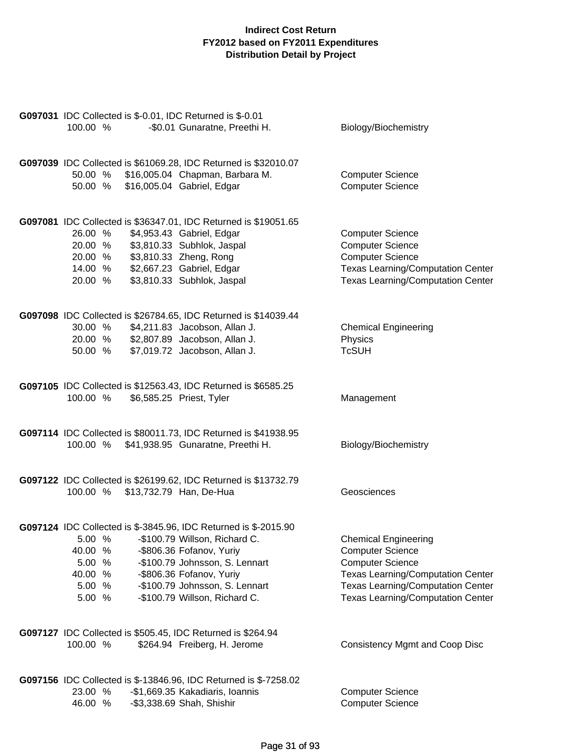**Indirect Cost Return**
**FY2012 based on FY2011 Expenditures**
**Distribution Detail by Project**

**G097031** IDC Collected is $-0.01, IDC Returned is $-0.01

| % | Amount | Name | Department |
|---|---|---|---|
| 100.00 % | -$0.01 | Gunaratne, Preethi H. | Biology/Biochemistry |

**G097039** IDC Collected is $61069.28, IDC Returned is $32010.07

| % | Amount | Name | Department |
|---|---|---|---|
| 50.00 % | $16,005.04 | Chapman, Barbara M. | Computer Science |
| 50.00 % | $16,005.04 | Gabriel, Edgar | Computer Science |

**G097081** IDC Collected is $36347.01, IDC Returned is $19051.65

| % | Amount | Name | Department |
|---|---|---|---|
| 26.00 % | $4,953.43 | Gabriel, Edgar | Computer Science |
| 20.00 % | $3,810.33 | Subhlok, Jaspal | Computer Science |
| 20.00 % | $3,810.33 | Zheng, Rong | Computer Science |
| 14.00 % | $2,667.23 | Gabriel, Edgar | Texas Learning/Computation Center |
| 20.00 % | $3,810.33 | Subhlok, Jaspal | Texas Learning/Computation Center |

**G097098** IDC Collected is $26784.65, IDC Returned is $14039.44

| % | Amount | Name | Department |
|---|---|---|---|
| 30.00 % | $4,211.83 | Jacobson, Allan J. | Chemical Engineering |
| 20.00 % | $2,807.89 | Jacobson, Allan J. | Physics |
| 50.00 % | $7,019.72 | Jacobson, Allan J. | TcSUH |

**G097105** IDC Collected is $12563.43, IDC Returned is $6585.25

| % | Amount | Name | Department |
|---|---|---|---|
| 100.00 % | $6,585.25 | Priest, Tyler | Management |

**G097114** IDC Collected is $80011.73, IDC Returned is $41938.95

| % | Amount | Name | Department |
|---|---|---|---|
| 100.00 % | $41,938.95 | Gunaratne, Preethi H. | Biology/Biochemistry |

**G097122** IDC Collected is $26199.62, IDC Returned is $13732.79

| % | Amount | Name | Department |
|---|---|---|---|
| 100.00 % | $13,732.79 | Han, De-Hua | Geosciences |

**G097124** IDC Collected is $-3845.96, IDC Returned is $-2015.90

| % | Amount | Name | Department |
|---|---|---|---|
| 5.00 % | -$100.79 | Willson, Richard C. | Chemical Engineering |
| 40.00 % | -$806.36 | Fofanov, Yuriy | Computer Science |
| 5.00 % | -$100.79 | Johnsson, S. Lennart | Computer Science |
| 40.00 % | -$806.36 | Fofanov, Yuriy | Texas Learning/Computation Center |
| 5.00 % | -$100.79 | Johnsson, S. Lennart | Texas Learning/Computation Center |
| 5.00 % | -$100.79 | Willson, Richard C. | Texas Learning/Computation Center |

**G097127** IDC Collected is $505.45, IDC Returned is $264.94

| % | Amount | Name | Department |
|---|---|---|---|
| 100.00 % | $264.94 | Freiberg, H. Jerome | Consistency Mgmt and Coop Disc |

**G097156** IDC Collected is $-13846.96, IDC Returned is $-7258.02

| % | Amount | Name | Department |
|---|---|---|---|
| 23.00 % | -$1,669.35 | Kakadiaris, Ioannis | Computer Science |
| 46.00 % | -$3,338.69 | Shah, Shishir | Computer Science |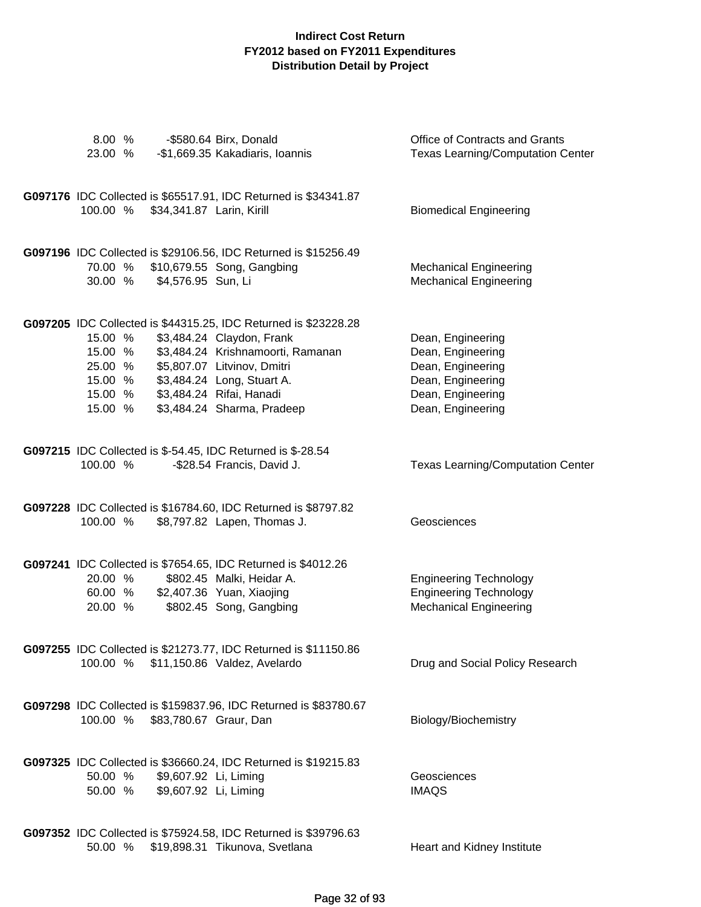# Indirect Cost Return
## FY2012 based on FY2011 Expenditures
## Distribution Detail by Project

| | | | |
|---|---|---|---|
| 8.00 % | -$580.64 | Birx, Donald | Office of Contracts and Grants |
| 23.00 % | -$1,669.35 | Kakadiaris, Ioannis | Texas Learning/Computation Center |

**G097176** IDC Collected is $65517.91, IDC Returned is $34341.87

| | | | |
|---|---|---|---|
| 100.00 % | $34,341.87 | Larin, Kirill | Biomedical Engineering |

**G097196** IDC Collected is $29106.56, IDC Returned is $15256.49

| | | | |
|---|---|---|---|
| 70.00 % | $10,679.55 | Song, Gangbing | Mechanical Engineering |
| 30.00 % | $4,576.95 | Sun, Li | Mechanical Engineering |

**G097205** IDC Collected is $44315.25, IDC Returned is $23228.28

| | | | |
|---|---|---|---|
| 15.00 % | $3,484.24 | Claydon, Frank | Dean, Engineering |
| 15.00 % | $3,484.24 | Krishnamoorti, Ramanan | Dean, Engineering |
| 25.00 % | $5,807.07 | Litvinov, Dmitri | Dean, Engineering |
| 15.00 % | $3,484.24 | Long, Stuart A. | Dean, Engineering |
| 15.00 % | $3,484.24 | Rifai, Hanadi | Dean, Engineering |
| 15.00 % | $3,484.24 | Sharma, Pradeep | Dean, Engineering |

**G097215** IDC Collected is $-54.45, IDC Returned is $-28.54

| | | | |
|---|---|---|---|
| 100.00 % | -$28.54 | Francis, David J. | Texas Learning/Computation Center |

**G097228** IDC Collected is $16784.60, IDC Returned is $8797.82

| | | | |
|---|---|---|---|
| 100.00 % | $8,797.82 | Lapen, Thomas J. | Geosciences |

**G097241** IDC Collected is $7654.65, IDC Returned is $4012.26

| | | | |
|---|---|---|---|
| 20.00 % | $802.45 | Malki, Heidar A. | Engineering Technology |
| 60.00 % | $2,407.36 | Yuan, Xiaojing | Engineering Technology |
| 20.00 % | $802.45 | Song, Gangbing | Mechanical Engineering |

**G097255** IDC Collected is $21273.77, IDC Returned is $11150.86

| | | | |
|---|---|---|---|
| 100.00 % | $11,150.86 | Valdez, Avelardo | Drug and Social Policy Research |

**G097298** IDC Collected is $159837.96, IDC Returned is $83780.67

| | | | |
|---|---|---|---|
| 100.00 % | $83,780.67 | Graur, Dan | Biology/Biochemistry |

**G097325** IDC Collected is $36660.24, IDC Returned is $19215.83

| | | | |
|---|---|---|---|
| 50.00 % | $9,607.92 | Li, Liming | Geosciences |
| 50.00 % | $9,607.92 | Li, Liming | IMAQS |

**G097352** IDC Collected is $75924.58, IDC Returned is $39796.63

| | | | |
|---|---|---|---|
| 50.00 % | $19,898.31 | Tikunova, Svetlana | Heart and Kidney Institute |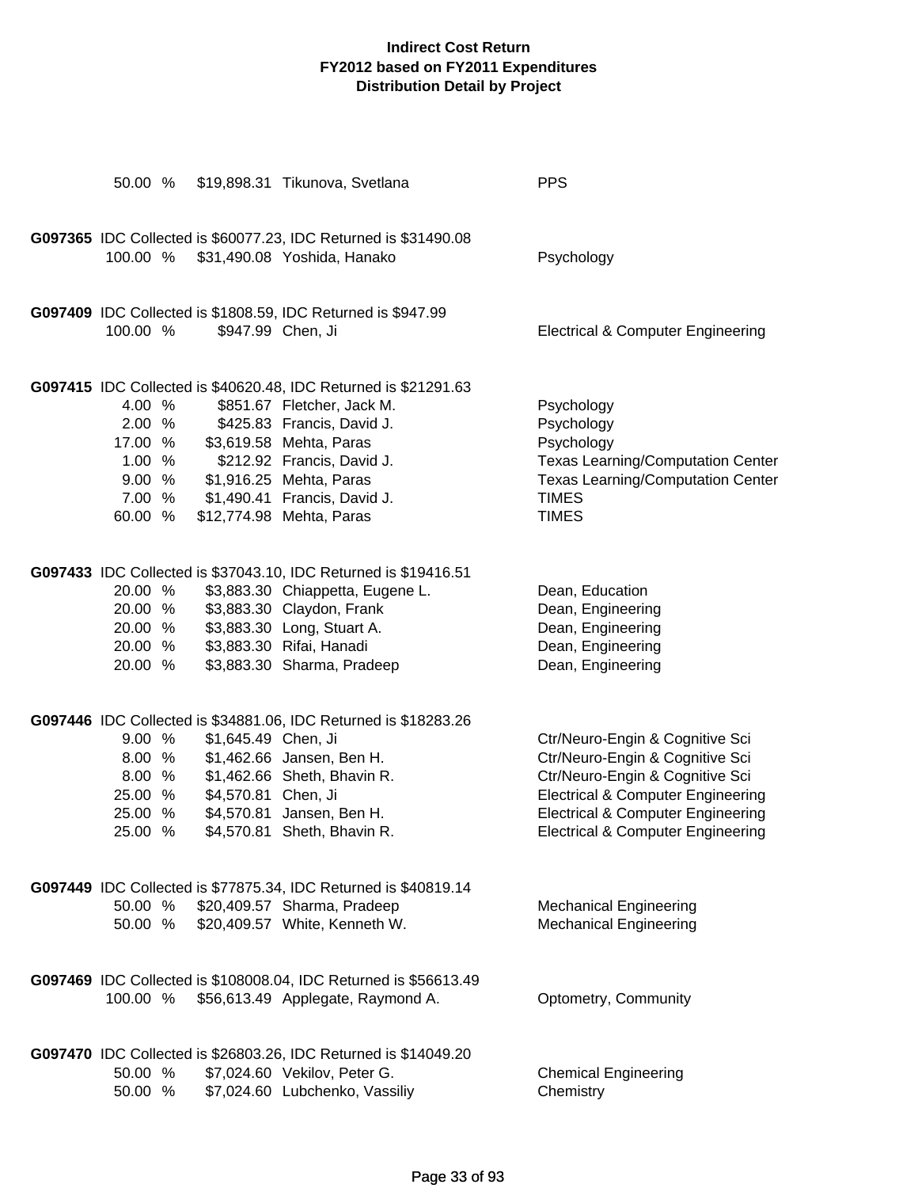# Indirect Cost Return
## FY2012 based on FY2011 Expenditures
## Distribution Detail by Project

| | | | |
|---|---|---|---|
| 50.00 % | $19,898.31 | Tikunova, Svetlana | PPS |

**G097365** IDC Collected is $60077.23, IDC Returned is $31490.08

| | | | |
|---|---|---|---|
| 100.00 % | $31,490.08 | Yoshida, Hanako | Psychology |

**G097409** IDC Collected is $1808.59, IDC Returned is $947.99

| | | | |
|---|---|---|---|
| 100.00 % | $947.99 | Chen, Ji | Electrical & Computer Engineering |

**G097415** IDC Collected is $40620.48, IDC Returned is $21291.63

| | | | |
|---|---|---|---|
| 4.00 % | $851.67 | Fletcher, Jack M. | Psychology |
| 2.00 % | $425.83 | Francis, David J. | Psychology |
| 17.00 % | $3,619.58 | Mehta, Paras | Psychology |
| 1.00 % | $212.92 | Francis, David J. | Texas Learning/Computation Center |
| 9.00 % | $1,916.25 | Mehta, Paras | Texas Learning/Computation Center |
| 7.00 % | $1,490.41 | Francis, David J. | TIMES |
| 60.00 % | $12,774.98 | Mehta, Paras | TIMES |

**G097433** IDC Collected is $37043.10, IDC Returned is $19416.51

| | | | |
|---|---|---|---|
| 20.00 % | $3,883.30 | Chiappetta, Eugene L. | Dean, Education |
| 20.00 % | $3,883.30 | Claydon, Frank | Dean, Engineering |
| 20.00 % | $3,883.30 | Long, Stuart A. | Dean, Engineering |
| 20.00 % | $3,883.30 | Rifai, Hanadi | Dean, Engineering |
| 20.00 % | $3,883.30 | Sharma, Pradeep | Dean, Engineering |

**G097446** IDC Collected is $34881.06, IDC Returned is $18283.26

| | | | |
|---|---|---|---|
| 9.00 % | $1,645.49 | Chen, Ji | Ctr/Neuro-Engin & Cognitive Sci |
| 8.00 % | $1,462.66 | Jansen, Ben H. | Ctr/Neuro-Engin & Cognitive Sci |
| 8.00 % | $1,462.66 | Sheth, Bhavin R. | Ctr/Neuro-Engin & Cognitive Sci |
| 25.00 % | $4,570.81 | Chen, Ji | Electrical & Computer Engineering |
| 25.00 % | $4,570.81 | Jansen, Ben H. | Electrical & Computer Engineering |
| 25.00 % | $4,570.81 | Sheth, Bhavin R. | Electrical & Computer Engineering |

**G097449** IDC Collected is $77875.34, IDC Returned is $40819.14

| | | | |
|---|---|---|---|
| 50.00 % | $20,409.57 | Sharma, Pradeep | Mechanical Engineering |
| 50.00 % | $20,409.57 | White, Kenneth W. | Mechanical Engineering |

**G097469** IDC Collected is $108008.04, IDC Returned is $56613.49

| | | | |
|---|---|---|---|
| 100.00 % | $56,613.49 | Applegate, Raymond A. | Optometry, Community |

**G097470** IDC Collected is $26803.26, IDC Returned is $14049.20

| | | | |
|---|---|---|---|
| 50.00 % | $7,024.60 | Vekilov, Peter G. | Chemical Engineering |
| 50.00 % | $7,024.60 | Lubchenko, Vassiliy | Chemistry |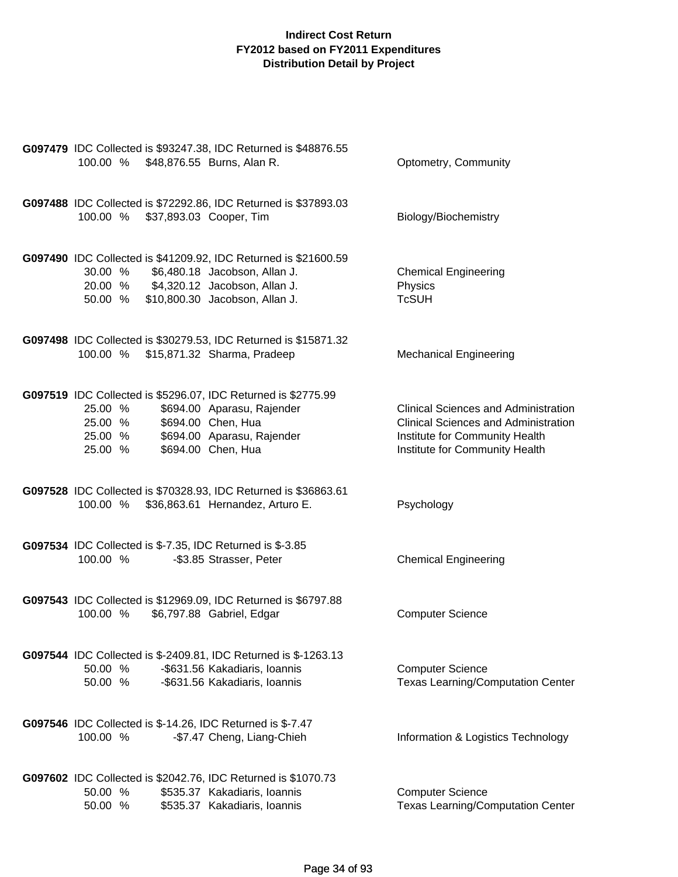**Indirect Cost Return**
**FY2012 based on FY2011 Expenditures**
**Distribution Detail by Project**

**G097479** IDC Collected is $93247.38, IDC Returned is $48876.55

| | | | |
|---|---|---|---|
| 100.00 % | $48,876.55 | Burns, Alan R. | Optometry, Community |

**G097488** IDC Collected is $72292.86, IDC Returned is $37893.03

| | | | |
|---|---|---|---|
| 100.00 % | $37,893.03 | Cooper, Tim | Biology/Biochemistry |

**G097490** IDC Collected is $41209.92, IDC Returned is $21600.59

| | | | |
|---|---|---|---|
| 30.00 % | $6,480.18 | Jacobson, Allan J. | Chemical Engineering |
| 20.00 % | $4,320.12 | Jacobson, Allan J. | Physics |
| 50.00 % | $10,800.30 | Jacobson, Allan J. | TcSUH |

**G097498** IDC Collected is $30279.53, IDC Returned is $15871.32

| | | | |
|---|---|---|---|
| 100.00 % | $15,871.32 | Sharma, Pradeep | Mechanical Engineering |

**G097519** IDC Collected is $5296.07, IDC Returned is $2775.99

| | | | |
|---|---|---|---|
| 25.00 % | $694.00 | Aparasu, Rajender | Clinical Sciences and Administration |
| 25.00 % | $694.00 | Chen, Hua | Clinical Sciences and Administration |
| 25.00 % | $694.00 | Aparasu, Rajender | Institute for Community Health |
| 25.00 % | $694.00 | Chen, Hua | Institute for Community Health |

**G097528** IDC Collected is $70328.93, IDC Returned is $36863.61

| | | | |
|---|---|---|---|
| 100.00 % | $36,863.61 | Hernandez, Arturo E. | Psychology |

**G097534** IDC Collected is $-7.35, IDC Returned is $-3.85

| | | | |
|---|---|---|---|
| 100.00 % | -$3.85 | Strasser, Peter | Chemical Engineering |

**G097543** IDC Collected is $12969.09, IDC Returned is $6797.88

| | | | |
|---|---|---|---|
| 100.00 % | $6,797.88 | Gabriel, Edgar | Computer Science |

**G097544** IDC Collected is $-2409.81, IDC Returned is $-1263.13

| | | | |
|---|---|---|---|
| 50.00 % | -$631.56 | Kakadiaris, Ioannis | Computer Science |
| 50.00 % | -$631.56 | Kakadiaris, Ioannis | Texas Learning/Computation Center |

**G097546** IDC Collected is $-14.26, IDC Returned is $-7.47

| | | | |
|---|---|---|---|
| 100.00 % | -$7.47 | Cheng, Liang-Chieh | Information & Logistics Technology |

**G097602** IDC Collected is $2042.76, IDC Returned is $1070.73

| | | | |
|---|---|---|---|
| 50.00 % | $535.37 | Kakadiaris, Ioannis | Computer Science |
| 50.00 % | $535.37 | Kakadiaris, Ioannis | Texas Learning/Computation Center |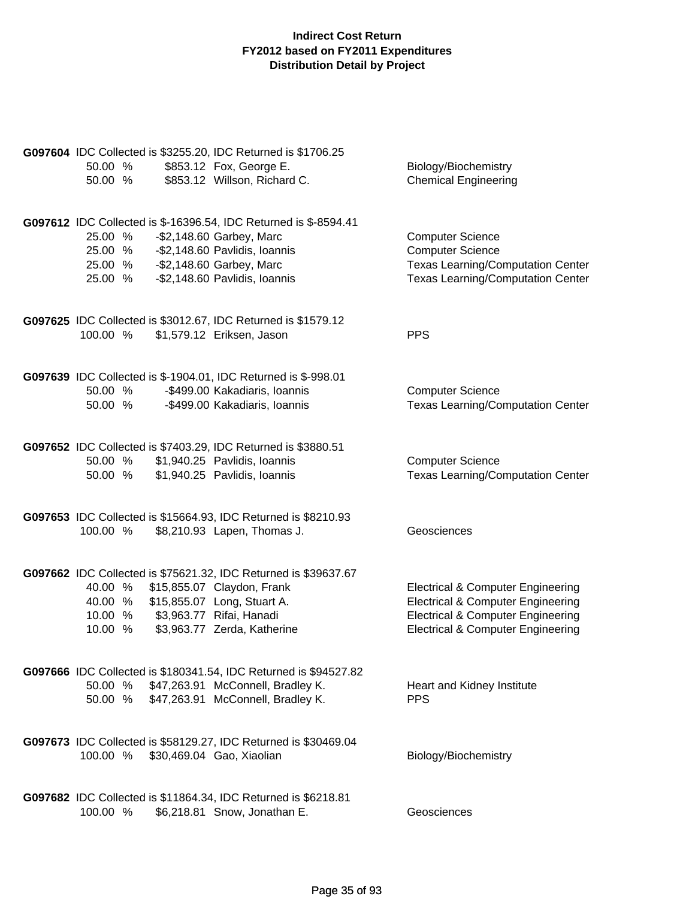**Indirect Cost Return**
**FY2012 based on FY2011 Expenditures**
**Distribution Detail by Project**

**G097604** IDC Collected is $3255.20, IDC Returned is $1706.25

| % | Amount | Name | Department |
|---|---|---|---|
| 50.00 % | $853.12 | Fox, George E. | Biology/Biochemistry |
| 50.00 % | $853.12 | Willson, Richard C. | Chemical Engineering |

**G097612** IDC Collected is $-16396.54, IDC Returned is $-8594.41

| % | Amount | Name | Department |
|---|---|---|---|
| 25.00 % | -$2,148.60 | Garbey, Marc | Computer Science |
| 25.00 % | -$2,148.60 | Pavlidis, Ioannis | Computer Science |
| 25.00 % | -$2,148.60 | Garbey, Marc | Texas Learning/Computation Center |
| 25.00 % | -$2,148.60 | Pavlidis, Ioannis | Texas Learning/Computation Center |

**G097625** IDC Collected is $3012.67, IDC Returned is $1579.12

| % | Amount | Name | Department |
|---|---|---|---|
| 100.00 % | $1,579.12 | Eriksen, Jason | PPS |

**G097639** IDC Collected is $-1904.01, IDC Returned is $-998.01

| % | Amount | Name | Department |
|---|---|---|---|
| 50.00 % | -$499.00 | Kakadiaris, Ioannis | Computer Science |
| 50.00 % | -$499.00 | Kakadiaris, Ioannis | Texas Learning/Computation Center |

**G097652** IDC Collected is $7403.29, IDC Returned is $3880.51

| % | Amount | Name | Department |
|---|---|---|---|
| 50.00 % | $1,940.25 | Pavlidis, Ioannis | Computer Science |
| 50.00 % | $1,940.25 | Pavlidis, Ioannis | Texas Learning/Computation Center |

**G097653** IDC Collected is $15664.93, IDC Returned is $8210.93

| % | Amount | Name | Department |
|---|---|---|---|
| 100.00 % | $8,210.93 | Lapen, Thomas J. | Geosciences |

**G097662** IDC Collected is $75621.32, IDC Returned is $39637.67

| % | Amount | Name | Department |
|---|---|---|---|
| 40.00 % | $15,855.07 | Claydon, Frank | Electrical & Computer Engineering |
| 40.00 % | $15,855.07 | Long, Stuart A. | Electrical & Computer Engineering |
| 10.00 % | $3,963.77 | Rifai, Hanadi | Electrical & Computer Engineering |
| 10.00 % | $3,963.77 | Zerda, Katherine | Electrical & Computer Engineering |

**G097666** IDC Collected is $180341.54, IDC Returned is $94527.82

| % | Amount | Name | Department |
|---|---|---|---|
| 50.00 % | $47,263.91 | McConnell, Bradley K. | Heart and Kidney Institute |
| 50.00 % | $47,263.91 | McConnell, Bradley K. | PPS |

**G097673** IDC Collected is $58129.27, IDC Returned is $30469.04

| % | Amount | Name | Department |
|---|---|---|---|
| 100.00 % | $30,469.04 | Gao, Xiaolian | Biology/Biochemistry |

**G097682** IDC Collected is $11864.34, IDC Returned is $6218.81

| % | Amount | Name | Department |
|---|---|---|---|
| 100.00 % | $6,218.81 | Snow, Jonathan E. | Geosciences |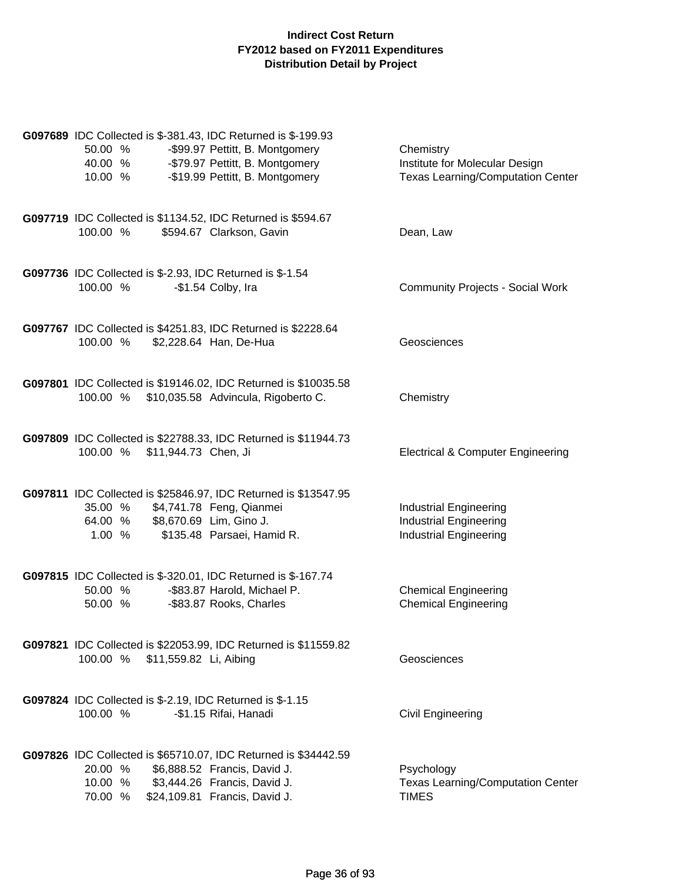**Indirect Cost Return**
**FY2012 based on FY2011 Expenditures**
**Distribution Detail by Project**

**G097689** IDC Collected is $-381.43, IDC Returned is $-199.93

| Percent | Amount | Name | Department |
|---|---|---|---|
| 50.00 % | -$99.97 | Pettitt, B. Montgomery | Chemistry |
| 40.00 % | -$79.97 | Pettitt, B. Montgomery | Institute for Molecular Design |
| 10.00 % | -$19.99 | Pettitt, B. Montgomery | Texas Learning/Computation Center |

**G097719** IDC Collected is $1134.52, IDC Returned is $594.67

| Percent | Amount | Name | Department |
|---|---|---|---|
| 100.00 % | $594.67 | Clarkson, Gavin | Dean, Law |

**G097736** IDC Collected is $-2.93, IDC Returned is $-1.54

| Percent | Amount | Name | Department |
|---|---|---|---|
| 100.00 % | -$1.54 | Colby, Ira | Community Projects - Social Work |

**G097767** IDC Collected is $4251.83, IDC Returned is $2228.64

| Percent | Amount | Name | Department |
|---|---|---|---|
| 100.00 % | $2,228.64 | Han, De-Hua | Geosciences |

**G097801** IDC Collected is $19146.02, IDC Returned is $10035.58

| Percent | Amount | Name | Department |
|---|---|---|---|
| 100.00 % | $10,035.58 | Advincula, Rigoberto C. | Chemistry |

**G097809** IDC Collected is $22788.33, IDC Returned is $11944.73

| Percent | Amount | Name | Department |
|---|---|---|---|
| 100.00 % | $11,944.73 | Chen, Ji | Electrical & Computer Engineering |

**G097811** IDC Collected is $25846.97, IDC Returned is $13547.95

| Percent | Amount | Name | Department |
|---|---|---|---|
| 35.00 % | $4,741.78 | Feng, Qianmei | Industrial Engineering |
| 64.00 % | $8,670.69 | Lim, Gino J. | Industrial Engineering |
| 1.00 % | $135.48 | Parsaei, Hamid R. | Industrial Engineering |

**G097815** IDC Collected is $-320.01, IDC Returned is $-167.74

| Percent | Amount | Name | Department |
|---|---|---|---|
| 50.00 % | -$83.87 | Harold, Michael P. | Chemical Engineering |
| 50.00 % | -$83.87 | Rooks, Charles | Chemical Engineering |

**G097821** IDC Collected is $22053.99, IDC Returned is $11559.82

| Percent | Amount | Name | Department |
|---|---|---|---|
| 100.00 % | $11,559.82 | Li, Aibing | Geosciences |

**G097824** IDC Collected is $-2.19, IDC Returned is $-1.15

| Percent | Amount | Name | Department |
|---|---|---|---|
| 100.00 % | -$1.15 | Rifai, Hanadi | Civil Engineering |

**G097826** IDC Collected is $65710.07, IDC Returned is $34442.59

| Percent | Amount | Name | Department |
|---|---|---|---|
| 20.00 % | $6,888.52 | Francis, David J. | Psychology |
| 10.00 % | $3,444.26 | Francis, David J. | Texas Learning/Computation Center |
| 70.00 % | $24,109.81 | Francis, David J. | TIMES |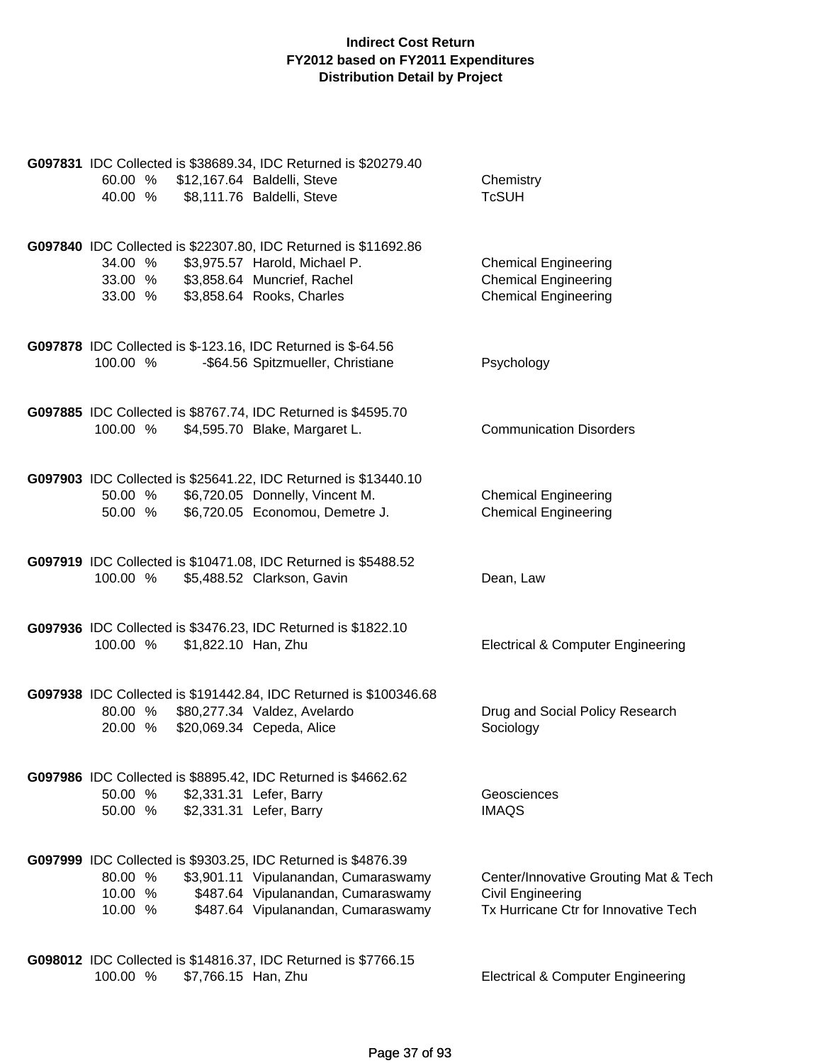**Indirect Cost Return**
**FY2012 based on FY2011 Expenditures**
**Distribution Detail by Project**

**G097831** IDC Collected is $38689.34, IDC Returned is $20279.40

| % | Amount | Name | Department |
|---|---|---|---|
| 60.00 % | $12,167.64 | Baldelli, Steve | Chemistry |
| 40.00 % | $8,111.76 | Baldelli, Steve | TcSUH |

**G097840** IDC Collected is $22307.80, IDC Returned is $11692.86

| % | Amount | Name | Department |
|---|---|---|---|
| 34.00 % | $3,975.57 | Harold, Michael P. | Chemical Engineering |
| 33.00 % | $3,858.64 | Muncrief, Rachel | Chemical Engineering |
| 33.00 % | $3,858.64 | Rooks, Charles | Chemical Engineering |

**G097878** IDC Collected is $-123.16, IDC Returned is $-64.56

| % | Amount | Name | Department |
|---|---|---|---|
| 100.00 % | -$64.56 | Spitzmueller, Christiane | Psychology |

**G097885** IDC Collected is $8767.74, IDC Returned is $4595.70

| % | Amount | Name | Department |
|---|---|---|---|
| 100.00 % | $4,595.70 | Blake, Margaret L. | Communication Disorders |

**G097903** IDC Collected is $25641.22, IDC Returned is $13440.10

| % | Amount | Name | Department |
|---|---|---|---|
| 50.00 % | $6,720.05 | Donnelly, Vincent M. | Chemical Engineering |
| 50.00 % | $6,720.05 | Economou, Demetre J. | Chemical Engineering |

**G097919** IDC Collected is $10471.08, IDC Returned is $5488.52

| % | Amount | Name | Department |
|---|---|---|---|
| 100.00 % | $5,488.52 | Clarkson, Gavin | Dean, Law |

**G097936** IDC Collected is $3476.23, IDC Returned is $1822.10

| % | Amount | Name | Department |
|---|---|---|---|
| 100.00 % | $1,822.10 | Han, Zhu | Electrical & Computer Engineering |

**G097938** IDC Collected is $191442.84, IDC Returned is $100346.68

| % | Amount | Name | Department |
|---|---|---|---|
| 80.00 % | $80,277.34 | Valdez, Avelardo | Drug and Social Policy Research |
| 20.00 % | $20,069.34 | Cepeda, Alice | Sociology |

**G097986** IDC Collected is $8895.42, IDC Returned is $4662.62

| % | Amount | Name | Department |
|---|---|---|---|
| 50.00 % | $2,331.31 | Lefer, Barry | Geosciences |
| 50.00 % | $2,331.31 | Lefer, Barry | IMAQS |

**G097999** IDC Collected is $9303.25, IDC Returned is $4876.39

| % | Amount | Name | Department |
|---|---|---|---|
| 80.00 % | $3,901.11 | Vipulanandan, Cumaraswamy | Center/Innovative Grouting Mat & Tech |
| 10.00 % | $487.64 | Vipulanandan, Cumaraswamy | Civil Engineering |
| 10.00 % | $487.64 | Vipulanandan, Cumaraswamy | Tx Hurricane Ctr for Innovative Tech |

**G098012** IDC Collected is $14816.37, IDC Returned is $7766.15

| % | Amount | Name | Department |
|---|---|---|---|
| 100.00 % | $7,766.15 | Han, Zhu | Electrical & Computer Engineering |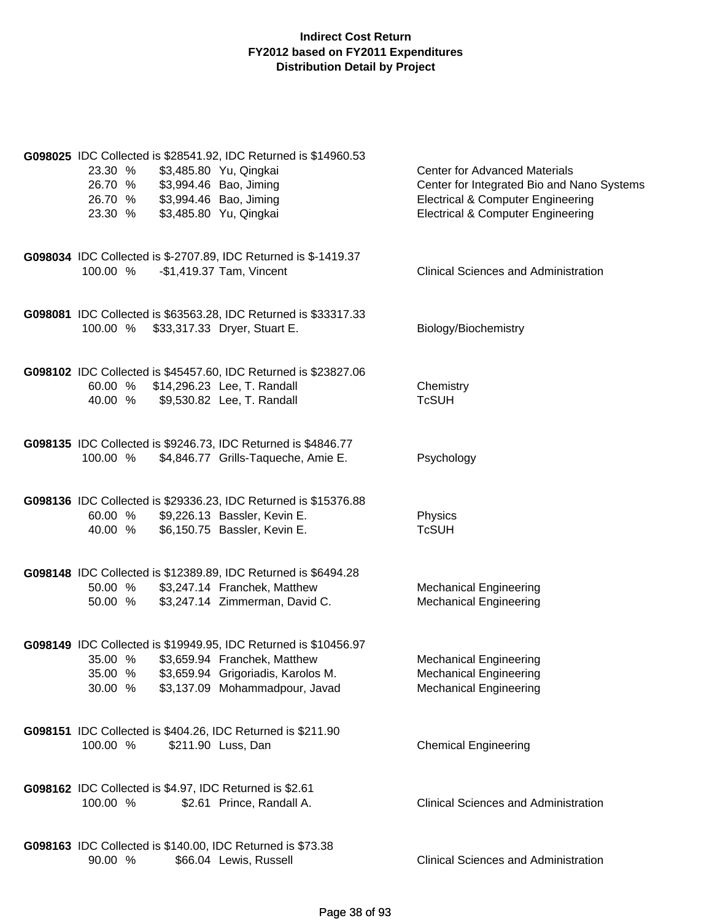**Indirect Cost Return**
**FY2012 based on FY2011 Expenditures**
**Distribution Detail by Project**

**G098025** IDC Collected is $28541.92, IDC Returned is $14960.53

| % | Amount | Name | Department |
|---|---|---|---|
| 23.30 % | $3,485.80 | Yu, Qingkai | Center for Advanced Materials |
| 26.70 % | $3,994.46 | Bao, Jiming | Center for Integrated Bio and Nano Systems |
| 26.70 % | $3,994.46 | Bao, Jiming | Electrical & Computer Engineering |
| 23.30 % | $3,485.80 | Yu, Qingkai | Electrical & Computer Engineering |

**G098034** IDC Collected is $-2707.89, IDC Returned is $-1419.37

| % | Amount | Name | Department |
|---|---|---|---|
| 100.00 % | -$1,419.37 | Tam, Vincent | Clinical Sciences and Administration |

**G098081** IDC Collected is $63563.28, IDC Returned is $33317.33

| % | Amount | Name | Department |
|---|---|---|---|
| 100.00 % | $33,317.33 | Dryer, Stuart E. | Biology/Biochemistry |

**G098102** IDC Collected is $45457.60, IDC Returned is $23827.06

| % | Amount | Name | Department |
|---|---|---|---|
| 60.00 % | $14,296.23 | Lee, T. Randall | Chemistry |
| 40.00 % | $9,530.82 | Lee, T. Randall | TcSUH |

**G098135** IDC Collected is $9246.73, IDC Returned is $4846.77

| % | Amount | Name | Department |
|---|---|---|---|
| 100.00 % | $4,846.77 | Grills-Taqueche, Amie E. | Psychology |

**G098136** IDC Collected is $29336.23, IDC Returned is $15376.88

| % | Amount | Name | Department |
|---|---|---|---|
| 60.00 % | $9,226.13 | Bassler, Kevin E. | Physics |
| 40.00 % | $6,150.75 | Bassler, Kevin E. | TcSUH |

**G098148** IDC Collected is $12389.89, IDC Returned is $6494.28

| % | Amount | Name | Department |
|---|---|---|---|
| 50.00 % | $3,247.14 | Franchek, Matthew | Mechanical Engineering |
| 50.00 % | $3,247.14 | Zimmerman, David C. | Mechanical Engineering |

**G098149** IDC Collected is $19949.95, IDC Returned is $10456.97

| % | Amount | Name | Department |
|---|---|---|---|
| 35.00 % | $3,659.94 | Franchek, Matthew | Mechanical Engineering |
| 35.00 % | $3,659.94 | Grigoriadis, Karolos M. | Mechanical Engineering |
| 30.00 % | $3,137.09 | Mohammadpour, Javad | Mechanical Engineering |

**G098151** IDC Collected is $404.26, IDC Returned is $211.90

| % | Amount | Name | Department |
|---|---|---|---|
| 100.00 % | $211.90 | Luss, Dan | Chemical Engineering |

**G098162** IDC Collected is $4.97, IDC Returned is $2.61

| % | Amount | Name | Department |
|---|---|---|---|
| 100.00 % | $2.61 | Prince, Randall A. | Clinical Sciences and Administration |

**G098163** IDC Collected is $140.00, IDC Returned is $73.38

| % | Amount | Name | Department |
|---|---|---|---|
| 90.00 % | $66.04 | Lewis, Russell | Clinical Sciences and Administration |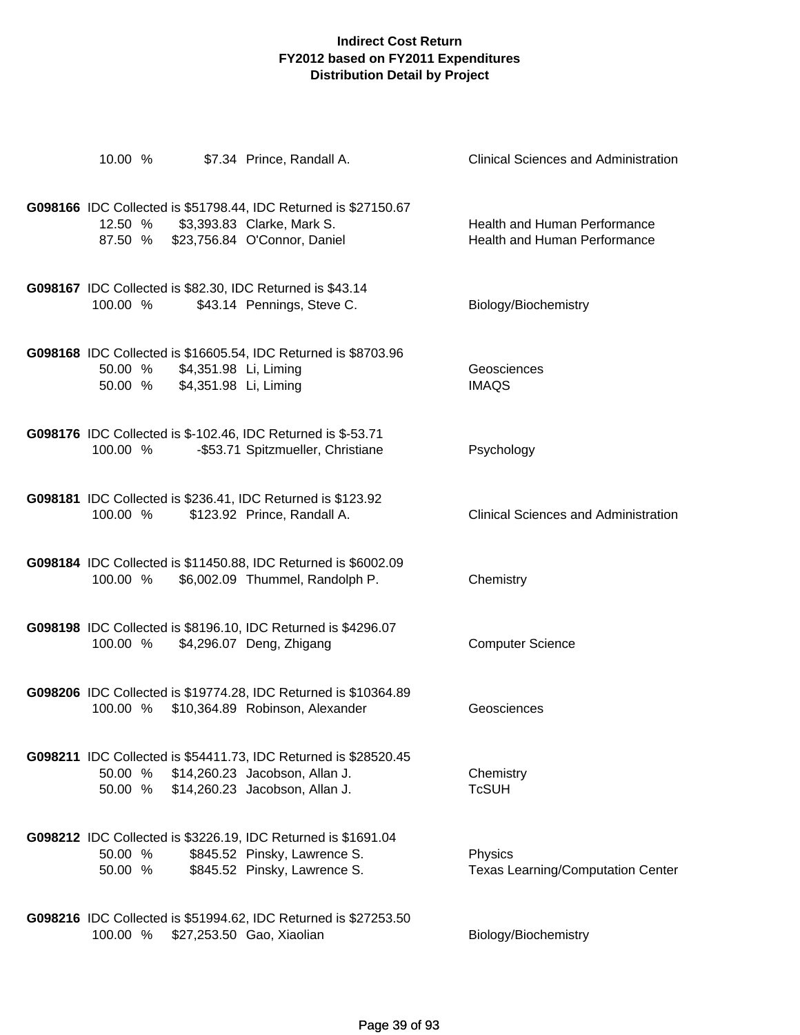# Indirect Cost Return
## FY2012 based on FY2011 Expenditures
## Distribution Detail by Project

| | | | |
|---|---|---|---|
| 10.00 % | $7.34 | Prince, Randall A. | Clinical Sciences and Administration |

**G098166** IDC Collected is $51798.44, IDC Returned is $27150.67

| | | | |
|---|---|---|---|
| 12.50 % | $3,393.83 | Clarke, Mark S. | Health and Human Performance |
| 87.50 % | $23,756.84 | O'Connor, Daniel | Health and Human Performance |

**G098167** IDC Collected is $82.30, IDC Returned is $43.14

| | | | |
|---|---|---|---|
| 100.00 % | $43.14 | Pennings, Steve C. | Biology/Biochemistry |

**G098168** IDC Collected is $16605.54, IDC Returned is $8703.96

| | | | |
|---|---|---|---|
| 50.00 % | $4,351.98 | Li, Liming | Geosciences |
| 50.00 % | $4,351.98 | Li, Liming | IMAQS |

**G098176** IDC Collected is $-102.46, IDC Returned is $-53.71

| | | | |
|---|---|---|---|
| 100.00 % | -$53.71 | Spitzmueller, Christiane | Psychology |

**G098181** IDC Collected is $236.41, IDC Returned is $123.92

| | | | |
|---|---|---|---|
| 100.00 % | $123.92 | Prince, Randall A. | Clinical Sciences and Administration |

**G098184** IDC Collected is $11450.88, IDC Returned is $6002.09

| | | | |
|---|---|---|---|
| 100.00 % | $6,002.09 | Thummel, Randolph P. | Chemistry |

**G098198** IDC Collected is $8196.10, IDC Returned is $4296.07

| | | | |
|---|---|---|---|
| 100.00 % | $4,296.07 | Deng, Zhigang | Computer Science |

**G098206** IDC Collected is $19774.28, IDC Returned is $10364.89

| | | | |
|---|---|---|---|
| 100.00 % | $10,364.89 | Robinson, Alexander | Geosciences |

**G098211** IDC Collected is $54411.73, IDC Returned is $28520.45

| | | | |
|---|---|---|---|
| 50.00 % | $14,260.23 | Jacobson, Allan J. | Chemistry |
| 50.00 % | $14,260.23 | Jacobson, Allan J. | TcSUH |

**G098212** IDC Collected is $3226.19, IDC Returned is $1691.04

| | | | |
|---|---|---|---|
| 50.00 % | $845.52 | Pinsky, Lawrence S. | Physics |
| 50.00 % | $845.52 | Pinsky, Lawrence S. | Texas Learning/Computation Center |

**G098216** IDC Collected is $51994.62, IDC Returned is $27253.50

| | | | |
|---|---|---|---|
| 100.00 % | $27,253.50 | Gao, Xiaolian | Biology/Biochemistry |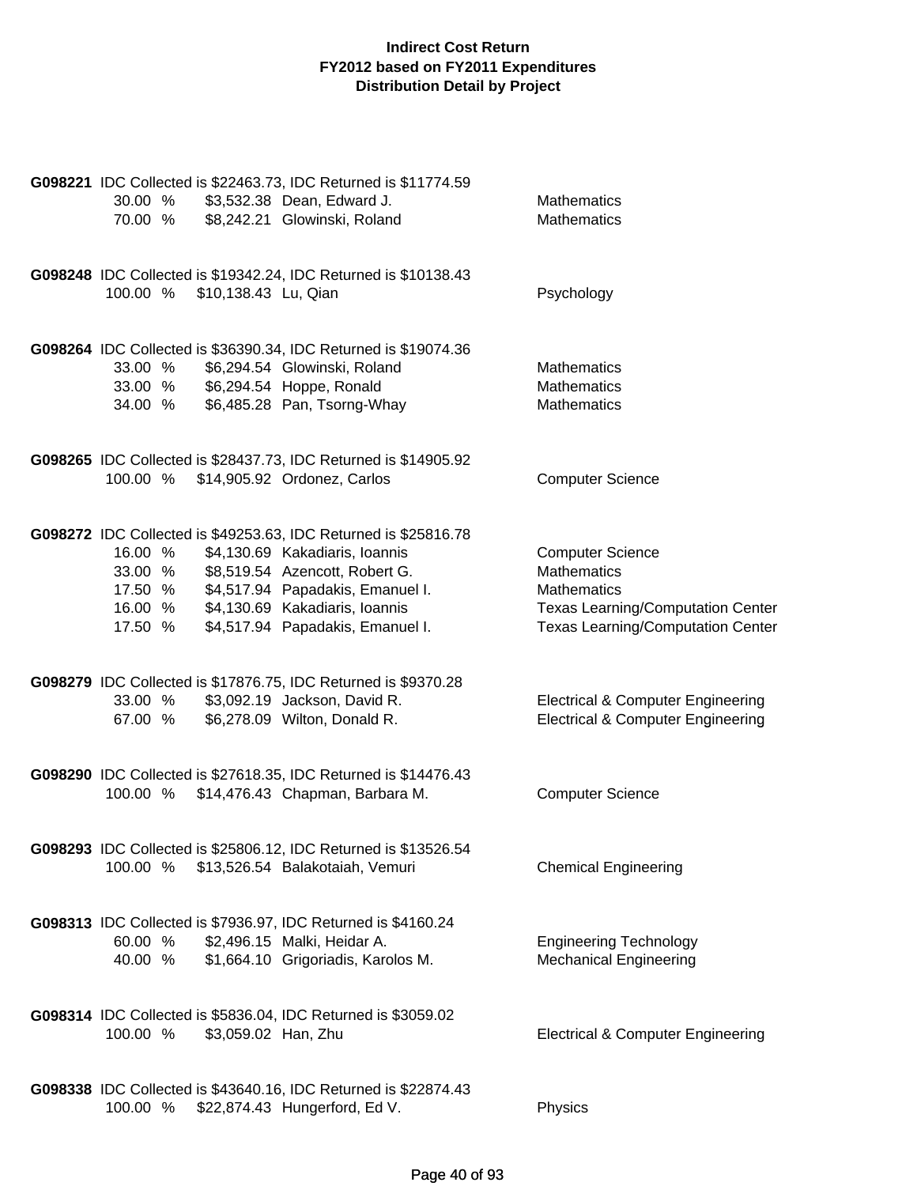**Indirect Cost Return**
**FY2012 based on FY2011 Expenditures**
**Distribution Detail by Project**

**G098221** IDC Collected is $22463.73, IDC Returned is $11774.59

| % | Amount | Name | Department |
|---|---|---|---|
| 30.00 % | $3,532.38 | Dean, Edward J. | Mathematics |
| 70.00 % | $8,242.21 | Glowinski, Roland | Mathematics |

**G098248** IDC Collected is $19342.24, IDC Returned is $10138.43

| % | Amount | Name | Department |
|---|---|---|---|
| 100.00 % | $10,138.43 | Lu, Qian | Psychology |

**G098264** IDC Collected is $36390.34, IDC Returned is $19074.36

| % | Amount | Name | Department |
|---|---|---|---|
| 33.00 % | $6,294.54 | Glowinski, Roland | Mathematics |
| 33.00 % | $6,294.54 | Hoppe, Ronald | Mathematics |
| 34.00 % | $6,485.28 | Pan, Tsorng-Whay | Mathematics |

**G098265** IDC Collected is $28437.73, IDC Returned is $14905.92

| % | Amount | Name | Department |
|---|---|---|---|
| 100.00 % | $14,905.92 | Ordonez, Carlos | Computer Science |

**G098272** IDC Collected is $49253.63, IDC Returned is $25816.78

| % | Amount | Name | Department |
|---|---|---|---|
| 16.00 % | $4,130.69 | Kakadiaris, Ioannis | Computer Science |
| 33.00 % | $8,519.54 | Azencott, Robert G. | Mathematics |
| 17.50 % | $4,517.94 | Papadakis, Emanuel I. | Mathematics |
| 16.00 % | $4,130.69 | Kakadiaris, Ioannis | Texas Learning/Computation Center |
| 17.50 % | $4,517.94 | Papadakis, Emanuel I. | Texas Learning/Computation Center |

**G098279** IDC Collected is $17876.75, IDC Returned is $9370.28

| % | Amount | Name | Department |
|---|---|---|---|
| 33.00 % | $3,092.19 | Jackson, David R. | Electrical & Computer Engineering |
| 67.00 % | $6,278.09 | Wilton, Donald R. | Electrical & Computer Engineering |

**G098290** IDC Collected is $27618.35, IDC Returned is $14476.43

| % | Amount | Name | Department |
|---|---|---|---|
| 100.00 % | $14,476.43 | Chapman, Barbara M. | Computer Science |

**G098293** IDC Collected is $25806.12, IDC Returned is $13526.54

| % | Amount | Name | Department |
|---|---|---|---|
| 100.00 % | $13,526.54 | Balakotaiah, Vemuri | Chemical Engineering |

**G098313** IDC Collected is $7936.97, IDC Returned is $4160.24

| % | Amount | Name | Department |
|---|---|---|---|
| 60.00 % | $2,496.15 | Malki, Heidar A. | Engineering Technology |
| 40.00 % | $1,664.10 | Grigoriadis, Karolos M. | Mechanical Engineering |

**G098314** IDC Collected is $5836.04, IDC Returned is $3059.02

| % | Amount | Name | Department |
|---|---|---|---|
| 100.00 % | $3,059.02 | Han, Zhu | Electrical & Computer Engineering |

**G098338** IDC Collected is $43640.16, IDC Returned is $22874.43

| % | Amount | Name | Department |
|---|---|---|---|
| 100.00 % | $22,874.43 | Hungerford, Ed V. | Physics |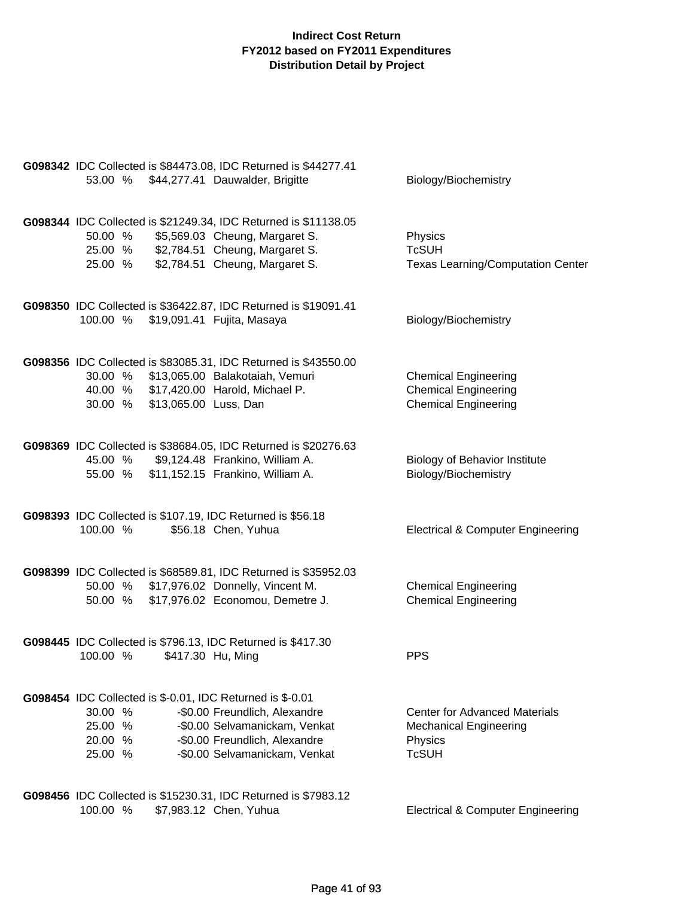**Indirect Cost Return**
**FY2012 based on FY2011 Expenditures**
**Distribution Detail by Project**

**G098342** IDC Collected is $84473.08, IDC Returned is $44277.41

| | | | |
|---|---|---|---|
| 53.00 % | $44,277.41 | Dauwalder, Brigitte | Biology/Biochemistry |

**G098344** IDC Collected is $21249.34, IDC Returned is $11138.05

| | | | |
|---|---|---|---|
| 50.00 % | $5,569.03 | Cheung, Margaret S. | Physics |
| 25.00 % | $2,784.51 | Cheung, Margaret S. | TcSUH |
| 25.00 % | $2,784.51 | Cheung, Margaret S. | Texas Learning/Computation Center |

**G098350** IDC Collected is $36422.87, IDC Returned is $19091.41

| | | | |
|---|---|---|---|
| 100.00 % | $19,091.41 | Fujita, Masaya | Biology/Biochemistry |

**G098356** IDC Collected is $83085.31, IDC Returned is $43550.00

| | | | |
|---|---|---|---|
| 30.00 % | $13,065.00 | Balakotaiah, Vemuri | Chemical Engineering |
| 40.00 % | $17,420.00 | Harold, Michael P. | Chemical Engineering |
| 30.00 % | $13,065.00 | Luss, Dan | Chemical Engineering |

**G098369** IDC Collected is $38684.05, IDC Returned is $20276.63

| | | | |
|---|---|---|---|
| 45.00 % | $9,124.48 | Frankino, William A. | Biology of Behavior Institute |
| 55.00 % | $11,152.15 | Frankino, William A. | Biology/Biochemistry |

**G098393** IDC Collected is $107.19, IDC Returned is $56.18

| | | | |
|---|---|---|---|
| 100.00 % | $56.18 | Chen, Yuhua | Electrical & Computer Engineering |

**G098399** IDC Collected is $68589.81, IDC Returned is $35952.03

| | | | |
|---|---|---|---|
| 50.00 % | $17,976.02 | Donnelly, Vincent M. | Chemical Engineering |
| 50.00 % | $17,976.02 | Economou, Demetre J. | Chemical Engineering |

**G098445** IDC Collected is $796.13, IDC Returned is $417.30

| | | | |
|---|---|---|---|
| 100.00 % | $417.30 | Hu, Ming | PPS |

**G098454** IDC Collected is $-0.01, IDC Returned is $-0.01

| | | | |
|---|---|---|---|
| 30.00 % | -$0.00 | Freundlich, Alexandre | Center for Advanced Materials |
| 25.00 % | -$0.00 | Selvamanickam, Venkat | Mechanical Engineering |
| 20.00 % | -$0.00 | Freundlich, Alexandre | Physics |
| 25.00 % | -$0.00 | Selvamanickam, Venkat | TcSUH |

**G098456** IDC Collected is $15230.31, IDC Returned is $7983.12

| | | | |
|---|---|---|---|
| 100.00 % | $7,983.12 | Chen, Yuhua | Electrical & Computer Engineering |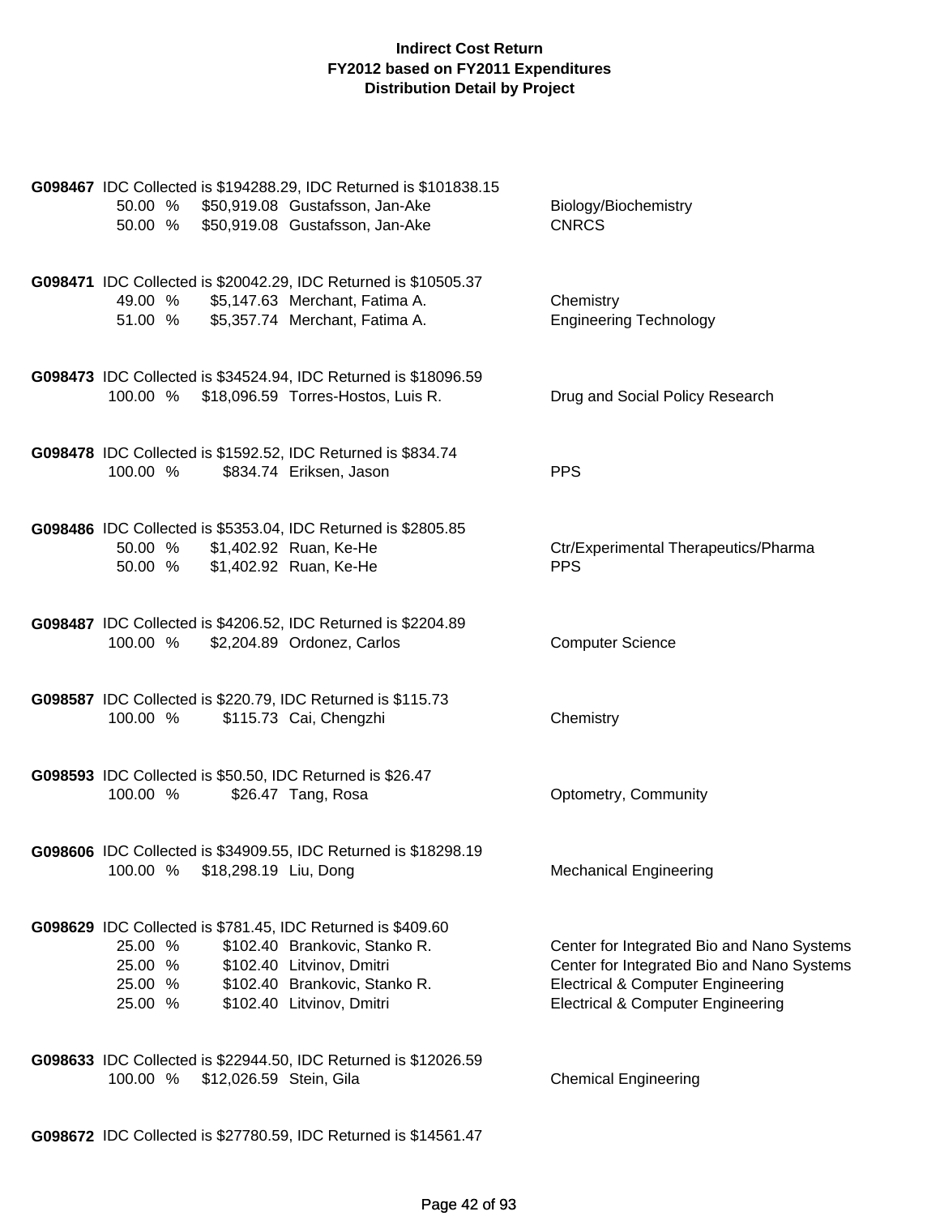**Indirect Cost Return**
**FY2012 based on FY2011 Expenditures**
**Distribution Detail by Project**

**G098467** IDC Collected is $194288.29, IDC Returned is $101838.15

| | | | |
|---|---|---|---|
| 50.00 % | $50,919.08 | Gustafsson, Jan-Ake | Biology/Biochemistry |
| 50.00 % | $50,919.08 | Gustafsson, Jan-Ake | CNRCS |

**G098471** IDC Collected is $20042.29, IDC Returned is $10505.37

| | | | |
|---|---|---|---|
| 49.00 % | $5,147.63 | Merchant, Fatima A. | Chemistry |
| 51.00 % | $5,357.74 | Merchant, Fatima A. | Engineering Technology |

**G098473** IDC Collected is $34524.94, IDC Returned is $18096.59

| | | | |
|---|---|---|---|
| 100.00 % | $18,096.59 | Torres-Hostos, Luis R. | Drug and Social Policy Research |

**G098478** IDC Collected is $1592.52, IDC Returned is $834.74

| | | | |
|---|---|---|---|
| 100.00 % | $834.74 | Eriksen, Jason | PPS |

**G098486** IDC Collected is $5353.04, IDC Returned is $2805.85

| | | | |
|---|---|---|---|
| 50.00 % | $1,402.92 | Ruan, Ke-He | Ctr/Experimental Therapeutics/Pharma |
| 50.00 % | $1,402.92 | Ruan, Ke-He | PPS |

**G098487** IDC Collected is $4206.52, IDC Returned is $2204.89

| | | | |
|---|---|---|---|
| 100.00 % | $2,204.89 | Ordonez, Carlos | Computer Science |

**G098587** IDC Collected is $220.79, IDC Returned is $115.73

| | | | |
|---|---|---|---|
| 100.00 % | $115.73 | Cai, Chengzhi | Chemistry |

**G098593** IDC Collected is $50.50, IDC Returned is $26.47

| | | | |
|---|---|---|---|
| 100.00 % | $26.47 | Tang, Rosa | Optometry, Community |

**G098606** IDC Collected is $34909.55, IDC Returned is $18298.19

| | | | |
|---|---|---|---|
| 100.00 % | $18,298.19 | Liu, Dong | Mechanical Engineering |

**G098629** IDC Collected is $781.45, IDC Returned is $409.60

| | | | |
|---|---|---|---|
| 25.00 % | $102.40 | Brankovic, Stanko R. | Center for Integrated Bio and Nano Systems |
| 25.00 % | $102.40 | Litvinov, Dmitri | Center for Integrated Bio and Nano Systems |
| 25.00 % | $102.40 | Brankovic, Stanko R. | Electrical & Computer Engineering |
| 25.00 % | $102.40 | Litvinov, Dmitri | Electrical & Computer Engineering |

**G098633** IDC Collected is $22944.50, IDC Returned is $12026.59

| | | | |
|---|---|---|---|
| 100.00 % | $12,026.59 | Stein, Gila | Chemical Engineering |

**G098672** IDC Collected is $27780.59, IDC Returned is $14561.47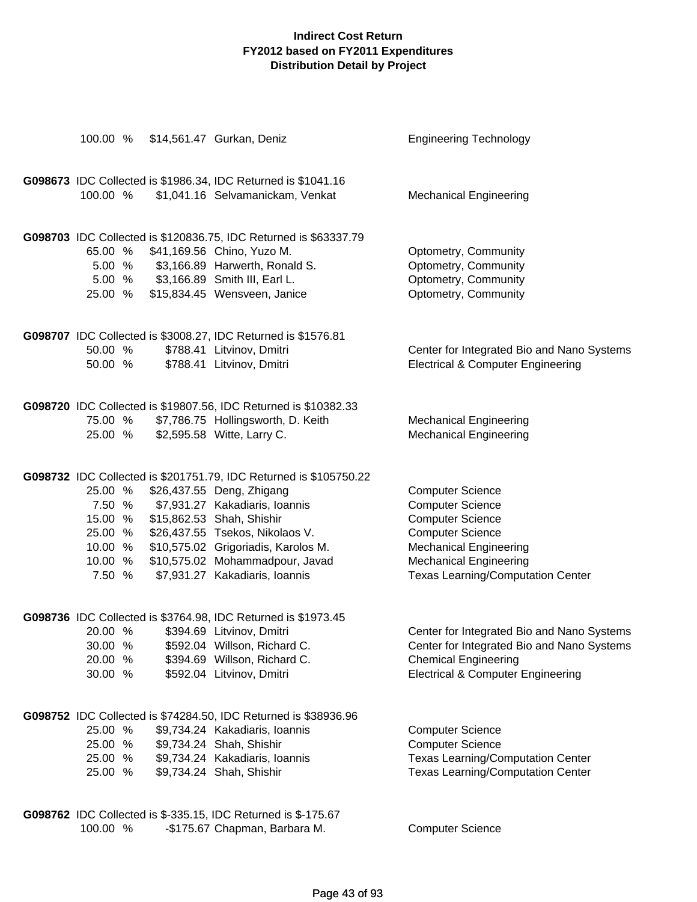**Indirect Cost Return**
**FY2012 based on FY2011 Expenditures**
**Distribution Detail by Project**

100.00 % $14,561.47 Gurkan, Deniz — Engineering Technology

**G098673** IDC Collected is $1986.34, IDC Returned is $1041.16

| Percent | Amount | Name | Department |
|---|---|---|---|
| 100.00 % | $1,041.16 | Selvamanickam, Venkat | Mechanical Engineering |

**G098703** IDC Collected is $120836.75, IDC Returned is $63337.79

| Percent | Amount | Name | Department |
|---|---|---|---|
| 65.00 % | $41,169.56 | Chino, Yuzo M. | Optometry, Community |
| 5.00 % | $3,166.89 | Harwerth, Ronald S. | Optometry, Community |
| 5.00 % | $3,166.89 | Smith III, Earl L. | Optometry, Community |
| 25.00 % | $15,834.45 | Wensveen, Janice | Optometry, Community |

**G098707** IDC Collected is $3008.27, IDC Returned is $1576.81

| Percent | Amount | Name | Department |
|---|---|---|---|
| 50.00 % | $788.41 | Litvinov, Dmitri | Center for Integrated Bio and Nano Systems |
| 50.00 % | $788.41 | Litvinov, Dmitri | Electrical & Computer Engineering |

**G098720** IDC Collected is $19807.56, IDC Returned is $10382.33

| Percent | Amount | Name | Department |
|---|---|---|---|
| 75.00 % | $7,786.75 | Hollingsworth, D. Keith | Mechanical Engineering |
| 25.00 % | $2,595.58 | Witte, Larry C. | Mechanical Engineering |

**G098732** IDC Collected is $201751.79, IDC Returned is $105750.22

| Percent | Amount | Name | Department |
|---|---|---|---|
| 25.00 % | $26,437.55 | Deng, Zhigang | Computer Science |
| 7.50 % | $7,931.27 | Kakadiaris, Ioannis | Computer Science |
| 15.00 % | $15,862.53 | Shah, Shishir | Computer Science |
| 25.00 % | $26,437.55 | Tsekos, Nikolaos V. | Computer Science |
| 10.00 % | $10,575.02 | Grigoriadis, Karolos M. | Mechanical Engineering |
| 10.00 % | $10,575.02 | Mohammadpour, Javad | Mechanical Engineering |
| 7.50 % | $7,931.27 | Kakadiaris, Ioannis | Texas Learning/Computation Center |

**G098736** IDC Collected is $3764.98, IDC Returned is $1973.45

| Percent | Amount | Name | Department |
|---|---|---|---|
| 20.00 % | $394.69 | Litvinov, Dmitri | Center for Integrated Bio and Nano Systems |
| 30.00 % | $592.04 | Willson, Richard C. | Center for Integrated Bio and Nano Systems |
| 20.00 % | $394.69 | Willson, Richard C. | Chemical Engineering |
| 30.00 % | $592.04 | Litvinov, Dmitri | Electrical & Computer Engineering |

**G098752** IDC Collected is $74284.50, IDC Returned is $38936.96

| Percent | Amount | Name | Department |
|---|---|---|---|
| 25.00 % | $9,734.24 | Kakadiaris, Ioannis | Computer Science |
| 25.00 % | $9,734.24 | Shah, Shishir | Computer Science |
| 25.00 % | $9,734.24 | Kakadiaris, Ioannis | Texas Learning/Computation Center |
| 25.00 % | $9,734.24 | Shah, Shishir | Texas Learning/Computation Center |

**G098762** IDC Collected is $-335.15, IDC Returned is $-175.67

| Percent | Amount | Name | Department |
|---|---|---|---|
| 100.00 % | -$175.67 | Chapman, Barbara M. | Computer Science |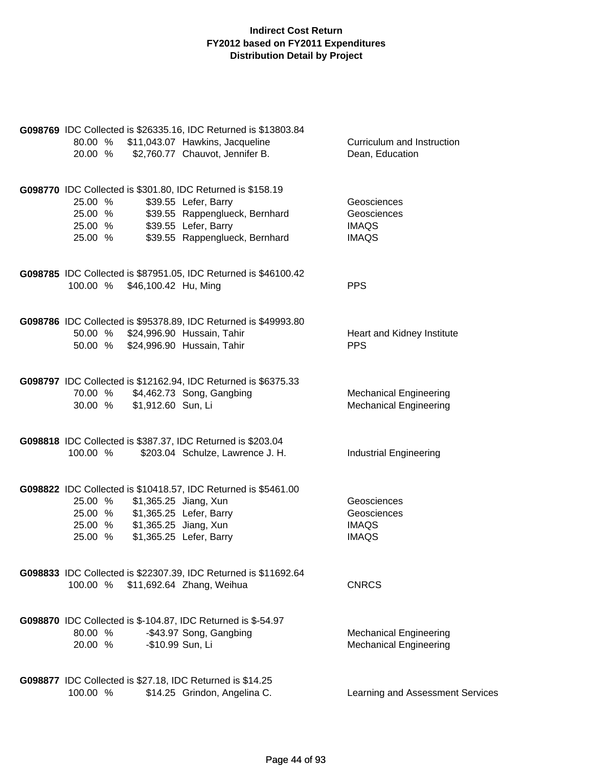**Indirect Cost Return**
**FY2012 based on FY2011 Expenditures**
**Distribution Detail by Project**

**G098769** IDC Collected is $26335.16, IDC Returned is $13803.84

| | | | |
|---|---|---|---|
| 80.00 % | $11,043.07 | Hawkins, Jacqueline | Curriculum and Instruction |
| 20.00 % | $2,760.77 | Chauvot, Jennifer B. | Dean, Education |

**G098770** IDC Collected is $301.80, IDC Returned is $158.19

| | | | |
|---|---|---|---|
| 25.00 % | $39.55 | Lefer, Barry | Geosciences |
| 25.00 % | $39.55 | Rappenglueck, Bernhard | Geosciences |
| 25.00 % | $39.55 | Lefer, Barry | IMAQS |
| 25.00 % | $39.55 | Rappenglueck, Bernhard | IMAQS |

**G098785** IDC Collected is $87951.05, IDC Returned is $46100.42

| | | | |
|---|---|---|---|
| 100.00 % | $46,100.42 | Hu, Ming | PPS |

**G098786** IDC Collected is $95378.89, IDC Returned is $49993.80

| | | | |
|---|---|---|---|
| 50.00 % | $24,996.90 | Hussain, Tahir | Heart and Kidney Institute |
| 50.00 % | $24,996.90 | Hussain, Tahir | PPS |

**G098797** IDC Collected is $12162.94, IDC Returned is $6375.33

| | | | |
|---|---|---|---|
| 70.00 % | $4,462.73 | Song, Gangbing | Mechanical Engineering |
| 30.00 % | $1,912.60 | Sun, Li | Mechanical Engineering |

**G098818** IDC Collected is $387.37, IDC Returned is $203.04

| | | | |
|---|---|---|---|
| 100.00 % | $203.04 | Schulze, Lawrence J. H. | Industrial Engineering |

**G098822** IDC Collected is $10418.57, IDC Returned is $5461.00

| | | | |
|---|---|---|---|
| 25.00 % | $1,365.25 | Jiang, Xun | Geosciences |
| 25.00 % | $1,365.25 | Lefer, Barry | Geosciences |
| 25.00 % | $1,365.25 | Jiang, Xun | IMAQS |
| 25.00 % | $1,365.25 | Lefer, Barry | IMAQS |

**G098833** IDC Collected is $22307.39, IDC Returned is $11692.64

| | | | |
|---|---|---|---|
| 100.00 % | $11,692.64 | Zhang, Weihua | CNRCS |

**G098870** IDC Collected is $-104.87, IDC Returned is $-54.97

| | | | |
|---|---|---|---|
| 80.00 % | -$43.97 | Song, Gangbing | Mechanical Engineering |
| 20.00 % | -$10.99 | Sun, Li | Mechanical Engineering |

**G098877** IDC Collected is $27.18, IDC Returned is $14.25

| | | | |
|---|---|---|---|
| 100.00 % | $14.25 | Grindon, Angelina C. | Learning and Assessment Services |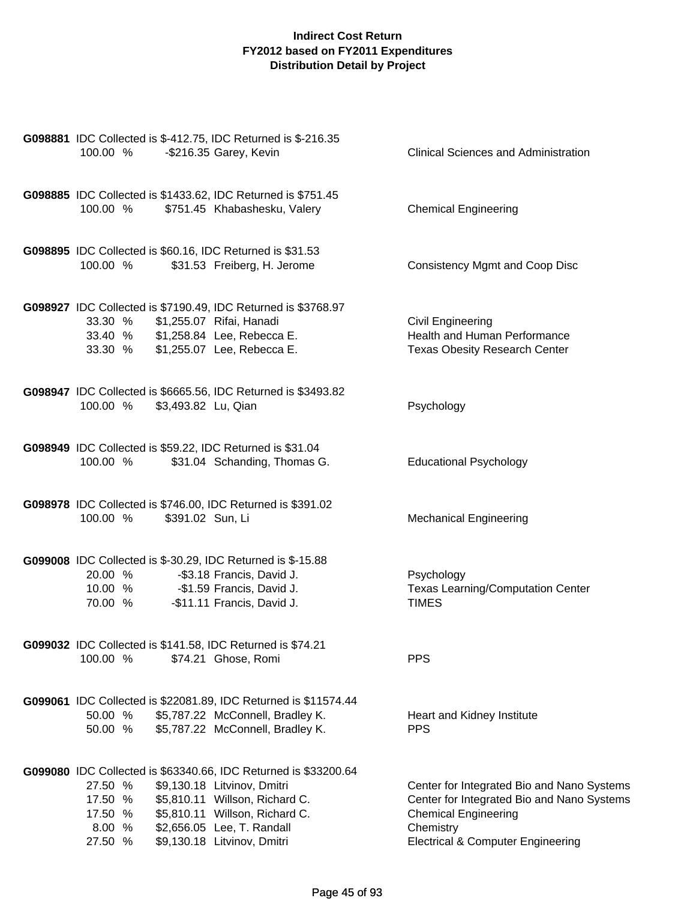**Indirect Cost Return**
**FY2012 based on FY2011 Expenditures**
**Distribution Detail by Project**

**G098881** IDC Collected is $-412.75, IDC Returned is $-216.35

| % | Amount | Name | Department |
|---|---|---|---|
| 100.00 % | -$216.35 | Garey, Kevin | Clinical Sciences and Administration |

**G098885** IDC Collected is $1433.62, IDC Returned is $751.45

| % | Amount | Name | Department |
|---|---|---|---|
| 100.00 % | $751.45 | Khabashesku, Valery | Chemical Engineering |

**G098895** IDC Collected is $60.16, IDC Returned is $31.53

| % | Amount | Name | Department |
|---|---|---|---|
| 100.00 % | $31.53 | Freiberg, H. Jerome | Consistency Mgmt and Coop Disc |

**G098927** IDC Collected is $7190.49, IDC Returned is $3768.97

| % | Amount | Name | Department |
|---|---|---|---|
| 33.30 % | $1,255.07 | Rifai, Hanadi | Civil Engineering |
| 33.40 % | $1,258.84 | Lee, Rebecca E. | Health and Human Performance |
| 33.30 % | $1,255.07 | Lee, Rebecca E. | Texas Obesity Research Center |

**G098947** IDC Collected is $6665.56, IDC Returned is $3493.82

| % | Amount | Name | Department |
|---|---|---|---|
| 100.00 % | $3,493.82 | Lu, Qian | Psychology |

**G098949** IDC Collected is $59.22, IDC Returned is $31.04

| % | Amount | Name | Department |
|---|---|---|---|
| 100.00 % | $31.04 | Schanding, Thomas G. | Educational Psychology |

**G098978** IDC Collected is $746.00, IDC Returned is $391.02

| % | Amount | Name | Department |
|---|---|---|---|
| 100.00 % | $391.02 | Sun, Li | Mechanical Engineering |

**G099008** IDC Collected is $-30.29, IDC Returned is $-15.88

| % | Amount | Name | Department |
|---|---|---|---|
| 20.00 % | -$3.18 | Francis, David J. | Psychology |
| 10.00 % | -$1.59 | Francis, David J. | Texas Learning/Computation Center |
| 70.00 % | -$11.11 | Francis, David J. | TIMES |

**G099032** IDC Collected is $141.58, IDC Returned is $74.21

| % | Amount | Name | Department |
|---|---|---|---|
| 100.00 % | $74.21 | Ghose, Romi | PPS |

**G099061** IDC Collected is $22081.89, IDC Returned is $11574.44

| % | Amount | Name | Department |
|---|---|---|---|
| 50.00 % | $5,787.22 | McConnell, Bradley K. | Heart and Kidney Institute |
| 50.00 % | $5,787.22 | McConnell, Bradley K. | PPS |

**G099080** IDC Collected is $63340.66, IDC Returned is $33200.64

| % | Amount | Name | Department |
|---|---|---|---|
| 27.50 % | $9,130.18 | Litvinov, Dmitri | Center for Integrated Bio and Nano Systems |
| 17.50 % | $5,810.11 | Willson, Richard C. | Center for Integrated Bio and Nano Systems |
| 17.50 % | $5,810.11 | Willson, Richard C. | Chemical Engineering |
| 8.00 % | $2,656.05 | Lee, T. Randall | Chemistry |
| 27.50 % | $9,130.18 | Litvinov, Dmitri | Electrical & Computer Engineering |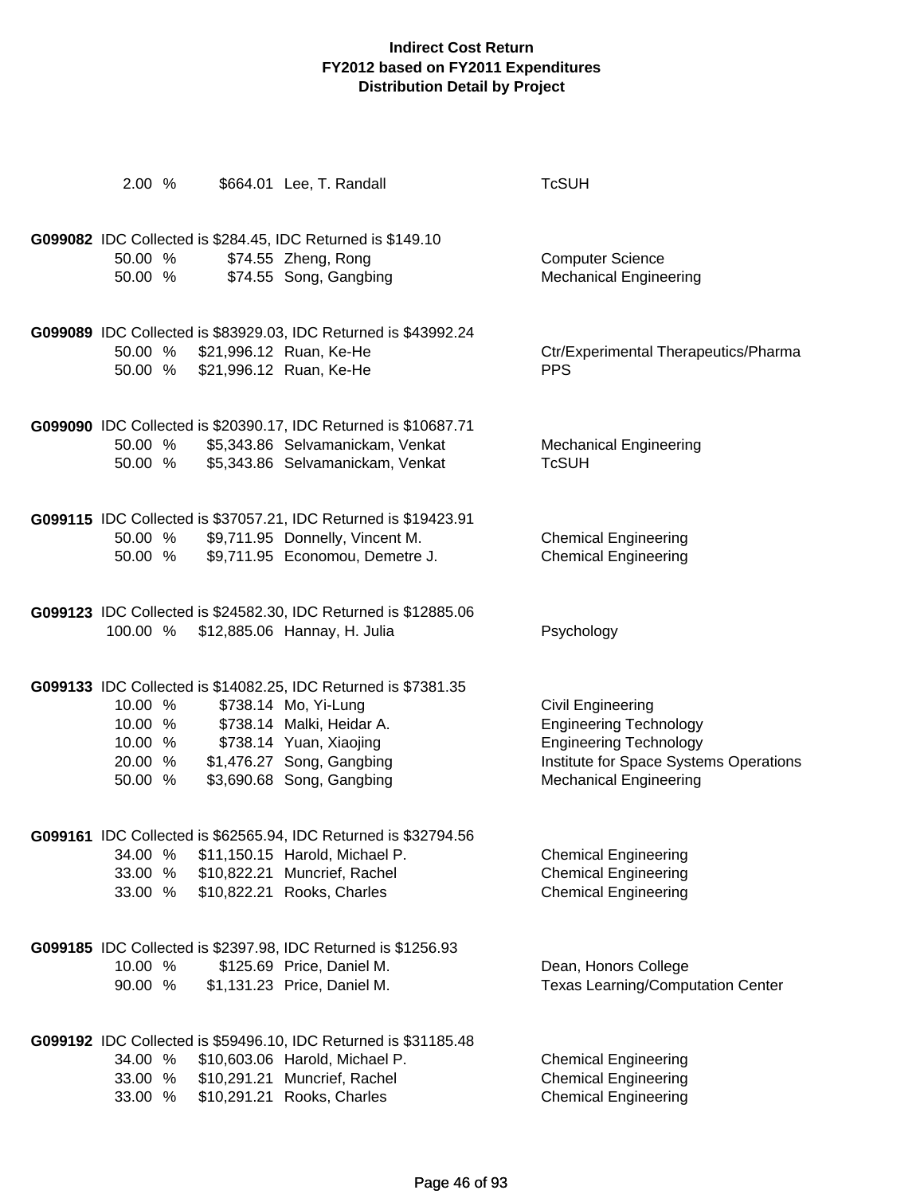# Indirect Cost Return
## FY2012 based on FY2011 Expenditures
### Distribution Detail by Project

| | | | |
|---|---|---|---|
| 2.00 % | $664.01 | Lee, T. Randall | TcSUH |

**G099082** IDC Collected is $284.45, IDC Returned is $149.10

| | | | |
|---|---|---|---|
| 50.00 % | $74.55 | Zheng, Rong | Computer Science |
| 50.00 % | $74.55 | Song, Gangbing | Mechanical Engineering |

**G099089** IDC Collected is $83929.03, IDC Returned is $43992.24

| | | | |
|---|---|---|---|
| 50.00 % | $21,996.12 | Ruan, Ke-He | Ctr/Experimental Therapeutics/Pharma |
| 50.00 % | $21,996.12 | Ruan, Ke-He | PPS |

**G099090** IDC Collected is $20390.17, IDC Returned is $10687.71

| | | | |
|---|---|---|---|
| 50.00 % | $5,343.86 | Selvamanickam, Venkat | Mechanical Engineering |
| 50.00 % | $5,343.86 | Selvamanickam, Venkat | TcSUH |

**G099115** IDC Collected is $37057.21, IDC Returned is $19423.91

| | | | |
|---|---|---|---|
| 50.00 % | $9,711.95 | Donnelly, Vincent M. | Chemical Engineering |
| 50.00 % | $9,711.95 | Economou, Demetre J. | Chemical Engineering |

**G099123** IDC Collected is $24582.30, IDC Returned is $12885.06

| | | | |
|---|---|---|---|
| 100.00 % | $12,885.06 | Hannay, H. Julia | Psychology |

**G099133** IDC Collected is $14082.25, IDC Returned is $7381.35

| | | | |
|---|---|---|---|
| 10.00 % | $738.14 | Mo, Yi-Lung | Civil Engineering |
| 10.00 % | $738.14 | Malki, Heidar A. | Engineering Technology |
| 10.00 % | $738.14 | Yuan, Xiaojing | Engineering Technology |
| 20.00 % | $1,476.27 | Song, Gangbing | Institute for Space Systems Operations |
| 50.00 % | $3,690.68 | Song, Gangbing | Mechanical Engineering |

**G099161** IDC Collected is $62565.94, IDC Returned is $32794.56

| | | | |
|---|---|---|---|
| 34.00 % | $11,150.15 | Harold, Michael P. | Chemical Engineering |
| 33.00 % | $10,822.21 | Muncrief, Rachel | Chemical Engineering |
| 33.00 % | $10,822.21 | Rooks, Charles | Chemical Engineering |

**G099185** IDC Collected is $2397.98, IDC Returned is $1256.93

| | | | |
|---|---|---|---|
| 10.00 % | $125.69 | Price, Daniel M. | Dean, Honors College |
| 90.00 % | $1,131.23 | Price, Daniel M. | Texas Learning/Computation Center |

**G099192** IDC Collected is $59496.10, IDC Returned is $31185.48

| | | | |
|---|---|---|---|
| 34.00 % | $10,603.06 | Harold, Michael P. | Chemical Engineering |
| 33.00 % | $10,291.21 | Muncrief, Rachel | Chemical Engineering |
| 33.00 % | $10,291.21 | Rooks, Charles | Chemical Engineering |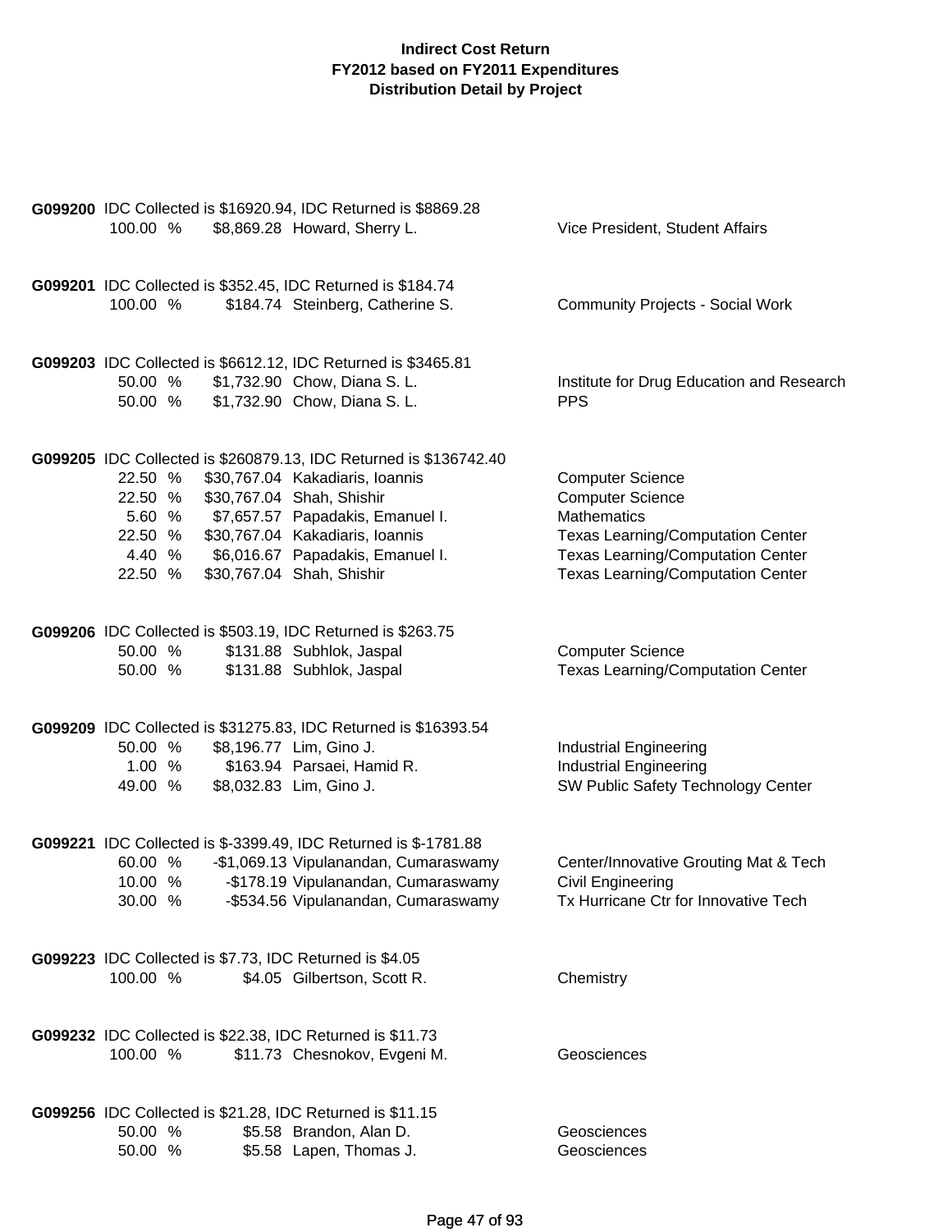# Indirect Cost Return
## FY2012 based on FY2011 Expenditures
## Distribution Detail by Project

**G099200** IDC Collected is $16920.94, IDC Returned is $8869.28

| % | Amount | Name | Department |
|---|---|---|---|
| 100.00 % | $8,869.28 | Howard, Sherry L. | Vice President, Student Affairs |

**G099201** IDC Collected is $352.45, IDC Returned is $184.74

| % | Amount | Name | Department |
|---|---|---|---|
| 100.00 % | $184.74 | Steinberg, Catherine S. | Community Projects - Social Work |

**G099203** IDC Collected is $6612.12, IDC Returned is $3465.81

| % | Amount | Name | Department |
|---|---|---|---|
| 50.00 % | $1,732.90 | Chow, Diana S. L. | Institute for Drug Education and Research |
| 50.00 % | $1,732.90 | Chow, Diana S. L. | PPS |

**G099205** IDC Collected is $260879.13, IDC Returned is $136742.40

| % | Amount | Name | Department |
|---|---|---|---|
| 22.50 % | $30,767.04 | Kakadiaris, Ioannis | Computer Science |
| 22.50 % | $30,767.04 | Shah, Shishir | Computer Science |
| 5.60 % | $7,657.57 | Papadakis, Emanuel I. | Mathematics |
| 22.50 % | $30,767.04 | Kakadiaris, Ioannis | Texas Learning/Computation Center |
| 4.40 % | $6,016.67 | Papadakis, Emanuel I. | Texas Learning/Computation Center |
| 22.50 % | $30,767.04 | Shah, Shishir | Texas Learning/Computation Center |

**G099206** IDC Collected is $503.19, IDC Returned is $263.75

| % | Amount | Name | Department |
|---|---|---|---|
| 50.00 % | $131.88 | Subhlok, Jaspal | Computer Science |
| 50.00 % | $131.88 | Subhlok, Jaspal | Texas Learning/Computation Center |

**G099209** IDC Collected is $31275.83, IDC Returned is $16393.54

| % | Amount | Name | Department |
|---|---|---|---|
| 50.00 % | $8,196.77 | Lim, Gino J. | Industrial Engineering |
| 1.00 % | $163.94 | Parsaei, Hamid R. | Industrial Engineering |
| 49.00 % | $8,032.83 | Lim, Gino J. | SW Public Safety Technology Center |

**G099221** IDC Collected is $-3399.49, IDC Returned is $-1781.88

| % | Amount | Name | Department |
|---|---|---|---|
| 60.00 % | -$1,069.13 | Vipulanandan, Cumaraswamy | Center/Innovative Grouting Mat & Tech |
| 10.00 % | -$178.19 | Vipulanandan, Cumaraswamy | Civil Engineering |
| 30.00 % | -$534.56 | Vipulanandan, Cumaraswamy | Tx Hurricane Ctr for Innovative Tech |

**G099223** IDC Collected is $7.73, IDC Returned is $4.05

| % | Amount | Name | Department |
|---|---|---|---|
| 100.00 % | $4.05 | Gilbertson, Scott R. | Chemistry |

**G099232** IDC Collected is $22.38, IDC Returned is $11.73

| % | Amount | Name | Department |
|---|---|---|---|
| 100.00 % | $11.73 | Chesnokov, Evgeni M. | Geosciences |

**G099256** IDC Collected is $21.28, IDC Returned is $11.15

| % | Amount | Name | Department |
|---|---|---|---|
| 50.00 % | $5.58 | Brandon, Alan D. | Geosciences |
| 50.00 % | $5.58 | Lapen, Thomas J. | Geosciences |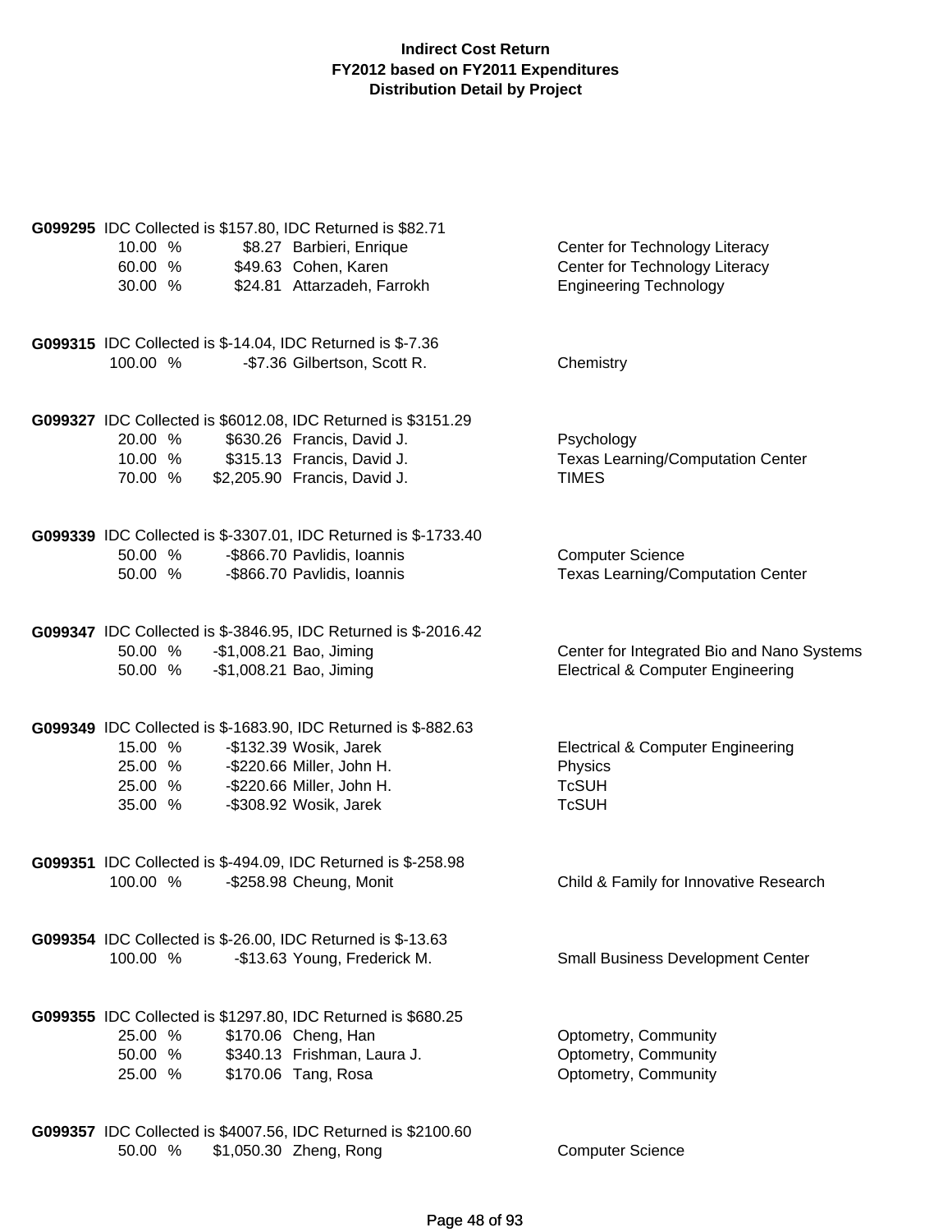**Indirect Cost Return**
**FY2012 based on FY2011 Expenditures**
**Distribution Detail by Project**

**G099295** IDC Collected is $157.80, IDC Returned is $82.71

| Percent | Amount | Name | Department |
|---|---|---|---|
| 10.00 % | $8.27 | Barbieri, Enrique | Center for Technology Literacy |
| 60.00 % | $49.63 | Cohen, Karen | Center for Technology Literacy |
| 30.00 % | $24.81 | Attarzadeh, Farrokh | Engineering Technology |

**G099315** IDC Collected is $-14.04, IDC Returned is $-7.36

| Percent | Amount | Name | Department |
|---|---|---|---|
| 100.00 % | -$7.36 | Gilbertson, Scott R. | Chemistry |

**G099327** IDC Collected is $6012.08, IDC Returned is $3151.29

| Percent | Amount | Name | Department |
|---|---|---|---|
| 20.00 % | $630.26 | Francis, David J. | Psychology |
| 10.00 % | $315.13 | Francis, David J. | Texas Learning/Computation Center |
| 70.00 % | $2,205.90 | Francis, David J. | TIMES |

**G099339** IDC Collected is $-3307.01, IDC Returned is $-1733.40

| Percent | Amount | Name | Department |
|---|---|---|---|
| 50.00 % | -$866.70 | Pavlidis, Ioannis | Computer Science |
| 50.00 % | -$866.70 | Pavlidis, Ioannis | Texas Learning/Computation Center |

**G099347** IDC Collected is $-3846.95, IDC Returned is $-2016.42

| Percent | Amount | Name | Department |
|---|---|---|---|
| 50.00 % | -$1,008.21 | Bao, Jiming | Center for Integrated Bio and Nano Systems |
| 50.00 % | -$1,008.21 | Bao, Jiming | Electrical & Computer Engineering |

**G099349** IDC Collected is $-1683.90, IDC Returned is $-882.63

| Percent | Amount | Name | Department |
|---|---|---|---|
| 15.00 % | -$132.39 | Wosik, Jarek | Electrical & Computer Engineering |
| 25.00 % | -$220.66 | Miller, John H. | Physics |
| 25.00 % | -$220.66 | Miller, John H. | TcSUH |
| 35.00 % | -$308.92 | Wosik, Jarek | TcSUH |

**G099351** IDC Collected is $-494.09, IDC Returned is $-258.98

| Percent | Amount | Name | Department |
|---|---|---|---|
| 100.00 % | -$258.98 | Cheung, Monit | Child & Family for Innovative Research |

**G099354** IDC Collected is $-26.00, IDC Returned is $-13.63

| Percent | Amount | Name | Department |
|---|---|---|---|
| 100.00 % | -$13.63 | Young, Frederick M. | Small Business Development Center |

**G099355** IDC Collected is $1297.80, IDC Returned is $680.25

| Percent | Amount | Name | Department |
|---|---|---|---|
| 25.00 % | $170.06 | Cheng, Han | Optometry, Community |
| 50.00 % | $340.13 | Frishman, Laura J. | Optometry, Community |
| 25.00 % | $170.06 | Tang, Rosa | Optometry, Community |

**G099357** IDC Collected is $4007.56, IDC Returned is $2100.60

| Percent | Amount | Name | Department |
|---|---|---|---|
| 50.00 % | $1,050.30 | Zheng, Rong | Computer Science |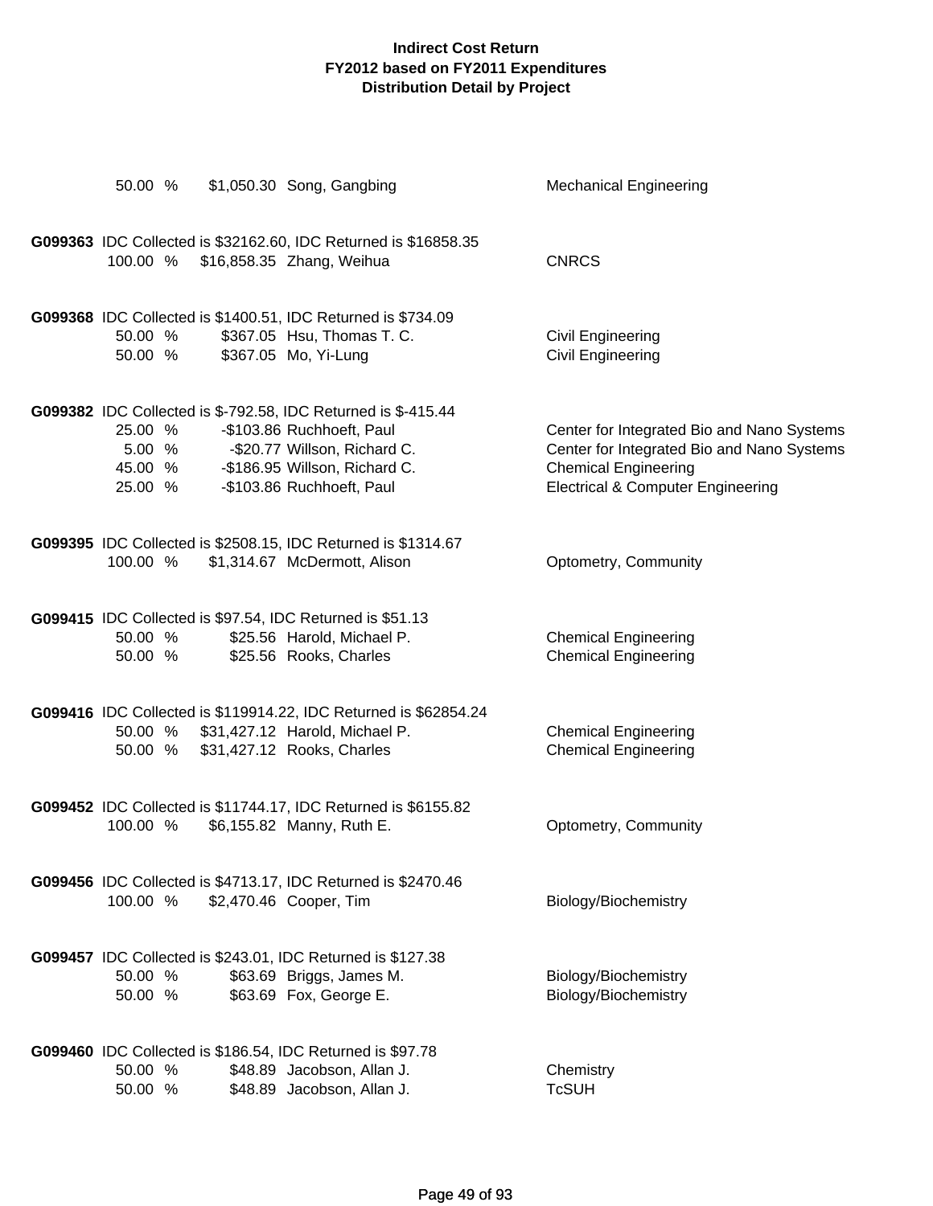# Indirect Cost Return
## FY2012 based on FY2011 Expenditures
## Distribution Detail by Project

| | | | |
|---|---|---|---|
| 50.00 % | $1,050.30 | Song, Gangbing | Mechanical Engineering |

**G099363** IDC Collected is $32162.60, IDC Returned is $16858.35

| | | | |
|---|---|---|---|
| 100.00 % | $16,858.35 | Zhang, Weihua | CNRCS |

**G099368** IDC Collected is $1400.51, IDC Returned is $734.09

| | | | |
|---|---|---|---|
| 50.00 % | $367.05 | Hsu, Thomas T. C. | Civil Engineering |
| 50.00 % | $367.05 | Mo, Yi-Lung | Civil Engineering |

**G099382** IDC Collected is $-792.58, IDC Returned is $-415.44

| | | | |
|---|---|---|---|
| 25.00 % | -$103.86 | Ruchhoeft, Paul | Center for Integrated Bio and Nano Systems |
| 5.00 % | -$20.77 | Willson, Richard C. | Center for Integrated Bio and Nano Systems |
| 45.00 % | -$186.95 | Willson, Richard C. | Chemical Engineering |
| 25.00 % | -$103.86 | Ruchhoeft, Paul | Electrical & Computer Engineering |

**G099395** IDC Collected is $2508.15, IDC Returned is $1314.67

| | | | |
|---|---|---|---|
| 100.00 % | $1,314.67 | McDermott, Alison | Optometry, Community |

**G099415** IDC Collected is $97.54, IDC Returned is $51.13

| | | | |
|---|---|---|---|
| 50.00 % | $25.56 | Harold, Michael P. | Chemical Engineering |
| 50.00 % | $25.56 | Rooks, Charles | Chemical Engineering |

**G099416** IDC Collected is $119914.22, IDC Returned is $62854.24

| | | | |
|---|---|---|---|
| 50.00 % | $31,427.12 | Harold, Michael P. | Chemical Engineering |
| 50.00 % | $31,427.12 | Rooks, Charles | Chemical Engineering |

**G099452** IDC Collected is $11744.17, IDC Returned is $6155.82

| | | | |
|---|---|---|---|
| 100.00 % | $6,155.82 | Manny, Ruth E. | Optometry, Community |

**G099456** IDC Collected is $4713.17, IDC Returned is $2470.46

| | | | |
|---|---|---|---|
| 100.00 % | $2,470.46 | Cooper, Tim | Biology/Biochemistry |

**G099457** IDC Collected is $243.01, IDC Returned is $127.38

| | | | |
|---|---|---|---|
| 50.00 % | $63.69 | Briggs, James M. | Biology/Biochemistry |
| 50.00 % | $63.69 | Fox, George E. | Biology/Biochemistry |

**G099460** IDC Collected is $186.54, IDC Returned is $97.78

| | | | |
|---|---|---|---|
| 50.00 % | $48.89 | Jacobson, Allan J. | Chemistry |
| 50.00 % | $48.89 | Jacobson, Allan J. | TcSUH |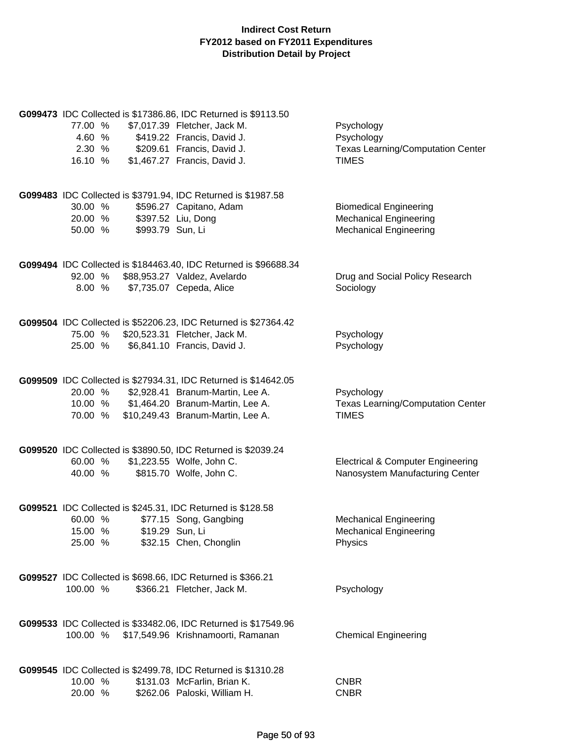**Indirect Cost Return**
**FY2012 based on FY2011 Expenditures**
**Distribution Detail by Project**

**G099473** IDC Collected is $17386.86, IDC Returned is $9113.50

| Percent | Amount | Name | Department |
|---|---|---|---|
| 77.00 % | $7,017.39 | Fletcher, Jack M. | Psychology |
| 4.60 % | $419.22 | Francis, David J. | Psychology |
| 2.30 % | $209.61 | Francis, David J. | Texas Learning/Computation Center |
| 16.10 % | $1,467.27 | Francis, David J. | TIMES |

**G099483** IDC Collected is $3791.94, IDC Returned is $1987.58

| Percent | Amount | Name | Department |
|---|---|---|---|
| 30.00 % | $596.27 | Capitano, Adam | Biomedical Engineering |
| 20.00 % | $397.52 | Liu, Dong | Mechanical Engineering |
| 50.00 % | $993.79 | Sun, Li | Mechanical Engineering |

**G099494** IDC Collected is $184463.40, IDC Returned is $96688.34

| Percent | Amount | Name | Department |
|---|---|---|---|
| 92.00 % | $88,953.27 | Valdez, Avelardo | Drug and Social Policy Research |
| 8.00 % | $7,735.07 | Cepeda, Alice | Sociology |

**G099504** IDC Collected is $52206.23, IDC Returned is $27364.42

| Percent | Amount | Name | Department |
|---|---|---|---|
| 75.00 % | $20,523.31 | Fletcher, Jack M. | Psychology |
| 25.00 % | $6,841.10 | Francis, David J. | Psychology |

**G099509** IDC Collected is $27934.31, IDC Returned is $14642.05

| Percent | Amount | Name | Department |
|---|---|---|---|
| 20.00 % | $2,928.41 | Branum-Martin, Lee A. | Psychology |
| 10.00 % | $1,464.20 | Branum-Martin, Lee A. | Texas Learning/Computation Center |
| 70.00 % | $10,249.43 | Branum-Martin, Lee A. | TIMES |

**G099520** IDC Collected is $3890.50, IDC Returned is $2039.24

| Percent | Amount | Name | Department |
|---|---|---|---|
| 60.00 % | $1,223.55 | Wolfe, John C. | Electrical & Computer Engineering |
| 40.00 % | $815.70 | Wolfe, John C. | Nanosystem Manufacturing Center |

**G099521** IDC Collected is $245.31, IDC Returned is $128.58

| Percent | Amount | Name | Department |
|---|---|---|---|
| 60.00 % | $77.15 | Song, Gangbing | Mechanical Engineering |
| 15.00 % | $19.29 | Sun, Li | Mechanical Engineering |
| 25.00 % | $32.15 | Chen, Chonglin | Physics |

**G099527** IDC Collected is $698.66, IDC Returned is $366.21

| Percent | Amount | Name | Department |
|---|---|---|---|
| 100.00 % | $366.21 | Fletcher, Jack M. | Psychology |

**G099533** IDC Collected is $33482.06, IDC Returned is $17549.96

| Percent | Amount | Name | Department |
|---|---|---|---|
| 100.00 % | $17,549.96 | Krishnamoorti, Ramanan | Chemical Engineering |

**G099545** IDC Collected is $2499.78, IDC Returned is $1310.28

| Percent | Amount | Name | Department |
|---|---|---|---|
| 10.00 % | $131.03 | McFarlin, Brian K. | CNBR |
| 20.00 % | $262.06 | Paloski, William H. | CNBR |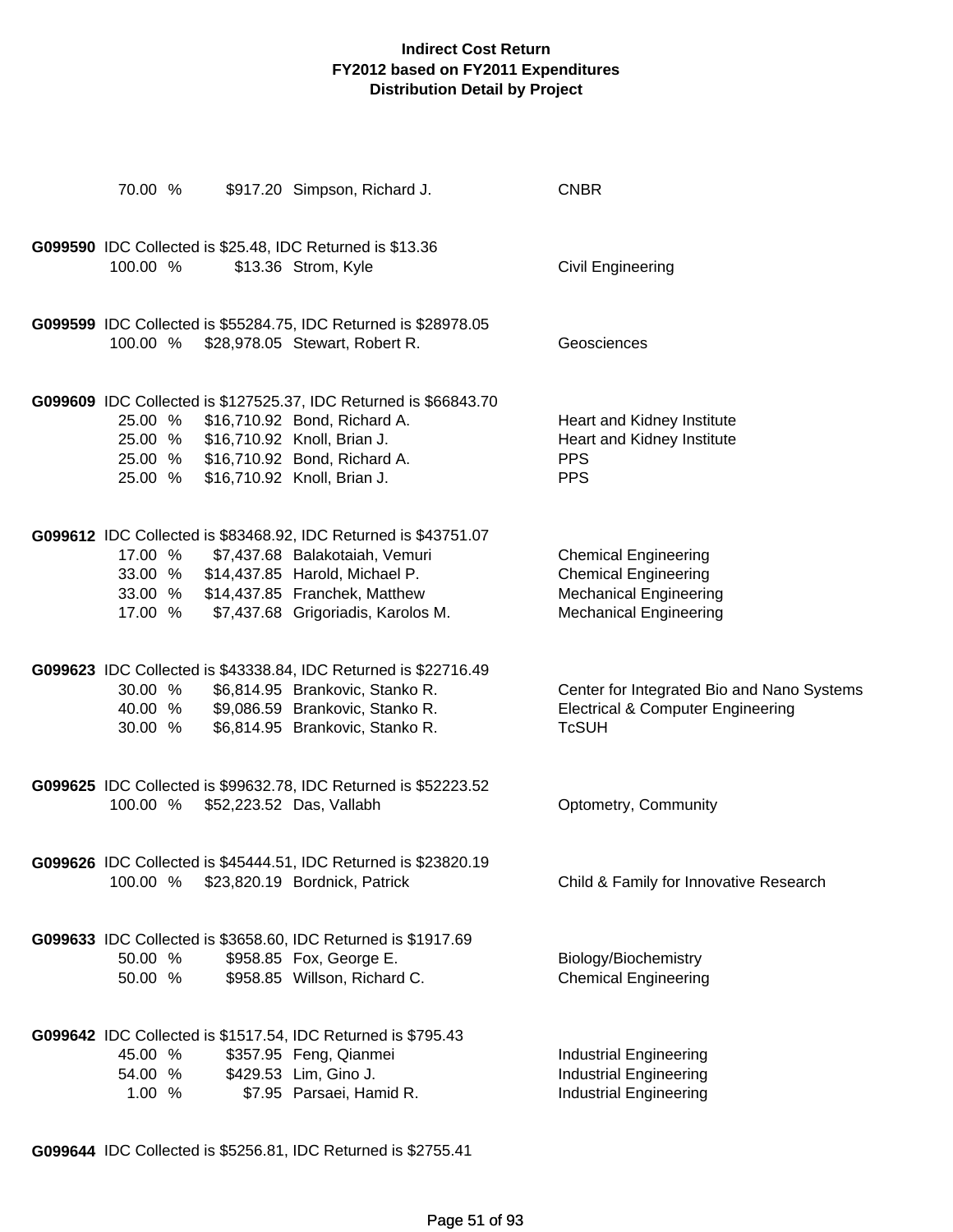**Indirect Cost Return**
**FY2012 based on FY2011 Expenditures**
**Distribution Detail by Project**

| | | | |
|---|---|---|---|
| 70.00 % | $917.20 | Simpson, Richard J. | CNBR |

**G099590** IDC Collected is $25.48, IDC Returned is $13.36

| | | | |
|---|---|---|---|
| 100.00 % | $13.36 | Strom, Kyle | Civil Engineering |

**G099599** IDC Collected is $55284.75, IDC Returned is $28978.05

| | | | |
|---|---|---|---|
| 100.00 % | $28,978.05 | Stewart, Robert R. | Geosciences |

**G099609** IDC Collected is $127525.37, IDC Returned is $66843.70

| | | | |
|---|---|---|---|
| 25.00 % | $16,710.92 | Bond, Richard A. | Heart and Kidney Institute |
| 25.00 % | $16,710.92 | Knoll, Brian J. | Heart and Kidney Institute |
| 25.00 % | $16,710.92 | Bond, Richard A. | PPS |
| 25.00 % | $16,710.92 | Knoll, Brian J. | PPS |

**G099612** IDC Collected is $83468.92, IDC Returned is $43751.07

| | | | |
|---|---|---|---|
| 17.00 % | $7,437.68 | Balakotaiah, Vemuri | Chemical Engineering |
| 33.00 % | $14,437.85 | Harold, Michael P. | Chemical Engineering |
| 33.00 % | $14,437.85 | Franchek, Matthew | Mechanical Engineering |
| 17.00 % | $7,437.68 | Grigoriadis, Karolos M. | Mechanical Engineering |

**G099623** IDC Collected is $43338.84, IDC Returned is $22716.49

| | | | |
|---|---|---|---|
| 30.00 % | $6,814.95 | Brankovic, Stanko R. | Center for Integrated Bio and Nano Systems |
| 40.00 % | $9,086.59 | Brankovic, Stanko R. | Electrical & Computer Engineering |
| 30.00 % | $6,814.95 | Brankovic, Stanko R. | TcSUH |

**G099625** IDC Collected is $99632.78, IDC Returned is $52223.52

| | | | |
|---|---|---|---|
| 100.00 % | $52,223.52 | Das, Vallabh | Optometry, Community |

**G099626** IDC Collected is $45444.51, IDC Returned is $23820.19

| | | | |
|---|---|---|---|
| 100.00 % | $23,820.19 | Bordnick, Patrick | Child & Family for Innovative Research |

**G099633** IDC Collected is $3658.60, IDC Returned is $1917.69

| | | | |
|---|---|---|---|
| 50.00 % | $958.85 | Fox, George E. | Biology/Biochemistry |
| 50.00 % | $958.85 | Willson, Richard C. | Chemical Engineering |

**G099642** IDC Collected is $1517.54, IDC Returned is $795.43

| | | | |
|---|---|---|---|
| 45.00 % | $357.95 | Feng, Qianmei | Industrial Engineering |
| 54.00 % | $429.53 | Lim, Gino J. | Industrial Engineering |
| 1.00 % | $7.95 | Parsaei, Hamid R. | Industrial Engineering |

**G099644** IDC Collected is $5256.81, IDC Returned is $2755.41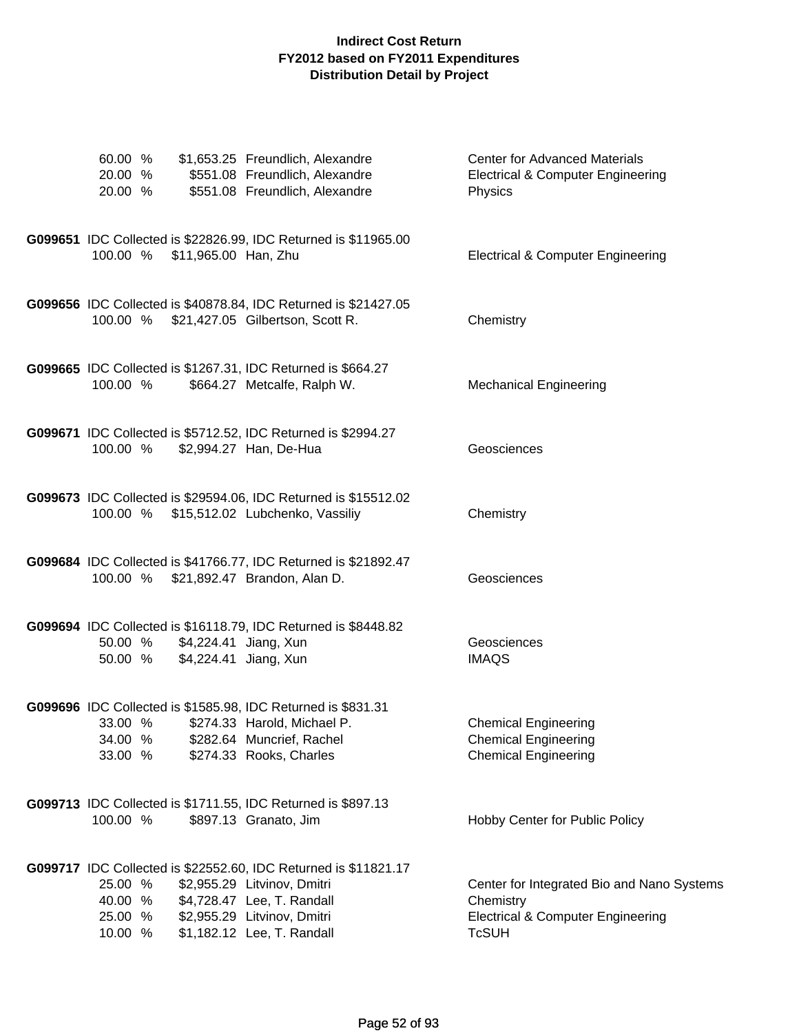**Indirect Cost Return**
**FY2012 based on FY2011 Expenditures**
**Distribution Detail by Project**

| | | | |
|---|---|---|---|
| 60.00 % | $1,653.25 | Freundlich, Alexandre | Center for Advanced Materials |
| 20.00 % | $551.08 | Freundlich, Alexandre | Electrical & Computer Engineering |
| 20.00 % | $551.08 | Freundlich, Alexandre | Physics |

**G099651** IDC Collected is $22826.99, IDC Returned is $11965.00

| | | | |
|---|---|---|---|
| 100.00 % | $11,965.00 | Han, Zhu | Electrical & Computer Engineering |

**G099656** IDC Collected is $40878.84, IDC Returned is $21427.05

| | | | |
|---|---|---|---|
| 100.00 % | $21,427.05 | Gilbertson, Scott R. | Chemistry |

**G099665** IDC Collected is $1267.31, IDC Returned is $664.27

| | | | |
|---|---|---|---|
| 100.00 % | $664.27 | Metcalfe, Ralph W. | Mechanical Engineering |

**G099671** IDC Collected is $5712.52, IDC Returned is $2994.27

| | | | |
|---|---|---|---|
| 100.00 % | $2,994.27 | Han, De-Hua | Geosciences |

**G099673** IDC Collected is $29594.06, IDC Returned is $15512.02

| | | | |
|---|---|---|---|
| 100.00 % | $15,512.02 | Lubchenko, Vassiliy | Chemistry |

**G099684** IDC Collected is $41766.77, IDC Returned is $21892.47

| | | | |
|---|---|---|---|
| 100.00 % | $21,892.47 | Brandon, Alan D. | Geosciences |

**G099694** IDC Collected is $16118.79, IDC Returned is $8448.82

| | | | |
|---|---|---|---|
| 50.00 % | $4,224.41 | Jiang, Xun | Geosciences |
| 50.00 % | $4,224.41 | Jiang, Xun | IMAQS |

**G099696** IDC Collected is $1585.98, IDC Returned is $831.31

| | | | |
|---|---|---|---|
| 33.00 % | $274.33 | Harold, Michael P. | Chemical Engineering |
| 34.00 % | $282.64 | Muncrief, Rachel | Chemical Engineering |
| 33.00 % | $274.33 | Rooks, Charles | Chemical Engineering |

**G099713** IDC Collected is $1711.55, IDC Returned is $897.13

| | | | |
|---|---|---|---|
| 100.00 % | $897.13 | Granato, Jim | Hobby Center for Public Policy |

**G099717** IDC Collected is $22552.60, IDC Returned is $11821.17

| | | | |
|---|---|---|---|
| 25.00 % | $2,955.29 | Litvinov, Dmitri | Center for Integrated Bio and Nano Systems |
| 40.00 % | $4,728.47 | Lee, T. Randall | Chemistry |
| 25.00 % | $2,955.29 | Litvinov, Dmitri | Electrical & Computer Engineering |
| 10.00 % | $1,182.12 | Lee, T. Randall | TcSUH |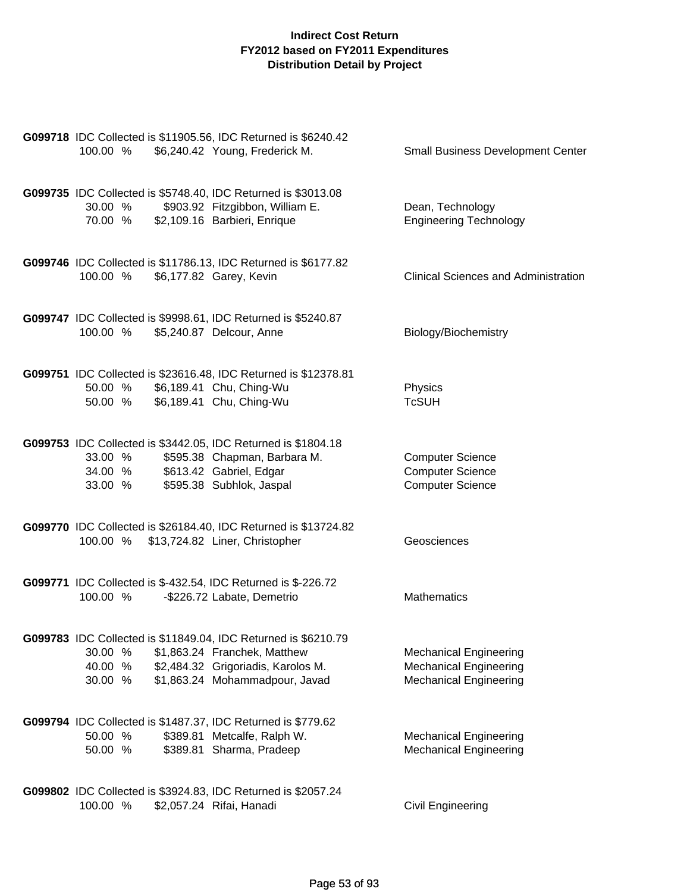**Indirect Cost Return**
**FY2012 based on FY2011 Expenditures**
**Distribution Detail by Project**

**G099718** IDC Collected is $11905.56, IDC Returned is $6240.42

| | | | |
|---|---|---|---|
| 100.00 % | $6,240.42 | Young, Frederick M. | Small Business Development Center |

**G099735** IDC Collected is $5748.40, IDC Returned is $3013.08

| | | | |
|---|---|---|---|
| 30.00 % | $903.92 | Fitzgibbon, William E. | Dean, Technology |
| 70.00 % | $2,109.16 | Barbieri, Enrique | Engineering Technology |

**G099746** IDC Collected is $11786.13, IDC Returned is $6177.82

| | | | |
|---|---|---|---|
| 100.00 % | $6,177.82 | Garey, Kevin | Clinical Sciences and Administration |

**G099747** IDC Collected is $9998.61, IDC Returned is $5240.87

| | | | |
|---|---|---|---|
| 100.00 % | $5,240.87 | Delcour, Anne | Biology/Biochemistry |

**G099751** IDC Collected is $23616.48, IDC Returned is $12378.81

| | | | |
|---|---|---|---|
| 50.00 % | $6,189.41 | Chu, Ching-Wu | Physics |
| 50.00 % | $6,189.41 | Chu, Ching-Wu | TcSUH |

**G099753** IDC Collected is $3442.05, IDC Returned is $1804.18

| | | | |
|---|---|---|---|
| 33.00 % | $595.38 | Chapman, Barbara M. | Computer Science |
| 34.00 % | $613.42 | Gabriel, Edgar | Computer Science |
| 33.00 % | $595.38 | Subhlok, Jaspal | Computer Science |

**G099770** IDC Collected is $26184.40, IDC Returned is $13724.82

| | | | |
|---|---|---|---|
| 100.00 % | $13,724.82 | Liner, Christopher | Geosciences |

**G099771** IDC Collected is $-432.54, IDC Returned is $-226.72

| | | | |
|---|---|---|---|
| 100.00 % | -$226.72 | Labate, Demetrio | Mathematics |

**G099783** IDC Collected is $11849.04, IDC Returned is $6210.79

| | | | |
|---|---|---|---|
| 30.00 % | $1,863.24 | Franchek, Matthew | Mechanical Engineering |
| 40.00 % | $2,484.32 | Grigoriadis, Karolos M. | Mechanical Engineering |
| 30.00 % | $1,863.24 | Mohammadpour, Javad | Mechanical Engineering |

**G099794** IDC Collected is $1487.37, IDC Returned is $779.62

| | | | |
|---|---|---|---|
| 50.00 % | $389.81 | Metcalfe, Ralph W. | Mechanical Engineering |
| 50.00 % | $389.81 | Sharma, Pradeep | Mechanical Engineering |

**G099802** IDC Collected is $3924.83, IDC Returned is $2057.24

| | | | |
|---|---|---|---|
| 100.00 % | $2,057.24 | Rifai, Hanadi | Civil Engineering |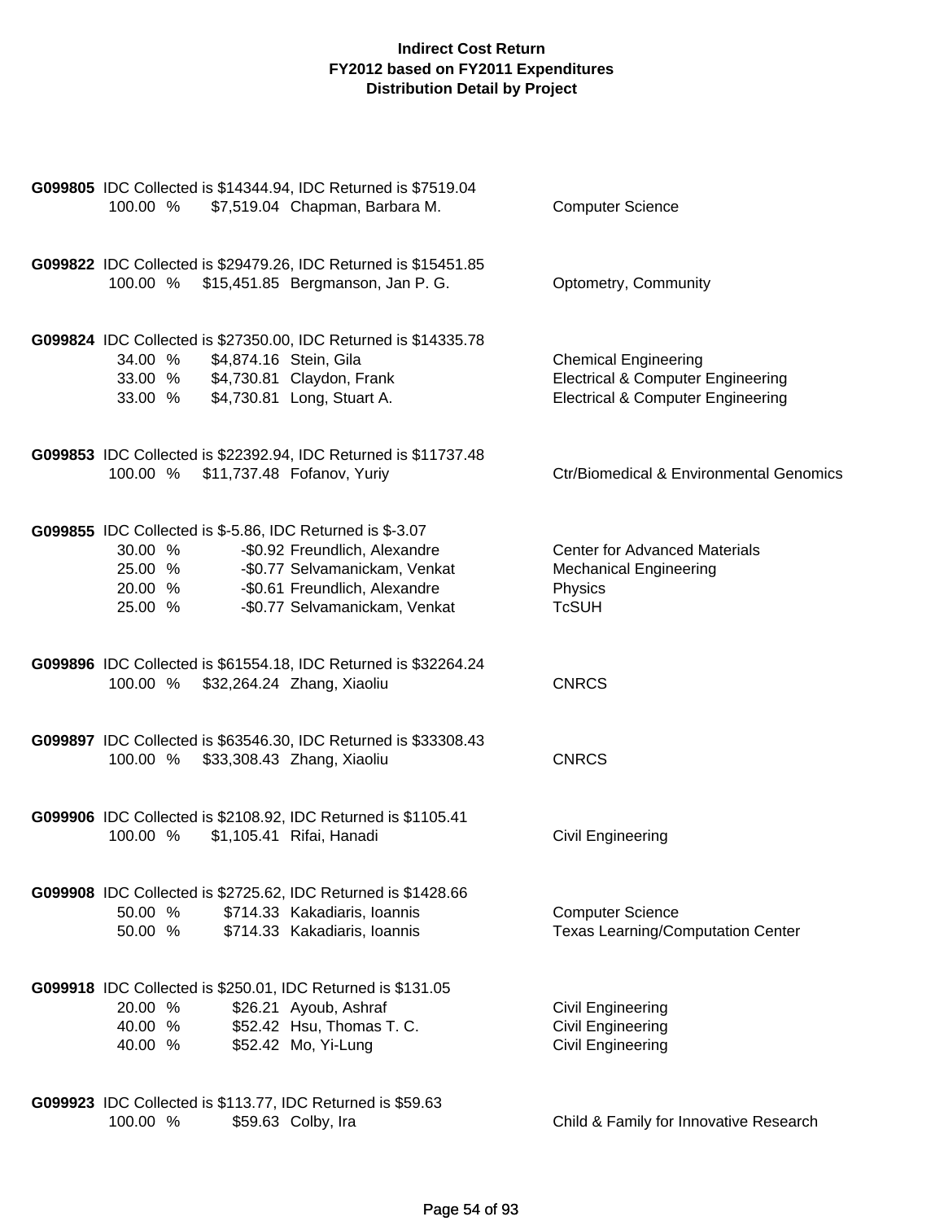**Indirect Cost Return**
**FY2012 based on FY2011 Expenditures**
**Distribution Detail by Project**

**G099805** IDC Collected is $14344.94, IDC Returned is $7519.04

| Percent | Amount | Name | Department |
|---|---|---|---|
| 100.00 % | $7,519.04 | Chapman, Barbara M. | Computer Science |

**G099822** IDC Collected is $29479.26, IDC Returned is $15451.85

| Percent | Amount | Name | Department |
|---|---|---|---|
| 100.00 % | $15,451.85 | Bergmanson, Jan P. G. | Optometry, Community |

**G099824** IDC Collected is $27350.00, IDC Returned is $14335.78

| Percent | Amount | Name | Department |
|---|---|---|---|
| 34.00 % | $4,874.16 | Stein, Gila | Chemical Engineering |
| 33.00 % | $4,730.81 | Claydon, Frank | Electrical & Computer Engineering |
| 33.00 % | $4,730.81 | Long, Stuart A. | Electrical & Computer Engineering |

**G099853** IDC Collected is $22392.94, IDC Returned is $11737.48

| Percent | Amount | Name | Department |
|---|---|---|---|
| 100.00 % | $11,737.48 | Fofanov, Yuriy | Ctr/Biomedical & Environmental Genomics |

**G099855** IDC Collected is $-5.86, IDC Returned is $-3.07

| Percent | Amount | Name | Department |
|---|---|---|---|
| 30.00 % | -$0.92 | Freundlich, Alexandre | Center for Advanced Materials |
| 25.00 % | -$0.77 | Selvamanickam, Venkat | Mechanical Engineering |
| 20.00 % | -$0.61 | Freundlich, Alexandre | Physics |
| 25.00 % | -$0.77 | Selvamanickam, Venkat | TcSUH |

**G099896** IDC Collected is $61554.18, IDC Returned is $32264.24

| Percent | Amount | Name | Department |
|---|---|---|---|
| 100.00 % | $32,264.24 | Zhang, Xiaoliu | CNRCS |

**G099897** IDC Collected is $63546.30, IDC Returned is $33308.43

| Percent | Amount | Name | Department |
|---|---|---|---|
| 100.00 % | $33,308.43 | Zhang, Xiaoliu | CNRCS |

**G099906** IDC Collected is $2108.92, IDC Returned is $1105.41

| Percent | Amount | Name | Department |
|---|---|---|---|
| 100.00 % | $1,105.41 | Rifai, Hanadi | Civil Engineering |

**G099908** IDC Collected is $2725.62, IDC Returned is $1428.66

| Percent | Amount | Name | Department |
|---|---|---|---|
| 50.00 % | $714.33 | Kakadiaris, Ioannis | Computer Science |
| 50.00 % | $714.33 | Kakadiaris, Ioannis | Texas Learning/Computation Center |

**G099918** IDC Collected is $250.01, IDC Returned is $131.05

| Percent | Amount | Name | Department |
|---|---|---|---|
| 20.00 % | $26.21 | Ayoub, Ashraf | Civil Engineering |
| 40.00 % | $52.42 | Hsu, Thomas T. C. | Civil Engineering |
| 40.00 % | $52.42 | Mo, Yi-Lung | Civil Engineering |

**G099923** IDC Collected is $113.77, IDC Returned is $59.63

| Percent | Amount | Name | Department |
|---|---|---|---|
| 100.00 % | $59.63 | Colby, Ira | Child & Family for Innovative Research |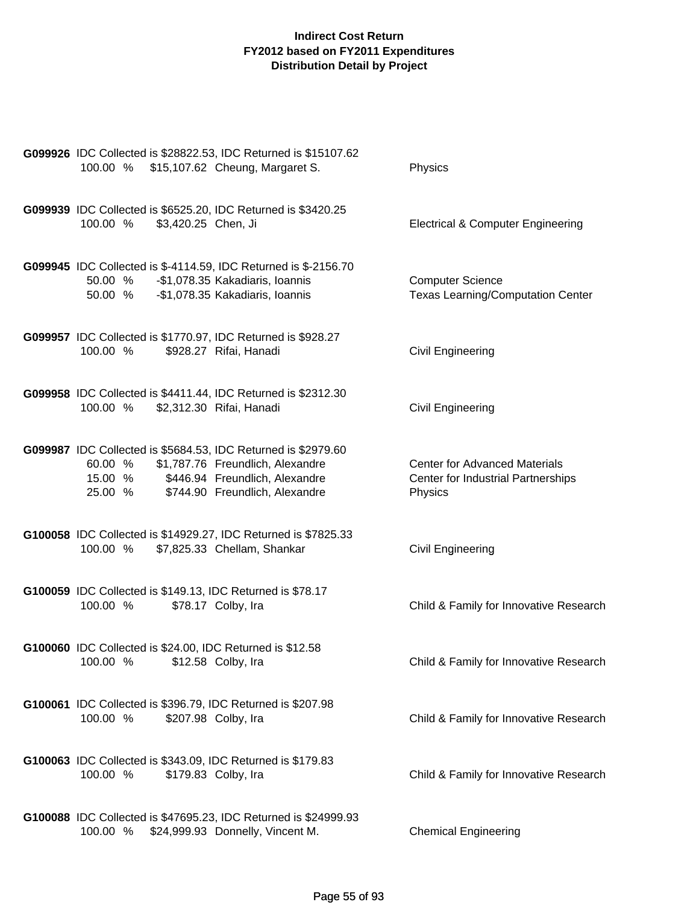**Indirect Cost Return**
**FY2012 based on FY2011 Expenditures**
**Distribution Detail by Project**

**G099926** IDC Collected is $28822.53, IDC Returned is $15107.62

| % | Amount | Name | Department |
|---|---|---|---|
| 100.00 % | $15,107.62 | Cheung, Margaret S. | Physics |

**G099939** IDC Collected is $6525.20, IDC Returned is $3420.25

| % | Amount | Name | Department |
|---|---|---|---|
| 100.00 % | $3,420.25 | Chen, Ji | Electrical & Computer Engineering |

**G099945** IDC Collected is $-4114.59, IDC Returned is $-2156.70

| % | Amount | Name | Department |
|---|---|---|---|
| 50.00 % | -$1,078.35 | Kakadiaris, Ioannis | Computer Science |
| 50.00 % | -$1,078.35 | Kakadiaris, Ioannis | Texas Learning/Computation Center |

**G099957** IDC Collected is $1770.97, IDC Returned is $928.27

| % | Amount | Name | Department |
|---|---|---|---|
| 100.00 % | $928.27 | Rifai, Hanadi | Civil Engineering |

**G099958** IDC Collected is $4411.44, IDC Returned is $2312.30

| % | Amount | Name | Department |
|---|---|---|---|
| 100.00 % | $2,312.30 | Rifai, Hanadi | Civil Engineering |

**G099987** IDC Collected is $5684.53, IDC Returned is $2979.60

| % | Amount | Name | Department |
|---|---|---|---|
| 60.00 % | $1,787.76 | Freundlich, Alexandre | Center for Advanced Materials |
| 15.00 % | $446.94 | Freundlich, Alexandre | Center for Industrial Partnerships |
| 25.00 % | $744.90 | Freundlich, Alexandre | Physics |

**G100058** IDC Collected is $14929.27, IDC Returned is $7825.33

| % | Amount | Name | Department |
|---|---|---|---|
| 100.00 % | $7,825.33 | Chellam, Shankar | Civil Engineering |

**G100059** IDC Collected is $149.13, IDC Returned is $78.17

| % | Amount | Name | Department |
|---|---|---|---|
| 100.00 % | $78.17 | Colby, Ira | Child & Family for Innovative Research |

**G100060** IDC Collected is $24.00, IDC Returned is $12.58

| % | Amount | Name | Department |
|---|---|---|---|
| 100.00 % | $12.58 | Colby, Ira | Child & Family for Innovative Research |

**G100061** IDC Collected is $396.79, IDC Returned is $207.98

| % | Amount | Name | Department |
|---|---|---|---|
| 100.00 % | $207.98 | Colby, Ira | Child & Family for Innovative Research |

**G100063** IDC Collected is $343.09, IDC Returned is $179.83

| % | Amount | Name | Department |
|---|---|---|---|
| 100.00 % | $179.83 | Colby, Ira | Child & Family for Innovative Research |

**G100088** IDC Collected is $47695.23, IDC Returned is $24999.93

| % | Amount | Name | Department |
|---|---|---|---|
| 100.00 % | $24,999.93 | Donnelly, Vincent M. | Chemical Engineering |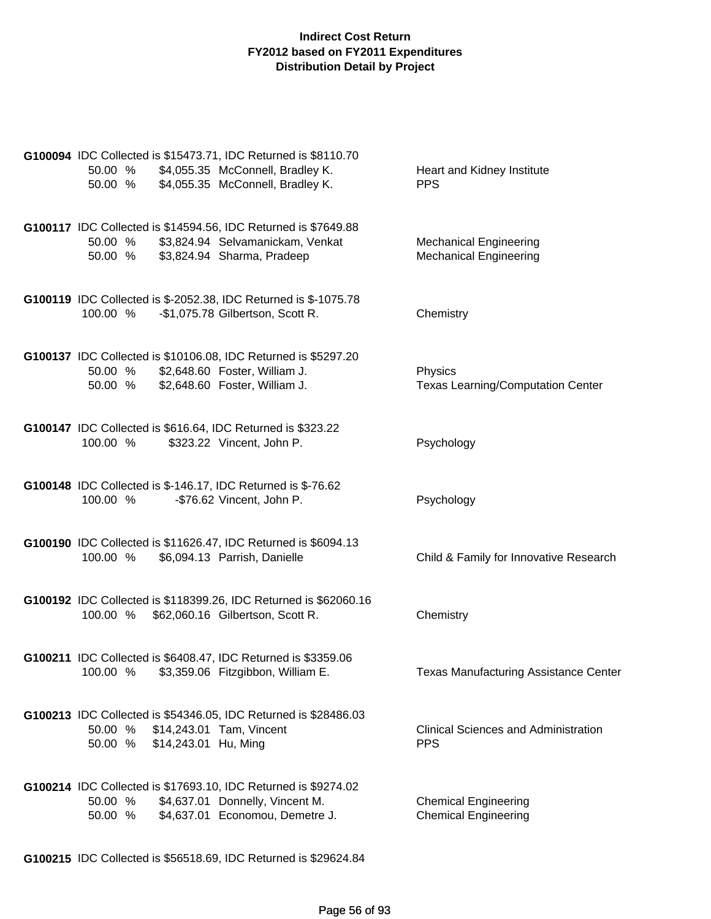**Indirect Cost Return**
**FY2012 based on FY2011 Expenditures**
**Distribution Detail by Project**

**G100094** IDC Collected is $15473.71, IDC Returned is $8110.70

| | | | |
|---|---|---|---|
| 50.00 % | $4,055.35 | McConnell, Bradley K. | Heart and Kidney Institute |
| 50.00 % | $4,055.35 | McConnell, Bradley K. | PPS |

**G100117** IDC Collected is $14594.56, IDC Returned is $7649.88

| | | | |
|---|---|---|---|
| 50.00 % | $3,824.94 | Selvamanickam, Venkat | Mechanical Engineering |
| 50.00 % | $3,824.94 | Sharma, Pradeep | Mechanical Engineering |

**G100119** IDC Collected is $-2052.38, IDC Returned is $-1075.78

| | | | |
|---|---|---|---|
| 100.00 % | -$1,075.78 | Gilbertson, Scott R. | Chemistry |

**G100137** IDC Collected is $10106.08, IDC Returned is $5297.20

| | | | |
|---|---|---|---|
| 50.00 % | $2,648.60 | Foster, William J. | Physics |
| 50.00 % | $2,648.60 | Foster, William J. | Texas Learning/Computation Center |

**G100147** IDC Collected is $616.64, IDC Returned is $323.22

| | | | |
|---|---|---|---|
| 100.00 % | $323.22 | Vincent, John P. | Psychology |

**G100148** IDC Collected is $-146.17, IDC Returned is $-76.62

| | | | |
|---|---|---|---|
| 100.00 % | -$76.62 | Vincent, John P. | Psychology |

**G100190** IDC Collected is $11626.47, IDC Returned is $6094.13

| | | | |
|---|---|---|---|
| 100.00 % | $6,094.13 | Parrish, Danielle | Child & Family for Innovative Research |

**G100192** IDC Collected is $118399.26, IDC Returned is $62060.16

| | | | |
|---|---|---|---|
| 100.00 % | $62,060.16 | Gilbertson, Scott R. | Chemistry |

**G100211** IDC Collected is $6408.47, IDC Returned is $3359.06

| | | | |
|---|---|---|---|
| 100.00 % | $3,359.06 | Fitzgibbon, William E. | Texas Manufacturing Assistance Center |

**G100213** IDC Collected is $54346.05, IDC Returned is $28486.03

| | | | |
|---|---|---|---|
| 50.00 % | $14,243.01 | Tam, Vincent | Clinical Sciences and Administration |
| 50.00 % | $14,243.01 | Hu, Ming | PPS |

**G100214** IDC Collected is $17693.10, IDC Returned is $9274.02

| | | | |
|---|---|---|---|
| 50.00 % | $4,637.01 | Donnelly, Vincent M. | Chemical Engineering |
| 50.00 % | $4,637.01 | Economou, Demetre J. | Chemical Engineering |

**G100215** IDC Collected is $56518.69, IDC Returned is $29624.84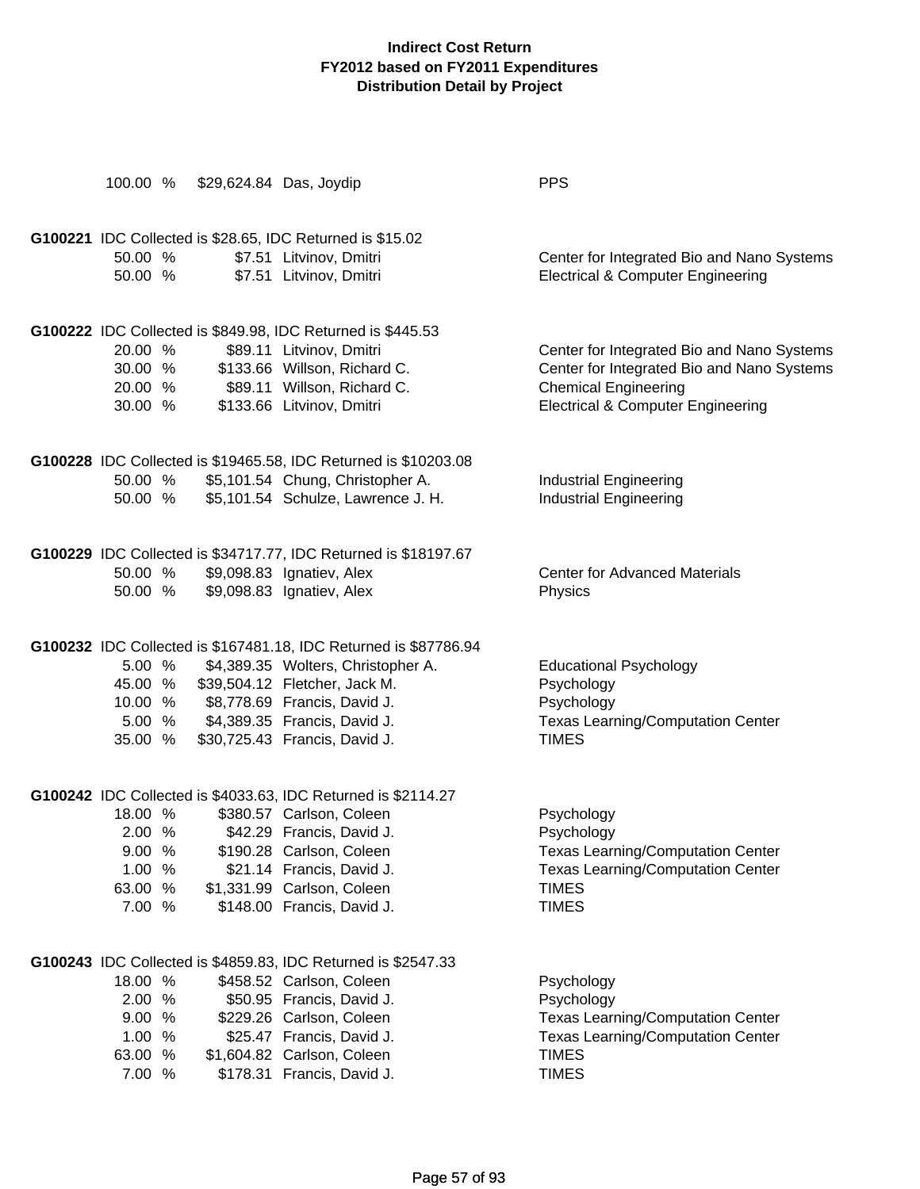# Indirect Cost Return
## FY2012 based on FY2011 Expenditures
## Distribution Detail by Project

| | | | |
|---|---|---|---|
| 100.00 % | $29,624.84 | Das, Joydip | PPS |

**G100221** IDC Collected is $28.65, IDC Returned is $15.02

| | | | |
|---|---|---|---|
| 50.00 % | $7.51 | Litvinov, Dmitri | Center for Integrated Bio and Nano Systems |
| 50.00 % | $7.51 | Litvinov, Dmitri | Electrical & Computer Engineering |

**G100222** IDC Collected is $849.98, IDC Returned is $445.53

| | | | |
|---|---|---|---|
| 20.00 % | $89.11 | Litvinov, Dmitri | Center for Integrated Bio and Nano Systems |
| 30.00 % | $133.66 | Willson, Richard C. | Center for Integrated Bio and Nano Systems |
| 20.00 % | $89.11 | Willson, Richard C. | Chemical Engineering |
| 30.00 % | $133.66 | Litvinov, Dmitri | Electrical & Computer Engineering |

**G100228** IDC Collected is $19465.58, IDC Returned is $10203.08

| | | | |
|---|---|---|---|
| 50.00 % | $5,101.54 | Chung, Christopher A. | Industrial Engineering |
| 50.00 % | $5,101.54 | Schulze, Lawrence J. H. | Industrial Engineering |

**G100229** IDC Collected is $34717.77, IDC Returned is $18197.67

| | | | |
|---|---|---|---|
| 50.00 % | $9,098.83 | Ignatiev, Alex | Center for Advanced Materials |
| 50.00 % | $9,098.83 | Ignatiev, Alex | Physics |

**G100232** IDC Collected is $167481.18, IDC Returned is $87786.94

| | | | |
|---|---|---|---|
| 5.00 % | $4,389.35 | Wolters, Christopher A. | Educational Psychology |
| 45.00 % | $39,504.12 | Fletcher, Jack M. | Psychology |
| 10.00 % | $8,778.69 | Francis, David J. | Psychology |
| 5.00 % | $4,389.35 | Francis, David J. | Texas Learning/Computation Center |
| 35.00 % | $30,725.43 | Francis, David J. | TIMES |

**G100242** IDC Collected is $4033.63, IDC Returned is $2114.27

| | | | |
|---|---|---|---|
| 18.00 % | $380.57 | Carlson, Coleen | Psychology |
| 2.00 % | $42.29 | Francis, David J. | Psychology |
| 9.00 % | $190.28 | Carlson, Coleen | Texas Learning/Computation Center |
| 1.00 % | $21.14 | Francis, David J. | Texas Learning/Computation Center |
| 63.00 % | $1,331.99 | Carlson, Coleen | TIMES |
| 7.00 % | $148.00 | Francis, David J. | TIMES |

**G100243** IDC Collected is $4859.83, IDC Returned is $2547.33

| | | | |
|---|---|---|---|
| 18.00 % | $458.52 | Carlson, Coleen | Psychology |
| 2.00 % | $50.95 | Francis, David J. | Psychology |
| 9.00 % | $229.26 | Carlson, Coleen | Texas Learning/Computation Center |
| 1.00 % | $25.47 | Francis, David J. | Texas Learning/Computation Center |
| 63.00 % | $1,604.82 | Carlson, Coleen | TIMES |
| 7.00 % | $178.31 | Francis, David J. | TIMES |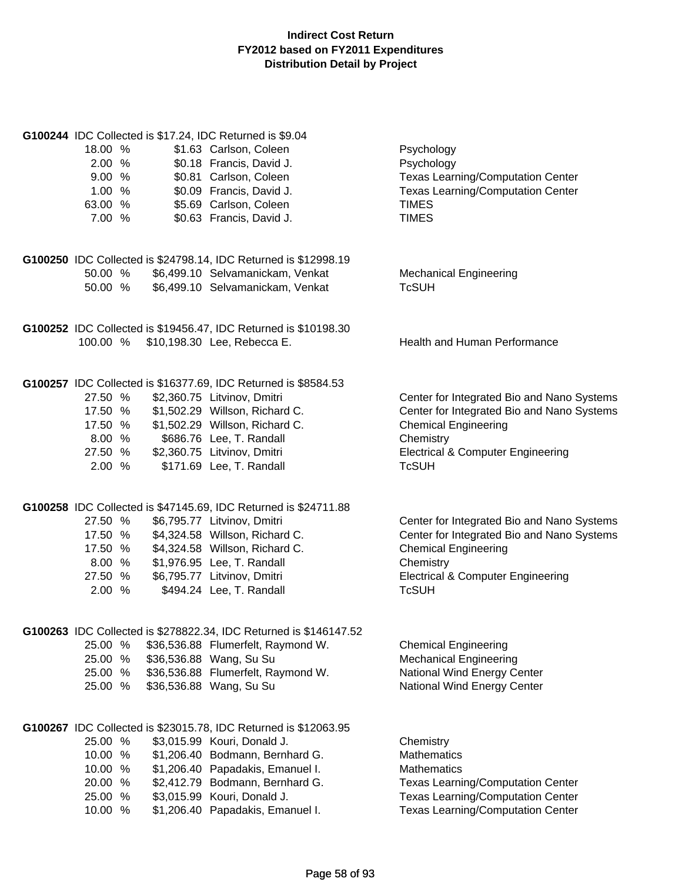**Indirect Cost Return**
**FY2012 based on FY2011 Expenditures**
**Distribution Detail by Project**

**G100244** IDC Collected is $17.24, IDC Returned is $9.04

| % | Amount | Name | Department |
|---|---|---|---|
| 18.00 % | $1.63 | Carlson, Coleen | Psychology |
| 2.00 % | $0.18 | Francis, David J. | Psychology |
| 9.00 % | $0.81 | Carlson, Coleen | Texas Learning/Computation Center |
| 1.00 % | $0.09 | Francis, David J. | Texas Learning/Computation Center |
| 63.00 % | $5.69 | Carlson, Coleen | TIMES |
| 7.00 % | $0.63 | Francis, David J. | TIMES |

**G100250** IDC Collected is $24798.14, IDC Returned is $12998.19

| % | Amount | Name | Department |
|---|---|---|---|
| 50.00 % | $6,499.10 | Selvamanickam, Venkat | Mechanical Engineering |
| 50.00 % | $6,499.10 | Selvamanickam, Venkat | TcSUH |

**G100252** IDC Collected is $19456.47, IDC Returned is $10198.30

| % | Amount | Name | Department |
|---|---|---|---|
| 100.00 % | $10,198.30 | Lee, Rebecca E. | Health and Human Performance |

**G100257** IDC Collected is $16377.69, IDC Returned is $8584.53

| % | Amount | Name | Department |
|---|---|---|---|
| 27.50 % | $2,360.75 | Litvinov, Dmitri | Center for Integrated Bio and Nano Systems |
| 17.50 % | $1,502.29 | Willson, Richard C. | Center for Integrated Bio and Nano Systems |
| 17.50 % | $1,502.29 | Willson, Richard C. | Chemical Engineering |
| 8.00 % | $686.76 | Lee, T. Randall | Chemistry |
| 27.50 % | $2,360.75 | Litvinov, Dmitri | Electrical & Computer Engineering |
| 2.00 % | $171.69 | Lee, T. Randall | TcSUH |

**G100258** IDC Collected is $47145.69, IDC Returned is $24711.88

| % | Amount | Name | Department |
|---|---|---|---|
| 27.50 % | $6,795.77 | Litvinov, Dmitri | Center for Integrated Bio and Nano Systems |
| 17.50 % | $4,324.58 | Willson, Richard C. | Center for Integrated Bio and Nano Systems |
| 17.50 % | $4,324.58 | Willson, Richard C. | Chemical Engineering |
| 8.00 % | $1,976.95 | Lee, T. Randall | Chemistry |
| 27.50 % | $6,795.77 | Litvinov, Dmitri | Electrical & Computer Engineering |
| 2.00 % | $494.24 | Lee, T. Randall | TcSUH |

**G100263** IDC Collected is $278822.34, IDC Returned is $146147.52

| % | Amount | Name | Department |
|---|---|---|---|
| 25.00 % | $36,536.88 | Flumerfelt, Raymond W. | Chemical Engineering |
| 25.00 % | $36,536.88 | Wang, Su Su | Mechanical Engineering |
| 25.00 % | $36,536.88 | Flumerfelt, Raymond W. | National Wind Energy Center |
| 25.00 % | $36,536.88 | Wang, Su Su | National Wind Energy Center |

**G100267** IDC Collected is $23015.78, IDC Returned is $12063.95

| % | Amount | Name | Department |
|---|---|---|---|
| 25.00 % | $3,015.99 | Kouri, Donald J. | Chemistry |
| 10.00 % | $1,206.40 | Bodmann, Bernhard G. | Mathematics |
| 10.00 % | $1,206.40 | Papadakis, Emanuel I. | Mathematics |
| 20.00 % | $2,412.79 | Bodmann, Bernhard G. | Texas Learning/Computation Center |
| 25.00 % | $3,015.99 | Kouri, Donald J. | Texas Learning/Computation Center |
| 10.00 % | $1,206.40 | Papadakis, Emanuel I. | Texas Learning/Computation Center |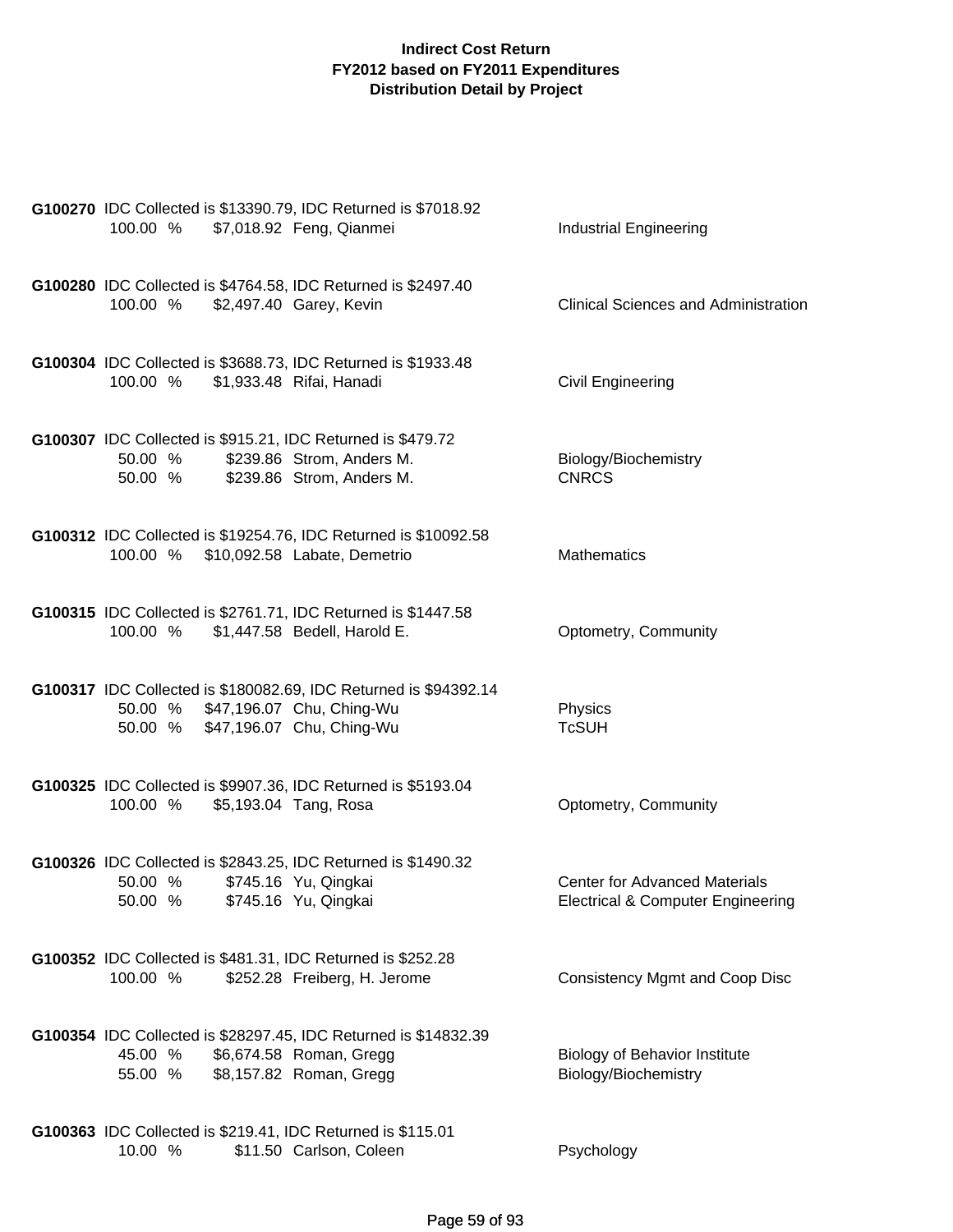**Indirect Cost Return**
**FY2012 based on FY2011 Expenditures**
**Distribution Detail by Project**

**G100270** IDC Collected is $13390.79, IDC Returned is $7018.92

| | | | |
|---|---|---|---|
| 100.00 % | $7,018.92 | Feng, Qianmei | Industrial Engineering |

**G100280** IDC Collected is $4764.58, IDC Returned is $2497.40

| | | | |
|---|---|---|---|
| 100.00 % | $2,497.40 | Garey, Kevin | Clinical Sciences and Administration |

**G100304** IDC Collected is $3688.73, IDC Returned is $1933.48

| | | | |
|---|---|---|---|
| 100.00 % | $1,933.48 | Rifai, Hanadi | Civil Engineering |

**G100307** IDC Collected is $915.21, IDC Returned is $479.72

| | | | |
|---|---|---|---|
| 50.00 % | $239.86 | Strom, Anders M. | Biology/Biochemistry |
| 50.00 % | $239.86 | Strom, Anders M. | CNRCS |

**G100312** IDC Collected is $19254.76, IDC Returned is $10092.58

| | | | |
|---|---|---|---|
| 100.00 % | $10,092.58 | Labate, Demetrio | Mathematics |

**G100315** IDC Collected is $2761.71, IDC Returned is $1447.58

| | | | |
|---|---|---|---|
| 100.00 % | $1,447.58 | Bedell, Harold E. | Optometry, Community |

**G100317** IDC Collected is $180082.69, IDC Returned is $94392.14

| | | | |
|---|---|---|---|
| 50.00 % | $47,196.07 | Chu, Ching-Wu | Physics |
| 50.00 % | $47,196.07 | Chu, Ching-Wu | TcSUH |

**G100325** IDC Collected is $9907.36, IDC Returned is $5193.04

| | | | |
|---|---|---|---|
| 100.00 % | $5,193.04 | Tang, Rosa | Optometry, Community |

**G100326** IDC Collected is $2843.25, IDC Returned is $1490.32

| | | | |
|---|---|---|---|
| 50.00 % | $745.16 | Yu, Qingkai | Center for Advanced Materials |
| 50.00 % | $745.16 | Yu, Qingkai | Electrical & Computer Engineering |

**G100352** IDC Collected is $481.31, IDC Returned is $252.28

| | | | |
|---|---|---|---|
| 100.00 % | $252.28 | Freiberg, H. Jerome | Consistency Mgmt and Coop Disc |

**G100354** IDC Collected is $28297.45, IDC Returned is $14832.39

| | | | |
|---|---|---|---|
| 45.00 % | $6,674.58 | Roman, Gregg | Biology of Behavior Institute |
| 55.00 % | $8,157.82 | Roman, Gregg | Biology/Biochemistry |

**G100363** IDC Collected is $219.41, IDC Returned is $115.01

| | | | |
|---|---|---|---|
| 10.00 % | $11.50 | Carlson, Coleen | Psychology |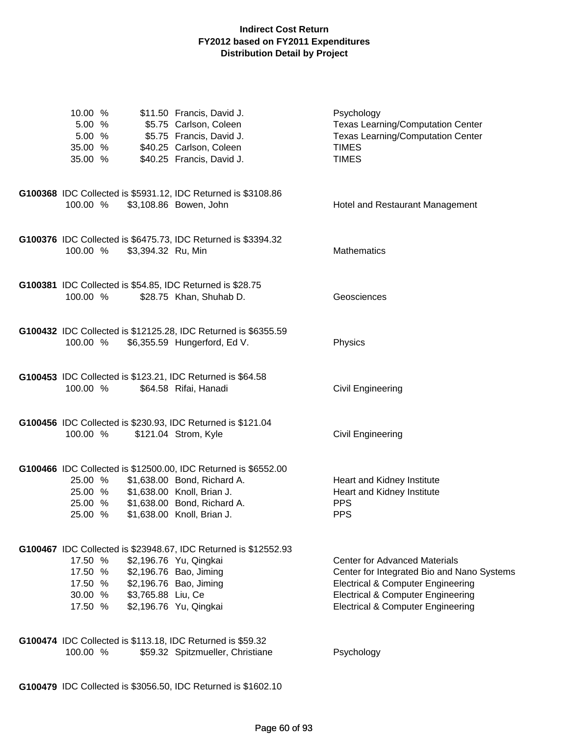**Indirect Cost Return**
**FY2012 based on FY2011 Expenditures**
**Distribution Detail by Project**

| | | | |
|---|---|---|---|
| 10.00 % | $11.50 | Francis, David J. | Psychology |
| 5.00 % | $5.75 | Carlson, Coleen | Texas Learning/Computation Center |
| 5.00 % | $5.75 | Francis, David J. | Texas Learning/Computation Center |
| 35.00 % | $40.25 | Carlson, Coleen | TIMES |
| 35.00 % | $40.25 | Francis, David J. | TIMES |

**G100368** IDC Collected is $5931.12, IDC Returned is $3108.86

| | | | |
|---|---|---|---|
| 100.00 % | $3,108.86 | Bowen, John | Hotel and Restaurant Management |

**G100376** IDC Collected is $6475.73, IDC Returned is $3394.32

| | | | |
|---|---|---|---|
| 100.00 % | $3,394.32 | Ru, Min | Mathematics |

**G100381** IDC Collected is $54.85, IDC Returned is $28.75

| | | | |
|---|---|---|---|
| 100.00 % | $28.75 | Khan, Shuhab D. | Geosciences |

**G100432** IDC Collected is $12125.28, IDC Returned is $6355.59

| | | | |
|---|---|---|---|
| 100.00 % | $6,355.59 | Hungerford, Ed V. | Physics |

**G100453** IDC Collected is $123.21, IDC Returned is $64.58

| | | | |
|---|---|---|---|
| 100.00 % | $64.58 | Rifai, Hanadi | Civil Engineering |

**G100456** IDC Collected is $230.93, IDC Returned is $121.04

| | | | |
|---|---|---|---|
| 100.00 % | $121.04 | Strom, Kyle | Civil Engineering |

**G100466** IDC Collected is $12500.00, IDC Returned is $6552.00

| | | | |
|---|---|---|---|
| 25.00 % | $1,638.00 | Bond, Richard A. | Heart and Kidney Institute |
| 25.00 % | $1,638.00 | Knoll, Brian J. | Heart and Kidney Institute |
| 25.00 % | $1,638.00 | Bond, Richard A. | PPS |
| 25.00 % | $1,638.00 | Knoll, Brian J. | PPS |

**G100467** IDC Collected is $23948.67, IDC Returned is $12552.93

| | | | |
|---|---|---|---|
| 17.50 % | $2,196.76 | Yu, Qingkai | Center for Advanced Materials |
| 17.50 % | $2,196.76 | Bao, Jiming | Center for Integrated Bio and Nano Systems |
| 17.50 % | $2,196.76 | Bao, Jiming | Electrical & Computer Engineering |
| 30.00 % | $3,765.88 | Liu, Ce | Electrical & Computer Engineering |
| 17.50 % | $2,196.76 | Yu, Qingkai | Electrical & Computer Engineering |

**G100474** IDC Collected is $113.18, IDC Returned is $59.32

| | | | |
|---|---|---|---|
| 100.00 % | $59.32 | Spitzmueller, Christiane | Psychology |

**G100479** IDC Collected is $3056.50, IDC Returned is $1602.10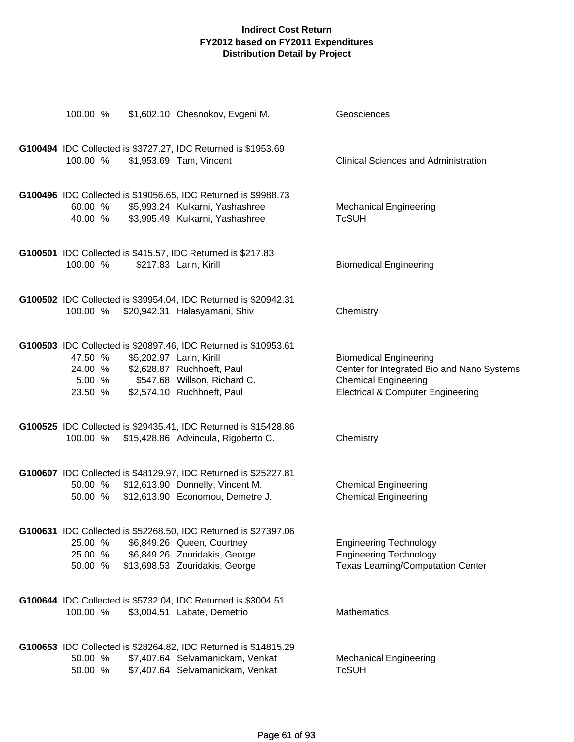| | | | |
|---|---|---|---|
| 100.00 % | $1,602.10 | Chesnokov, Evgeni M. | Geosciences |

**G100494** IDC Collected is $3727.27, IDC Returned is $1953.69

| | | | |
|---|---|---|---|
| 100.00 % | $1,953.69 | Tam, Vincent | Clinical Sciences and Administration |

**G100496** IDC Collected is $19056.65, IDC Returned is $9988.73

| | | | |
|---|---|---|---|
| 60.00 % | $5,993.24 | Kulkarni, Yashashree | Mechanical Engineering |
| 40.00 % | $3,995.49 | Kulkarni, Yashashree | TcSUH |

**G100501** IDC Collected is $415.57, IDC Returned is $217.83

| | | | |
|---|---|---|---|
| 100.00 % | $217.83 | Larin, Kirill | Biomedical Engineering |

**G100502** IDC Collected is $39954.04, IDC Returned is $20942.31

| | | | |
|---|---|---|---|
| 100.00 % | $20,942.31 | Halasyamani, Shiv | Chemistry |

**G100503** IDC Collected is $20897.46, IDC Returned is $10953.61

| | | | |
|---|---|---|---|
| 47.50 % | $5,202.97 | Larin, Kirill | Biomedical Engineering |
| 24.00 % | $2,628.87 | Ruchhoeft, Paul | Center for Integrated Bio and Nano Systems |
| 5.00 % | $547.68 | Willson, Richard C. | Chemical Engineering |
| 23.50 % | $2,574.10 | Ruchhoeft, Paul | Electrical & Computer Engineering |

**G100525** IDC Collected is $29435.41, IDC Returned is $15428.86

| | | | |
|---|---|---|---|
| 100.00 % | $15,428.86 | Advincula, Rigoberto C. | Chemistry |

**G100607** IDC Collected is $48129.97, IDC Returned is $25227.81

| | | | |
|---|---|---|---|
| 50.00 % | $12,613.90 | Donnelly, Vincent M. | Chemical Engineering |
| 50.00 % | $12,613.90 | Economou, Demetre J. | Chemical Engineering |

**G100631** IDC Collected is $52268.50, IDC Returned is $27397.06

| | | | |
|---|---|---|---|
| 25.00 % | $6,849.26 | Queen, Courtney | Engineering Technology |
| 25.00 % | $6,849.26 | Zouridakis, George | Engineering Technology |
| 50.00 % | $13,698.53 | Zouridakis, George | Texas Learning/Computation Center |

**G100644** IDC Collected is $5732.04, IDC Returned is $3004.51

| | | | |
|---|---|---|---|
| 100.00 % | $3,004.51 | Labate, Demetrio | Mathematics |

**G100653** IDC Collected is $28264.82, IDC Returned is $14815.29

| | | | |
|---|---|---|---|
| 50.00 % | $7,407.64 | Selvamanickam, Venkat | Mechanical Engineering |
| 50.00 % | $7,407.64 | Selvamanickam, Venkat | TcSUH |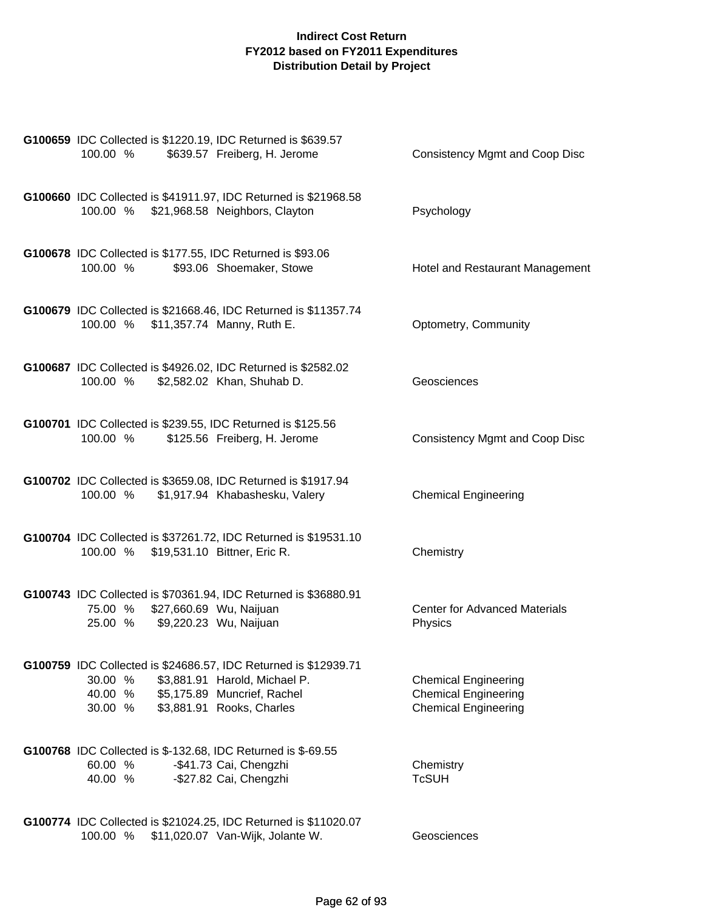# Indirect Cost Return
## FY2012 based on FY2011 Expenditures
## Distribution Detail by Project

**G100659** IDC Collected is $1220.19, IDC Returned is $639.57

| Percent | Amount | Name | Department |
|---|---|---|---|
| 100.00 % | $639.57 | Freiberg, H. Jerome | Consistency Mgmt and Coop Disc |

**G100660** IDC Collected is $41911.97, IDC Returned is $21968.58

| Percent | Amount | Name | Department |
|---|---|---|---|
| 100.00 % | $21,968.58 | Neighbors, Clayton | Psychology |

**G100678** IDC Collected is $177.55, IDC Returned is $93.06

| Percent | Amount | Name | Department |
|---|---|---|---|
| 100.00 % | $93.06 | Shoemaker, Stowe | Hotel and Restaurant Management |

**G100679** IDC Collected is $21668.46, IDC Returned is $11357.74

| Percent | Amount | Name | Department |
|---|---|---|---|
| 100.00 % | $11,357.74 | Manny, Ruth E. | Optometry, Community |

**G100687** IDC Collected is $4926.02, IDC Returned is $2582.02

| Percent | Amount | Name | Department |
|---|---|---|---|
| 100.00 % | $2,582.02 | Khan, Shuhab D. | Geosciences |

**G100701** IDC Collected is $239.55, IDC Returned is $125.56

| Percent | Amount | Name | Department |
|---|---|---|---|
| 100.00 % | $125.56 | Freiberg, H. Jerome | Consistency Mgmt and Coop Disc |

**G100702** IDC Collected is $3659.08, IDC Returned is $1917.94

| Percent | Amount | Name | Department |
|---|---|---|---|
| 100.00 % | $1,917.94 | Khabashesku, Valery | Chemical Engineering |

**G100704** IDC Collected is $37261.72, IDC Returned is $19531.10

| Percent | Amount | Name | Department |
|---|---|---|---|
| 100.00 % | $19,531.10 | Bittner, Eric R. | Chemistry |

**G100743** IDC Collected is $70361.94, IDC Returned is $36880.91

| Percent | Amount | Name | Department |
|---|---|---|---|
| 75.00 % | $27,660.69 | Wu, Naijuan | Center for Advanced Materials |
| 25.00 % | $9,220.23 | Wu, Naijuan | Physics |

**G100759** IDC Collected is $24686.57, IDC Returned is $12939.71

| Percent | Amount | Name | Department |
|---|---|---|---|
| 30.00 % | $3,881.91 | Harold, Michael P. | Chemical Engineering |
| 40.00 % | $5,175.89 | Muncrief, Rachel | Chemical Engineering |
| 30.00 % | $3,881.91 | Rooks, Charles | Chemical Engineering |

**G100768** IDC Collected is $-132.68, IDC Returned is $-69.55

| Percent | Amount | Name | Department |
|---|---|---|---|
| 60.00 % | -$41.73 | Cai, Chengzhi | Chemistry |
| 40.00 % | -$27.82 | Cai, Chengzhi | TcSUH |

**G100774** IDC Collected is $21024.25, IDC Returned is $11020.07

| Percent | Amount | Name | Department |
|---|---|---|---|
| 100.00 % | $11,020.07 | Van-Wijk, Jolante W. | Geosciences |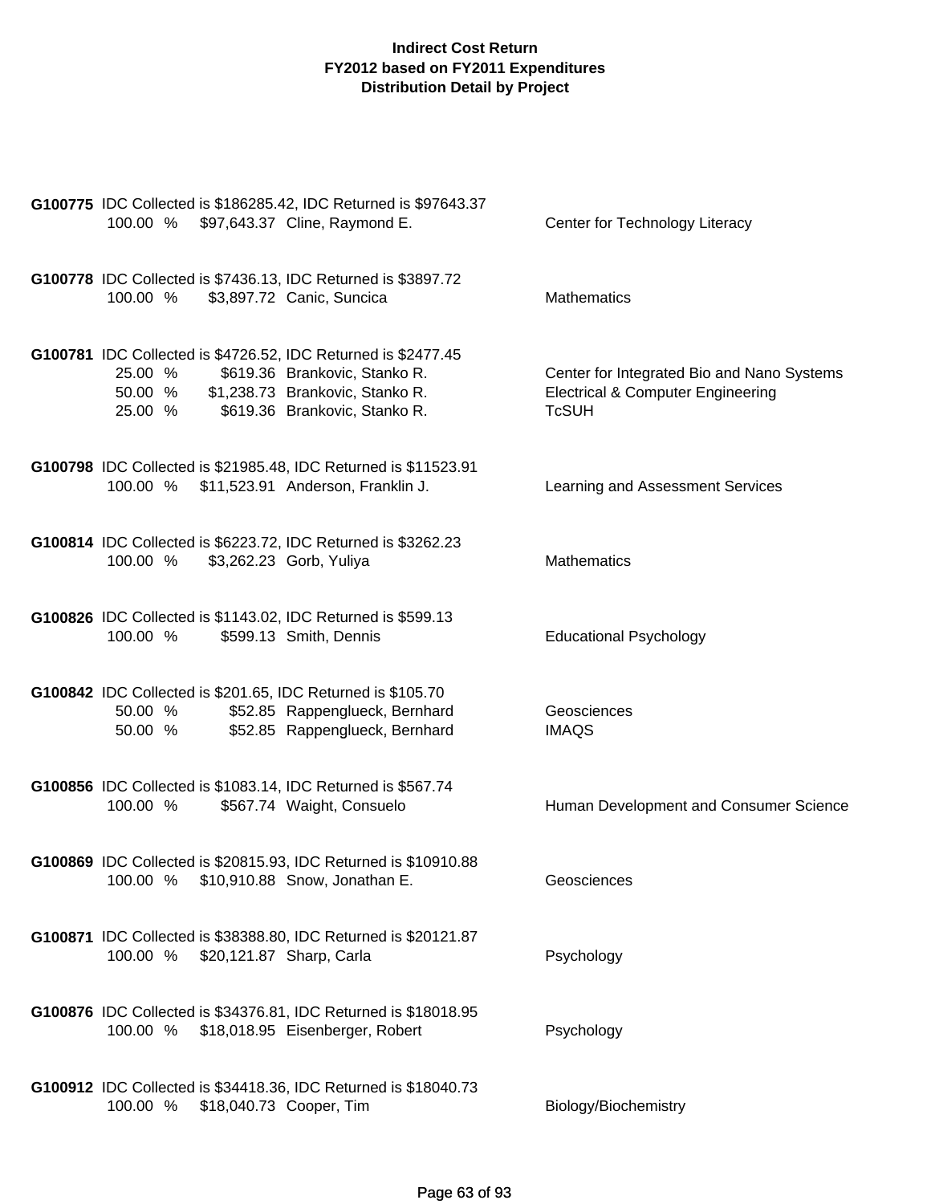**Indirect Cost Return**
**FY2012 based on FY2011 Expenditures**
**Distribution Detail by Project**

**G100775** IDC Collected is $186285.42, IDC Returned is $97643.37

| % | Amount | Name | Department |
|---|---|---|---|
| 100.00 % | $97,643.37 | Cline, Raymond E. | Center for Technology Literacy |

**G100778** IDC Collected is $7436.13, IDC Returned is $3897.72

| % | Amount | Name | Department |
|---|---|---|---|
| 100.00 % | $3,897.72 | Canic, Suncica | Mathematics |

**G100781** IDC Collected is $4726.52, IDC Returned is $2477.45

| % | Amount | Name | Department |
|---|---|---|---|
| 25.00 % | $619.36 | Brankovic, Stanko R. | Center for Integrated Bio and Nano Systems |
| 50.00 % | $1,238.73 | Brankovic, Stanko R. | Electrical & Computer Engineering |
| 25.00 % | $619.36 | Brankovic, Stanko R. | TcSUH |

**G100798** IDC Collected is $21985.48, IDC Returned is $11523.91

| % | Amount | Name | Department |
|---|---|---|---|
| 100.00 % | $11,523.91 | Anderson, Franklin J. | Learning and Assessment Services |

**G100814** IDC Collected is $6223.72, IDC Returned is $3262.23

| % | Amount | Name | Department |
|---|---|---|---|
| 100.00 % | $3,262.23 | Gorb, Yuliya | Mathematics |

**G100826** IDC Collected is $1143.02, IDC Returned is $599.13

| % | Amount | Name | Department |
|---|---|---|---|
| 100.00 % | $599.13 | Smith, Dennis | Educational Psychology |

**G100842** IDC Collected is $201.65, IDC Returned is $105.70

| % | Amount | Name | Department |
|---|---|---|---|
| 50.00 % | $52.85 | Rappenglueck, Bernhard | Geosciences |
| 50.00 % | $52.85 | Rappenglueck, Bernhard | IMAQS |

**G100856** IDC Collected is $1083.14, IDC Returned is $567.74

| % | Amount | Name | Department |
|---|---|---|---|
| 100.00 % | $567.74 | Waight, Consuelo | Human Development and Consumer Science |

**G100869** IDC Collected is $20815.93, IDC Returned is $10910.88

| % | Amount | Name | Department |
|---|---|---|---|
| 100.00 % | $10,910.88 | Snow, Jonathan E. | Geosciences |

**G100871** IDC Collected is $38388.80, IDC Returned is $20121.87

| % | Amount | Name | Department |
|---|---|---|---|
| 100.00 % | $20,121.87 | Sharp, Carla | Psychology |

**G100876** IDC Collected is $34376.81, IDC Returned is $18018.95

| % | Amount | Name | Department |
|---|---|---|---|
| 100.00 % | $18,018.95 | Eisenberger, Robert | Psychology |

**G100912** IDC Collected is $34418.36, IDC Returned is $18040.73

| % | Amount | Name | Department |
|---|---|---|---|
| 100.00 % | $18,040.73 | Cooper, Tim | Biology/Biochemistry |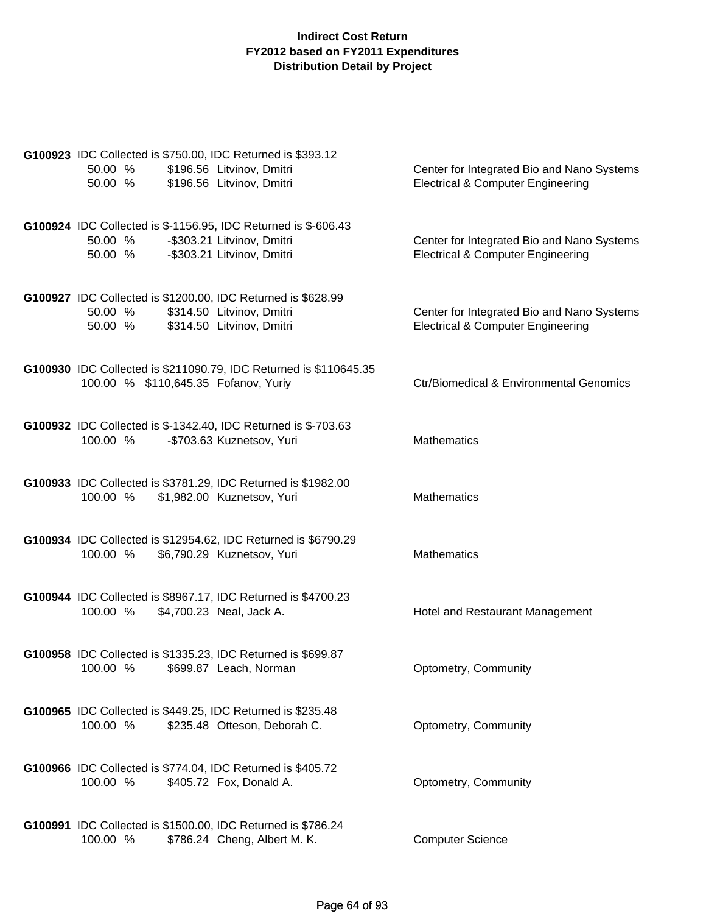**Indirect Cost Return**
**FY2012 based on FY2011 Expenditures**
**Distribution Detail by Project**

**G100923** IDC Collected is $750.00, IDC Returned is $393.12

| | | | |
|---|---|---|---|
| 50.00 % | $196.56 | Litvinov, Dmitri | Center for Integrated Bio and Nano Systems |
| 50.00 % | $196.56 | Litvinov, Dmitri | Electrical & Computer Engineering |

**G100924** IDC Collected is $-1156.95, IDC Returned is $-606.43

| | | | |
|---|---|---|---|
| 50.00 % | -$303.21 | Litvinov, Dmitri | Center for Integrated Bio and Nano Systems |
| 50.00 % | -$303.21 | Litvinov, Dmitri | Electrical & Computer Engineering |

**G100927** IDC Collected is $1200.00, IDC Returned is $628.99

| | | | |
|---|---|---|---|
| 50.00 % | $314.50 | Litvinov, Dmitri | Center for Integrated Bio and Nano Systems |
| 50.00 % | $314.50 | Litvinov, Dmitri | Electrical & Computer Engineering |

**G100930** IDC Collected is $211090.79, IDC Returned is $110645.35

| | | | |
|---|---|---|---|
| 100.00 % | $110,645.35 | Fofanov, Yuriy | Ctr/Biomedical & Environmental Genomics |

**G100932** IDC Collected is $-1342.40, IDC Returned is $-703.63

| | | | |
|---|---|---|---|
| 100.00 % | -$703.63 | Kuznetsov, Yuri | Mathematics |

**G100933** IDC Collected is $3781.29, IDC Returned is $1982.00

| | | | |
|---|---|---|---|
| 100.00 % | $1,982.00 | Kuznetsov, Yuri | Mathematics |

**G100934** IDC Collected is $12954.62, IDC Returned is $6790.29

| | | | |
|---|---|---|---|
| 100.00 % | $6,790.29 | Kuznetsov, Yuri | Mathematics |

**G100944** IDC Collected is $8967.17, IDC Returned is $4700.23

| | | | |
|---|---|---|---|
| 100.00 % | $4,700.23 | Neal, Jack A. | Hotel and Restaurant Management |

**G100958** IDC Collected is $1335.23, IDC Returned is $699.87

| | | | |
|---|---|---|---|
| 100.00 % | $699.87 | Leach, Norman | Optometry, Community |

**G100965** IDC Collected is $449.25, IDC Returned is $235.48

| | | | |
|---|---|---|---|
| 100.00 % | $235.48 | Otteson, Deborah C. | Optometry, Community |

**G100966** IDC Collected is $774.04, IDC Returned is $405.72

| | | | |
|---|---|---|---|
| 100.00 % | $405.72 | Fox, Donald A. | Optometry, Community |

**G100991** IDC Collected is $1500.00, IDC Returned is $786.24

| | | | |
|---|---|---|---|
| 100.00 % | $786.24 | Cheng, Albert M. K. | Computer Science |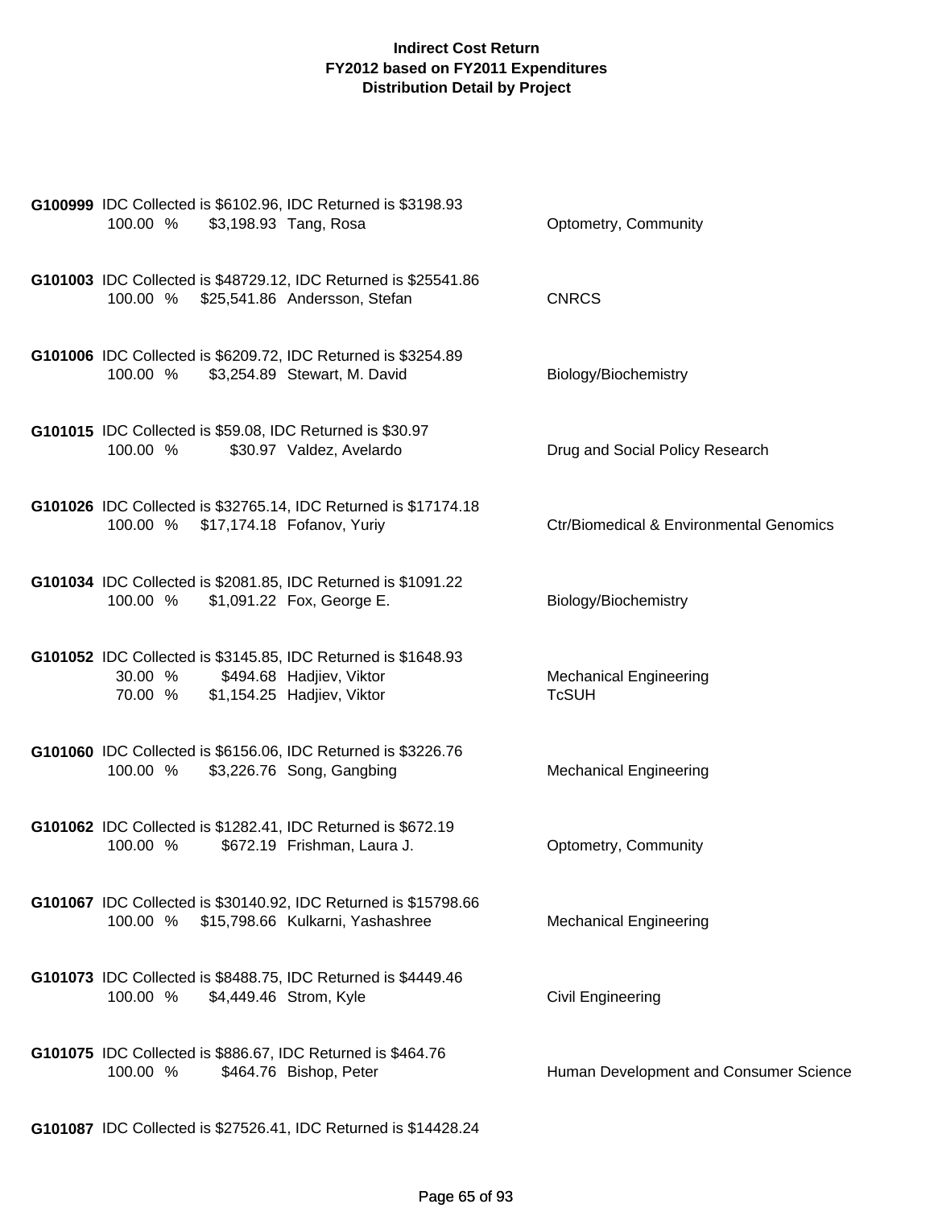**Indirect Cost Return**
**FY2012 based on FY2011 Expenditures**
**Distribution Detail by Project**

**G100999** IDC Collected is $6102.96, IDC Returned is $3198.93

| 100.00 % | $3,198.93 | Tang, Rosa | Optometry, Community |
|---|---|---|---|

**G101003** IDC Collected is $48729.12, IDC Returned is $25541.86

| 100.00 % | $25,541.86 | Andersson, Stefan | CNRCS |
|---|---|---|---|

**G101006** IDC Collected is $6209.72, IDC Returned is $3254.89

| 100.00 % | $3,254.89 | Stewart, M. David | Biology/Biochemistry |
|---|---|---|---|

**G101015** IDC Collected is $59.08, IDC Returned is $30.97

| 100.00 % | $30.97 | Valdez, Avelardo | Drug and Social Policy Research |
|---|---|---|---|

**G101026** IDC Collected is $32765.14, IDC Returned is $17174.18

| 100.00 % | $17,174.18 | Fofanov, Yuriy | Ctr/Biomedical & Environmental Genomics |
|---|---|---|---|

**G101034** IDC Collected is $2081.85, IDC Returned is $1091.22

| 100.00 % | $1,091.22 | Fox, George E. | Biology/Biochemistry |
|---|---|---|---|

**G101052** IDC Collected is $3145.85, IDC Returned is $1648.93

| 30.00 % | $494.68 | Hadjiev, Viktor | Mechanical Engineering |
|---|---|---|---|
| 70.00 % | $1,154.25 | Hadjiev, Viktor | TcSUH |

**G101060** IDC Collected is $6156.06, IDC Returned is $3226.76

| 100.00 % | $3,226.76 | Song, Gangbing | Mechanical Engineering |
|---|---|---|---|

**G101062** IDC Collected is $1282.41, IDC Returned is $672.19

| 100.00 % | $672.19 | Frishman, Laura J. | Optometry, Community |
|---|---|---|---|

**G101067** IDC Collected is $30140.92, IDC Returned is $15798.66

| 100.00 % | $15,798.66 | Kulkarni, Yashashree | Mechanical Engineering |
|---|---|---|---|

**G101073** IDC Collected is $8488.75, IDC Returned is $4449.46

| 100.00 % | $4,449.46 | Strom, Kyle | Civil Engineering |
|---|---|---|---|

**G101075** IDC Collected is $886.67, IDC Returned is $464.76

| 100.00 % | $464.76 | Bishop, Peter | Human Development and Consumer Science |
|---|---|---|---|

**G101087** IDC Collected is $27526.41, IDC Returned is $14428.24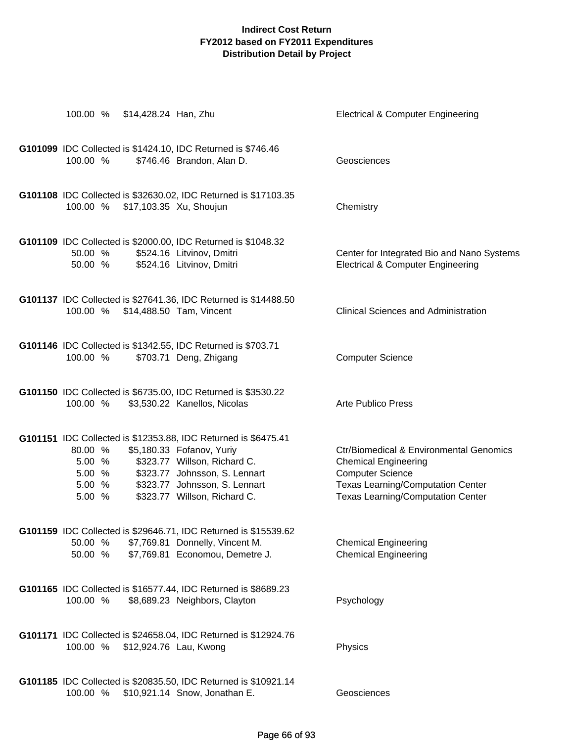**Indirect Cost Return**
**FY2012 based on FY2011 Expenditures**
**Distribution Detail by Project**

100.00 % $14,428.24 Han, Zhu — Electrical & Computer Engineering

**G101099** IDC Collected is $1424.10, IDC Returned is $746.46

| % | Amount | Name | Department |
|---|---|---|---|
| 100.00 % | $746.46 | Brandon, Alan D. | Geosciences |

**G101108** IDC Collected is $32630.02, IDC Returned is $17103.35

| % | Amount | Name | Department |
|---|---|---|---|
| 100.00 % | $17,103.35 | Xu, Shoujun | Chemistry |

**G101109** IDC Collected is $2000.00, IDC Returned is $1048.32

| % | Amount | Name | Department |
|---|---|---|---|
| 50.00 % | $524.16 | Litvinov, Dmitri | Center for Integrated Bio and Nano Systems |
| 50.00 % | $524.16 | Litvinov, Dmitri | Electrical & Computer Engineering |

**G101137** IDC Collected is $27641.36, IDC Returned is $14488.50

| % | Amount | Name | Department |
|---|---|---|---|
| 100.00 % | $14,488.50 | Tam, Vincent | Clinical Sciences and Administration |

**G101146** IDC Collected is $1342.55, IDC Returned is $703.71

| % | Amount | Name | Department |
|---|---|---|---|
| 100.00 % | $703.71 | Deng, Zhigang | Computer Science |

**G101150** IDC Collected is $6735.00, IDC Returned is $3530.22

| % | Amount | Name | Department |
|---|---|---|---|
| 100.00 % | $3,530.22 | Kanellos, Nicolas | Arte Publico Press |

**G101151** IDC Collected is $12353.88, IDC Returned is $6475.41

| % | Amount | Name | Department |
|---|---|---|---|
| 80.00 % | $5,180.33 | Fofanov, Yuriy | Ctr/Biomedical & Environmental Genomics |
| 5.00 % | $323.77 | Willson, Richard C. | Chemical Engineering |
| 5.00 % | $323.77 | Johnsson, S. Lennart | Computer Science |
| 5.00 % | $323.77 | Johnsson, S. Lennart | Texas Learning/Computation Center |
| 5.00 % | $323.77 | Willson, Richard C. | Texas Learning/Computation Center |

**G101159** IDC Collected is $29646.71, IDC Returned is $15539.62

| % | Amount | Name | Department |
|---|---|---|---|
| 50.00 % | $7,769.81 | Donnelly, Vincent M. | Chemical Engineering |
| 50.00 % | $7,769.81 | Economou, Demetre J. | Chemical Engineering |

**G101165** IDC Collected is $16577.44, IDC Returned is $8689.23

| % | Amount | Name | Department |
|---|---|---|---|
| 100.00 % | $8,689.23 | Neighbors, Clayton | Psychology |

**G101171** IDC Collected is $24658.04, IDC Returned is $12924.76

| % | Amount | Name | Department |
|---|---|---|---|
| 100.00 % | $12,924.76 | Lau, Kwong | Physics |

**G101185** IDC Collected is $20835.50, IDC Returned is $10921.14

| % | Amount | Name | Department |
|---|---|---|---|
| 100.00 % | $10,921.14 | Snow, Jonathan E. | Geosciences |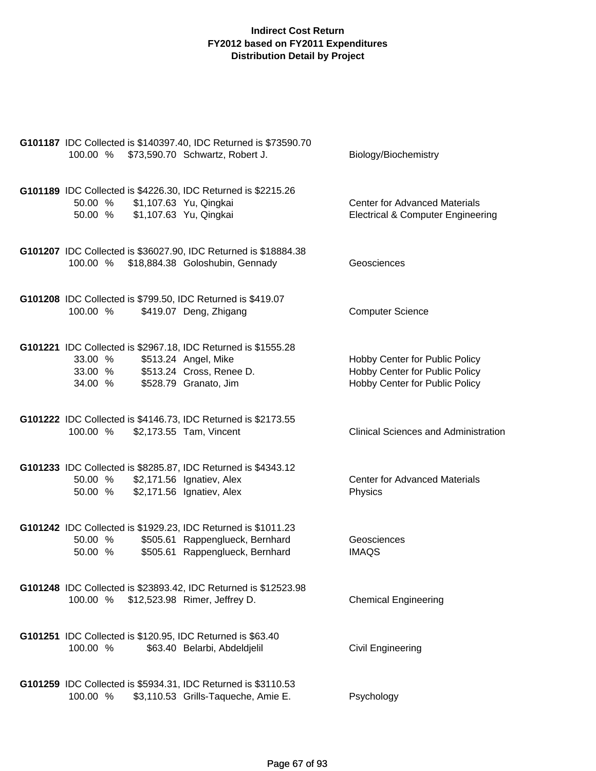**Indirect Cost Return**
**FY2012 based on FY2011 Expenditures**
**Distribution Detail by Project**

**G101187** IDC Collected is $140397.40, IDC Returned is $73590.70

| % | Amount | Name | Department |
|---|---|---|---|
| 100.00 % | $73,590.70 | Schwartz, Robert J. | Biology/Biochemistry |

**G101189** IDC Collected is $4226.30, IDC Returned is $2215.26

| % | Amount | Name | Department |
|---|---|---|---|
| 50.00 % | $1,107.63 | Yu, Qingkai | Center for Advanced Materials |
| 50.00 % | $1,107.63 | Yu, Qingkai | Electrical & Computer Engineering |

**G101207** IDC Collected is $36027.90, IDC Returned is $18884.38

| % | Amount | Name | Department |
|---|---|---|---|
| 100.00 % | $18,884.38 | Goloshubin, Gennady | Geosciences |

**G101208** IDC Collected is $799.50, IDC Returned is $419.07

| % | Amount | Name | Department |
|---|---|---|---|
| 100.00 % | $419.07 | Deng, Zhigang | Computer Science |

**G101221** IDC Collected is $2967.18, IDC Returned is $1555.28

| % | Amount | Name | Department |
|---|---|---|---|
| 33.00 % | $513.24 | Angel, Mike | Hobby Center for Public Policy |
| 33.00 % | $513.24 | Cross, Renee D. | Hobby Center for Public Policy |
| 34.00 % | $528.79 | Granato, Jim | Hobby Center for Public Policy |

**G101222** IDC Collected is $4146.73, IDC Returned is $2173.55

| % | Amount | Name | Department |
|---|---|---|---|
| 100.00 % | $2,173.55 | Tam, Vincent | Clinical Sciences and Administration |

**G101233** IDC Collected is $8285.87, IDC Returned is $4343.12

| % | Amount | Name | Department |
|---|---|---|---|
| 50.00 % | $2,171.56 | Ignatiev, Alex | Center for Advanced Materials |
| 50.00 % | $2,171.56 | Ignatiev, Alex | Physics |

**G101242** IDC Collected is $1929.23, IDC Returned is $1011.23

| % | Amount | Name | Department |
|---|---|---|---|
| 50.00 % | $505.61 | Rappenglueck, Bernhard | Geosciences |
| 50.00 % | $505.61 | Rappenglueck, Bernhard | IMAQS |

**G101248** IDC Collected is $23893.42, IDC Returned is $12523.98

| % | Amount | Name | Department |
|---|---|---|---|
| 100.00 % | $12,523.98 | Rimer, Jeffrey D. | Chemical Engineering |

**G101251** IDC Collected is $120.95, IDC Returned is $63.40

| % | Amount | Name | Department |
|---|---|---|---|
| 100.00 % | $63.40 | Belarbi, Abdeldjelil | Civil Engineering |

**G101259** IDC Collected is $5934.31, IDC Returned is $3110.53

| % | Amount | Name | Department |
|---|---|---|---|
| 100.00 % | $3,110.53 | Grills-Taqueche, Amie E. | Psychology |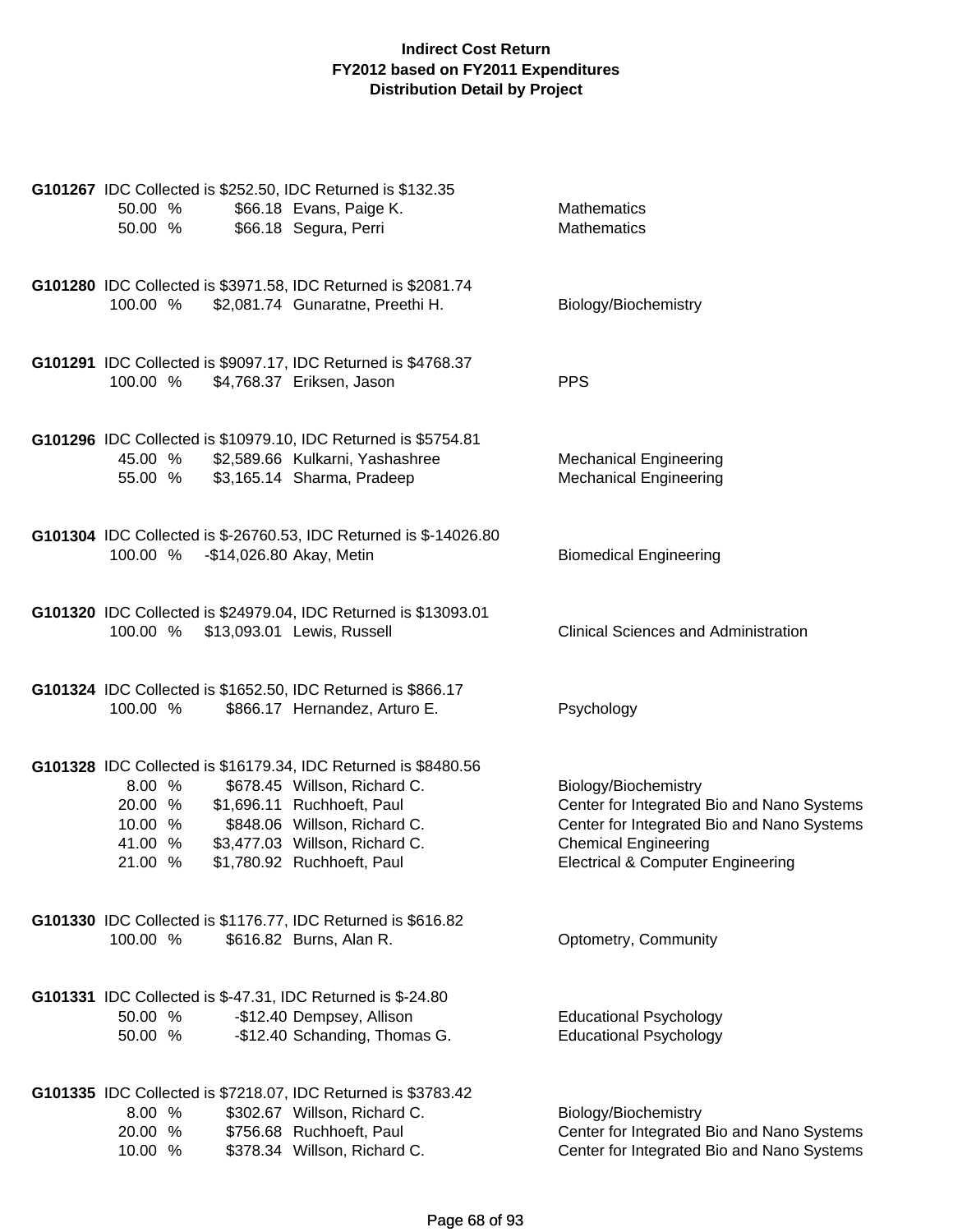**Indirect Cost Return**
**FY2012 based on FY2011 Expenditures**
**Distribution Detail by Project**

**G101267** IDC Collected is $252.50, IDC Returned is $132.35

| % | Amount | Name | Department |
|---|---|---|---|
| 50.00 % | $66.18 | Evans, Paige K. | Mathematics |
| 50.00 % | $66.18 | Segura, Perri | Mathematics |

**G101280** IDC Collected is $3971.58, IDC Returned is $2081.74

| % | Amount | Name | Department |
|---|---|---|---|
| 100.00 % | $2,081.74 | Gunaratne, Preethi H. | Biology/Biochemistry |

**G101291** IDC Collected is $9097.17, IDC Returned is $4768.37

| % | Amount | Name | Department |
|---|---|---|---|
| 100.00 % | $4,768.37 | Eriksen, Jason | PPS |

**G101296** IDC Collected is $10979.10, IDC Returned is $5754.81

| % | Amount | Name | Department |
|---|---|---|---|
| 45.00 % | $2,589.66 | Kulkarni, Yashashree | Mechanical Engineering |
| 55.00 % | $3,165.14 | Sharma, Pradeep | Mechanical Engineering |

**G101304** IDC Collected is $-26760.53, IDC Returned is $-14026.80

| % | Amount | Name | Department |
|---|---|---|---|
| 100.00 % | -$14,026.80 | Akay, Metin | Biomedical Engineering |

**G101320** IDC Collected is $24979.04, IDC Returned is $13093.01

| % | Amount | Name | Department |
|---|---|---|---|
| 100.00 % | $13,093.01 | Lewis, Russell | Clinical Sciences and Administration |

**G101324** IDC Collected is $1652.50, IDC Returned is $866.17

| % | Amount | Name | Department |
|---|---|---|---|
| 100.00 % | $866.17 | Hernandez, Arturo E. | Psychology |

**G101328** IDC Collected is $16179.34, IDC Returned is $8480.56

| % | Amount | Name | Department |
|---|---|---|---|
| 8.00 % | $678.45 | Willson, Richard C. | Biology/Biochemistry |
| 20.00 % | $1,696.11 | Ruchhoeft, Paul | Center for Integrated Bio and Nano Systems |
| 10.00 % | $848.06 | Willson, Richard C. | Center for Integrated Bio and Nano Systems |
| 41.00 % | $3,477.03 | Willson, Richard C. | Chemical Engineering |
| 21.00 % | $1,780.92 | Ruchhoeft, Paul | Electrical & Computer Engineering |

**G101330** IDC Collected is $1176.77, IDC Returned is $616.82

| % | Amount | Name | Department |
|---|---|---|---|
| 100.00 % | $616.82 | Burns, Alan R. | Optometry, Community |

**G101331** IDC Collected is $-47.31, IDC Returned is $-24.80

| % | Amount | Name | Department |
|---|---|---|---|
| 50.00 % | -$12.40 | Dempsey, Allison | Educational Psychology |
| 50.00 % | -$12.40 | Schanding, Thomas G. | Educational Psychology |

**G101335** IDC Collected is $7218.07, IDC Returned is $3783.42

| % | Amount | Name | Department |
|---|---|---|---|
| 8.00 % | $302.67 | Willson, Richard C. | Biology/Biochemistry |
| 20.00 % | $756.68 | Ruchhoeft, Paul | Center for Integrated Bio and Nano Systems |
| 10.00 % | $378.34 | Willson, Richard C. | Center for Integrated Bio and Nano Systems |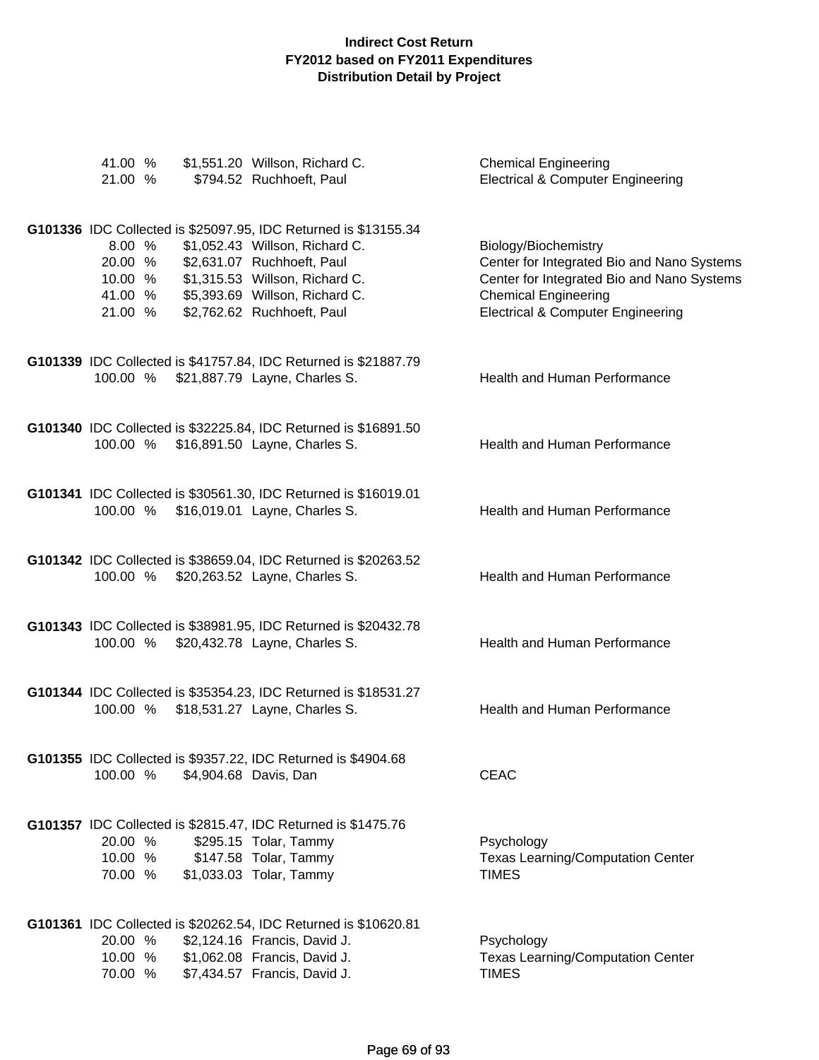# Indirect Cost Return
# FY2012 based on FY2011 Expenditures
# Distribution Detail by Project

| | | | |
|---|---|---|---|
| 41.00 % | $1,551.20 | Willson, Richard C. | Chemical Engineering |
| 21.00 % | $794.52 | Ruchhoeft, Paul | Electrical & Computer Engineering |

**G101336** IDC Collected is $25097.95, IDC Returned is $13155.34

| | | | |
|---|---|---|---|
| 8.00 % | $1,052.43 | Willson, Richard C. | Biology/Biochemistry |
| 20.00 % | $2,631.07 | Ruchhoeft, Paul | Center for Integrated Bio and Nano Systems |
| 10.00 % | $1,315.53 | Willson, Richard C. | Center for Integrated Bio and Nano Systems |
| 41.00 % | $5,393.69 | Willson, Richard C. | Chemical Engineering |
| 21.00 % | $2,762.62 | Ruchhoeft, Paul | Electrical & Computer Engineering |

**G101339** IDC Collected is $41757.84, IDC Returned is $21887.79

| | | | |
|---|---|---|---|
| 100.00 % | $21,887.79 | Layne, Charles S. | Health and Human Performance |

**G101340** IDC Collected is $32225.84, IDC Returned is $16891.50

| | | | |
|---|---|---|---|
| 100.00 % | $16,891.50 | Layne, Charles S. | Health and Human Performance |

**G101341** IDC Collected is $30561.30, IDC Returned is $16019.01

| | | | |
|---|---|---|---|
| 100.00 % | $16,019.01 | Layne, Charles S. | Health and Human Performance |

**G101342** IDC Collected is $38659.04, IDC Returned is $20263.52

| | | | |
|---|---|---|---|
| 100.00 % | $20,263.52 | Layne, Charles S. | Health and Human Performance |

**G101343** IDC Collected is $38981.95, IDC Returned is $20432.78

| | | | |
|---|---|---|---|
| 100.00 % | $20,432.78 | Layne, Charles S. | Health and Human Performance |

**G101344** IDC Collected is $35354.23, IDC Returned is $18531.27

| | | | |
|---|---|---|---|
| 100.00 % | $18,531.27 | Layne, Charles S. | Health and Human Performance |

**G101355** IDC Collected is $9357.22, IDC Returned is $4904.68

| | | | |
|---|---|---|---|
| 100.00 % | $4,904.68 | Davis, Dan | CEAC |

**G101357** IDC Collected is $2815.47, IDC Returned is $1475.76

| | | | |
|---|---|---|---|
| 20.00 % | $295.15 | Tolar, Tammy | Psychology |
| 10.00 % | $147.58 | Tolar, Tammy | Texas Learning/Computation Center |
| 70.00 % | $1,033.03 | Tolar, Tammy | TIMES |

**G101361** IDC Collected is $20262.54, IDC Returned is $10620.81

| | | | |
|---|---|---|---|
| 20.00 % | $2,124.16 | Francis, David J. | Psychology |
| 10.00 % | $1,062.08 | Francis, David J. | Texas Learning/Computation Center |
| 70.00 % | $7,434.57 | Francis, David J. | TIMES |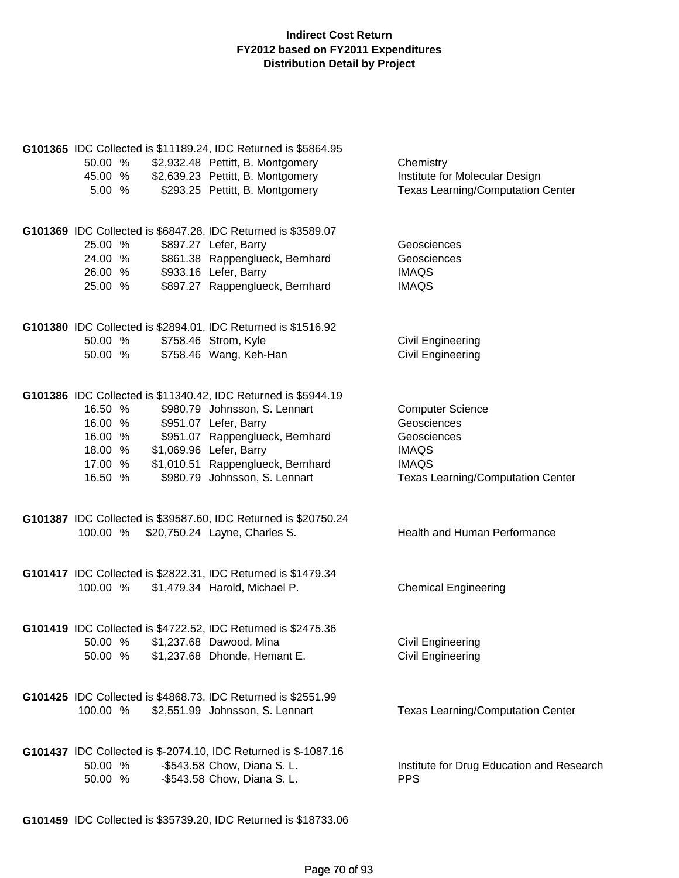**Indirect Cost Return**
**FY2012 based on FY2011 Expenditures**
**Distribution Detail by Project**

**G101365** IDC Collected is $11189.24, IDC Returned is $5864.95

| % | Amount | Name | Department |
|---|---|---|---|
| 50.00 % | $2,932.48 | Pettitt, B. Montgomery | Chemistry |
| 45.00 % | $2,639.23 | Pettitt, B. Montgomery | Institute for Molecular Design |
| 5.00 % | $293.25 | Pettitt, B. Montgomery | Texas Learning/Computation Center |

**G101369** IDC Collected is $6847.28, IDC Returned is $3589.07

| % | Amount | Name | Department |
|---|---|---|---|
| 25.00 % | $897.27 | Lefer, Barry | Geosciences |
| 24.00 % | $861.38 | Rappenglueck, Bernhard | Geosciences |
| 26.00 % | $933.16 | Lefer, Barry | IMAQS |
| 25.00 % | $897.27 | Rappenglueck, Bernhard | IMAQS |

**G101380** IDC Collected is $2894.01, IDC Returned is $1516.92

| % | Amount | Name | Department |
|---|---|---|---|
| 50.00 % | $758.46 | Strom, Kyle | Civil Engineering |
| 50.00 % | $758.46 | Wang, Keh-Han | Civil Engineering |

**G101386** IDC Collected is $11340.42, IDC Returned is $5944.19

| % | Amount | Name | Department |
|---|---|---|---|
| 16.50 % | $980.79 | Johnsson, S. Lennart | Computer Science |
| 16.00 % | $951.07 | Lefer, Barry | Geosciences |
| 16.00 % | $951.07 | Rappenglueck, Bernhard | Geosciences |
| 18.00 % | $1,069.96 | Lefer, Barry | IMAQS |
| 17.00 % | $1,010.51 | Rappenglueck, Bernhard | IMAQS |
| 16.50 % | $980.79 | Johnsson, S. Lennart | Texas Learning/Computation Center |

**G101387** IDC Collected is $39587.60, IDC Returned is $20750.24

| % | Amount | Name | Department |
|---|---|---|---|
| 100.00 % | $20,750.24 | Layne, Charles S. | Health and Human Performance |

**G101417** IDC Collected is $2822.31, IDC Returned is $1479.34

| % | Amount | Name | Department |
|---|---|---|---|
| 100.00 % | $1,479.34 | Harold, Michael P. | Chemical Engineering |

**G101419** IDC Collected is $4722.52, IDC Returned is $2475.36

| % | Amount | Name | Department |
|---|---|---|---|
| 50.00 % | $1,237.68 | Dawood, Mina | Civil Engineering |
| 50.00 % | $1,237.68 | Dhonde, Hemant E. | Civil Engineering |

**G101425** IDC Collected is $4868.73, IDC Returned is $2551.99

| % | Amount | Name | Department |
|---|---|---|---|
| 100.00 % | $2,551.99 | Johnsson, S. Lennart | Texas Learning/Computation Center |

**G101437** IDC Collected is $-2074.10, IDC Returned is $-1087.16

| % | Amount | Name | Department |
|---|---|---|---|
| 50.00 % | -$543.58 | Chow, Diana S. L. | Institute for Drug Education and Research |
| 50.00 % | -$543.58 | Chow, Diana S. L. | PPS |

**G101459** IDC Collected is $35739.20, IDC Returned is $18733.06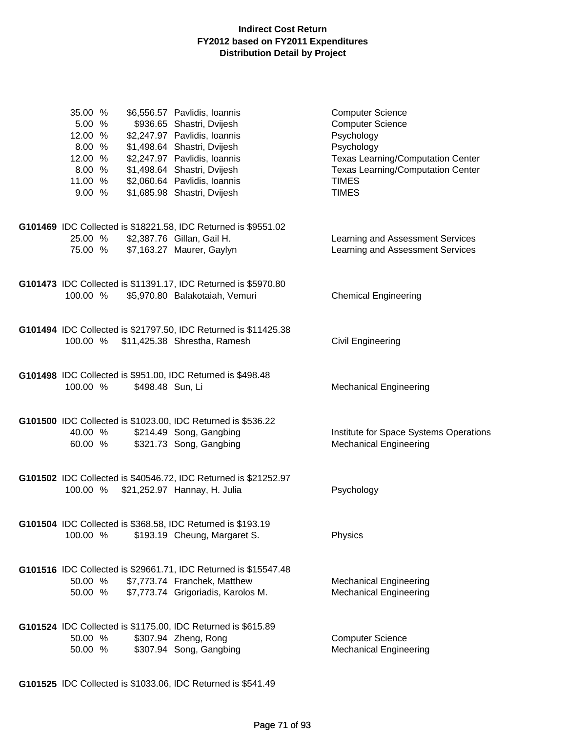# Indirect Cost Return
# FY2012 based on FY2011 Expenditures
# Distribution Detail by Project

| | | | |
|---|---|---|---|
| 35.00 % | $6,556.57 | Pavlidis, Ioannis | Computer Science |
| 5.00 % | $936.65 | Shastri, Dvijesh | Computer Science |
| 12.00 % | $2,247.97 | Pavlidis, Ioannis | Psychology |
| 8.00 % | $1,498.64 | Shastri, Dvijesh | Psychology |
| 12.00 % | $2,247.97 | Pavlidis, Ioannis | Texas Learning/Computation Center |
| 8.00 % | $1,498.64 | Shastri, Dvijesh | Texas Learning/Computation Center |
| 11.00 % | $2,060.64 | Pavlidis, Ioannis | TIMES |
| 9.00 % | $1,685.98 | Shastri, Dvijesh | TIMES |

**G101469** IDC Collected is $18221.58, IDC Returned is $9551.02

| | | | |
|---|---|---|---|
| 25.00 % | $2,387.76 | Gillan, Gail H. | Learning and Assessment Services |
| 75.00 % | $7,163.27 | Maurer, Gaylyn | Learning and Assessment Services |

**G101473** IDC Collected is $11391.17, IDC Returned is $5970.80

| | | | |
|---|---|---|---|
| 100.00 % | $5,970.80 | Balakotaiah, Vemuri | Chemical Engineering |

**G101494** IDC Collected is $21797.50, IDC Returned is $11425.38

| | | | |
|---|---|---|---|
| 100.00 % | $11,425.38 | Shrestha, Ramesh | Civil Engineering |

**G101498** IDC Collected is $951.00, IDC Returned is $498.48

| | | | |
|---|---|---|---|
| 100.00 % | $498.48 | Sun, Li | Mechanical Engineering |

**G101500** IDC Collected is $1023.00, IDC Returned is $536.22

| | | | |
|---|---|---|---|
| 40.00 % | $214.49 | Song, Gangbing | Institute for Space Systems Operations |
| 60.00 % | $321.73 | Song, Gangbing | Mechanical Engineering |

**G101502** IDC Collected is $40546.72, IDC Returned is $21252.97

| | | | |
|---|---|---|---|
| 100.00 % | $21,252.97 | Hannay, H. Julia | Psychology |

**G101504** IDC Collected is $368.58, IDC Returned is $193.19

| | | | |
|---|---|---|---|
| 100.00 % | $193.19 | Cheung, Margaret S. | Physics |

**G101516** IDC Collected is $29661.71, IDC Returned is $15547.48

| | | | |
|---|---|---|---|
| 50.00 % | $7,773.74 | Franchek, Matthew | Mechanical Engineering |
| 50.00 % | $7,773.74 | Grigoriadis, Karolos M. | Mechanical Engineering |

**G101524** IDC Collected is $1175.00, IDC Returned is $615.89

| | | | |
|---|---|---|---|
| 50.00 % | $307.94 | Zheng, Rong | Computer Science |
| 50.00 % | $307.94 | Song, Gangbing | Mechanical Engineering |

**G101525** IDC Collected is $1033.06, IDC Returned is $541.49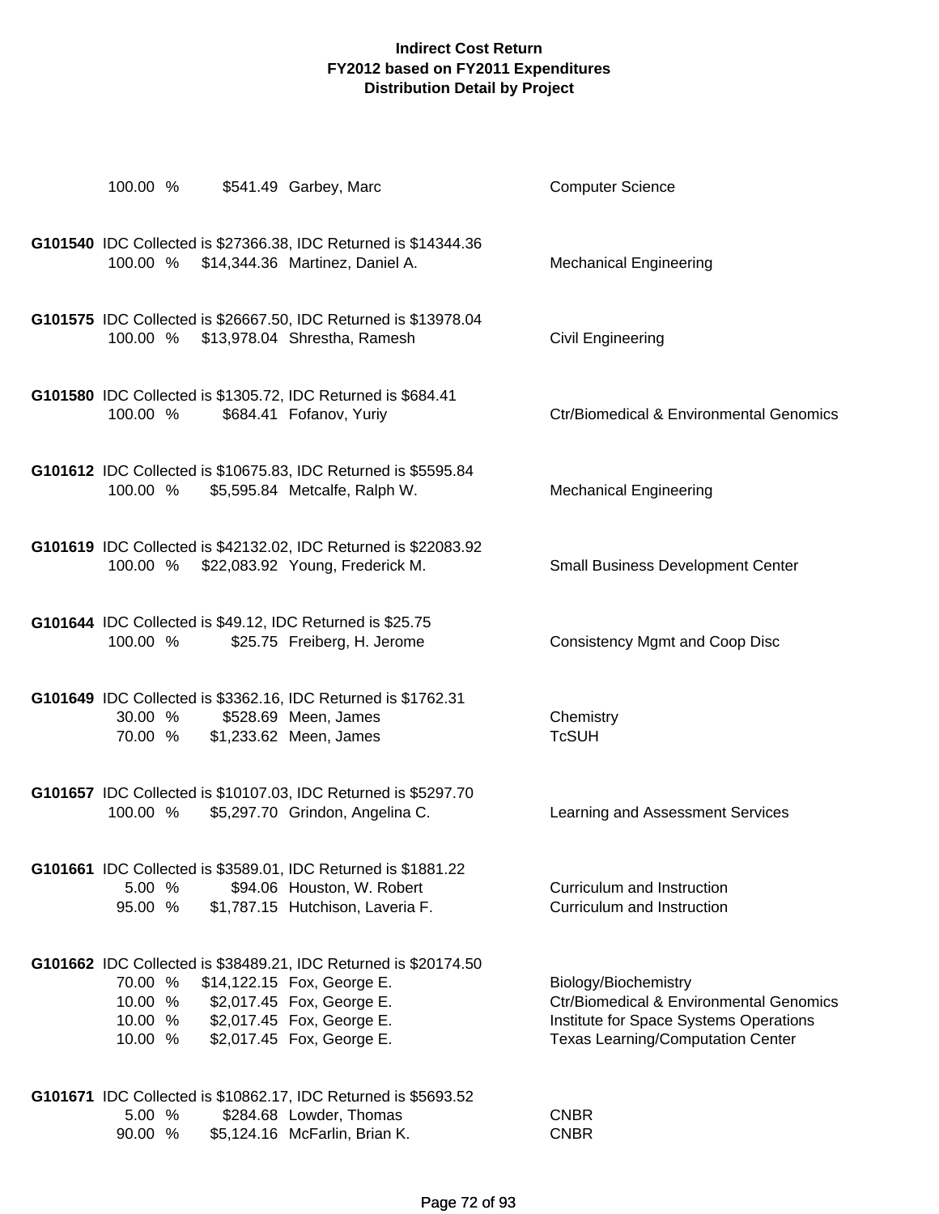**Indirect Cost Return**
**FY2012 based on FY2011 Expenditures**
**Distribution Detail by Project**

100.00 % $541.49 Garbey, Marc — Computer Science

**G101540** IDC Collected is $27366.38, IDC Returned is $14344.36

| Percent | Amount | Name | Department |
|---|---|---|---|
| 100.00 % | $14,344.36 | Martinez, Daniel A. | Mechanical Engineering |

**G101575** IDC Collected is $26667.50, IDC Returned is $13978.04

| Percent | Amount | Name | Department |
|---|---|---|---|
| 100.00 % | $13,978.04 | Shrestha, Ramesh | Civil Engineering |

**G101580** IDC Collected is $1305.72, IDC Returned is $684.41

| Percent | Amount | Name | Department |
|---|---|---|---|
| 100.00 % | $684.41 | Fofanov, Yuriy | Ctr/Biomedical & Environmental Genomics |

**G101612** IDC Collected is $10675.83, IDC Returned is $5595.84

| Percent | Amount | Name | Department |
|---|---|---|---|
| 100.00 % | $5,595.84 | Metcalfe, Ralph W. | Mechanical Engineering |

**G101619** IDC Collected is $42132.02, IDC Returned is $22083.92

| Percent | Amount | Name | Department |
|---|---|---|---|
| 100.00 % | $22,083.92 | Young, Frederick M. | Small Business Development Center |

**G101644** IDC Collected is $49.12, IDC Returned is $25.75

| Percent | Amount | Name | Department |
|---|---|---|---|
| 100.00 % | $25.75 | Freiberg, H. Jerome | Consistency Mgmt and Coop Disc |

**G101649** IDC Collected is $3362.16, IDC Returned is $1762.31

| Percent | Amount | Name | Department |
|---|---|---|---|
| 30.00 % | $528.69 | Meen, James | Chemistry |
| 70.00 % | $1,233.62 | Meen, James | TcSUH |

**G101657** IDC Collected is $10107.03, IDC Returned is $5297.70

| Percent | Amount | Name | Department |
|---|---|---|---|
| 100.00 % | $5,297.70 | Grindon, Angelina C. | Learning and Assessment Services |

**G101661** IDC Collected is $3589.01, IDC Returned is $1881.22

| Percent | Amount | Name | Department |
|---|---|---|---|
| 5.00 % | $94.06 | Houston, W. Robert | Curriculum and Instruction |
| 95.00 % | $1,787.15 | Hutchison, Laveria F. | Curriculum and Instruction |

**G101662** IDC Collected is $38489.21, IDC Returned is $20174.50

| Percent | Amount | Name | Department |
|---|---|---|---|
| 70.00 % | $14,122.15 | Fox, George E. | Biology/Biochemistry |
| 10.00 % | $2,017.45 | Fox, George E. | Ctr/Biomedical & Environmental Genomics |
| 10.00 % | $2,017.45 | Fox, George E. | Institute for Space Systems Operations |
| 10.00 % | $2,017.45 | Fox, George E. | Texas Learning/Computation Center |

**G101671** IDC Collected is $10862.17, IDC Returned is $5693.52

| Percent | Amount | Name | Department |
|---|---|---|---|
| 5.00 % | $284.68 | Lowder, Thomas | CNBR |
| 90.00 % | $5,124.16 | McFarlin, Brian K. | CNBR |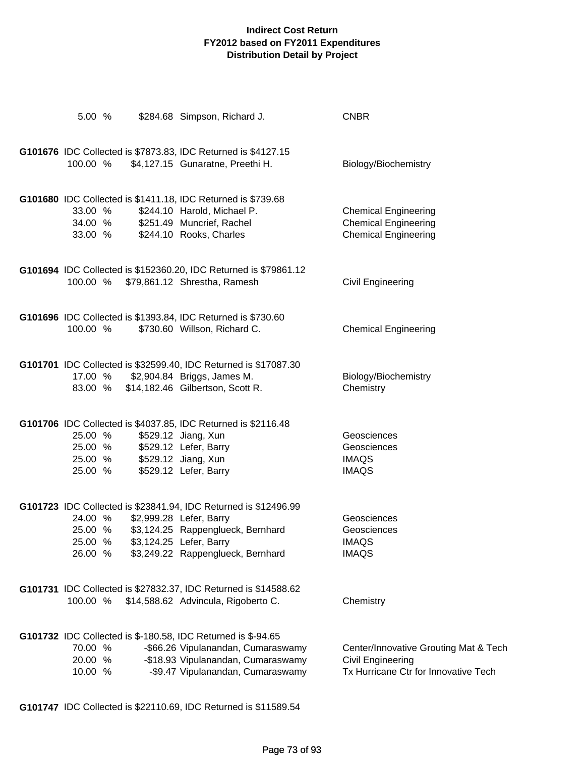# Indirect Cost Return
## FY2012 based on FY2011 Expenditures
## Distribution Detail by Project

| | | | |
|---|---|---|---|
| 5.00 % | $284.68 | Simpson, Richard J. | CNBR |

**G101676** IDC Collected is $7873.83, IDC Returned is $4127.15

| | | | |
|---|---|---|---|
| 100.00 % | $4,127.15 | Gunaratne, Preethi H. | Biology/Biochemistry |

**G101680** IDC Collected is $1411.18, IDC Returned is $739.68

| | | | |
|---|---|---|---|
| 33.00 % | $244.10 | Harold, Michael P. | Chemical Engineering |
| 34.00 % | $251.49 | Muncrief, Rachel | Chemical Engineering |
| 33.00 % | $244.10 | Rooks, Charles | Chemical Engineering |

**G101694** IDC Collected is $152360.20, IDC Returned is $79861.12

| | | | |
|---|---|---|---|
| 100.00 % | $79,861.12 | Shrestha, Ramesh | Civil Engineering |

**G101696** IDC Collected is $1393.84, IDC Returned is $730.60

| | | | |
|---|---|---|---|
| 100.00 % | $730.60 | Willson, Richard C. | Chemical Engineering |

**G101701** IDC Collected is $32599.40, IDC Returned is $17087.30

| | | | |
|---|---|---|---|
| 17.00 % | $2,904.84 | Briggs, James M. | Biology/Biochemistry |
| 83.00 % | $14,182.46 | Gilbertson, Scott R. | Chemistry |

**G101706** IDC Collected is $4037.85, IDC Returned is $2116.48

| | | | |
|---|---|---|---|
| 25.00 % | $529.12 | Jiang, Xun | Geosciences |
| 25.00 % | $529.12 | Lefer, Barry | Geosciences |
| 25.00 % | $529.12 | Jiang, Xun | IMAQS |
| 25.00 % | $529.12 | Lefer, Barry | IMAQS |

**G101723** IDC Collected is $23841.94, IDC Returned is $12496.99

| | | | |
|---|---|---|---|
| 24.00 % | $2,999.28 | Lefer, Barry | Geosciences |
| 25.00 % | $3,124.25 | Rappenglueck, Bernhard | Geosciences |
| 25.00 % | $3,124.25 | Lefer, Barry | IMAQS |
| 26.00 % | $3,249.22 | Rappenglueck, Bernhard | IMAQS |

**G101731** IDC Collected is $27832.37, IDC Returned is $14588.62

| | | | |
|---|---|---|---|
| 100.00 % | $14,588.62 | Advincula, Rigoberto C. | Chemistry |

**G101732** IDC Collected is $-180.58, IDC Returned is $-94.65

| | | | |
|---|---|---|---|
| 70.00 % | -$66.26 | Vipulanandan, Cumaraswamy | Center/Innovative Grouting Mat & Tech |
| 20.00 % | -$18.93 | Vipulanandan, Cumaraswamy | Civil Engineering |
| 10.00 % | -$9.47 | Vipulanandan, Cumaraswamy | Tx Hurricane Ctr for Innovative Tech |

**G101747** IDC Collected is $22110.69, IDC Returned is $11589.54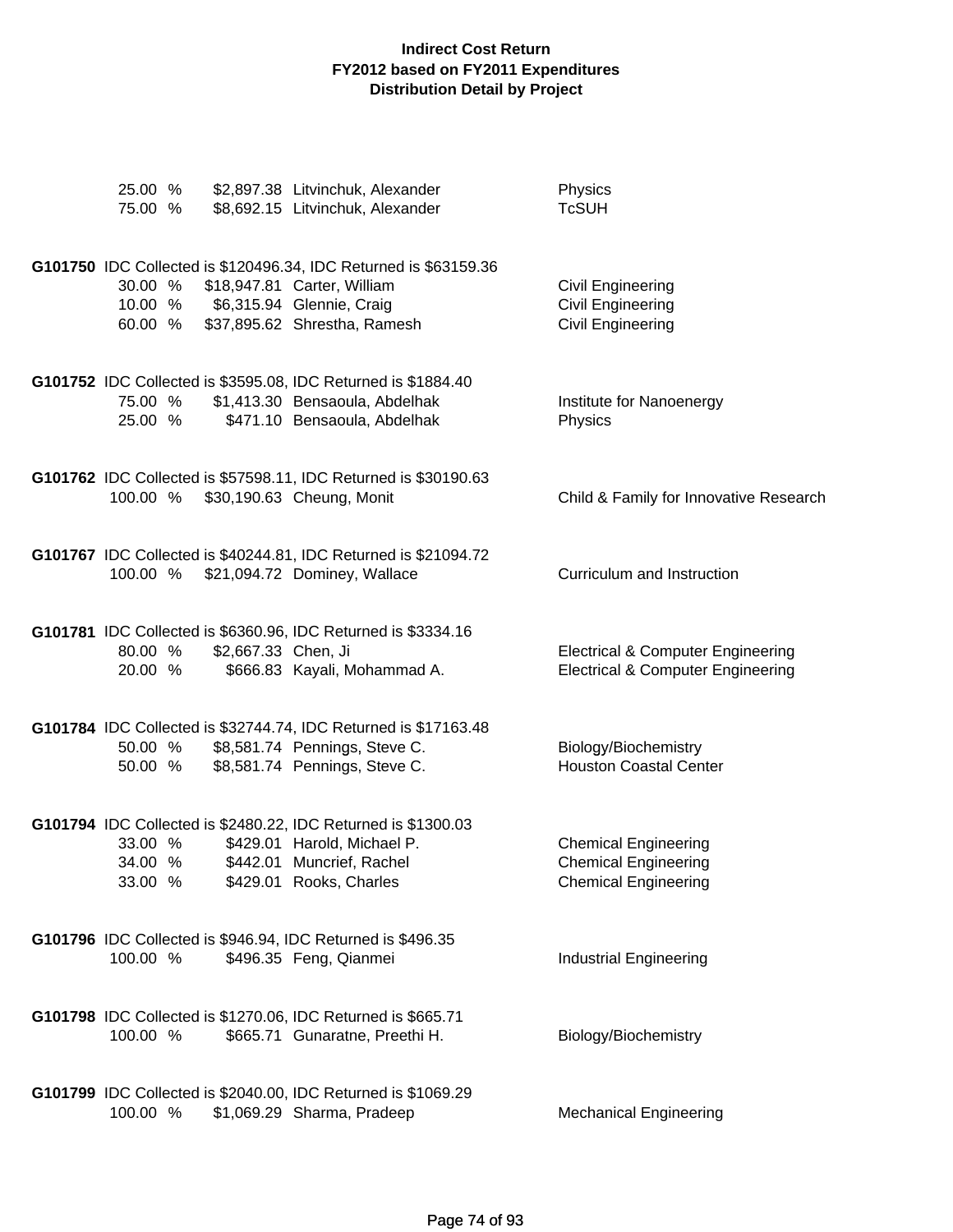**Indirect Cost Return**
**FY2012 based on FY2011 Expenditures**
**Distribution Detail by Project**

| | | | |
|---|---|---|---|
| 25.00 % | $2,897.38 | Litvinchuk, Alexander | Physics |
| 75.00 % | $8,692.15 | Litvinchuk, Alexander | TcSUH |

**G101750** IDC Collected is $120496.34, IDC Returned is $63159.36

| | | | |
|---|---|---|---|
| 30.00 % | $18,947.81 | Carter, William | Civil Engineering |
| 10.00 % | $6,315.94 | Glennie, Craig | Civil Engineering |
| 60.00 % | $37,895.62 | Shrestha, Ramesh | Civil Engineering |

**G101752** IDC Collected is $3595.08, IDC Returned is $1884.40

| | | | |
|---|---|---|---|
| 75.00 % | $1,413.30 | Bensaoula, Abdelhak | Institute for Nanoenergy |
| 25.00 % | $471.10 | Bensaoula, Abdelhak | Physics |

**G101762** IDC Collected is $57598.11, IDC Returned is $30190.63

| | | | |
|---|---|---|---|
| 100.00 % | $30,190.63 | Cheung, Monit | Child & Family for Innovative Research |

**G101767** IDC Collected is $40244.81, IDC Returned is $21094.72

| | | | |
|---|---|---|---|
| 100.00 % | $21,094.72 | Dominey, Wallace | Curriculum and Instruction |

**G101781** IDC Collected is $6360.96, IDC Returned is $3334.16

| | | | |
|---|---|---|---|
| 80.00 % | $2,667.33 | Chen, Ji | Electrical & Computer Engineering |
| 20.00 % | $666.83 | Kayali, Mohammad A. | Electrical & Computer Engineering |

**G101784** IDC Collected is $32744.74, IDC Returned is $17163.48

| | | | |
|---|---|---|---|
| 50.00 % | $8,581.74 | Pennings, Steve C. | Biology/Biochemistry |
| 50.00 % | $8,581.74 | Pennings, Steve C. | Houston Coastal Center |

**G101794** IDC Collected is $2480.22, IDC Returned is $1300.03

| | | | |
|---|---|---|---|
| 33.00 % | $429.01 | Harold, Michael P. | Chemical Engineering |
| 34.00 % | $442.01 | Muncrief, Rachel | Chemical Engineering |
| 33.00 % | $429.01 | Rooks, Charles | Chemical Engineering |

**G101796** IDC Collected is $946.94, IDC Returned is $496.35

| | | | |
|---|---|---|---|
| 100.00 % | $496.35 | Feng, Qianmei | Industrial Engineering |

**G101798** IDC Collected is $1270.06, IDC Returned is $665.71

| | | | |
|---|---|---|---|
| 100.00 % | $665.71 | Gunaratne, Preethi H. | Biology/Biochemistry |

**G101799** IDC Collected is $2040.00, IDC Returned is $1069.29

| | | | |
|---|---|---|---|
| 100.00 % | $1,069.29 | Sharma, Pradeep | Mechanical Engineering |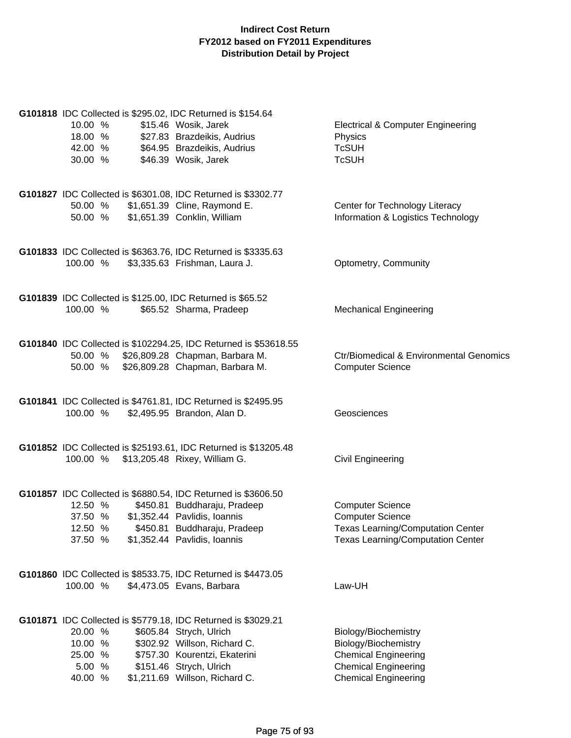# Indirect Cost Return
## FY2012 based on FY2011 Expenditures
### Distribution Detail by Project

**G101818** IDC Collected is $295.02, IDC Returned is $154.64

| % | Amount | Name | Department |
|---|---|---|---|
| 10.00 % | $15.46 | Wosik, Jarek | Electrical & Computer Engineering |
| 18.00 % | $27.83 | Brazdeikis, Audrius | Physics |
| 42.00 % | $64.95 | Brazdeikis, Audrius | TcSUH |
| 30.00 % | $46.39 | Wosik, Jarek | TcSUH |

**G101827** IDC Collected is $6301.08, IDC Returned is $3302.77

| % | Amount | Name | Department |
|---|---|---|---|
| 50.00 % | $1,651.39 | Cline, Raymond E. | Center for Technology Literacy |
| 50.00 % | $1,651.39 | Conklin, William | Information & Logistics Technology |

**G101833** IDC Collected is $6363.76, IDC Returned is $3335.63

| % | Amount | Name | Department |
|---|---|---|---|
| 100.00 % | $3,335.63 | Frishman, Laura J. | Optometry, Community |

**G101839** IDC Collected is $125.00, IDC Returned is $65.52

| % | Amount | Name | Department |
|---|---|---|---|
| 100.00 % | $65.52 | Sharma, Pradeep | Mechanical Engineering |

**G101840** IDC Collected is $102294.25, IDC Returned is $53618.55

| % | Amount | Name | Department |
|---|---|---|---|
| 50.00 % | $26,809.28 | Chapman, Barbara M. | Ctr/Biomedical & Environmental Genomics |
| 50.00 % | $26,809.28 | Chapman, Barbara M. | Computer Science |

**G101841** IDC Collected is $4761.81, IDC Returned is $2495.95

| % | Amount | Name | Department |
|---|---|---|---|
| 100.00 % | $2,495.95 | Brandon, Alan D. | Geosciences |

**G101852** IDC Collected is $25193.61, IDC Returned is $13205.48

| % | Amount | Name | Department |
|---|---|---|---|
| 100.00 % | $13,205.48 | Rixey, William G. | Civil Engineering |

**G101857** IDC Collected is $6880.54, IDC Returned is $3606.50

| % | Amount | Name | Department |
|---|---|---|---|
| 12.50 % | $450.81 | Buddharaju, Pradeep | Computer Science |
| 37.50 % | $1,352.44 | Pavlidis, Ioannis | Computer Science |
| 12.50 % | $450.81 | Buddharaju, Pradeep | Texas Learning/Computation Center |
| 37.50 % | $1,352.44 | Pavlidis, Ioannis | Texas Learning/Computation Center |

**G101860** IDC Collected is $8533.75, IDC Returned is $4473.05

| % | Amount | Name | Department |
|---|---|---|---|
| 100.00 % | $4,473.05 | Evans, Barbara | Law-UH |

**G101871** IDC Collected is $5779.18, IDC Returned is $3029.21

| % | Amount | Name | Department |
|---|---|---|---|
| 20.00 % | $605.84 | Strych, Ulrich | Biology/Biochemistry |
| 10.00 % | $302.92 | Willson, Richard C. | Biology/Biochemistry |
| 25.00 % | $757.30 | Kourentzi, Ekaterini | Chemical Engineering |
| 5.00 % | $151.46 | Strych, Ulrich | Chemical Engineering |
| 40.00 % | $1,211.69 | Willson, Richard C. | Chemical Engineering |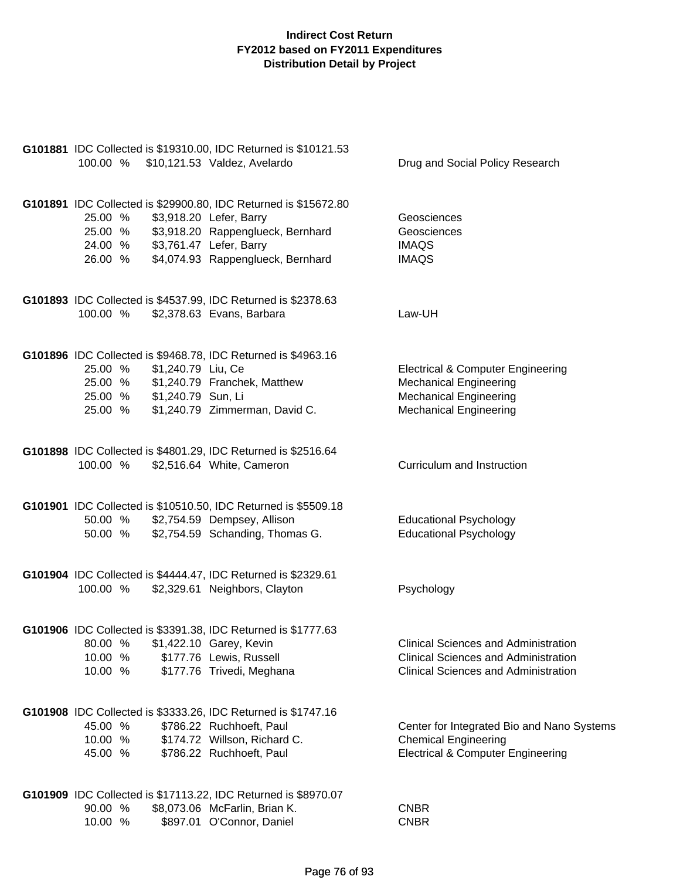**Indirect Cost Return**
**FY2012 based on FY2011 Expenditures**
**Distribution Detail by Project**

**G101881** IDC Collected is $19310.00, IDC Returned is $10121.53

| % | Amount | Name | Department |
|---|---|---|---|
| 100.00 % | $10,121.53 | Valdez, Avelardo | Drug and Social Policy Research |

**G101891** IDC Collected is $29900.80, IDC Returned is $15672.80

| % | Amount | Name | Department |
|---|---|---|---|
| 25.00 % | $3,918.20 | Lefer, Barry | Geosciences |
| 25.00 % | $3,918.20 | Rappenglueck, Bernhard | Geosciences |
| 24.00 % | $3,761.47 | Lefer, Barry | IMAQS |
| 26.00 % | $4,074.93 | Rappenglueck, Bernhard | IMAQS |

**G101893** IDC Collected is $4537.99, IDC Returned is $2378.63

| % | Amount | Name | Department |
|---|---|---|---|
| 100.00 % | $2,378.63 | Evans, Barbara | Law-UH |

**G101896** IDC Collected is $9468.78, IDC Returned is $4963.16

| % | Amount | Name | Department |
|---|---|---|---|
| 25.00 % | $1,240.79 | Liu, Ce | Electrical & Computer Engineering |
| 25.00 % | $1,240.79 | Franchek, Matthew | Mechanical Engineering |
| 25.00 % | $1,240.79 | Sun, Li | Mechanical Engineering |
| 25.00 % | $1,240.79 | Zimmerman, David C. | Mechanical Engineering |

**G101898** IDC Collected is $4801.29, IDC Returned is $2516.64

| % | Amount | Name | Department |
|---|---|---|---|
| 100.00 % | $2,516.64 | White, Cameron | Curriculum and Instruction |

**G101901** IDC Collected is $10510.50, IDC Returned is $5509.18

| % | Amount | Name | Department |
|---|---|---|---|
| 50.00 % | $2,754.59 | Dempsey, Allison | Educational Psychology |
| 50.00 % | $2,754.59 | Schanding, Thomas G. | Educational Psychology |

**G101904** IDC Collected is $4444.47, IDC Returned is $2329.61

| % | Amount | Name | Department |
|---|---|---|---|
| 100.00 % | $2,329.61 | Neighbors, Clayton | Psychology |

**G101906** IDC Collected is $3391.38, IDC Returned is $1777.63

| % | Amount | Name | Department |
|---|---|---|---|
| 80.00 % | $1,422.10 | Garey, Kevin | Clinical Sciences and Administration |
| 10.00 % | $177.76 | Lewis, Russell | Clinical Sciences and Administration |
| 10.00 % | $177.76 | Trivedi, Meghana | Clinical Sciences and Administration |

**G101908** IDC Collected is $3333.26, IDC Returned is $1747.16

| % | Amount | Name | Department |
|---|---|---|---|
| 45.00 % | $786.22 | Ruchhoeft, Paul | Center for Integrated Bio and Nano Systems |
| 10.00 % | $174.72 | Willson, Richard C. | Chemical Engineering |
| 45.00 % | $786.22 | Ruchhoeft, Paul | Electrical & Computer Engineering |

**G101909** IDC Collected is $17113.22, IDC Returned is $8970.07

| % | Amount | Name | Department |
|---|---|---|---|
| 90.00 % | $8,073.06 | McFarlin, Brian K. | CNBR |
| 10.00 % | $897.01 | O'Connor, Daniel | CNBR |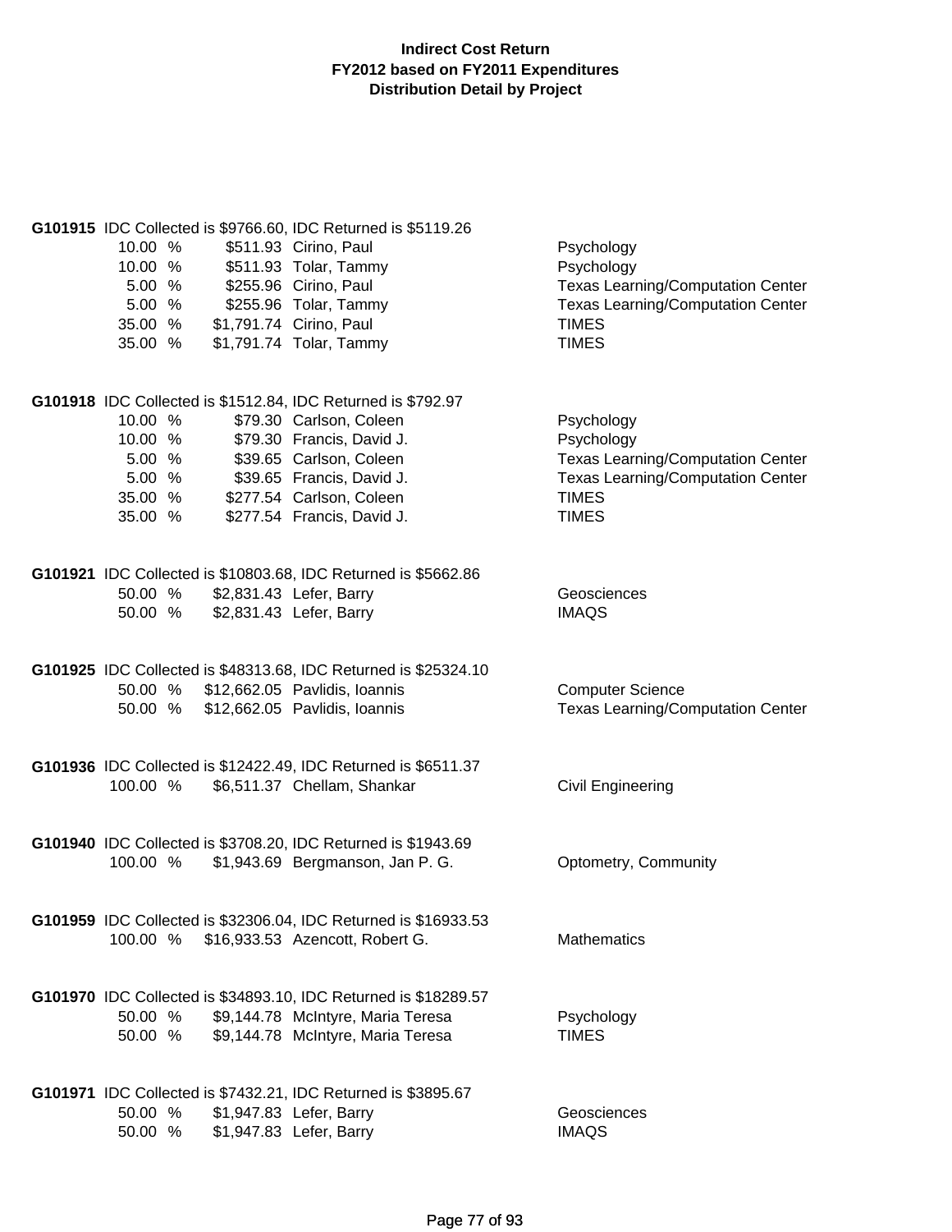**Indirect Cost Return**
**FY2012 based on FY2011 Expenditures**
**Distribution Detail by Project**

**G101915** IDC Collected is $9766.60, IDC Returned is $5119.26

| Percent | Amount | Name | Department |
|---|---|---|---|
| 10.00 % | $511.93 | Cirino, Paul | Psychology |
| 10.00 % | $511.93 | Tolar, Tammy | Psychology |
| 5.00 % | $255.96 | Cirino, Paul | Texas Learning/Computation Center |
| 5.00 % | $255.96 | Tolar, Tammy | Texas Learning/Computation Center |
| 35.00 % | $1,791.74 | Cirino, Paul | TIMES |
| 35.00 % | $1,791.74 | Tolar, Tammy | TIMES |

**G101918** IDC Collected is $1512.84, IDC Returned is $792.97

| Percent | Amount | Name | Department |
|---|---|---|---|
| 10.00 % | $79.30 | Carlson, Coleen | Psychology |
| 10.00 % | $79.30 | Francis, David J. | Psychology |
| 5.00 % | $39.65 | Carlson, Coleen | Texas Learning/Computation Center |
| 5.00 % | $39.65 | Francis, David J. | Texas Learning/Computation Center |
| 35.00 % | $277.54 | Carlson, Coleen | TIMES |
| 35.00 % | $277.54 | Francis, David J. | TIMES |

**G101921** IDC Collected is $10803.68, IDC Returned is $5662.86

| Percent | Amount | Name | Department |
|---|---|---|---|
| 50.00 % | $2,831.43 | Lefer, Barry | Geosciences |
| 50.00 % | $2,831.43 | Lefer, Barry | IMAQS |

**G101925** IDC Collected is $48313.68, IDC Returned is $25324.10

| Percent | Amount | Name | Department |
|---|---|---|---|
| 50.00 % | $12,662.05 | Pavlidis, Ioannis | Computer Science |
| 50.00 % | $12,662.05 | Pavlidis, Ioannis | Texas Learning/Computation Center |

**G101936** IDC Collected is $12422.49, IDC Returned is $6511.37

| Percent | Amount | Name | Department |
|---|---|---|---|
| 100.00 % | $6,511.37 | Chellam, Shankar | Civil Engineering |

**G101940** IDC Collected is $3708.20, IDC Returned is $1943.69

| Percent | Amount | Name | Department |
|---|---|---|---|
| 100.00 % | $1,943.69 | Bergmanson, Jan P. G. | Optometry, Community |

**G101959** IDC Collected is $32306.04, IDC Returned is $16933.53

| Percent | Amount | Name | Department |
|---|---|---|---|
| 100.00 % | $16,933.53 | Azencott, Robert G. | Mathematics |

**G101970** IDC Collected is $34893.10, IDC Returned is $18289.57

| Percent | Amount | Name | Department |
|---|---|---|---|
| 50.00 % | $9,144.78 | McIntyre, Maria Teresa | Psychology |
| 50.00 % | $9,144.78 | McIntyre, Maria Teresa | TIMES |

**G101971** IDC Collected is $7432.21, IDC Returned is $3895.67

| Percent | Amount | Name | Department |
|---|---|---|---|
| 50.00 % | $1,947.83 | Lefer, Barry | Geosciences |
| 50.00 % | $1,947.83 | Lefer, Barry | IMAQS |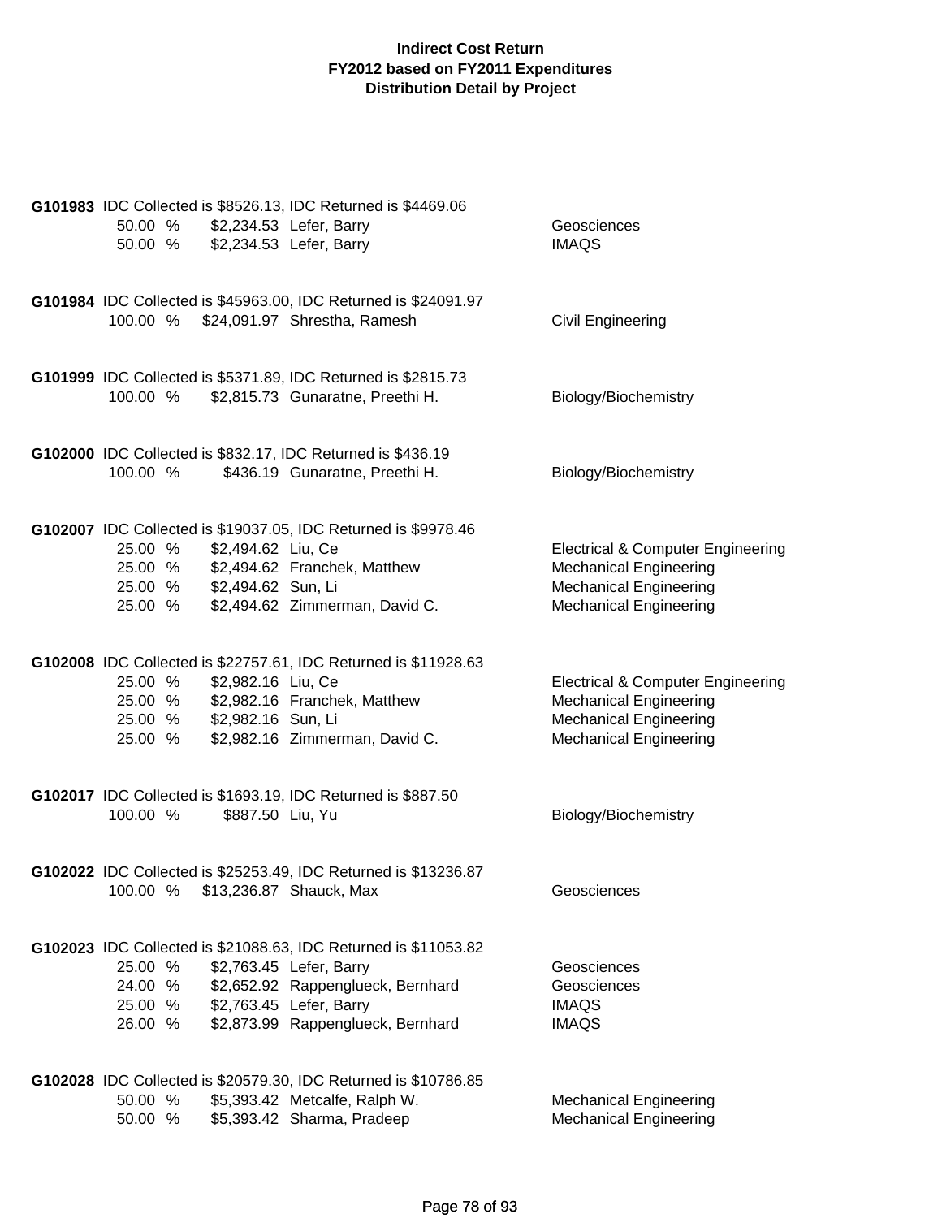**Indirect Cost Return**
**FY2012 based on FY2011 Expenditures**
**Distribution Detail by Project**

**G101983** IDC Collected is $8526.13, IDC Returned is $4469.06

| % | Amount | Name | Department |
|---|---|---|---|
| 50.00 % | $2,234.53 | Lefer, Barry | Geosciences |
| 50.00 % | $2,234.53 | Lefer, Barry | IMAQS |

**G101984** IDC Collected is $45963.00, IDC Returned is $24091.97

| % | Amount | Name | Department |
|---|---|---|---|
| 100.00 % | $24,091.97 | Shrestha, Ramesh | Civil Engineering |

**G101999** IDC Collected is $5371.89, IDC Returned is $2815.73

| % | Amount | Name | Department |
|---|---|---|---|
| 100.00 % | $2,815.73 | Gunaratne, Preethi H. | Biology/Biochemistry |

**G102000** IDC Collected is $832.17, IDC Returned is $436.19

| % | Amount | Name | Department |
|---|---|---|---|
| 100.00 % | $436.19 | Gunaratne, Preethi H. | Biology/Biochemistry |

**G102007** IDC Collected is $19037.05, IDC Returned is $9978.46

| % | Amount | Name | Department |
|---|---|---|---|
| 25.00 % | $2,494.62 | Liu, Ce | Electrical & Computer Engineering |
| 25.00 % | $2,494.62 | Franchek, Matthew | Mechanical Engineering |
| 25.00 % | $2,494.62 | Sun, Li | Mechanical Engineering |
| 25.00 % | $2,494.62 | Zimmerman, David C. | Mechanical Engineering |

**G102008** IDC Collected is $22757.61, IDC Returned is $11928.63

| % | Amount | Name | Department |
|---|---|---|---|
| 25.00 % | $2,982.16 | Liu, Ce | Electrical & Computer Engineering |
| 25.00 % | $2,982.16 | Franchek, Matthew | Mechanical Engineering |
| 25.00 % | $2,982.16 | Sun, Li | Mechanical Engineering |
| 25.00 % | $2,982.16 | Zimmerman, David C. | Mechanical Engineering |

**G102017** IDC Collected is $1693.19, IDC Returned is $887.50

| % | Amount | Name | Department |
|---|---|---|---|
| 100.00 % | $887.50 | Liu, Yu | Biology/Biochemistry |

**G102022** IDC Collected is $25253.49, IDC Returned is $13236.87

| % | Amount | Name | Department |
|---|---|---|---|
| 100.00 % | $13,236.87 | Shauck, Max | Geosciences |

**G102023** IDC Collected is $21088.63, IDC Returned is $11053.82

| % | Amount | Name | Department |
|---|---|---|---|
| 25.00 % | $2,763.45 | Lefer, Barry | Geosciences |
| 24.00 % | $2,652.92 | Rappenglueck, Bernhard | Geosciences |
| 25.00 % | $2,763.45 | Lefer, Barry | IMAQS |
| 26.00 % | $2,873.99 | Rappenglueck, Bernhard | IMAQS |

**G102028** IDC Collected is $20579.30, IDC Returned is $10786.85

| % | Amount | Name | Department |
|---|---|---|---|
| 50.00 % | $5,393.42 | Metcalfe, Ralph W. | Mechanical Engineering |
| 50.00 % | $5,393.42 | Sharma, Pradeep | Mechanical Engineering |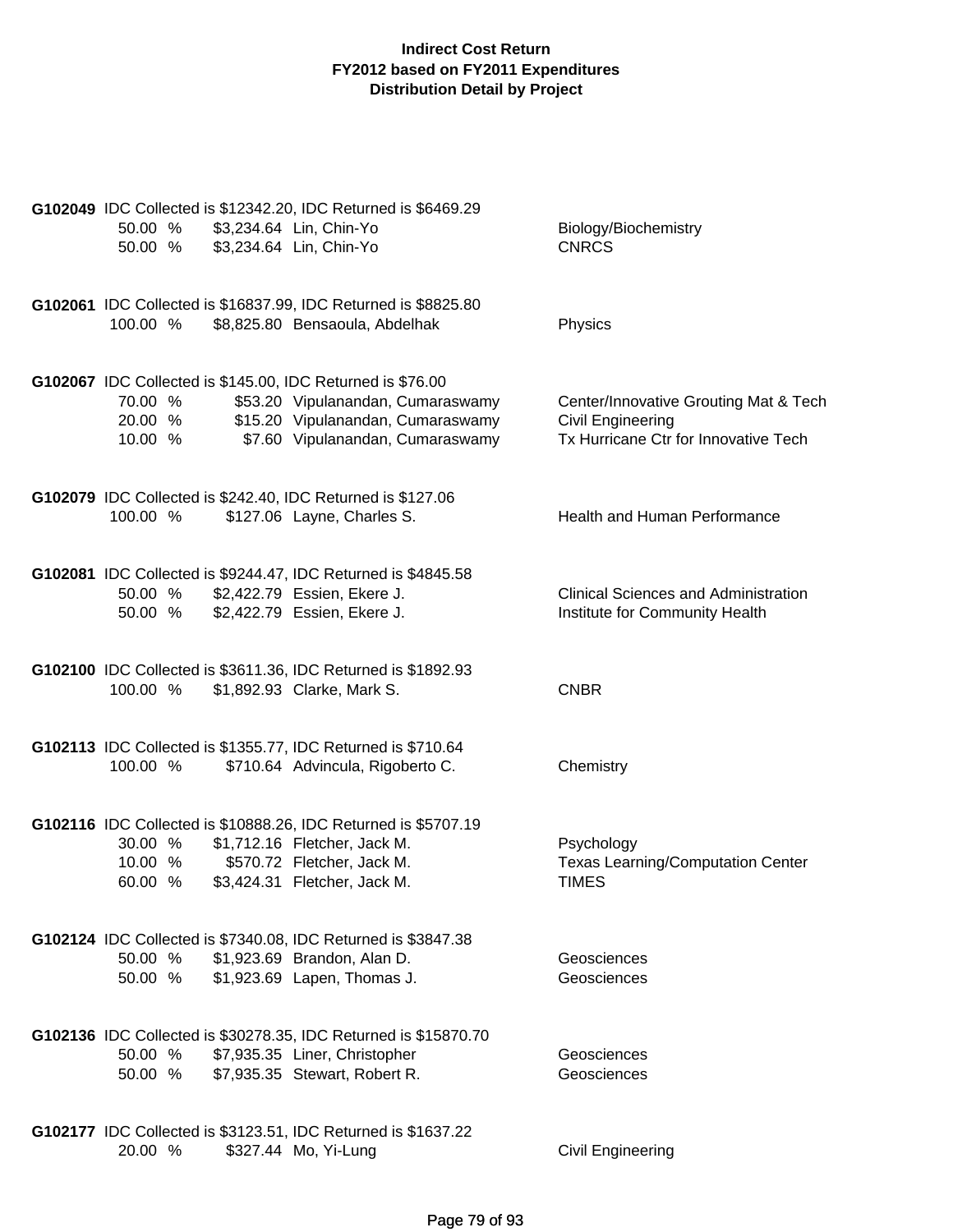**Indirect Cost Return**
**FY2012 based on FY2011 Expenditures**
**Distribution Detail by Project**

**G102049** IDC Collected is $12342.20, IDC Returned is $6469.29

| | | | |
|---|---|---|---|
| 50.00 % | $3,234.64 | Lin, Chin-Yo | Biology/Biochemistry |
| 50.00 % | $3,234.64 | Lin, Chin-Yo | CNRCS |

**G102061** IDC Collected is $16837.99, IDC Returned is $8825.80

| | | | |
|---|---|---|---|
| 100.00 % | $8,825.80 | Bensaoula, Abdelhak | Physics |

**G102067** IDC Collected is $145.00, IDC Returned is $76.00

| | | | |
|---|---|---|---|
| 70.00 % | $53.20 | Vipulanandan, Cumaraswamy | Center/Innovative Grouting Mat & Tech |
| 20.00 % | $15.20 | Vipulanandan, Cumaraswamy | Civil Engineering |
| 10.00 % | $7.60 | Vipulanandan, Cumaraswamy | Tx Hurricane Ctr for Innovative Tech |

**G102079** IDC Collected is $242.40, IDC Returned is $127.06

| | | | |
|---|---|---|---|
| 100.00 % | $127.06 | Layne, Charles S. | Health and Human Performance |

**G102081** IDC Collected is $9244.47, IDC Returned is $4845.58

| | | | |
|---|---|---|---|
| 50.00 % | $2,422.79 | Essien, Ekere J. | Clinical Sciences and Administration |
| 50.00 % | $2,422.79 | Essien, Ekere J. | Institute for Community Health |

**G102100** IDC Collected is $3611.36, IDC Returned is $1892.93

| | | | |
|---|---|---|---|
| 100.00 % | $1,892.93 | Clarke, Mark S. | CNBR |

**G102113** IDC Collected is $1355.77, IDC Returned is $710.64

| | | | |
|---|---|---|---|
| 100.00 % | $710.64 | Advincula, Rigoberto C. | Chemistry |

**G102116** IDC Collected is $10888.26, IDC Returned is $5707.19

| | | | |
|---|---|---|---|
| 30.00 % | $1,712.16 | Fletcher, Jack M. | Psychology |
| 10.00 % | $570.72 | Fletcher, Jack M. | Texas Learning/Computation Center |
| 60.00 % | $3,424.31 | Fletcher, Jack M. | TIMES |

**G102124** IDC Collected is $7340.08, IDC Returned is $3847.38

| | | | |
|---|---|---|---|
| 50.00 % | $1,923.69 | Brandon, Alan D. | Geosciences |
| 50.00 % | $1,923.69 | Lapen, Thomas J. | Geosciences |

**G102136** IDC Collected is $30278.35, IDC Returned is $15870.70

| | | | |
|---|---|---|---|
| 50.00 % | $7,935.35 | Liner, Christopher | Geosciences |
| 50.00 % | $7,935.35 | Stewart, Robert R. | Geosciences |

**G102177** IDC Collected is $3123.51, IDC Returned is $1637.22

| | | | |
|---|---|---|---|
| 20.00 % | $327.44 | Mo, Yi-Lung | Civil Engineering |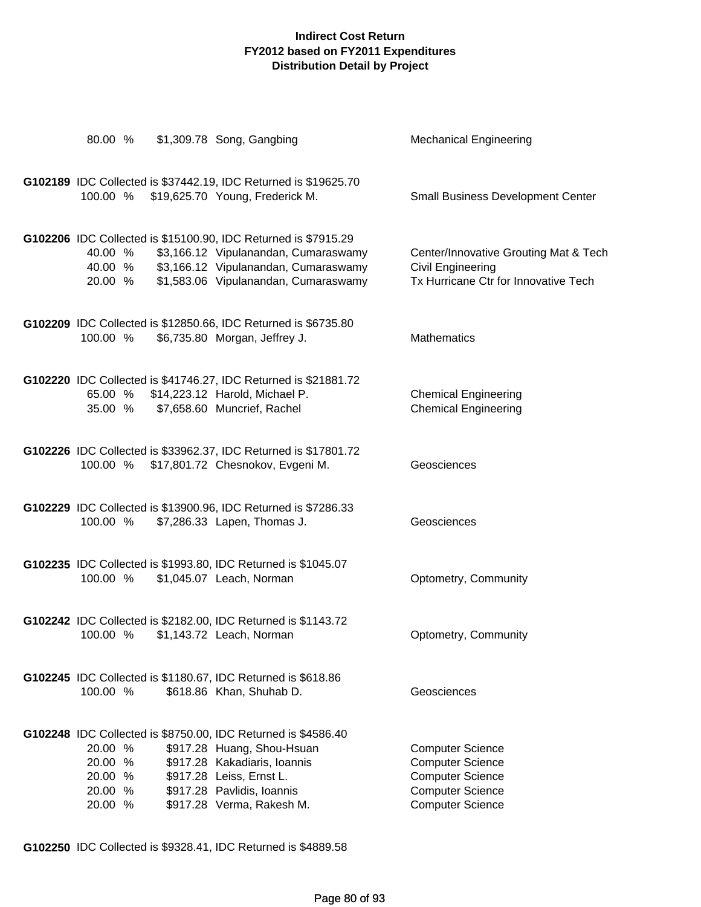**Indirect Cost Return**
**FY2012 based on FY2011 Expenditures**
**Distribution Detail by Project**

80.00 % $1,309.78 Song, Gangbing — Mechanical Engineering

**G102189** IDC Collected is $37442.19, IDC Returned is $19625.70

| % | Amount | Name | Department |
|---|---|---|---|
| 100.00 % | $19,625.70 | Young, Frederick M. | Small Business Development Center |

**G102206** IDC Collected is $15100.90, IDC Returned is $7915.29

| % | Amount | Name | Department |
|---|---|---|---|
| 40.00 % | $3,166.12 | Vipulanandan, Cumaraswamy | Center/Innovative Grouting Mat & Tech |
| 40.00 % | $3,166.12 | Vipulanandan, Cumaraswamy | Civil Engineering |
| 20.00 % | $1,583.06 | Vipulanandan, Cumaraswamy | Tx Hurricane Ctr for Innovative Tech |

**G102209** IDC Collected is $12850.66, IDC Returned is $6735.80

| % | Amount | Name | Department |
|---|---|---|---|
| 100.00 % | $6,735.80 | Morgan, Jeffrey J. | Mathematics |

**G102220** IDC Collected is $41746.27, IDC Returned is $21881.72

| % | Amount | Name | Department |
|---|---|---|---|
| 65.00 % | $14,223.12 | Harold, Michael P. | Chemical Engineering |
| 35.00 % | $7,658.60 | Muncrief, Rachel | Chemical Engineering |

**G102226** IDC Collected is $33962.37, IDC Returned is $17801.72

| % | Amount | Name | Department |
|---|---|---|---|
| 100.00 % | $17,801.72 | Chesnokov, Evgeni M. | Geosciences |

**G102229** IDC Collected is $13900.96, IDC Returned is $7286.33

| % | Amount | Name | Department |
|---|---|---|---|
| 100.00 % | $7,286.33 | Lapen, Thomas J. | Geosciences |

**G102235** IDC Collected is $1993.80, IDC Returned is $1045.07

| % | Amount | Name | Department |
|---|---|---|---|
| 100.00 % | $1,045.07 | Leach, Norman | Optometry, Community |

**G102242** IDC Collected is $2182.00, IDC Returned is $1143.72

| % | Amount | Name | Department |
|---|---|---|---|
| 100.00 % | $1,143.72 | Leach, Norman | Optometry, Community |

**G102245** IDC Collected is $1180.67, IDC Returned is $618.86

| % | Amount | Name | Department |
|---|---|---|---|
| 100.00 % | $618.86 | Khan, Shuhab D. | Geosciences |

**G102248** IDC Collected is $8750.00, IDC Returned is $4586.40

| % | Amount | Name | Department |
|---|---|---|---|
| 20.00 % | $917.28 | Huang, Shou-Hsuan | Computer Science |
| 20.00 % | $917.28 | Kakadiaris, Ioannis | Computer Science |
| 20.00 % | $917.28 | Leiss, Ernst L. | Computer Science |
| 20.00 % | $917.28 | Pavlidis, Ioannis | Computer Science |
| 20.00 % | $917.28 | Verma, Rakesh M. | Computer Science |

**G102250** IDC Collected is $9328.41, IDC Returned is $4889.58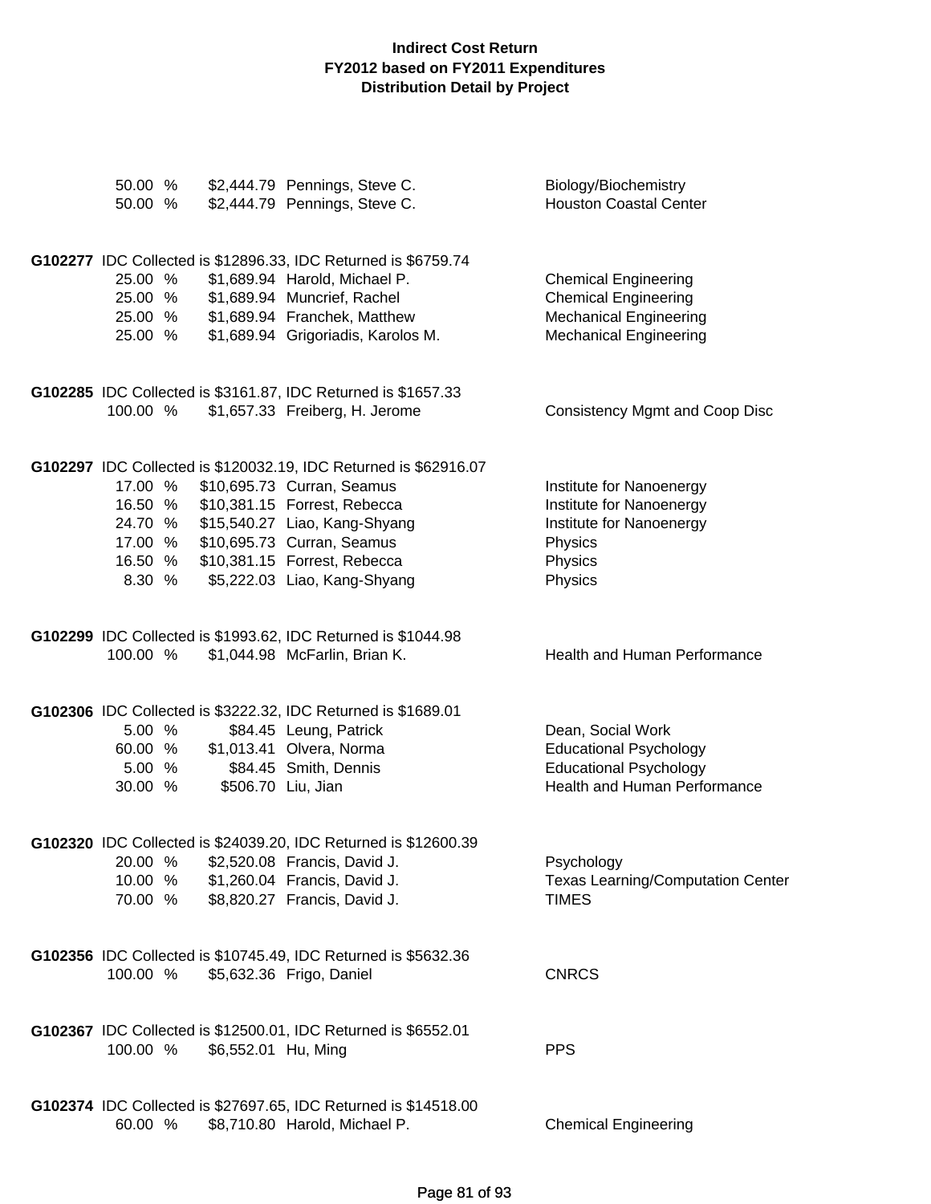**Indirect Cost Return**
**FY2012 based on FY2011 Expenditures**
**Distribution Detail by Project**

| | | | |
|---|---|---|---|
| 50.00 % | $2,444.79 | Pennings, Steve C. | Biology/Biochemistry |
| 50.00 % | $2,444.79 | Pennings, Steve C. | Houston Coastal Center |

**G102277** IDC Collected is $12896.33, IDC Returned is $6759.74

| | | | |
|---|---|---|---|
| 25.00 % | $1,689.94 | Harold, Michael P. | Chemical Engineering |
| 25.00 % | $1,689.94 | Muncrief, Rachel | Chemical Engineering |
| 25.00 % | $1,689.94 | Franchek, Matthew | Mechanical Engineering |
| 25.00 % | $1,689.94 | Grigoriadis, Karolos M. | Mechanical Engineering |

**G102285** IDC Collected is $3161.87, IDC Returned is $1657.33

| | | | |
|---|---|---|---|
| 100.00 % | $1,657.33 | Freiberg, H. Jerome | Consistency Mgmt and Coop Disc |

**G102297** IDC Collected is $120032.19, IDC Returned is $62916.07

| | | | |
|---|---|---|---|
| 17.00 % | $10,695.73 | Curran, Seamus | Institute for Nanoenergy |
| 16.50 % | $10,381.15 | Forrest, Rebecca | Institute for Nanoenergy |
| 24.70 % | $15,540.27 | Liao, Kang-Shyang | Institute for Nanoenergy |
| 17.00 % | $10,695.73 | Curran, Seamus | Physics |
| 16.50 % | $10,381.15 | Forrest, Rebecca | Physics |
| 8.30 % | $5,222.03 | Liao, Kang-Shyang | Physics |

**G102299** IDC Collected is $1993.62, IDC Returned is $1044.98

| | | | |
|---|---|---|---|
| 100.00 % | $1,044.98 | McFarlin, Brian K. | Health and Human Performance |

**G102306** IDC Collected is $3222.32, IDC Returned is $1689.01

| | | | |
|---|---|---|---|
| 5.00 % | $84.45 | Leung, Patrick | Dean, Social Work |
| 60.00 % | $1,013.41 | Olvera, Norma | Educational Psychology |
| 5.00 % | $84.45 | Smith, Dennis | Educational Psychology |
| 30.00 % | $506.70 | Liu, Jian | Health and Human Performance |

**G102320** IDC Collected is $24039.20, IDC Returned is $12600.39

| | | | |
|---|---|---|---|
| 20.00 % | $2,520.08 | Francis, David J. | Psychology |
| 10.00 % | $1,260.04 | Francis, David J. | Texas Learning/Computation Center |
| 70.00 % | $8,820.27 | Francis, David J. | TIMES |

**G102356** IDC Collected is $10745.49, IDC Returned is $5632.36

| | | | |
|---|---|---|---|
| 100.00 % | $5,632.36 | Frigo, Daniel | CNRCS |

**G102367** IDC Collected is $12500.01, IDC Returned is $6552.01

| | | | |
|---|---|---|---|
| 100.00 % | $6,552.01 | Hu, Ming | PPS |

**G102374** IDC Collected is $27697.65, IDC Returned is $14518.00

| | | | |
|---|---|---|---|
| 60.00 % | $8,710.80 | Harold, Michael P. | Chemical Engineering |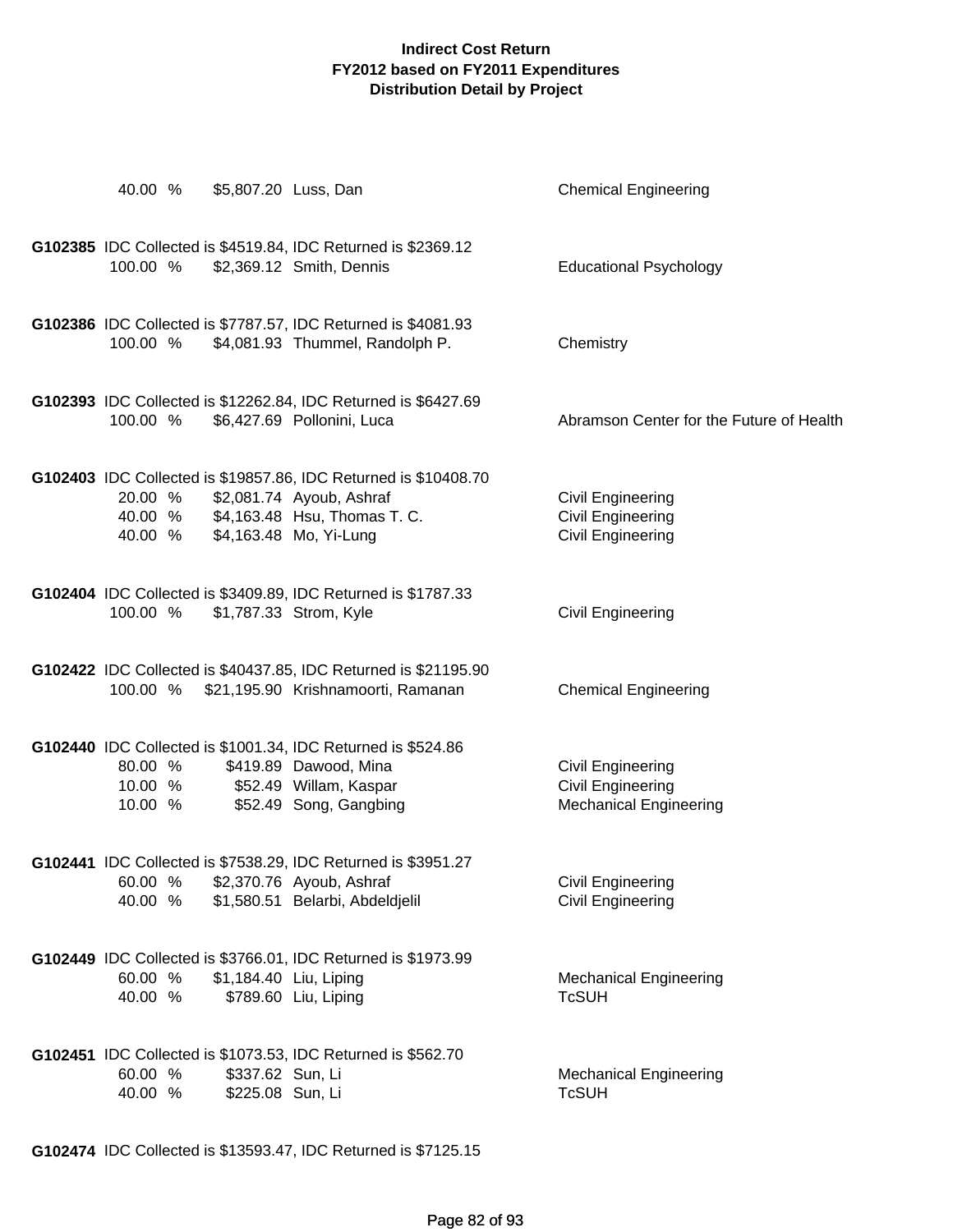# Indirect Cost Return
## FY2012 based on FY2011 Expenditures
## Distribution Detail by Project

40.00 % $5,807.20 Luss, Dan — Chemical Engineering

**G102385** IDC Collected is $4519.84, IDC Returned is $2369.12

| Percent | Amount | Name | Department |
|---|---|---|---|
| 100.00 % | $2,369.12 | Smith, Dennis | Educational Psychology |

**G102386** IDC Collected is $7787.57, IDC Returned is $4081.93

| Percent | Amount | Name | Department |
|---|---|---|---|
| 100.00 % | $4,081.93 | Thummel, Randolph P. | Chemistry |

**G102393** IDC Collected is $12262.84, IDC Returned is $6427.69

| Percent | Amount | Name | Department |
|---|---|---|---|
| 100.00 % | $6,427.69 | Pollonini, Luca | Abramson Center for the Future of Health |

**G102403** IDC Collected is $19857.86, IDC Returned is $10408.70

| Percent | Amount | Name | Department |
|---|---|---|---|
| 20.00 % | $2,081.74 | Ayoub, Ashraf | Civil Engineering |
| 40.00 % | $4,163.48 | Hsu, Thomas T. C. | Civil Engineering |
| 40.00 % | $4,163.48 | Mo, Yi-Lung | Civil Engineering |

**G102404** IDC Collected is $3409.89, IDC Returned is $1787.33

| Percent | Amount | Name | Department |
|---|---|---|---|
| 100.00 % | $1,787.33 | Strom, Kyle | Civil Engineering |

**G102422** IDC Collected is $40437.85, IDC Returned is $21195.90

| Percent | Amount | Name | Department |
|---|---|---|---|
| 100.00 % | $21,195.90 | Krishnamoorti, Ramanan | Chemical Engineering |

**G102440** IDC Collected is $1001.34, IDC Returned is $524.86

| Percent | Amount | Name | Department |
|---|---|---|---|
| 80.00 % | $419.89 | Dawood, Mina | Civil Engineering |
| 10.00 % | $52.49 | Willam, Kaspar | Civil Engineering |
| 10.00 % | $52.49 | Song, Gangbing | Mechanical Engineering |

**G102441** IDC Collected is $7538.29, IDC Returned is $3951.27

| Percent | Amount | Name | Department |
|---|---|---|---|
| 60.00 % | $2,370.76 | Ayoub, Ashraf | Civil Engineering |
| 40.00 % | $1,580.51 | Belarbi, Abdeldjelil | Civil Engineering |

**G102449** IDC Collected is $3766.01, IDC Returned is $1973.99

| Percent | Amount | Name | Department |
|---|---|---|---|
| 60.00 % | $1,184.40 | Liu, Liping | Mechanical Engineering |
| 40.00 % | $789.60 | Liu, Liping | TcSUH |

**G102451** IDC Collected is $1073.53, IDC Returned is $562.70

| Percent | Amount | Name | Department |
|---|---|---|---|
| 60.00 % | $337.62 | Sun, Li | Mechanical Engineering |
| 40.00 % | $225.08 | Sun, Li | TcSUH |

**G102474** IDC Collected is $13593.47, IDC Returned is $7125.15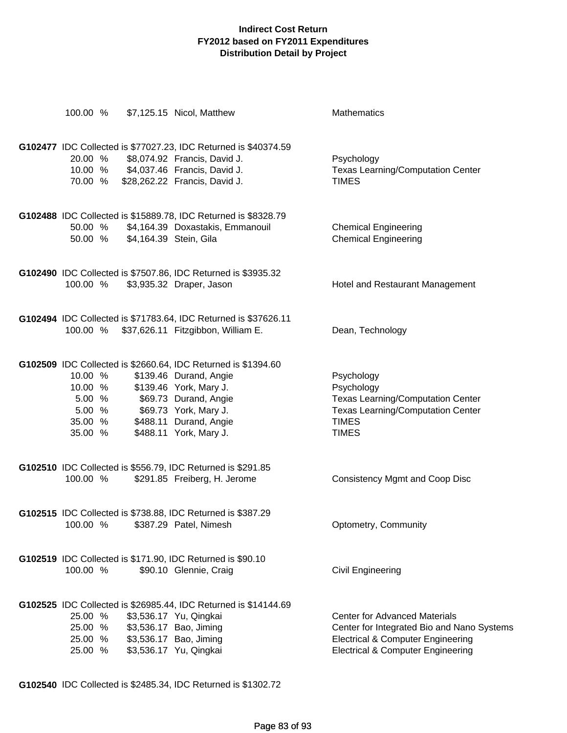**Indirect Cost Return**
**FY2012 based on FY2011 Expenditures**
**Distribution Detail by Project**

| | | | |
|---|---|---|---|
| 100.00 % | $7,125.15 | Nicol, Matthew | Mathematics |

**G102477** IDC Collected is $77027.23, IDC Returned is $40374.59

| | | | |
|---|---|---|---|
| 20.00 % | $8,074.92 | Francis, David J. | Psychology |
| 10.00 % | $4,037.46 | Francis, David J. | Texas Learning/Computation Center |
| 70.00 % | $28,262.22 | Francis, David J. | TIMES |

**G102488** IDC Collected is $15889.78, IDC Returned is $8328.79

| | | | |
|---|---|---|---|
| 50.00 % | $4,164.39 | Doxastakis, Emmanouil | Chemical Engineering |
| 50.00 % | $4,164.39 | Stein, Gila | Chemical Engineering |

**G102490** IDC Collected is $7507.86, IDC Returned is $3935.32

| | | | |
|---|---|---|---|
| 100.00 % | $3,935.32 | Draper, Jason | Hotel and Restaurant Management |

**G102494** IDC Collected is $71783.64, IDC Returned is $37626.11

| | | | |
|---|---|---|---|
| 100.00 % | $37,626.11 | Fitzgibbon, William E. | Dean, Technology |

**G102509** IDC Collected is $2660.64, IDC Returned is $1394.60

| | | | |
|---|---|---|---|
| 10.00 % | $139.46 | Durand, Angie | Psychology |
| 10.00 % | $139.46 | York, Mary J. | Psychology |
| 5.00 % | $69.73 | Durand, Angie | Texas Learning/Computation Center |
| 5.00 % | $69.73 | York, Mary J. | Texas Learning/Computation Center |
| 35.00 % | $488.11 | Durand, Angie | TIMES |
| 35.00 % | $488.11 | York, Mary J. | TIMES |

**G102510** IDC Collected is $556.79, IDC Returned is $291.85

| | | | |
|---|---|---|---|
| 100.00 % | $291.85 | Freiberg, H. Jerome | Consistency Mgmt and Coop Disc |

**G102515** IDC Collected is $738.88, IDC Returned is $387.29

| | | | |
|---|---|---|---|
| 100.00 % | $387.29 | Patel, Nimesh | Optometry, Community |

**G102519** IDC Collected is $171.90, IDC Returned is $90.10

| | | | |
|---|---|---|---|
| 100.00 % | $90.10 | Glennie, Craig | Civil Engineering |

**G102525** IDC Collected is $26985.44, IDC Returned is $14144.69

| | | | |
|---|---|---|---|
| 25.00 % | $3,536.17 | Yu, Qingkai | Center for Advanced Materials |
| 25.00 % | $3,536.17 | Bao, Jiming | Center for Integrated Bio and Nano Systems |
| 25.00 % | $3,536.17 | Bao, Jiming | Electrical & Computer Engineering |
| 25.00 % | $3,536.17 | Yu, Qingkai | Electrical & Computer Engineering |

**G102540** IDC Collected is $2485.34, IDC Returned is $1302.72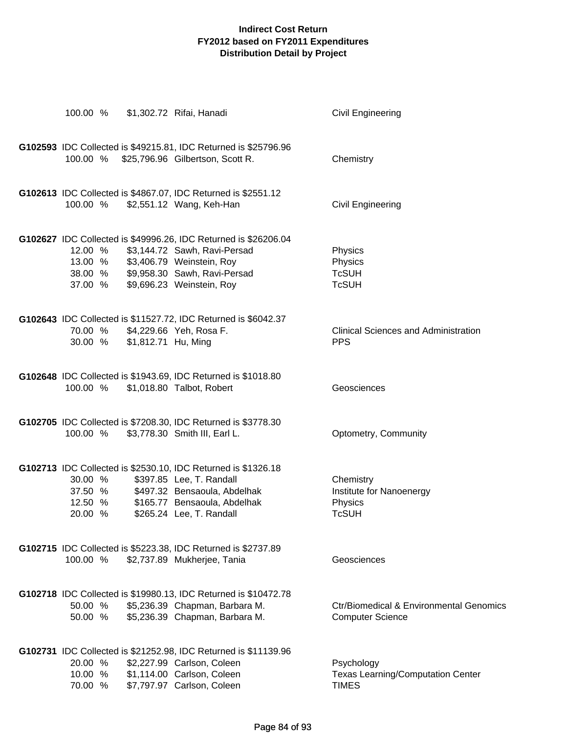**Indirect Cost Return**
**FY2012 based on FY2011 Expenditures**
**Distribution Detail by Project**

| | | | |
|---|---|---|---|
| 100.00 % | $1,302.72 | Rifai, Hanadi | Civil Engineering |

**G102593** IDC Collected is $49215.81, IDC Returned is $25796.96

| | | | |
|---|---|---|---|
| 100.00 % | $25,796.96 | Gilbertson, Scott R. | Chemistry |

**G102613** IDC Collected is $4867.07, IDC Returned is $2551.12

| | | | |
|---|---|---|---|
| 100.00 % | $2,551.12 | Wang, Keh-Han | Civil Engineering |

**G102627** IDC Collected is $49996.26, IDC Returned is $26206.04

| | | | |
|---|---|---|---|
| 12.00 % | $3,144.72 | Sawh, Ravi-Persad | Physics |
| 13.00 % | $3,406.79 | Weinstein, Roy | Physics |
| 38.00 % | $9,958.30 | Sawh, Ravi-Persad | TcSUH |
| 37.00 % | $9,696.23 | Weinstein, Roy | TcSUH |

**G102643** IDC Collected is $11527.72, IDC Returned is $6042.37

| | | | |
|---|---|---|---|
| 70.00 % | $4,229.66 | Yeh, Rosa F. | Clinical Sciences and Administration |
| 30.00 % | $1,812.71 | Hu, Ming | PPS |

**G102648** IDC Collected is $1943.69, IDC Returned is $1018.80

| | | | |
|---|---|---|---|
| 100.00 % | $1,018.80 | Talbot, Robert | Geosciences |

**G102705** IDC Collected is $7208.30, IDC Returned is $3778.30

| | | | |
|---|---|---|---|
| 100.00 % | $3,778.30 | Smith III, Earl L. | Optometry, Community |

**G102713** IDC Collected is $2530.10, IDC Returned is $1326.18

| | | | |
|---|---|---|---|
| 30.00 % | $397.85 | Lee, T. Randall | Chemistry |
| 37.50 % | $497.32 | Bensaoula, Abdelhak | Institute for Nanoenergy |
| 12.50 % | $165.77 | Bensaoula, Abdelhak | Physics |
| 20.00 % | $265.24 | Lee, T. Randall | TcSUH |

**G102715** IDC Collected is $5223.38, IDC Returned is $2737.89

| | | | |
|---|---|---|---|
| 100.00 % | $2,737.89 | Mukherjee, Tania | Geosciences |

**G102718** IDC Collected is $19980.13, IDC Returned is $10472.78

| | | | |
|---|---|---|---|
| 50.00 % | $5,236.39 | Chapman, Barbara M. | Ctr/Biomedical & Environmental Genomics |
| 50.00 % | $5,236.39 | Chapman, Barbara M. | Computer Science |

**G102731** IDC Collected is $21252.98, IDC Returned is $11139.96

| | | | |
|---|---|---|---|
| 20.00 % | $2,227.99 | Carlson, Coleen | Psychology |
| 10.00 % | $1,114.00 | Carlson, Coleen | Texas Learning/Computation Center |
| 70.00 % | $7,797.97 | Carlson, Coleen | TIMES |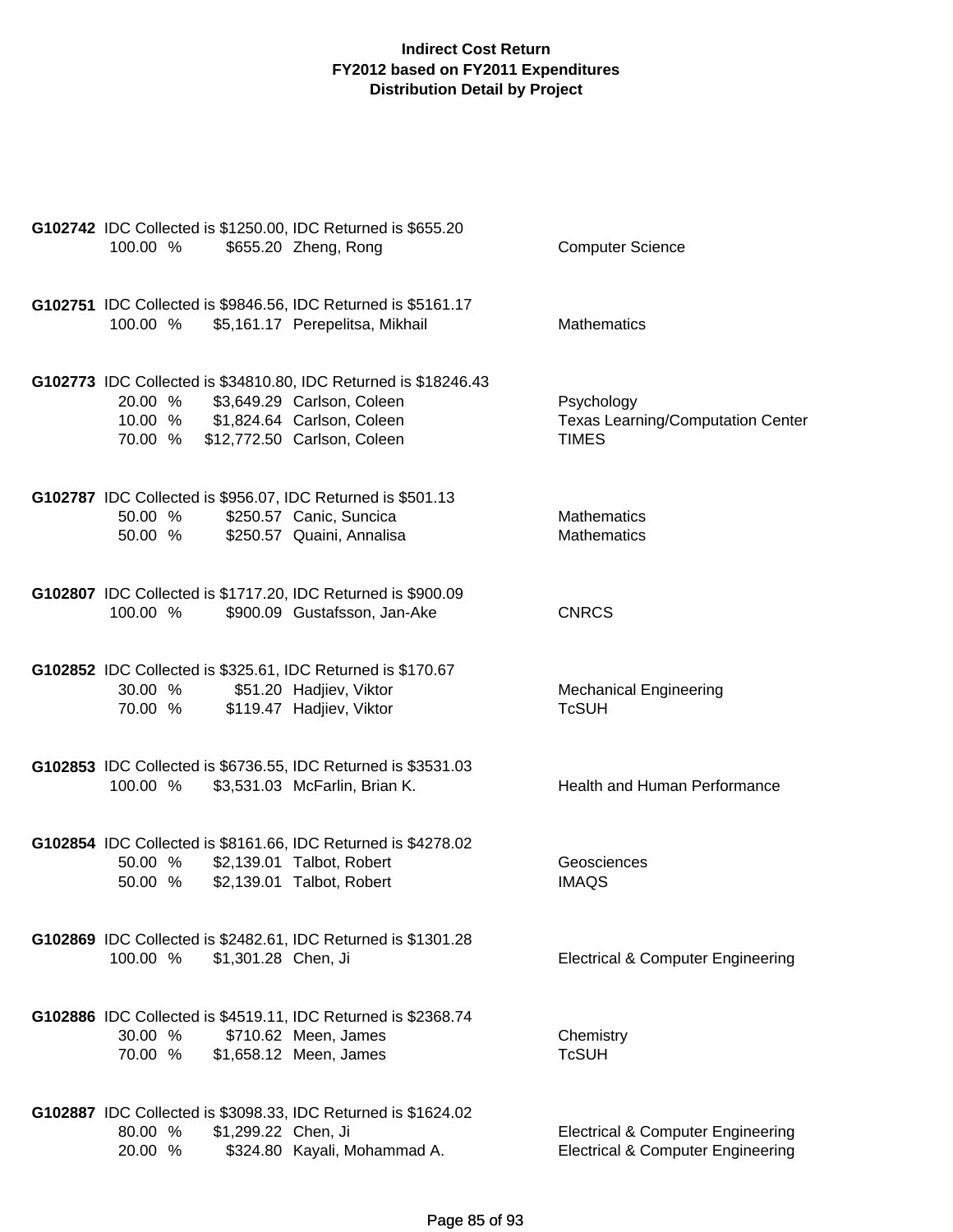**Indirect Cost Return**
**FY2012 based on FY2011 Expenditures**
**Distribution Detail by Project**

**G102742** IDC Collected is $1250.00, IDC Returned is $655.20

| % | Amount | Name | Department |
|---|---|---|---|
| 100.00 % | $655.20 | Zheng, Rong | Computer Science |

**G102751** IDC Collected is $9846.56, IDC Returned is $5161.17

| % | Amount | Name | Department |
|---|---|---|---|
| 100.00 % | $5,161.17 | Perepelitsa, Mikhail | Mathematics |

**G102773** IDC Collected is $34810.80, IDC Returned is $18246.43

| % | Amount | Name | Department |
|---|---|---|---|
| 20.00 % | $3,649.29 | Carlson, Coleen | Psychology |
| 10.00 % | $1,824.64 | Carlson, Coleen | Texas Learning/Computation Center |
| 70.00 % | $12,772.50 | Carlson, Coleen | TIMES |

**G102787** IDC Collected is $956.07, IDC Returned is $501.13

| % | Amount | Name | Department |
|---|---|---|---|
| 50.00 % | $250.57 | Canic, Suncica | Mathematics |
| 50.00 % | $250.57 | Quaini, Annalisa | Mathematics |

**G102807** IDC Collected is $1717.20, IDC Returned is $900.09

| % | Amount | Name | Department |
|---|---|---|---|
| 100.00 % | $900.09 | Gustafsson, Jan-Ake | CNRCS |

**G102852** IDC Collected is $325.61, IDC Returned is $170.67

| % | Amount | Name | Department |
|---|---|---|---|
| 30.00 % | $51.20 | Hadjiev, Viktor | Mechanical Engineering |
| 70.00 % | $119.47 | Hadjiev, Viktor | TcSUH |

**G102853** IDC Collected is $6736.55, IDC Returned is $3531.03

| % | Amount | Name | Department |
|---|---|---|---|
| 100.00 % | $3,531.03 | McFarlin, Brian K. | Health and Human Performance |

**G102854** IDC Collected is $8161.66, IDC Returned is $4278.02

| % | Amount | Name | Department |
|---|---|---|---|
| 50.00 % | $2,139.01 | Talbot, Robert | Geosciences |
| 50.00 % | $2,139.01 | Talbot, Robert | IMAQS |

**G102869** IDC Collected is $2482.61, IDC Returned is $1301.28

| % | Amount | Name | Department |
|---|---|---|---|
| 100.00 % | $1,301.28 | Chen, Ji | Electrical & Computer Engineering |

**G102886** IDC Collected is $4519.11, IDC Returned is $2368.74

| % | Amount | Name | Department |
|---|---|---|---|
| 30.00 % | $710.62 | Meen, James | Chemistry |
| 70.00 % | $1,658.12 | Meen, James | TcSUH |

**G102887** IDC Collected is $3098.33, IDC Returned is $1624.02

| % | Amount | Name | Department |
|---|---|---|---|
| 80.00 % | $1,299.22 | Chen, Ji | Electrical & Computer Engineering |
| 20.00 % | $324.80 | Kayali, Mohammad A. | Electrical & Computer Engineering |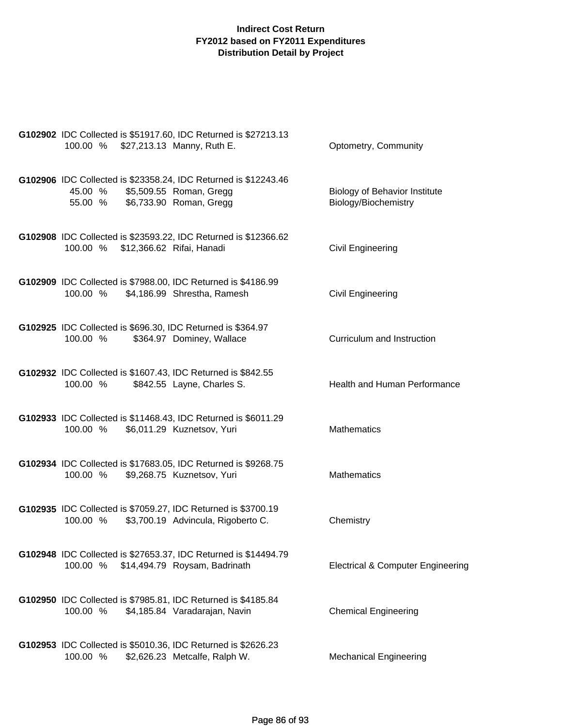**Indirect Cost Return**
**FY2012 based on FY2011 Expenditures**
**Distribution Detail by Project**

**G102902** IDC Collected is $51917.60, IDC Returned is $27213.13

| | | | |
|---|---|---|---|
| 100.00 % | $27,213.13 | Manny, Ruth E. | Optometry, Community |

**G102906** IDC Collected is $23358.24, IDC Returned is $12243.46

| | | | |
|---|---|---|---|
| 45.00 % | $5,509.55 | Roman, Gregg | Biology of Behavior Institute |
| 55.00 % | $6,733.90 | Roman, Gregg | Biology/Biochemistry |

**G102908** IDC Collected is $23593.22, IDC Returned is $12366.62

| | | | |
|---|---|---|---|
| 100.00 % | $12,366.62 | Rifai, Hanadi | Civil Engineering |

**G102909** IDC Collected is $7988.00, IDC Returned is $4186.99

| | | | |
|---|---|---|---|
| 100.00 % | $4,186.99 | Shrestha, Ramesh | Civil Engineering |

**G102925** IDC Collected is $696.30, IDC Returned is $364.97

| | | | |
|---|---|---|---|
| 100.00 % | $364.97 | Dominey, Wallace | Curriculum and Instruction |

**G102932** IDC Collected is $1607.43, IDC Returned is $842.55

| | | | |
|---|---|---|---|
| 100.00 % | $842.55 | Layne, Charles S. | Health and Human Performance |

**G102933** IDC Collected is $11468.43, IDC Returned is $6011.29

| | | | |
|---|---|---|---|
| 100.00 % | $6,011.29 | Kuznetsov, Yuri | Mathematics |

**G102934** IDC Collected is $17683.05, IDC Returned is $9268.75

| | | | |
|---|---|---|---|
| 100.00 % | $9,268.75 | Kuznetsov, Yuri | Mathematics |

**G102935** IDC Collected is $7059.27, IDC Returned is $3700.19

| | | | |
|---|---|---|---|
| 100.00 % | $3,700.19 | Advincula, Rigoberto C. | Chemistry |

**G102948** IDC Collected is $27653.37, IDC Returned is $14494.79

| | | | |
|---|---|---|---|
| 100.00 % | $14,494.79 | Roysam, Badrinath | Electrical & Computer Engineering |

**G102950** IDC Collected is $7985.81, IDC Returned is $4185.84

| | | | |
|---|---|---|---|
| 100.00 % | $4,185.84 | Varadarajan, Navin | Chemical Engineering |

**G102953** IDC Collected is $5010.36, IDC Returned is $2626.23

| | | | |
|---|---|---|---|
| 100.00 % | $2,626.23 | Metcalfe, Ralph W. | Mechanical Engineering |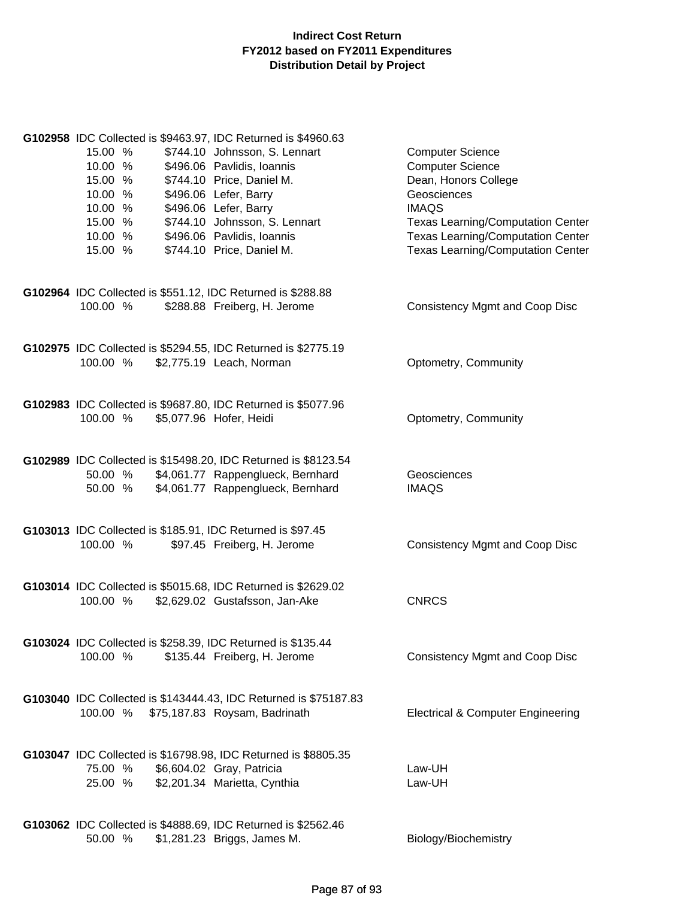**Indirect Cost Return**
**FY2012 based on FY2011 Expenditures**
**Distribution Detail by Project**

**G102958** IDC Collected is $9463.97, IDC Returned is $4960.63

| % | Amount | Name | Department |
|---|---|---|---|
| 15.00 % | $744.10 | Johnsson, S. Lennart | Computer Science |
| 10.00 % | $496.06 | Pavlidis, Ioannis | Computer Science |
| 15.00 % | $744.10 | Price, Daniel M. | Dean, Honors College |
| 10.00 % | $496.06 | Lefer, Barry | Geosciences |
| 10.00 % | $496.06 | Lefer, Barry | IMAQS |
| 15.00 % | $744.10 | Johnsson, S. Lennart | Texas Learning/Computation Center |
| 10.00 % | $496.06 | Pavlidis, Ioannis | Texas Learning/Computation Center |
| 15.00 % | $744.10 | Price, Daniel M. | Texas Learning/Computation Center |

**G102964** IDC Collected is $551.12, IDC Returned is $288.88

| % | Amount | Name | Department |
|---|---|---|---|
| 100.00 % | $288.88 | Freiberg, H. Jerome | Consistency Mgmt and Coop Disc |

**G102975** IDC Collected is $5294.55, IDC Returned is $2775.19

| % | Amount | Name | Department |
|---|---|---|---|
| 100.00 % | $2,775.19 | Leach, Norman | Optometry, Community |

**G102983** IDC Collected is $9687.80, IDC Returned is $5077.96

| % | Amount | Name | Department |
|---|---|---|---|
| 100.00 % | $5,077.96 | Hofer, Heidi | Optometry, Community |

**G102989** IDC Collected is $15498.20, IDC Returned is $8123.54

| % | Amount | Name | Department |
|---|---|---|---|
| 50.00 % | $4,061.77 | Rappenglueck, Bernhard | Geosciences |
| 50.00 % | $4,061.77 | Rappenglueck, Bernhard | IMAQS |

**G103013** IDC Collected is $185.91, IDC Returned is $97.45

| % | Amount | Name | Department |
|---|---|---|---|
| 100.00 % | $97.45 | Freiberg, H. Jerome | Consistency Mgmt and Coop Disc |

**G103014** IDC Collected is $5015.68, IDC Returned is $2629.02

| % | Amount | Name | Department |
|---|---|---|---|
| 100.00 % | $2,629.02 | Gustafsson, Jan-Ake | CNRCS |

**G103024** IDC Collected is $258.39, IDC Returned is $135.44

| % | Amount | Name | Department |
|---|---|---|---|
| 100.00 % | $135.44 | Freiberg, H. Jerome | Consistency Mgmt and Coop Disc |

**G103040** IDC Collected is $143444.43, IDC Returned is $75187.83

| % | Amount | Name | Department |
|---|---|---|---|
| 100.00 % | $75,187.83 | Roysam, Badrinath | Electrical & Computer Engineering |

**G103047** IDC Collected is $16798.98, IDC Returned is $8805.35

| % | Amount | Name | Department |
|---|---|---|---|
| 75.00 % | $6,604.02 | Gray, Patricia | Law-UH |
| 25.00 % | $2,201.34 | Marietta, Cynthia | Law-UH |

**G103062** IDC Collected is $4888.69, IDC Returned is $2562.46

| % | Amount | Name | Department |
|---|---|---|---|
| 50.00 % | $1,281.23 | Briggs, James M. | Biology/Biochemistry |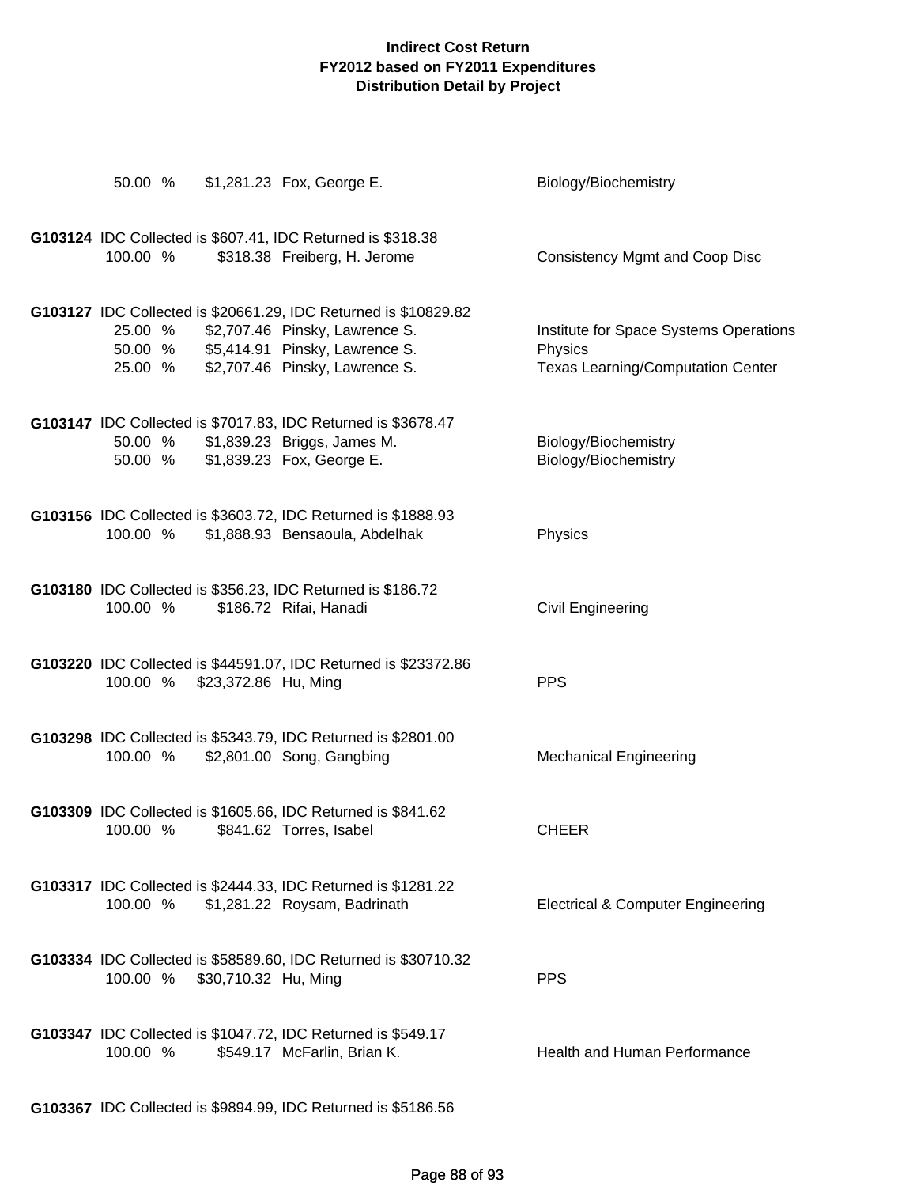**Indirect Cost Return**
**FY2012 based on FY2011 Expenditures**
**Distribution Detail by Project**

50.00 % $1,281.23 Fox, George E. Biology/Biochemistry

**G103124** IDC Collected is $607.41, IDC Returned is $318.38

| % | Amount | Name | Department |
|---|---|---|---|
| 100.00 % | $318.38 | Freiberg, H. Jerome | Consistency Mgmt and Coop Disc |

**G103127** IDC Collected is $20661.29, IDC Returned is $10829.82

| % | Amount | Name | Department |
|---|---|---|---|
| 25.00 % | $2,707.46 | Pinsky, Lawrence S. | Institute for Space Systems Operations |
| 50.00 % | $5,414.91 | Pinsky, Lawrence S. | Physics |
| 25.00 % | $2,707.46 | Pinsky, Lawrence S. | Texas Learning/Computation Center |

**G103147** IDC Collected is $7017.83, IDC Returned is $3678.47

| % | Amount | Name | Department |
|---|---|---|---|
| 50.00 % | $1,839.23 | Briggs, James M. | Biology/Biochemistry |
| 50.00 % | $1,839.23 | Fox, George E. | Biology/Biochemistry |

**G103156** IDC Collected is $3603.72, IDC Returned is $1888.93

| % | Amount | Name | Department |
|---|---|---|---|
| 100.00 % | $1,888.93 | Bensaoula, Abdelhak | Physics |

**G103180** IDC Collected is $356.23, IDC Returned is $186.72

| % | Amount | Name | Department |
|---|---|---|---|
| 100.00 % | $186.72 | Rifai, Hanadi | Civil Engineering |

**G103220** IDC Collected is $44591.07, IDC Returned is $23372.86

| % | Amount | Name | Department |
|---|---|---|---|
| 100.00 % | $23,372.86 | Hu, Ming | PPS |

**G103298** IDC Collected is $5343.79, IDC Returned is $2801.00

| % | Amount | Name | Department |
|---|---|---|---|
| 100.00 % | $2,801.00 | Song, Gangbing | Mechanical Engineering |

**G103309** IDC Collected is $1605.66, IDC Returned is $841.62

| % | Amount | Name | Department |
|---|---|---|---|
| 100.00 % | $841.62 | Torres, Isabel | CHEER |

**G103317** IDC Collected is $2444.33, IDC Returned is $1281.22

| % | Amount | Name | Department |
|---|---|---|---|
| 100.00 % | $1,281.22 | Roysam, Badrinath | Electrical & Computer Engineering |

**G103334** IDC Collected is $58589.60, IDC Returned is $30710.32

| % | Amount | Name | Department |
|---|---|---|---|
| 100.00 % | $30,710.32 | Hu, Ming | PPS |

**G103347** IDC Collected is $1047.72, IDC Returned is $549.17

| % | Amount | Name | Department |
|---|---|---|---|
| 100.00 % | $549.17 | McFarlin, Brian K. | Health and Human Performance |

**G103367** IDC Collected is $9894.99, IDC Returned is $5186.56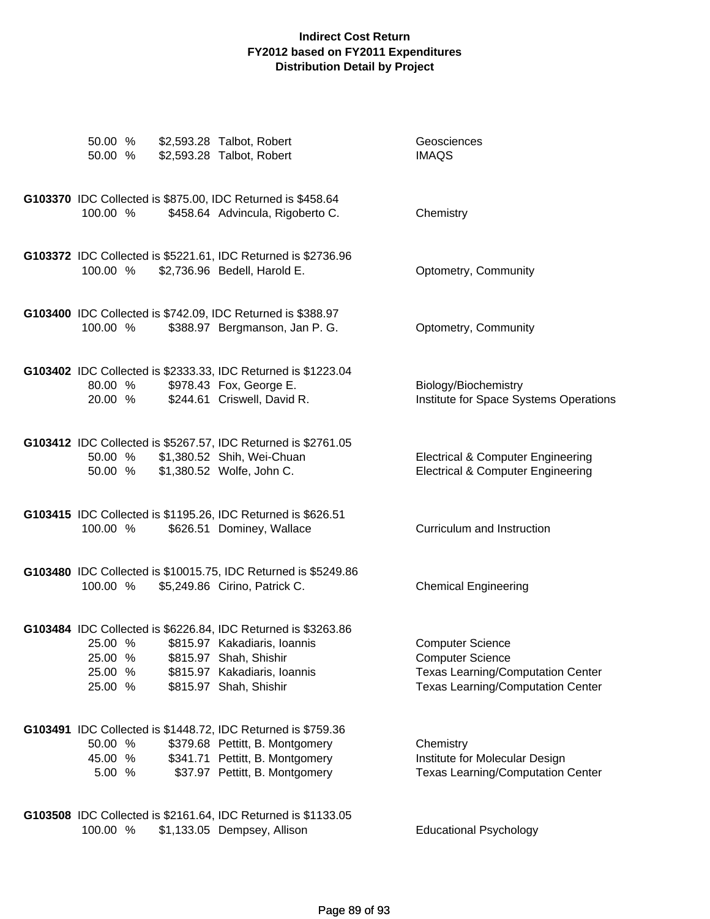**Indirect Cost Return**
**FY2012 based on FY2011 Expenditures**
**Distribution Detail by Project**

50.00 % $2,593.28 Talbot, Robert — Geosciences
50.00 % $2,593.28 Talbot, Robert — IMAQS

**G103370** IDC Collected is $875.00, IDC Returned is $458.64
100.00 % $458.64 Advincula, Rigoberto C. — Chemistry

**G103372** IDC Collected is $5221.61, IDC Returned is $2736.96
100.00 % $2,736.96 Bedell, Harold E. — Optometry, Community

**G103400** IDC Collected is $742.09, IDC Returned is $388.97
100.00 % $388.97 Bergmanson, Jan P. G. — Optometry, Community

**G103402** IDC Collected is $2333.33, IDC Returned is $1223.04
80.00 % $978.43 Fox, George E. — Biology/Biochemistry
20.00 % $244.61 Criswell, David R. — Institute for Space Systems Operations

**G103412** IDC Collected is $5267.57, IDC Returned is $2761.05
50.00 % $1,380.52 Shih, Wei-Chuan — Electrical & Computer Engineering
50.00 % $1,380.52 Wolfe, John C. — Electrical & Computer Engineering

**G103415** IDC Collected is $1195.26, IDC Returned is $626.51
100.00 % $626.51 Dominey, Wallace — Curriculum and Instruction

**G103480** IDC Collected is $10015.75, IDC Returned is $5249.86
100.00 % $5,249.86 Cirino, Patrick C. — Chemical Engineering

**G103484** IDC Collected is $6226.84, IDC Returned is $3263.86
25.00 % $815.97 Kakadiaris, Ioannis — Computer Science
25.00 % $815.97 Shah, Shishir — Computer Science
25.00 % $815.97 Kakadiaris, Ioannis — Texas Learning/Computation Center
25.00 % $815.97 Shah, Shishir — Texas Learning/Computation Center

**G103491** IDC Collected is $1448.72, IDC Returned is $759.36
50.00 % $379.68 Pettitt, B. Montgomery — Chemistry
45.00 % $341.71 Pettitt, B. Montgomery — Institute for Molecular Design
5.00 % $37.97 Pettitt, B. Montgomery — Texas Learning/Computation Center

**G103508** IDC Collected is $2161.64, IDC Returned is $1133.05
100.00 % $1,133.05 Dempsey, Allison — Educational Psychology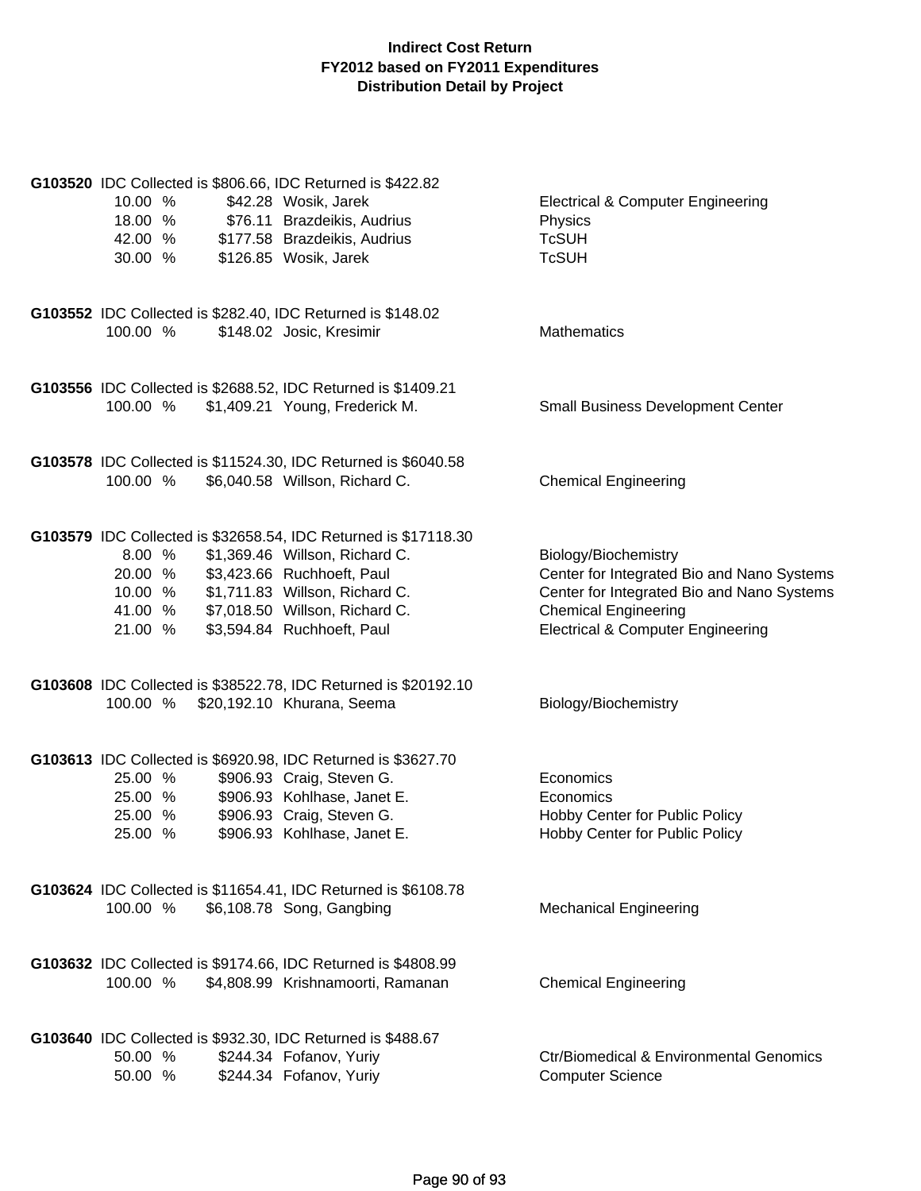# Indirect Cost Return
## FY2012 based on FY2011 Expenditures
## Distribution Detail by Project

**G103520** IDC Collected is $806.66, IDC Returned is $422.82

| % | Amount | Name | Department |
|---|---|---|---|
| 10.00 % | $42.28 | Wosik, Jarek | Electrical & Computer Engineering |
| 18.00 % | $76.11 | Brazdeikis, Audrius | Physics |
| 42.00 % | $177.58 | Brazdeikis, Audrius | TcSUH |
| 30.00 % | $126.85 | Wosik, Jarek | TcSUH |

**G103552** IDC Collected is $282.40, IDC Returned is $148.02

| % | Amount | Name | Department |
|---|---|---|---|
| 100.00 % | $148.02 | Josic, Kresimir | Mathematics |

**G103556** IDC Collected is $2688.52, IDC Returned is $1409.21

| % | Amount | Name | Department |
|---|---|---|---|
| 100.00 % | $1,409.21 | Young, Frederick M. | Small Business Development Center |

**G103578** IDC Collected is $11524.30, IDC Returned is $6040.58

| % | Amount | Name | Department |
|---|---|---|---|
| 100.00 % | $6,040.58 | Willson, Richard C. | Chemical Engineering |

**G103579** IDC Collected is $32658.54, IDC Returned is $17118.30

| % | Amount | Name | Department |
|---|---|---|---|
| 8.00 % | $1,369.46 | Willson, Richard C. | Biology/Biochemistry |
| 20.00 % | $3,423.66 | Ruchhoeft, Paul | Center for Integrated Bio and Nano Systems |
| 10.00 % | $1,711.83 | Willson, Richard C. | Center for Integrated Bio and Nano Systems |
| 41.00 % | $7,018.50 | Willson, Richard C. | Chemical Engineering |
| 21.00 % | $3,594.84 | Ruchhoeft, Paul | Electrical & Computer Engineering |

**G103608** IDC Collected is $38522.78, IDC Returned is $20192.10

| % | Amount | Name | Department |
|---|---|---|---|
| 100.00 % | $20,192.10 | Khurana, Seema | Biology/Biochemistry |

**G103613** IDC Collected is $6920.98, IDC Returned is $3627.70

| % | Amount | Name | Department |
|---|---|---|---|
| 25.00 % | $906.93 | Craig, Steven G. | Economics |
| 25.00 % | $906.93 | Kohlhase, Janet E. | Economics |
| 25.00 % | $906.93 | Craig, Steven G. | Hobby Center for Public Policy |
| 25.00 % | $906.93 | Kohlhase, Janet E. | Hobby Center for Public Policy |

**G103624** IDC Collected is $11654.41, IDC Returned is $6108.78

| % | Amount | Name | Department |
|---|---|---|---|
| 100.00 % | $6,108.78 | Song, Gangbing | Mechanical Engineering |

**G103632** IDC Collected is $9174.66, IDC Returned is $4808.99

| % | Amount | Name | Department |
|---|---|---|---|
| 100.00 % | $4,808.99 | Krishnamoorti, Ramanan | Chemical Engineering |

**G103640** IDC Collected is $932.30, IDC Returned is $488.67

| % | Amount | Name | Department |
|---|---|---|---|
| 50.00 % | $244.34 | Fofanov, Yuriy | Ctr/Biomedical & Environmental Genomics |
| 50.00 % | $244.34 | Fofanov, Yuriy | Computer Science |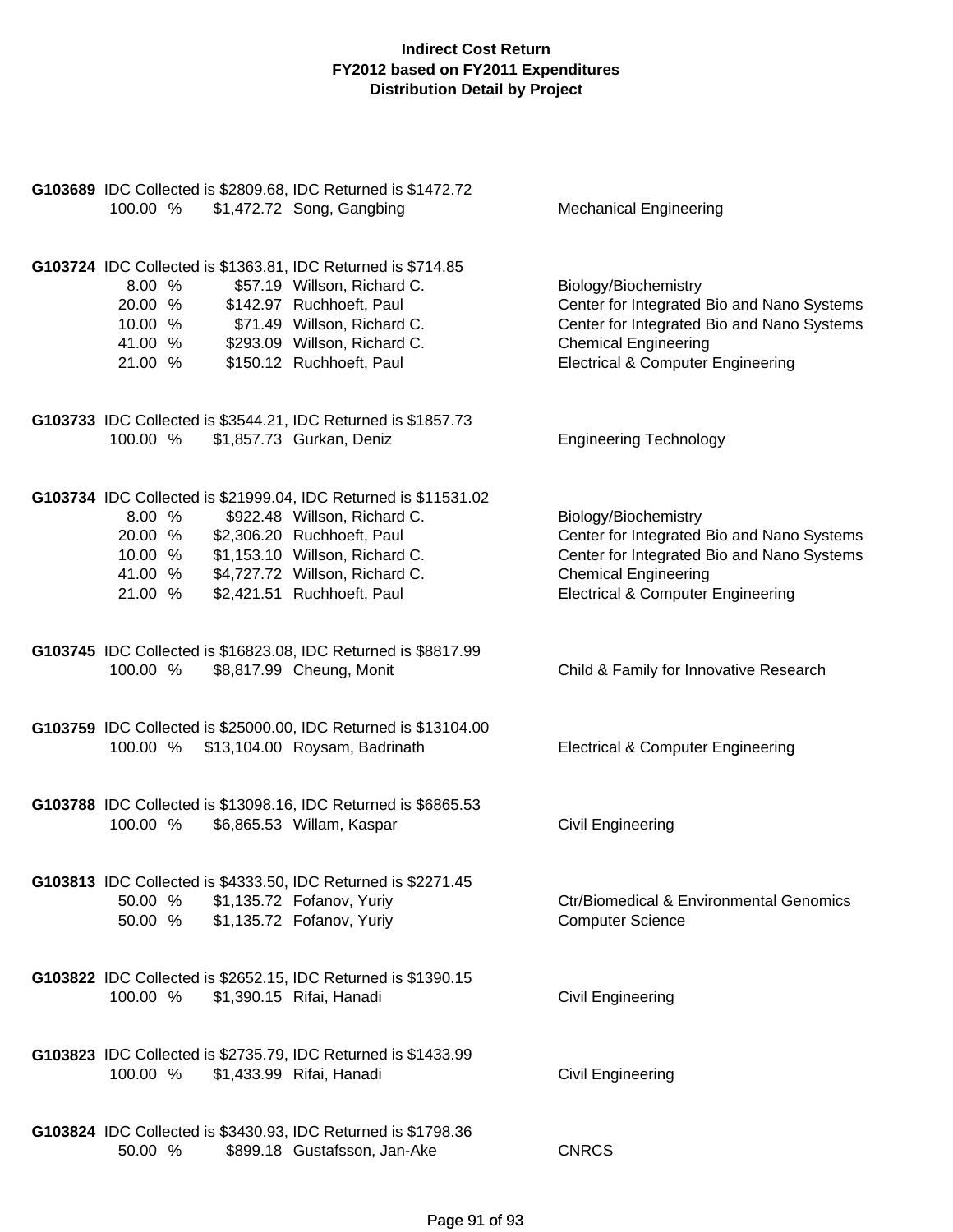**Indirect Cost Return**
**FY2012 based on FY2011 Expenditures**
**Distribution Detail by Project**

**G103689** IDC Collected is $2809.68, IDC Returned is $1472.72

| % | Amount | Name | Department |
|---|---|---|---|
| 100.00 % | $1,472.72 | Song, Gangbing | Mechanical Engineering |

**G103724** IDC Collected is $1363.81, IDC Returned is $714.85

| % | Amount | Name | Department |
|---|---|---|---|
| 8.00 % | $57.19 | Willson, Richard C. | Biology/Biochemistry |
| 20.00 % | $142.97 | Ruchhoeft, Paul | Center for Integrated Bio and Nano Systems |
| 10.00 % | $71.49 | Willson, Richard C. | Center for Integrated Bio and Nano Systems |
| 41.00 % | $293.09 | Willson, Richard C. | Chemical Engineering |
| 21.00 % | $150.12 | Ruchhoeft, Paul | Electrical & Computer Engineering |

**G103733** IDC Collected is $3544.21, IDC Returned is $1857.73

| % | Amount | Name | Department |
|---|---|---|---|
| 100.00 % | $1,857.73 | Gurkan, Deniz | Engineering Technology |

**G103734** IDC Collected is $21999.04, IDC Returned is $11531.02

| % | Amount | Name | Department |
|---|---|---|---|
| 8.00 % | $922.48 | Willson, Richard C. | Biology/Biochemistry |
| 20.00 % | $2,306.20 | Ruchhoeft, Paul | Center for Integrated Bio and Nano Systems |
| 10.00 % | $1,153.10 | Willson, Richard C. | Center for Integrated Bio and Nano Systems |
| 41.00 % | $4,727.72 | Willson, Richard C. | Chemical Engineering |
| 21.00 % | $2,421.51 | Ruchhoeft, Paul | Electrical & Computer Engineering |

**G103745** IDC Collected is $16823.08, IDC Returned is $8817.99

| % | Amount | Name | Department |
|---|---|---|---|
| 100.00 % | $8,817.99 | Cheung, Monit | Child & Family for Innovative Research |

**G103759** IDC Collected is $25000.00, IDC Returned is $13104.00

| % | Amount | Name | Department |
|---|---|---|---|
| 100.00 % | $13,104.00 | Roysam, Badrinath | Electrical & Computer Engineering |

**G103788** IDC Collected is $13098.16, IDC Returned is $6865.53

| % | Amount | Name | Department |
|---|---|---|---|
| 100.00 % | $6,865.53 | Willam, Kaspar | Civil Engineering |

**G103813** IDC Collected is $4333.50, IDC Returned is $2271.45

| % | Amount | Name | Department |
|---|---|---|---|
| 50.00 % | $1,135.72 | Fofanov, Yuriy | Ctr/Biomedical & Environmental Genomics |
| 50.00 % | $1,135.72 | Fofanov, Yuriy | Computer Science |

**G103822** IDC Collected is $2652.15, IDC Returned is $1390.15

| % | Amount | Name | Department |
|---|---|---|---|
| 100.00 % | $1,390.15 | Rifai, Hanadi | Civil Engineering |

**G103823** IDC Collected is $2735.79, IDC Returned is $1433.99

| % | Amount | Name | Department |
|---|---|---|---|
| 100.00 % | $1,433.99 | Rifai, Hanadi | Civil Engineering |

**G103824** IDC Collected is $3430.93, IDC Returned is $1798.36

| % | Amount | Name | Department |
|---|---|---|---|
| 50.00 % | $899.18 | Gustafsson, Jan-Ake | CNRCS |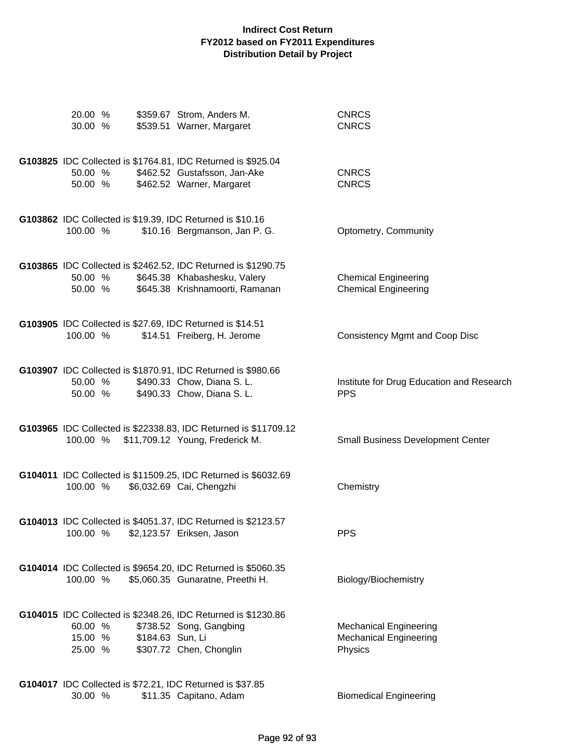## Indirect Cost Return
## FY2012 based on FY2011 Expenditures
## Distribution Detail by Project

| | | | |
|---|---|---|---|
| 20.00 % | $359.67 | Strom, Anders M. | CNRCS |
| 30.00 % | $539.51 | Warner, Margaret | CNRCS |

**G103825** IDC Collected is $1764.81, IDC Returned is $925.04

| | | | |
|---|---|---|---|
| 50.00 % | $462.52 | Gustafsson, Jan-Ake | CNRCS |
| 50.00 % | $462.52 | Warner, Margaret | CNRCS |

**G103862** IDC Collected is $19.39, IDC Returned is $10.16

| | | | |
|---|---|---|---|
| 100.00 % | $10.16 | Bergmanson, Jan P. G. | Optometry, Community |

**G103865** IDC Collected is $2462.52, IDC Returned is $1290.75

| | | | |
|---|---|---|---|
| 50.00 % | $645.38 | Khabashesku, Valery | Chemical Engineering |
| 50.00 % | $645.38 | Krishnamoorti, Ramanan | Chemical Engineering |

**G103905** IDC Collected is $27.69, IDC Returned is $14.51

| | | | |
|---|---|---|---|
| 100.00 % | $14.51 | Freiberg, H. Jerome | Consistency Mgmt and Coop Disc |

**G103907** IDC Collected is $1870.91, IDC Returned is $980.66

| | | | |
|---|---|---|---|
| 50.00 % | $490.33 | Chow, Diana S. L. | Institute for Drug Education and Research |
| 50.00 % | $490.33 | Chow, Diana S. L. | PPS |

**G103965** IDC Collected is $22338.83, IDC Returned is $11709.12

| | | | |
|---|---|---|---|
| 100.00 % | $11,709.12 | Young, Frederick M. | Small Business Development Center |

**G104011** IDC Collected is $11509.25, IDC Returned is $6032.69

| | | | |
|---|---|---|---|
| 100.00 % | $6,032.69 | Cai, Chengzhi | Chemistry |

**G104013** IDC Collected is $4051.37, IDC Returned is $2123.57

| | | | |
|---|---|---|---|
| 100.00 % | $2,123.57 | Eriksen, Jason | PPS |

**G104014** IDC Collected is $9654.20, IDC Returned is $5060.35

| | | | |
|---|---|---|---|
| 100.00 % | $5,060.35 | Gunaratne, Preethi H. | Biology/Biochemistry |

**G104015** IDC Collected is $2348.26, IDC Returned is $1230.86

| | | | |
|---|---|---|---|
| 60.00 % | $738.52 | Song, Gangbing | Mechanical Engineering |
| 15.00 % | $184.63 | Sun, Li | Mechanical Engineering |
| 25.00 % | $307.72 | Chen, Chonglin | Physics |

**G104017** IDC Collected is $72.21, IDC Returned is $37.85

| | | | |
|---|---|---|---|
| 30.00 % | $11.35 | Capitano, Adam | Biomedical Engineering |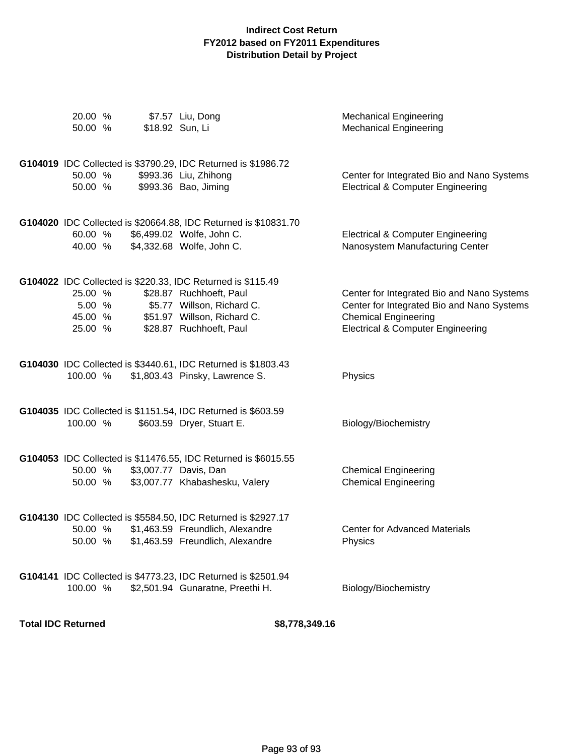**Indirect Cost Return**
**FY2012 based on FY2011 Expenditures**
**Distribution Detail by Project**

| | | | |
|---|---|---|---|
| 20.00 % | $7.57 | Liu, Dong | Mechanical Engineering |
| 50.00 % | $18.92 | Sun, Li | Mechanical Engineering |

**G104019** IDC Collected is $3790.29, IDC Returned is $1986.72

| | | | |
|---|---|---|---|
| 50.00 % | $993.36 | Liu, Zhihong | Center for Integrated Bio and Nano Systems |
| 50.00 % | $993.36 | Bao, Jiming | Electrical & Computer Engineering |

**G104020** IDC Collected is $20664.88, IDC Returned is $10831.70

| | | | |
|---|---|---|---|
| 60.00 % | $6,499.02 | Wolfe, John C. | Electrical & Computer Engineering |
| 40.00 % | $4,332.68 | Wolfe, John C. | Nanosystem Manufacturing Center |

**G104022** IDC Collected is $220.33, IDC Returned is $115.49

| | | | |
|---|---|---|---|
| 25.00 % | $28.87 | Ruchhoeft, Paul | Center for Integrated Bio and Nano Systems |
| 5.00 % | $5.77 | Willson, Richard C. | Center for Integrated Bio and Nano Systems |
| 45.00 % | $51.97 | Willson, Richard C. | Chemical Engineering |
| 25.00 % | $28.87 | Ruchhoeft, Paul | Electrical & Computer Engineering |

**G104030** IDC Collected is $3440.61, IDC Returned is $1803.43

| | | | |
|---|---|---|---|
| 100.00 % | $1,803.43 | Pinsky, Lawrence S. | Physics |

**G104035** IDC Collected is $1151.54, IDC Returned is $603.59

| | | | |
|---|---|---|---|
| 100.00 % | $603.59 | Dryer, Stuart E. | Biology/Biochemistry |

**G104053** IDC Collected is $11476.55, IDC Returned is $6015.55

| | | | |
|---|---|---|---|
| 50.00 % | $3,007.77 | Davis, Dan | Chemical Engineering |
| 50.00 % | $3,007.77 | Khabashesku, Valery | Chemical Engineering |

**G104130** IDC Collected is $5584.50, IDC Returned is $2927.17

| | | | |
|---|---|---|---|
| 50.00 % | $1,463.59 | Freundlich, Alexandre | Center for Advanced Materials |
| 50.00 % | $1,463.59 | Freundlich, Alexandre | Physics |

**G104141** IDC Collected is $4773.23, IDC Returned is $2501.94

| | | | |
|---|---|---|---|
| 100.00 % | $2,501.94 | Gunaratne, Preethi H. | Biology/Biochemistry |

**Total IDC Returned** **$8,778,349.16**